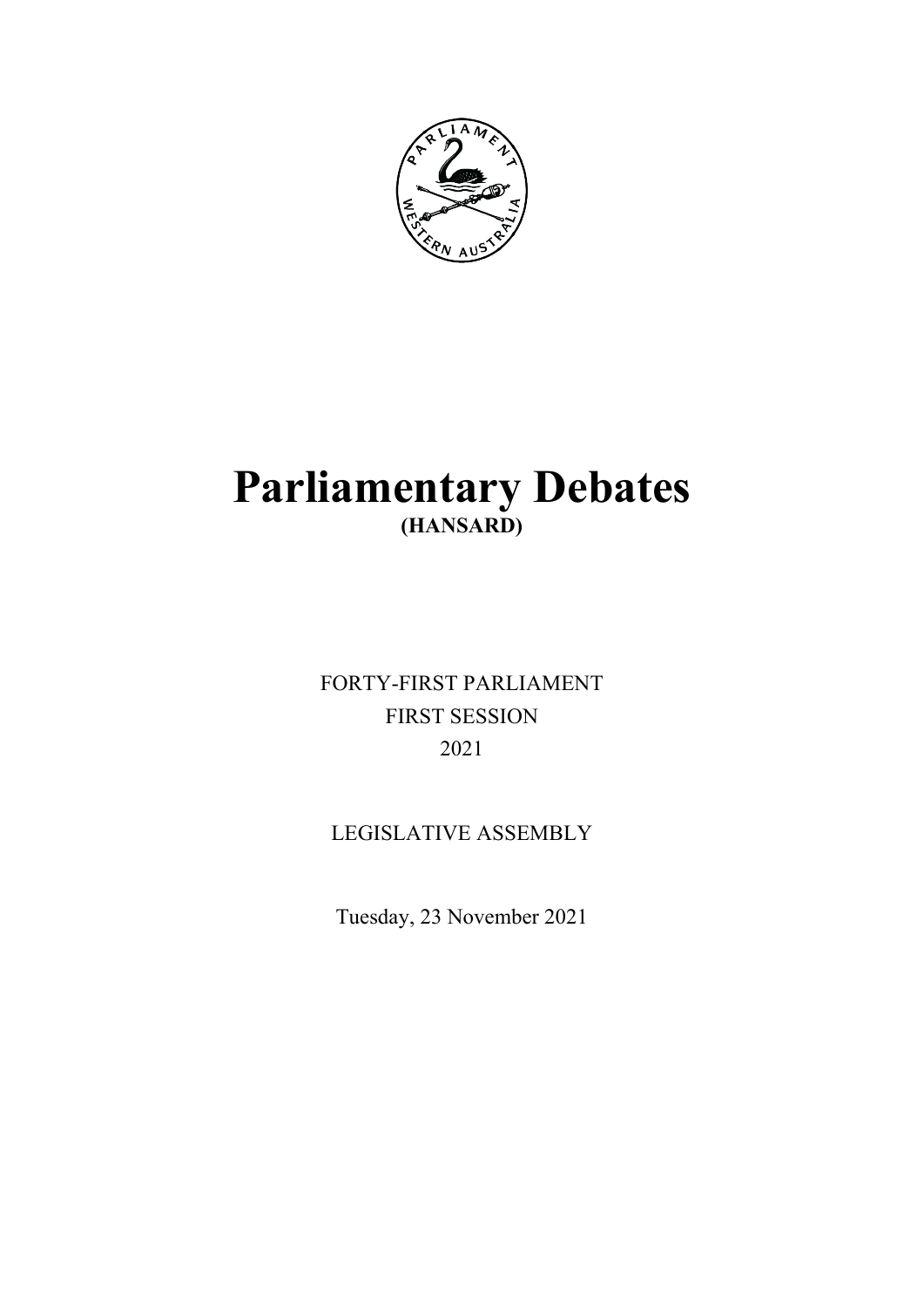# Parliamentary Debates

**(HANSARD)**

FORTY-FIRST PARLIAMENT

FIRST SESSION

2021

LEGISLATIVE ASSEMBLY

Tuesday, 23 November 2021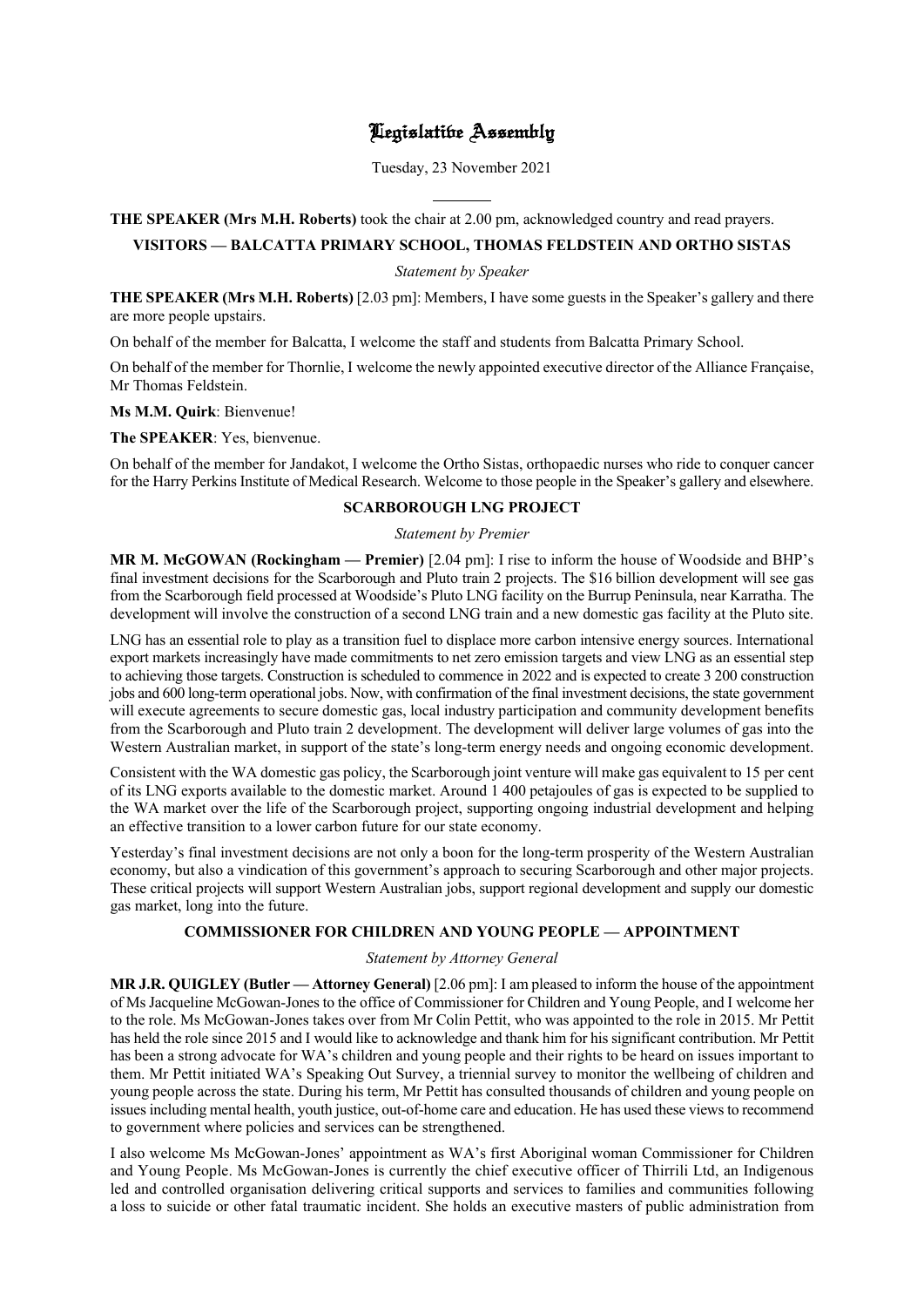# Legislative Assembly

Tuesday, 23 November 2021

---

**THE SPEAKER (Mrs M.H. Roberts)** took the chair at 2.00 pm, acknowledged country and read prayers.

## VISITORS — BALCATTA PRIMARY SCHOOL, THOMAS FELDSTEIN AND ORTHO SISTAS

*Statement by Speaker*

**THE SPEAKER (Mrs M.H. Roberts)** [2.03 pm]: Members, I have some guests in the Speaker's gallery and there are more people upstairs.

On behalf of the member for Balcatta, I welcome the staff and students from Balcatta Primary School.

On behalf of the member for Thornlie, I welcome the newly appointed executive director of the Alliance Française, Mr Thomas Feldstein.

**Ms M.M. Quirk**: Bienvenue!

**The SPEAKER**: Yes, bienvenue.

On behalf of the member for Jandakot, I welcome the Ortho Sistas, orthopaedic nurses who ride to conquer cancer for the Harry Perkins Institute of Medical Research. Welcome to those people in the Speaker's gallery and elsewhere.

## SCARBOROUGH LNG PROJECT

*Statement by Premier*

**MR M. McGOWAN (Rockingham — Premier)** [2.04 pm]: I rise to inform the house of Woodside and BHP's final investment decisions for the Scarborough and Pluto train 2 projects. The $16 billion development will see gas from the Scarborough field processed at Woodside's Pluto LNG facility on the Burrup Peninsula, near Karratha. The development will involve the construction of a second LNG train and a new domestic gas facility at the Pluto site.

LNG has an essential role to play as a transition fuel to displace more carbon intensive energy sources. International export markets increasingly have made commitments to net zero emission targets and view LNG as an essential step to achieving those targets. Construction is scheduled to commence in 2022 and is expected to create 3 200 construction jobs and 600 long-term operational jobs. Now, with confirmation of the final investment decisions, the state government will execute agreements to secure domestic gas, local industry participation and community development benefits from the Scarborough and Pluto train 2 development. The development will deliver large volumes of gas into the Western Australian market, in support of the state's long-term energy needs and ongoing economic development.

Consistent with the WA domestic gas policy, the Scarborough joint venture will make gas equivalent to 15 per cent of its LNG exports available to the domestic market. Around 1 400 petajoules of gas is expected to be supplied to the WA market over the life of the Scarborough project, supporting ongoing industrial development and helping an effective transition to a lower carbon future for our state economy.

Yesterday's final investment decisions are not only a boon for the long-term prosperity of the Western Australian economy, but also a vindication of this government's approach to securing Scarborough and other major projects. These critical projects will support Western Australian jobs, support regional development and supply our domestic gas market, long into the future.

## COMMISSIONER FOR CHILDREN AND YOUNG PEOPLE — APPOINTMENT

*Statement by Attorney General*

**MR J.R. QUIGLEY (Butler — Attorney General)** [2.06 pm]: I am pleased to inform the house of the appointment of Ms Jacqueline McGowan-Jones to the office of Commissioner for Children and Young People, and I welcome her to the role. Ms McGowan-Jones takes over from Mr Colin Pettit, who was appointed to the role in 2015. Mr Pettit has held the role since 2015 and I would like to acknowledge and thank him for his significant contribution. Mr Pettit has been a strong advocate for WA's children and young people and their rights to be heard on issues important to them. Mr Pettit initiated WA's Speaking Out Survey, a triennial survey to monitor the wellbeing of children and young people across the state. During his term, Mr Pettit has consulted thousands of children and young people on issues including mental health, youth justice, out-of-home care and education. He has used these views to recommend to government where policies and services can be strengthened.

I also welcome Ms McGowan-Jones' appointment as WA's first Aboriginal woman Commissioner for Children and Young People. Ms McGowan-Jones is currently the chief executive officer of Thirrili Ltd, an Indigenous led and controlled organisation delivering critical supports and services to families and communities following a loss to suicide or other fatal traumatic incident. She holds an executive masters of public administration from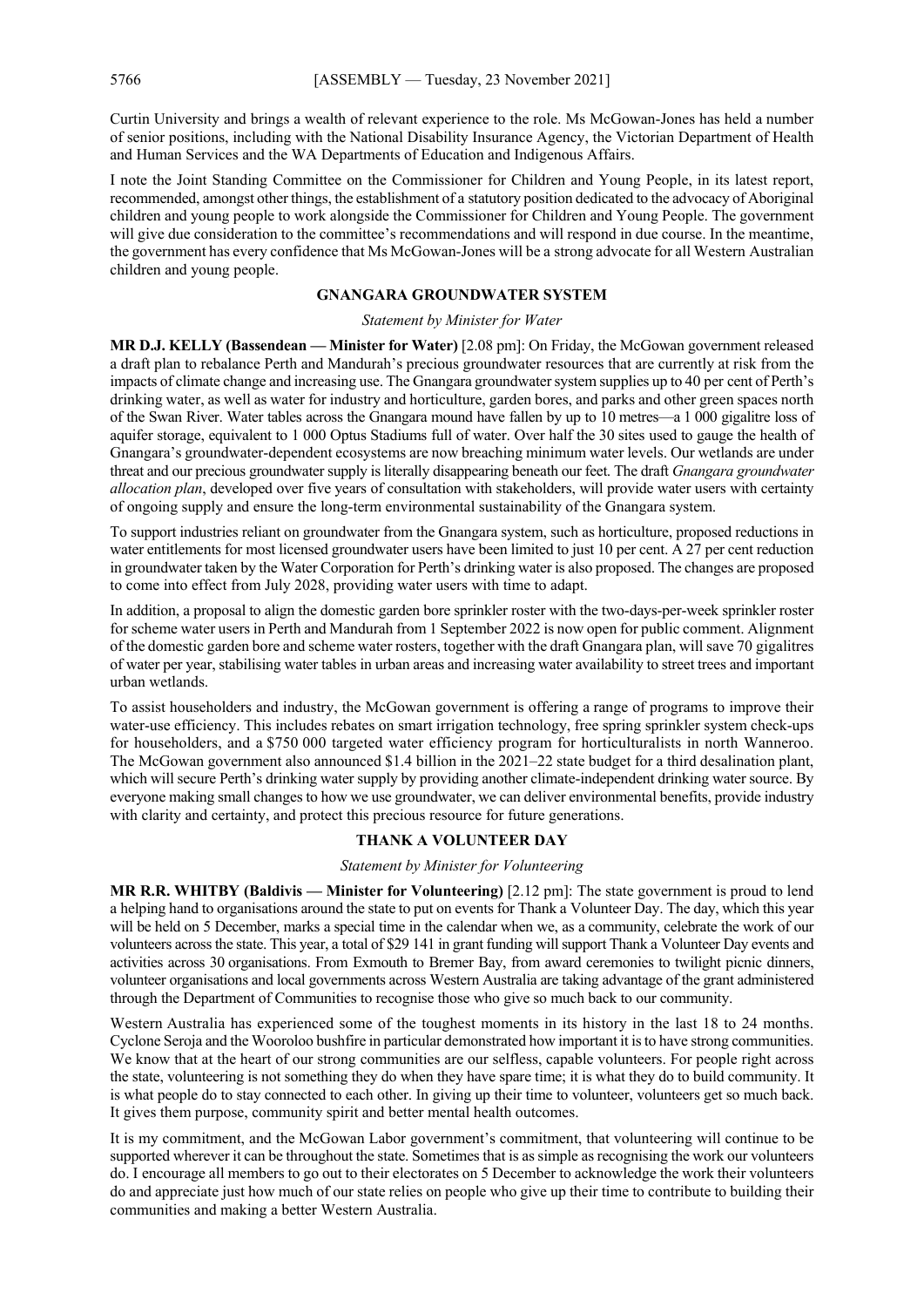Curtin University and brings a wealth of relevant experience to the role. Ms McGowan-Jones has held a number of senior positions, including with the National Disability Insurance Agency, the Victorian Department of Health and Human Services and the WA Departments of Education and Indigenous Affairs.

I note the Joint Standing Committee on the Commissioner for Children and Young People, in its latest report, recommended, amongst other things, the establishment of a statutory position dedicated to the advocacy of Aboriginal children and young people to work alongside the Commissioner for Children and Young People. The government will give due consideration to the committee's recommendations and will respond in due course. In the meantime, the government has every confidence that Ms McGowan-Jones will be a strong advocate for all Western Australian children and young people.

## GNANGARA GROUNDWATER SYSTEM

*Statement by Minister for Water*

**MR D.J. KELLY (Bassendean — Minister for Water)** [2.08 pm]: On Friday, the McGowan government released a draft plan to rebalance Perth and Mandurah's precious groundwater resources that are currently at risk from the impacts of climate change and increasing use. The Gnangara groundwater system supplies up to 40 per cent of Perth's drinking water, as well as water for industry and horticulture, garden bores, and parks and other green spaces north of the Swan River. Water tables across the Gnangara mound have fallen by up to 10 metres—a 1 000 gigalitre loss of aquifer storage, equivalent to 1 000 Optus Stadiums full of water. Over half the 30 sites used to gauge the health of Gnangara's groundwater-dependent ecosystems are now breaching minimum water levels. Our wetlands are under threat and our precious groundwater supply is literally disappearing beneath our feet. The draft *Gnangara groundwater allocation plan*, developed over five years of consultation with stakeholders, will provide water users with certainty of ongoing supply and ensure the long-term environmental sustainability of the Gnangara system.

To support industries reliant on groundwater from the Gnangara system, such as horticulture, proposed reductions in water entitlements for most licensed groundwater users have been limited to just 10 per cent. A 27 per cent reduction in groundwater taken by the Water Corporation for Perth's drinking water is also proposed. The changes are proposed to come into effect from July 2028, providing water users with time to adapt.

In addition, a proposal to align the domestic garden bore sprinkler roster with the two-days-per-week sprinkler roster for scheme water users in Perth and Mandurah from 1 September 2022 is now open for public comment. Alignment of the domestic garden bore and scheme water rosters, together with the draft Gnangara plan, will save 70 gigalitres of water per year, stabilising water tables in urban areas and increasing water availability to street trees and important urban wetlands.

To assist householders and industry, the McGowan government is offering a range of programs to improve their water-use efficiency. This includes rebates on smart irrigation technology, free spring sprinkler system check-ups for householders, and a $750 000 targeted water efficiency program for horticulturalists in north Wanneroo. The McGowan government also announced $1.4 billion in the 2021–22 state budget for a third desalination plant, which will secure Perth's drinking water supply by providing another climate-independent drinking water source. By everyone making small changes to how we use groundwater, we can deliver environmental benefits, provide industry with clarity and certainty, and protect this precious resource for future generations.

## THANK A VOLUNTEER DAY

*Statement by Minister for Volunteering*

**MR R.R. WHITBY (Baldivis — Minister for Volunteering)** [2.12 pm]: The state government is proud to lend a helping hand to organisations around the state to put on events for Thank a Volunteer Day. The day, which this year will be held on 5 December, marks a special time in the calendar when we, as a community, celebrate the work of our volunteers across the state. This year, a total of $29 141 in grant funding will support Thank a Volunteer Day events and activities across 30 organisations. From Exmouth to Bremer Bay, from award ceremonies to twilight picnic dinners, volunteer organisations and local governments across Western Australia are taking advantage of the grant administered through the Department of Communities to recognise those who give so much back to our community.

Western Australia has experienced some of the toughest moments in its history in the last 18 to 24 months. Cyclone Seroja and the Wooroloo bushfire in particular demonstrated how important it is to have strong communities. We know that at the heart of our strong communities are our selfless, capable volunteers. For people right across the state, volunteering is not something they do when they have spare time; it is what they do to build community. It is what people do to stay connected to each other. In giving up their time to volunteer, volunteers get so much back. It gives them purpose, community spirit and better mental health outcomes.

It is my commitment, and the McGowan Labor government's commitment, that volunteering will continue to be supported wherever it can be throughout the state. Sometimes that is as simple as recognising the work our volunteers do. I encourage all members to go out to their electorates on 5 December to acknowledge the work their volunteers do and appreciate just how much of our state relies on people who give up their time to contribute to building their communities and making a better Western Australia.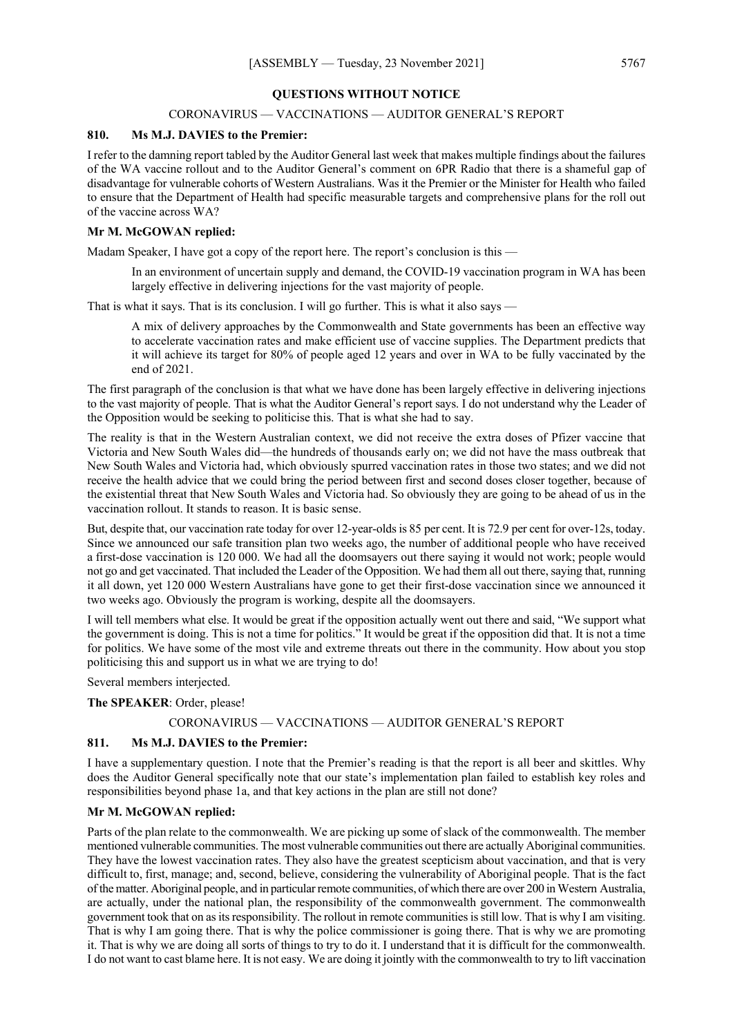## QUESTIONS WITHOUT NOTICE

### CORONAVIRUS — VACCINATIONS — AUDITOR GENERAL'S REPORT

**810. Ms M.J. DAVIES to the Premier:**

I refer to the damning report tabled by the Auditor General last week that makes multiple findings about the failures of the WA vaccine rollout and to the Auditor General's comment on 6PR Radio that there is a shameful gap of disadvantage for vulnerable cohorts of Western Australians. Was it the Premier or the Minister for Health who failed to ensure that the Department of Health had specific measurable targets and comprehensive plans for the roll out of the vaccine across WA?

**Mr M. McGOWAN replied:**

Madam Speaker, I have got a copy of the report here. The report's conclusion is this —

> In an environment of uncertain supply and demand, the COVID-19 vaccination program in WA has been largely effective in delivering injections for the vast majority of people.

That is what it says. That is its conclusion. I will go further. This is what it also says —

> A mix of delivery approaches by the Commonwealth and State governments has been an effective way to accelerate vaccination rates and make efficient use of vaccine supplies. The Department predicts that it will achieve its target for 80% of people aged 12 years and over in WA to be fully vaccinated by the end of 2021.

The first paragraph of the conclusion is that what we have done has been largely effective in delivering injections to the vast majority of people. That is what the Auditor General's report says. I do not understand why the Leader of the Opposition would be seeking to politicise this. That is what she had to say.

The reality is that in the Western Australian context, we did not receive the extra doses of Pfizer vaccine that Victoria and New South Wales did—the hundreds of thousands early on; we did not have the mass outbreak that New South Wales and Victoria had, which obviously spurred vaccination rates in those two states; and we did not receive the health advice that we could bring the period between first and second doses closer together, because of the existential threat that New South Wales and Victoria had. So obviously they are going to be ahead of us in the vaccination rollout. It stands to reason. It is basic sense.

But, despite that, our vaccination rate today for over 12-year-olds is 85 per cent. It is 72.9 per cent for over-12s, today. Since we announced our safe transition plan two weeks ago, the number of additional people who have received a first-dose vaccination is 120 000. We had all the doomsayers out there saying it would not work; people would not go and get vaccinated. That included the Leader of the Opposition. We had them all out there, saying that, running it all down, yet 120 000 Western Australians have gone to get their first-dose vaccination since we announced it two weeks ago. Obviously the program is working, despite all the doomsayers.

I will tell members what else. It would be great if the opposition actually went out there and said, "We support what the government is doing. This is not a time for politics." It would be great if the opposition did that. It is not a time for politics. We have some of the most vile and extreme threats out there in the community. How about you stop politicising this and support us in what we are trying to do!

Several members interjected.

**The SPEAKER**: Order, please!

### CORONAVIRUS — VACCINATIONS — AUDITOR GENERAL'S REPORT

**811. Ms M.J. DAVIES to the Premier:**

I have a supplementary question. I note that the Premier's reading is that the report is all beer and skittles. Why does the Auditor General specifically note that our state's implementation plan failed to establish key roles and responsibilities beyond phase 1a, and that key actions in the plan are still not done?

**Mr M. McGOWAN replied:**

Parts of the plan relate to the commonwealth. We are picking up some of slack of the commonwealth. The member mentioned vulnerable communities. The most vulnerable communities out there are actually Aboriginal communities. They have the lowest vaccination rates. They also have the greatest scepticism about vaccination, and that is very difficult to, first, manage; and, second, believe, considering the vulnerability of Aboriginal people. That is the fact of the matter. Aboriginal people, and in particular remote communities, of which there are over 200 in Western Australia, are actually, under the national plan, the responsibility of the commonwealth government. The commonwealth government took that on as its responsibility. The rollout in remote communities is still low. That is why I am visiting. That is why I am going there. That is why the police commissioner is going there. That is why we are promoting it. That is why we are doing all sorts of things to try to do it. I understand that it is difficult for the commonwealth. I do not want to cast blame here. It is not easy. We are doing it jointly with the commonwealth to try to lift vaccination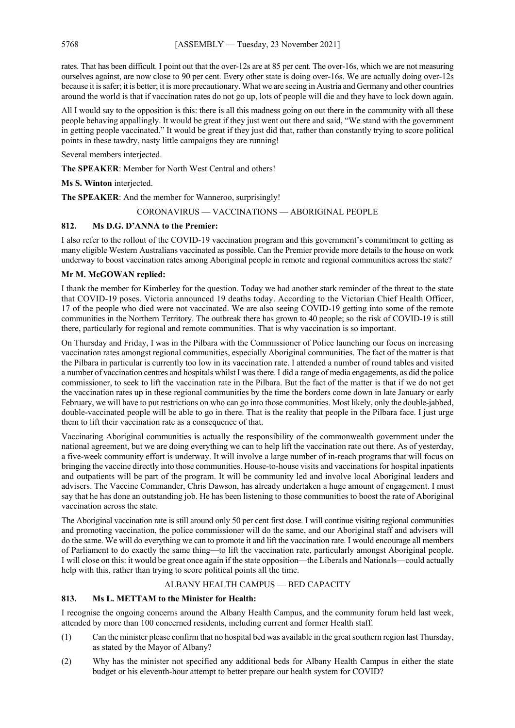rates. That has been difficult. I point out that the over-12s are at 85 per cent. The over-16s, which we are not measuring ourselves against, are now close to 90 per cent. Every other state is doing over-16s. We are actually doing over-12s because it is safer; it is better; it is more precautionary. What we are seeing in Austria and Germany and other countries around the world is that if vaccination rates do not go up, lots of people will die and they have to lock down again.

All I would say to the opposition is this: there is all this madness going on out there in the community with all these people behaving appallingly. It would be great if they just went out there and said, "We stand with the government in getting people vaccinated." It would be great if they just did that, rather than constantly trying to score political points in these tawdry, nasty little campaigns they are running!

Several members interjected.

**The SPEAKER**: Member for North West Central and others!

**Ms S. Winton** interjected.

**The SPEAKER**: And the member for Wanneroo, surprisingly!

## CORONAVIRUS — VACCINATIONS — ABORIGINAL PEOPLE

### 812. Ms D.G. D'ANNA to the Premier:

I also refer to the rollout of the COVID-19 vaccination program and this government's commitment to getting as many eligible Western Australians vaccinated as possible. Can the Premier provide more details to the house on work underway to boost vaccination rates among Aboriginal people in remote and regional communities across the state?

### Mr M. McGOWAN replied:

I thank the member for Kimberley for the question. Today we had another stark reminder of the threat to the state that COVID-19 poses. Victoria announced 19 deaths today. According to the Victorian Chief Health Officer, 17 of the people who died were not vaccinated. We are also seeing COVID-19 getting into some of the remote communities in the Northern Territory. The outbreak there has grown to 40 people; so the risk of COVID-19 is still there, particularly for regional and remote communities. That is why vaccination is so important.

On Thursday and Friday, I was in the Pilbara with the Commissioner of Police launching our focus on increasing vaccination rates amongst regional communities, especially Aboriginal communities. The fact of the matter is that the Pilbara in particular is currently too low in its vaccination rate. I attended a number of round tables and visited a number of vaccination centres and hospitals whilst I was there. I did a range of media engagements, as did the police commissioner, to seek to lift the vaccination rate in the Pilbara. But the fact of the matter is that if we do not get the vaccination rates up in these regional communities by the time the borders come down in late January or early February, we will have to put restrictions on who can go into those communities. Most likely, only the double-jabbed, double-vaccinated people will be able to go in there. That is the reality that people in the Pilbara face. I just urge them to lift their vaccination rate as a consequence of that.

Vaccinating Aboriginal communities is actually the responsibility of the commonwealth government under the national agreement, but we are doing everything we can to help lift the vaccination rate out there. As of yesterday, a five-week community effort is underway. It will involve a large number of in-reach programs that will focus on bringing the vaccine directly into those communities. House-to-house visits and vaccinations for hospital inpatients and outpatients will be part of the program. It will be community led and involve local Aboriginal leaders and advisers. The Vaccine Commander, Chris Dawson, has already undertaken a huge amount of engagement. I must say that he has done an outstanding job. He has been listening to those communities to boost the rate of Aboriginal vaccination across the state.

The Aboriginal vaccination rate is still around only 50 per cent first dose. I will continue visiting regional communities and promoting vaccination, the police commissioner will do the same, and our Aboriginal staff and advisers will do the same. We will do everything we can to promote it and lift the vaccination rate. I would encourage all members of Parliament to do exactly the same thing—to lift the vaccination rate, particularly amongst Aboriginal people. I will close on this: it would be great once again if the state opposition—the Liberals and Nationals—could actually help with this, rather than trying to score political points all the time.

## ALBANY HEALTH CAMPUS — BED CAPACITY

### 813. Ms L. METTAM to the Minister for Health:

I recognise the ongoing concerns around the Albany Health Campus, and the community forum held last week, attended by more than 100 concerned residents, including current and former Health staff.

(1) Can the minister please confirm that no hospital bed was available in the great southern region last Thursday, as stated by the Mayor of Albany?

(2) Why has the minister not specified any additional beds for Albany Health Campus in either the state budget or his eleventh-hour attempt to better prepare our health system for COVID?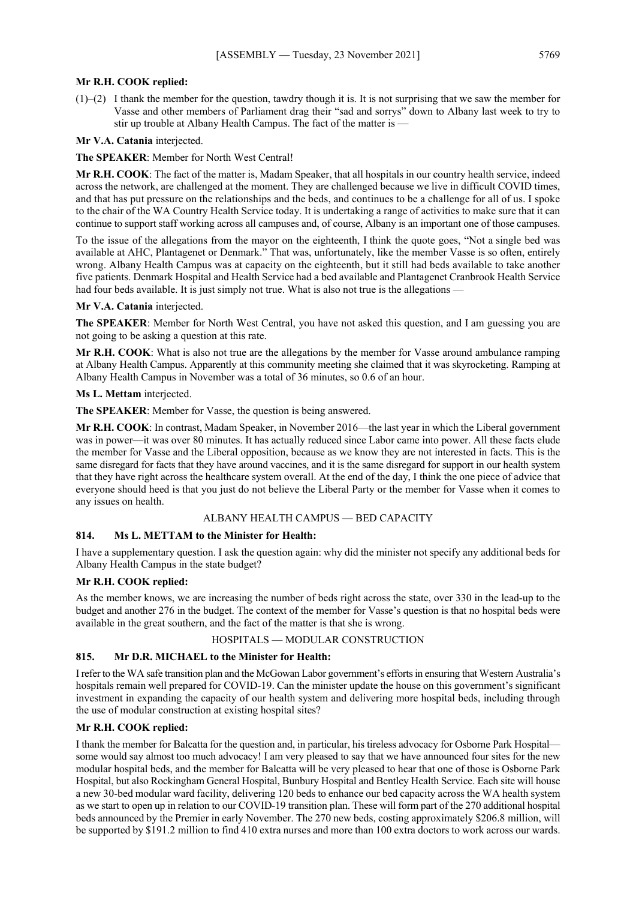**Mr R.H. COOK replied:**

(1)–(2) I thank the member for the question, tawdry though it is. It is not surprising that we saw the member for Vasse and other members of Parliament drag their "sad and sorrys" down to Albany last week to try to stir up trouble at Albany Health Campus. The fact of the matter is —

**Mr V.A. Catania** interjected.

**The SPEAKER**: Member for North West Central!

**Mr R.H. COOK**: The fact of the matter is, Madam Speaker, that all hospitals in our country health service, indeed across the network, are challenged at the moment. They are challenged because we live in difficult COVID times, and that has put pressure on the relationships and the beds, and continues to be a challenge for all of us. I spoke to the chair of the WA Country Health Service today. It is undertaking a range of activities to make sure that it can continue to support staff working across all campuses and, of course, Albany is an important one of those campuses.

To the issue of the allegations from the mayor on the eighteenth, I think the quote goes, "Not a single bed was available at AHC, Plantagenet or Denmark." That was, unfortunately, like the member Vasse is so often, entirely wrong. Albany Health Campus was at capacity on the eighteenth, but it still had beds available to take another five patients. Denmark Hospital and Health Service had a bed available and Plantagenet Cranbrook Health Service had four beds available. It is just simply not true. What is also not true is the allegations —

**Mr V.A. Catania** interjected.

**The SPEAKER**: Member for North West Central, you have not asked this question, and I am guessing you are not going to be asking a question at this rate.

**Mr R.H. COOK**: What is also not true are the allegations by the member for Vasse around ambulance ramping at Albany Health Campus. Apparently at this community meeting she claimed that it was skyrocketing. Ramping at Albany Health Campus in November was a total of 36 minutes, so 0.6 of an hour.

**Ms L. Mettam** interjected.

**The SPEAKER**: Member for Vasse, the question is being answered.

**Mr R.H. COOK**: In contrast, Madam Speaker, in November 2016—the last year in which the Liberal government was in power—it was over 80 minutes. It has actually reduced since Labor came into power. All these facts elude the member for Vasse and the Liberal opposition, because as we know they are not interested in facts. This is the same disregard for facts that they have around vaccines, and it is the same disregard for support in our health system that they have right across the healthcare system overall. At the end of the day, I think the one piece of advice that everyone should heed is that you just do not believe the Liberal Party or the member for Vasse when it comes to any issues on health.

ALBANY HEALTH CAMPUS — BED CAPACITY

**814. Ms L. METTAM to the Minister for Health:**

I have a supplementary question. I ask the question again: why did the minister not specify any additional beds for Albany Health Campus in the state budget?

**Mr R.H. COOK replied:**

As the member knows, we are increasing the number of beds right across the state, over 330 in the lead-up to the budget and another 276 in the budget. The context of the member for Vasse's question is that no hospital beds were available in the great southern, and the fact of the matter is that she is wrong.

HOSPITALS — MODULAR CONSTRUCTION

**815. Mr D.R. MICHAEL to the Minister for Health:**

I refer to the WA safe transition plan and the McGowan Labor government's efforts in ensuring that Western Australia's hospitals remain well prepared for COVID-19. Can the minister update the house on this government's significant investment in expanding the capacity of our health system and delivering more hospital beds, including through the use of modular construction at existing hospital sites?

**Mr R.H. COOK replied:**

I thank the member for Balcatta for the question and, in particular, his tireless advocacy for Osborne Park Hospital—some would say almost too much advocacy! I am very pleased to say that we have announced four sites for the new modular hospital beds, and the member for Balcatta will be very pleased to hear that one of those is Osborne Park Hospital, but also Rockingham General Hospital, Bunbury Hospital and Bentley Health Service. Each site will house a new 30-bed modular ward facility, delivering 120 beds to enhance our bed capacity across the WA health system as we start to open up in relation to our COVID-19 transition plan. These will form part of the 270 additional hospital beds announced by the Premier in early November. The 270 new beds, costing approximately $206.8 million, will be supported by $191.2 million to find 410 extra nurses and more than 100 extra doctors to work across our wards.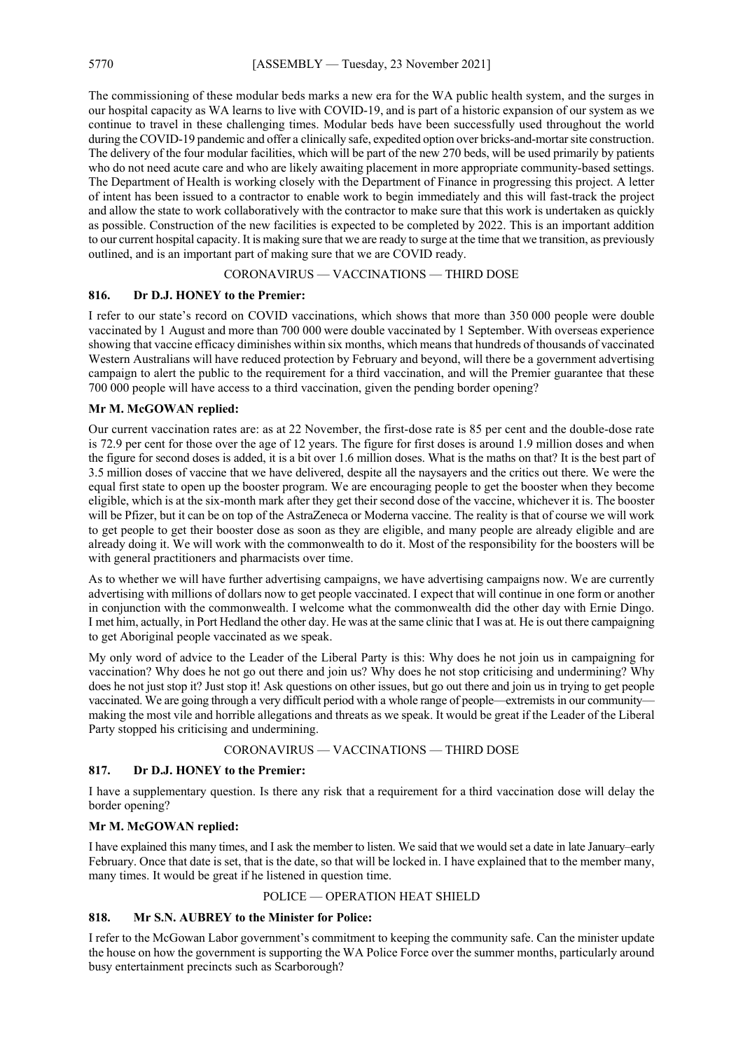The commissioning of these modular beds marks a new era for the WA public health system, and the surges in our hospital capacity as WA learns to live with COVID-19, and is part of a historic expansion of our system as we continue to travel in these challenging times. Modular beds have been successfully used throughout the world during the COVID-19 pandemic and offer a clinically safe, expedited option over bricks-and-mortar site construction. The delivery of the four modular facilities, which will be part of the new 270 beds, will be used primarily by patients who do not need acute care and who are likely awaiting placement in more appropriate community-based settings. The Department of Health is working closely with the Department of Finance in progressing this project. A letter of intent has been issued to a contractor to enable work to begin immediately and this will fast-track the project and allow the state to work collaboratively with the contractor to make sure that this work is undertaken as quickly as possible. Construction of the new facilities is expected to be completed by 2022. This is an important addition to our current hospital capacity. It is making sure that we are ready to surge at the time that we transition, as previously outlined, and is an important part of making sure that we are COVID ready.

## CORONAVIRUS — VACCINATIONS — THIRD DOSE

### 816. Dr D.J. HONEY to the Premier:

I refer to our state's record on COVID vaccinations, which shows that more than 350 000 people were double vaccinated by 1 August and more than 700 000 were double vaccinated by 1 September. With overseas experience showing that vaccine efficacy diminishes within six months, which means that hundreds of thousands of vaccinated Western Australians will have reduced protection by February and beyond, will there be a government advertising campaign to alert the public to the requirement for a third vaccination, and will the Premier guarantee that these 700 000 people will have access to a third vaccination, given the pending border opening?

**Mr M. McGOWAN replied:**

Our current vaccination rates are: as at 22 November, the first-dose rate is 85 per cent and the double-dose rate is 72.9 per cent for those over the age of 12 years. The figure for first doses is around 1.9 million doses and when the figure for second doses is added, it is a bit over 1.6 million doses. What is the maths on that? It is the best part of 3.5 million doses of vaccine that we have delivered, despite all the naysayers and the critics out there. We were the equal first state to open up the booster program. We are encouraging people to get the booster when they become eligible, which is at the six-month mark after they get their second dose of the vaccine, whichever it is. The booster will be Pfizer, but it can be on top of the AstraZeneca or Moderna vaccine. The reality is that of course we will work to get people to get their booster dose as soon as they are eligible, and many people are already eligible and are already doing it. We will work with the commonwealth to do it. Most of the responsibility for the boosters will be with general practitioners and pharmacists over time.

As to whether we will have further advertising campaigns, we have advertising campaigns now. We are currently advertising with millions of dollars now to get people vaccinated. I expect that will continue in one form or another in conjunction with the commonwealth. I welcome what the commonwealth did the other day with Ernie Dingo. I met him, actually, in Port Hedland the other day. He was at the same clinic that I was at. He is out there campaigning to get Aboriginal people vaccinated as we speak.

My only word of advice to the Leader of the Liberal Party is this: Why does he not join us in campaigning for vaccination? Why does he not go out there and join us? Why does he not stop criticising and undermining? Why does he not just stop it? Just stop it! Ask questions on other issues, but go out there and join us in trying to get people vaccinated. We are going through a very difficult period with a whole range of people—extremists in our community—making the most vile and horrible allegations and threats as we speak. It would be great if the Leader of the Liberal Party stopped his criticising and undermining.

## CORONAVIRUS — VACCINATIONS — THIRD DOSE

### 817. Dr D.J. HONEY to the Premier:

I have a supplementary question. Is there any risk that a requirement for a third vaccination dose will delay the border opening?

**Mr M. McGOWAN replied:**

I have explained this many times, and I ask the member to listen. We said that we would set a date in late January–early February. Once that date is set, that is the date, so that will be locked in. I have explained that to the member many, many times. It would be great if he listened in question time.

## POLICE — OPERATION HEAT SHIELD

### 818. Mr S.N. AUBREY to the Minister for Police:

I refer to the McGowan Labor government's commitment to keeping the community safe. Can the minister update the house on how the government is supporting the WA Police Force over the summer months, particularly around busy entertainment precincts such as Scarborough?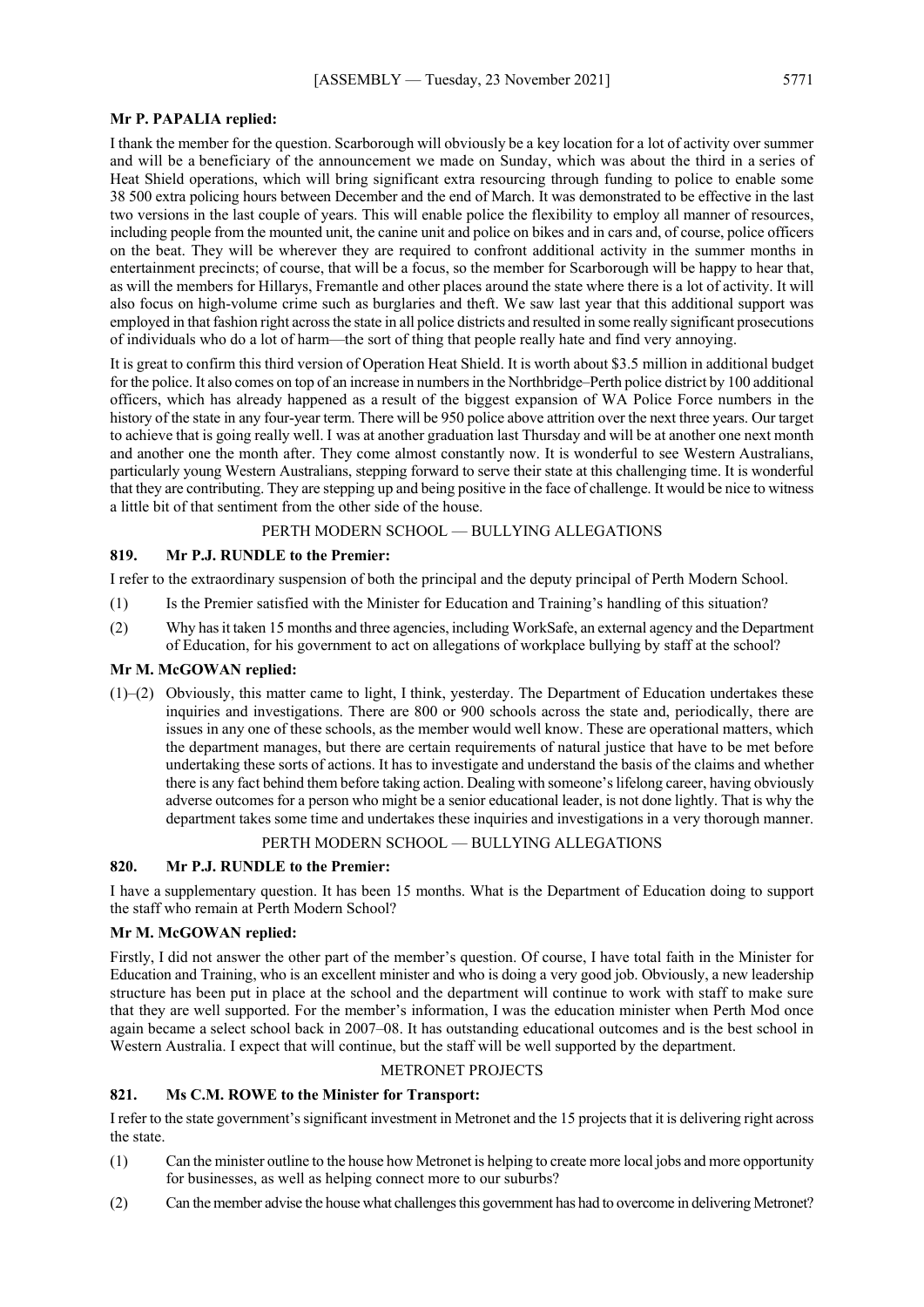**Mr P. PAPALIA replied:**

I thank the member for the question. Scarborough will obviously be a key location for a lot of activity over summer and will be a beneficiary of the announcement we made on Sunday, which was about the third in a series of Heat Shield operations, which will bring significant extra resourcing through funding to police to enable some 38 500 extra policing hours between December and the end of March. It was demonstrated to be effective in the last two versions in the last couple of years. This will enable police the flexibility to employ all manner of resources, including people from the mounted unit, the canine unit and police on bikes and in cars and, of course, police officers on the beat. They will be wherever they are required to confront additional activity in the summer months in entertainment precincts; of course, that will be a focus, so the member for Scarborough will be happy to hear that, as will the members for Hillarys, Fremantle and other places around the state where there is a lot of activity. It will also focus on high-volume crime such as burglaries and theft. We saw last year that this additional support was employed in that fashion right across the state in all police districts and resulted in some really significant prosecutions of individuals who do a lot of harm—the sort of thing that people really hate and find very annoying.

It is great to confirm this third version of Operation Heat Shield. It is worth about $3.5 million in additional budget for the police. It also comes on top of an increase in numbers in the Northbridge–Perth police district by 100 additional officers, which has already happened as a result of the biggest expansion of WA Police Force numbers in the history of the state in any four-year term. There will be 950 police above attrition over the next three years. Our target to achieve that is going really well. I was at another graduation last Thursday and will be at another one next month and another one the month after. They come almost constantly now. It is wonderful to see Western Australians, particularly young Western Australians, stepping forward to serve their state at this challenging time. It is wonderful that they are contributing. They are stepping up and being positive in the face of challenge. It would be nice to witness a little bit of that sentiment from the other side of the house.

### PERTH MODERN SCHOOL — BULLYING ALLEGATIONS

**819. Mr P.J. RUNDLE to the Premier:**

I refer to the extraordinary suspension of both the principal and the deputy principal of Perth Modern School.

(1) Is the Premier satisfied with the Minister for Education and Training's handling of this situation?

(2) Why has it taken 15 months and three agencies, including WorkSafe, an external agency and the Department of Education, for his government to act on allegations of workplace bullying by staff at the school?

**Mr M. McGOWAN replied:**

(1)–(2) Obviously, this matter came to light, I think, yesterday. The Department of Education undertakes these inquiries and investigations. There are 800 or 900 schools across the state and, periodically, there are issues in any one of these schools, as the member would well know. These are operational matters, which the department manages, but there are certain requirements of natural justice that have to be met before undertaking these sorts of actions. It has to investigate and understand the basis of the claims and whether there is any fact behind them before taking action. Dealing with someone's lifelong career, having obviously adverse outcomes for a person who might be a senior educational leader, is not done lightly. That is why the department takes some time and undertakes these inquiries and investigations in a very thorough manner.

### PERTH MODERN SCHOOL — BULLYING ALLEGATIONS

**820. Mr P.J. RUNDLE to the Premier:**

I have a supplementary question. It has been 15 months. What is the Department of Education doing to support the staff who remain at Perth Modern School?

**Mr M. McGOWAN replied:**

Firstly, I did not answer the other part of the member's question. Of course, I have total faith in the Minister for Education and Training, who is an excellent minister and who is doing a very good job. Obviously, a new leadership structure has been put in place at the school and the department will continue to work with staff to make sure that they are well supported. For the member's information, I was the education minister when Perth Mod once again became a select school back in 2007–08. It has outstanding educational outcomes and is the best school in Western Australia. I expect that will continue, but the staff will be well supported by the department.

### METRONET PROJECTS

**821. Ms C.M. ROWE to the Minister for Transport:**

I refer to the state government's significant investment in Metronet and the 15 projects that it is delivering right across the state.

(1) Can the minister outline to the house how Metronet is helping to create more local jobs and more opportunity for businesses, as well as helping connect more to our suburbs?

(2) Can the member advise the house what challenges this government has had to overcome in delivering Metronet?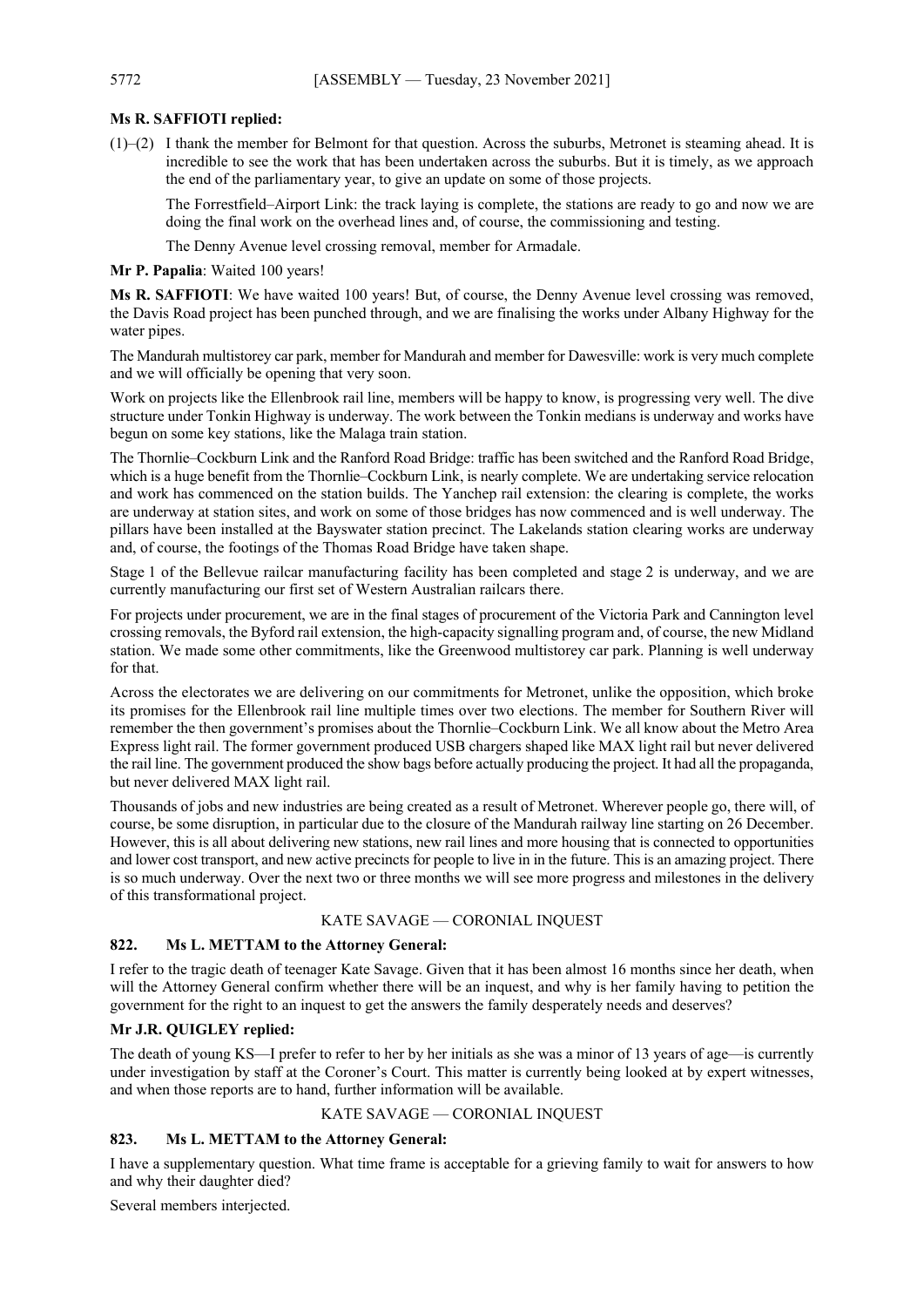**Ms R. SAFFIOTI replied:**

(1)–(2) I thank the member for Belmont for that question. Across the suburbs, Metronet is steaming ahead. It is incredible to see the work that has been undertaken across the suburbs. But it is timely, as we approach the end of the parliamentary year, to give an update on some of those projects.

The Forrestfield–Airport Link: the track laying is complete, the stations are ready to go and now we are doing the final work on the overhead lines and, of course, the commissioning and testing.

The Denny Avenue level crossing removal, member for Armadale.

**Mr P. Papalia**: Waited 100 years!

**Ms R. SAFFIOTI**: We have waited 100 years! But, of course, the Denny Avenue level crossing was removed, the Davis Road project has been punched through, and we are finalising the works under Albany Highway for the water pipes.

The Mandurah multistorey car park, member for Mandurah and member for Dawesville: work is very much complete and we will officially be opening that very soon.

Work on projects like the Ellenbrook rail line, members will be happy to know, is progressing very well. The dive structure under Tonkin Highway is underway. The work between the Tonkin medians is underway and works have begun on some key stations, like the Malaga train station.

The Thornlie–Cockburn Link and the Ranford Road Bridge: traffic has been switched and the Ranford Road Bridge, which is a huge benefit from the Thornlie–Cockburn Link, is nearly complete. We are undertaking service relocation and work has commenced on the station builds. The Yanchep rail extension: the clearing is complete, the works are underway at station sites, and work on some of those bridges has now commenced and is well underway. The pillars have been installed at the Bayswater station precinct. The Lakelands station clearing works are underway and, of course, the footings of the Thomas Road Bridge have taken shape.

Stage 1 of the Bellevue railcar manufacturing facility has been completed and stage 2 is underway, and we are currently manufacturing our first set of Western Australian railcars there.

For projects under procurement, we are in the final stages of procurement of the Victoria Park and Cannington level crossing removals, the Byford rail extension, the high-capacity signalling program and, of course, the new Midland station. We made some other commitments, like the Greenwood multistorey car park. Planning is well underway for that.

Across the electorates we are delivering on our commitments for Metronet, unlike the opposition, which broke its promises for the Ellenbrook rail line multiple times over two elections. The member for Southern River will remember the then government's promises about the Thornlie–Cockburn Link. We all know about the Metro Area Express light rail. The former government produced USB chargers shaped like MAX light rail but never delivered the rail line. The government produced the show bags before actually producing the project. It had all the propaganda, but never delivered MAX light rail.

Thousands of jobs and new industries are being created as a result of Metronet. Wherever people go, there will, of course, be some disruption, in particular due to the closure of the Mandurah railway line starting on 26 December. However, this is all about delivering new stations, new rail lines and more housing that is connected to opportunities and lower cost transport, and new active precincts for people to live in in the future. This is an amazing project. There is so much underway. Over the next two or three months we will see more progress and milestones in the delivery of this transformational project.

## KATE SAVAGE — CORONIAL INQUEST

### 822. Ms L. METTAM to the Attorney General:

I refer to the tragic death of teenager Kate Savage. Given that it has been almost 16 months since her death, when will the Attorney General confirm whether there will be an inquest, and why is her family having to petition the government for the right to an inquest to get the answers the family desperately needs and deserves?

**Mr J.R. QUIGLEY replied:**

The death of young KS—I prefer to refer to her by her initials as she was a minor of 13 years of age—is currently under investigation by staff at the Coroner's Court. This matter is currently being looked at by expert witnesses, and when those reports are to hand, further information will be available.

## KATE SAVAGE — CORONIAL INQUEST

### 823. Ms L. METTAM to the Attorney General:

I have a supplementary question. What time frame is acceptable for a grieving family to wait for answers to how and why their daughter died?

Several members interjected.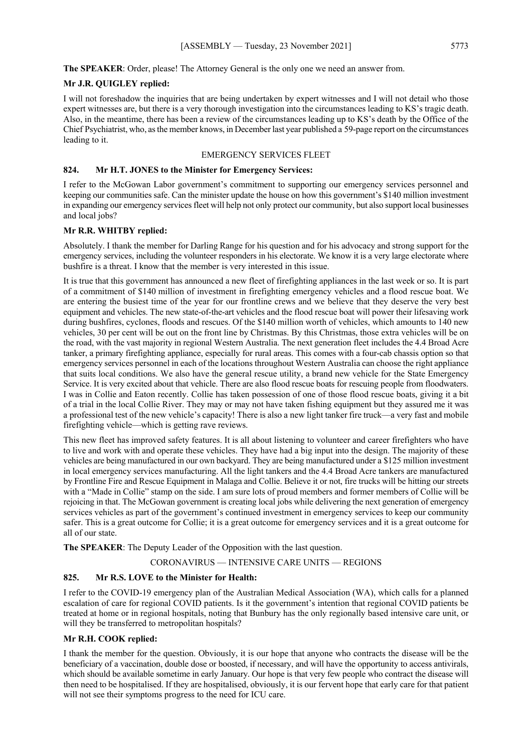**The SPEAKER**: Order, please! The Attorney General is the only one we need an answer from.

**Mr J.R. QUIGLEY replied:**

I will not foreshadow the inquiries that are being undertaken by expert witnesses and I will not detail who those expert witnesses are, but there is a very thorough investigation into the circumstances leading to KS's tragic death. Also, in the meantime, there has been a review of the circumstances leading up to KS's death by the Office of the Chief Psychiatrist, who, as the member knows, in December last year published a 59-page report on the circumstances leading to it.

## EMERGENCY SERVICES FLEET

### 824. Mr H.T. JONES to the Minister for Emergency Services:

I refer to the McGowan Labor government's commitment to supporting our emergency services personnel and keeping our communities safe. Can the minister update the house on how this government's $140 million investment in expanding our emergency services fleet will help not only protect our community, but also support local businesses and local jobs?

**Mr R.R. WHITBY replied:**

Absolutely. I thank the member for Darling Range for his question and for his advocacy and strong support for the emergency services, including the volunteer responders in his electorate. We know it is a very large electorate where bushfire is a threat. I know that the member is very interested in this issue.

It is true that this government has announced a new fleet of firefighting appliances in the last week or so. It is part of a commitment of $140 million of investment in firefighting emergency vehicles and a flood rescue boat. We are entering the busiest time of the year for our frontline crews and we believe that they deserve the very best equipment and vehicles. The new state-of-the-art vehicles and the flood rescue boat will power their lifesaving work during bushfires, cyclones, floods and rescues. Of the $140 million worth of vehicles, which amounts to 140 new vehicles, 30 per cent will be out on the front line by Christmas. By this Christmas, those extra vehicles will be on the road, with the vast majority in regional Western Australia. The next generation fleet includes the 4.4 Broad Acre tanker, a primary firefighting appliance, especially for rural areas. This comes with a four-cab chassis option so that emergency services personnel in each of the locations throughout Western Australia can choose the right appliance that suits local conditions. We also have the general rescue utility, a brand new vehicle for the State Emergency Service. It is very excited about that vehicle. There are also flood rescue boats for rescuing people from floodwaters. I was in Collie and Eaton recently. Collie has taken possession of one of those flood rescue boats, giving it a bit of a trial in the local Collie River. They may or may not have taken fishing equipment but they assured me it was a professional test of the new vehicle's capacity! There is also a new light tanker fire truck—a very fast and mobile firefighting vehicle—which is getting rave reviews.

This new fleet has improved safety features. It is all about listening to volunteer and career firefighters who have to live and work with and operate these vehicles. They have had a big input into the design. The majority of these vehicles are being manufactured in our own backyard. They are being manufactured under a $125 million investment in local emergency services manufacturing. All the light tankers and the 4.4 Broad Acre tankers are manufactured by Frontline Fire and Rescue Equipment in Malaga and Collie. Believe it or not, fire trucks will be hitting our streets with a "Made in Collie" stamp on the side. I am sure lots of proud members and former members of Collie will be rejoicing in that. The McGowan government is creating local jobs while delivering the next generation of emergency services vehicles as part of the government's continued investment in emergency services to keep our community safer. This is a great outcome for Collie; it is a great outcome for emergency services and it is a great outcome for all of our state.

**The SPEAKER**: The Deputy Leader of the Opposition with the last question.

## CORONAVIRUS — INTENSIVE CARE UNITS — REGIONS

### 825. Mr R.S. LOVE to the Minister for Health:

I refer to the COVID-19 emergency plan of the Australian Medical Association (WA), which calls for a planned escalation of care for regional COVID patients. Is it the government's intention that regional COVID patients be treated at home or in regional hospitals, noting that Bunbury has the only regionally based intensive care unit, or will they be transferred to metropolitan hospitals?

**Mr R.H. COOK replied:**

I thank the member for the question. Obviously, it is our hope that anyone who contracts the disease will be the beneficiary of a vaccination, double dose or boosted, if necessary, and will have the opportunity to access antivirals, which should be available sometime in early January. Our hope is that very few people who contract the disease will then need to be hospitalised. If they are hospitalised, obviously, it is our fervent hope that early care for that patient will not see their symptoms progress to the need for ICU care.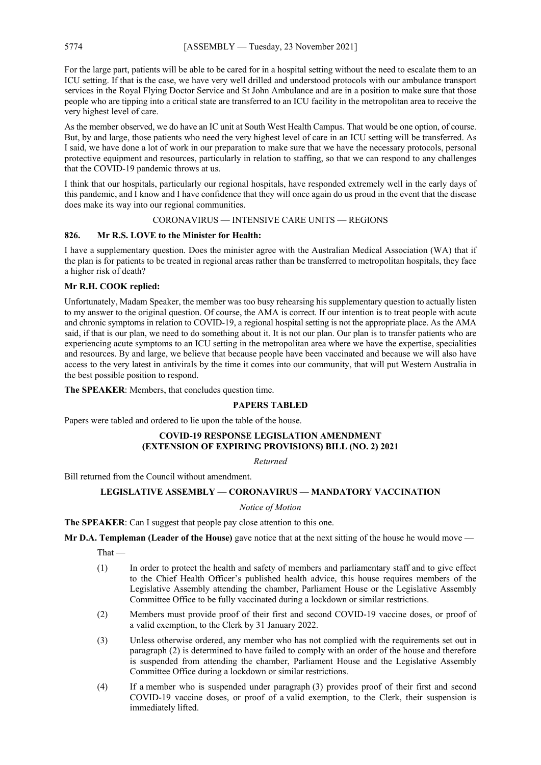For the large part, patients will be able to be cared for in a hospital setting without the need to escalate them to an ICU setting. If that is the case, we have very well drilled and understood protocols with our ambulance transport services in the Royal Flying Doctor Service and St John Ambulance and are in a position to make sure that those people who are tipping into a critical state are transferred to an ICU facility in the metropolitan area to receive the very highest level of care.

As the member observed, we do have an IC unit at South West Health Campus. That would be one option, of course. But, by and large, those patients who need the very highest level of care in an ICU setting will be transferred. As I said, we have done a lot of work in our preparation to make sure that we have the necessary protocols, personal protective equipment and resources, particularly in relation to staffing, so that we can respond to any challenges that the COVID-19 pandemic throws at us.

I think that our hospitals, particularly our regional hospitals, have responded extremely well in the early days of this pandemic, and I know and I have confidence that they will once again do us proud in the event that the disease does make its way into our regional communities.

CORONAVIRUS — INTENSIVE CARE UNITS — REGIONS

**826. Mr R.S. LOVE to the Minister for Health:**

I have a supplementary question. Does the minister agree with the Australian Medical Association (WA) that if the plan is for patients to be treated in regional areas rather than be transferred to metropolitan hospitals, they face a higher risk of death?

**Mr R.H. COOK replied:**

Unfortunately, Madam Speaker, the member was too busy rehearsing his supplementary question to actually listen to my answer to the original question. Of course, the AMA is correct. If our intention is to treat people with acute and chronic symptoms in relation to COVID-19, a regional hospital setting is not the appropriate place. As the AMA said, if that is our plan, we need to do something about it. It is not our plan. Our plan is to transfer patients who are experiencing acute symptoms to an ICU setting in the metropolitan area where we have the expertise, specialities and resources. By and large, we believe that because people have been vaccinated and because we will also have access to the very latest in antivirals by the time it comes into our community, that will put Western Australia in the best possible position to respond.

**The SPEAKER**: Members, that concludes question time.

## PAPERS TABLED

Papers were tabled and ordered to lie upon the table of the house.

## COVID-19 RESPONSE LEGISLATION AMENDMENT (EXTENSION OF EXPIRING PROVISIONS) BILL (NO. 2) 2021

*Returned*

Bill returned from the Council without amendment.

## LEGISLATIVE ASSEMBLY — CORONAVIRUS — MANDATORY VACCINATION

*Notice of Motion*

**The SPEAKER**: Can I suggest that people pay close attention to this one.

**Mr D.A. Templeman (Leader of the House)** gave notice that at the next sitting of the house he would move —

That —

(1) In order to protect the health and safety of members and parliamentary staff and to give effect to the Chief Health Officer's published health advice, this house requires members of the Legislative Assembly attending the chamber, Parliament House or the Legislative Assembly Committee Office to be fully vaccinated during a lockdown or similar restrictions.

(2) Members must provide proof of their first and second COVID-19 vaccine doses, or proof of a valid exemption, to the Clerk by 31 January 2022.

(3) Unless otherwise ordered, any member who has not complied with the requirements set out in paragraph (2) is determined to have failed to comply with an order of the house and therefore is suspended from attending the chamber, Parliament House and the Legislative Assembly Committee Office during a lockdown or similar restrictions.

(4) If a member who is suspended under paragraph (3) provides proof of their first and second COVID-19 vaccine doses, or proof of a valid exemption, to the Clerk, their suspension is immediately lifted.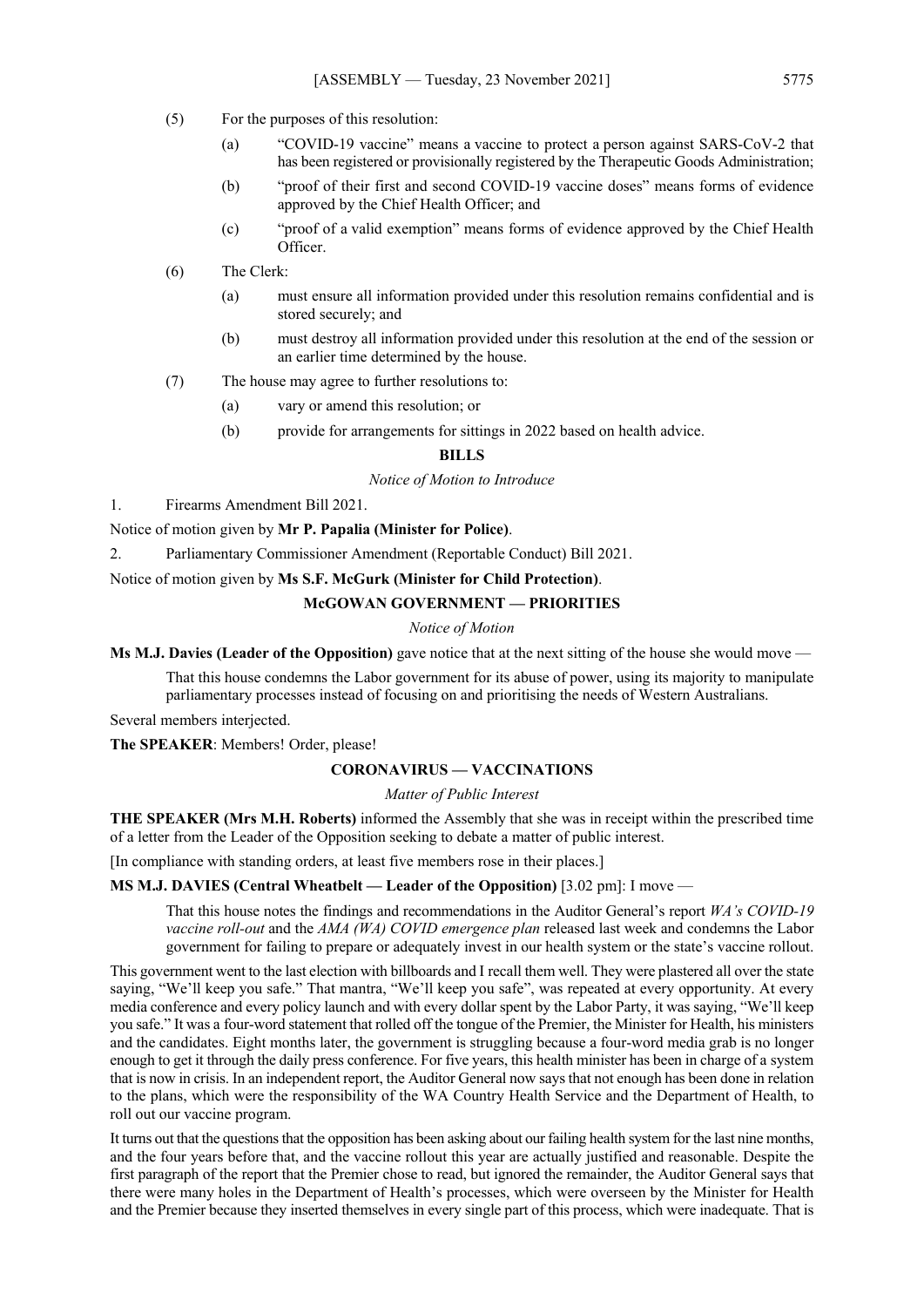(5) For the purposes of this resolution:

(a) "COVID-19 vaccine" means a vaccine to protect a person against SARS-CoV-2 that has been registered or provisionally registered by the Therapeutic Goods Administration;

(b) "proof of their first and second COVID-19 vaccine doses" means forms of evidence approved by the Chief Health Officer; and

(c) "proof of a valid exemption" means forms of evidence approved by the Chief Health Officer.

(6) The Clerk:

(a) must ensure all information provided under this resolution remains confidential and is stored securely; and

(b) must destroy all information provided under this resolution at the end of the session or an earlier time determined by the house.

(7) The house may agree to further resolutions to:

(a) vary or amend this resolution; or

(b) provide for arrangements for sittings in 2022 based on health advice.

## BILLS

*Notice of Motion to Introduce*

1. Firearms Amendment Bill 2021.

Notice of motion given by **Mr P. Papalia (Minister for Police)**.

2. Parliamentary Commissioner Amendment (Reportable Conduct) Bill 2021.

Notice of motion given by **Ms S.F. McGurk (Minister for Child Protection)**.

## McGOWAN GOVERNMENT — PRIORITIES

*Notice of Motion*

**Ms M.J. Davies (Leader of the Opposition)** gave notice that at the next sitting of the house she would move —

> That this house condemns the Labor government for its abuse of power, using its majority to manipulate parliamentary processes instead of focusing on and prioritising the needs of Western Australians.

Several members interjected.

**The SPEAKER**: Members! Order, please!

## CORONAVIRUS — VACCINATIONS

*Matter of Public Interest*

**THE SPEAKER (Mrs M.H. Roberts)** informed the Assembly that she was in receipt within the prescribed time of a letter from the Leader of the Opposition seeking to debate a matter of public interest.

[In compliance with standing orders, at least five members rose in their places.]

**MS M.J. DAVIES (Central Wheatbelt — Leader of the Opposition)** [3.02 pm]: I move —

> That this house notes the findings and recommendations in the Auditor General's report *WA's COVID-19 vaccine roll-out* and the *AMA (WA) COVID emergence plan* released last week and condemns the Labor government for failing to prepare or adequately invest in our health system or the state's vaccine rollout.

This government went to the last election with billboards and I recall them well. They were plastered all over the state saying, "We'll keep you safe." That mantra, "We'll keep you safe", was repeated at every opportunity. At every media conference and every policy launch and with every dollar spent by the Labor Party, it was saying, "We'll keep you safe." It was a four-word statement that rolled off the tongue of the Premier, the Minister for Health, his ministers and the candidates. Eight months later, the government is struggling because a four-word media grab is no longer enough to get it through the daily press conference. For five years, this health minister has been in charge of a system that is now in crisis. In an independent report, the Auditor General now says that not enough has been done in relation to the plans, which were the responsibility of the WA Country Health Service and the Department of Health, to roll out our vaccine program.

It turns out that the questions that the opposition has been asking about our failing health system for the last nine months, and the four years before that, and the vaccine rollout this year are actually justified and reasonable. Despite the first paragraph of the report that the Premier chose to read, but ignored the remainder, the Auditor General says that there were many holes in the Department of Health's processes, which were overseen by the Minister for Health and the Premier because they inserted themselves in every single part of this process, which were inadequate. That is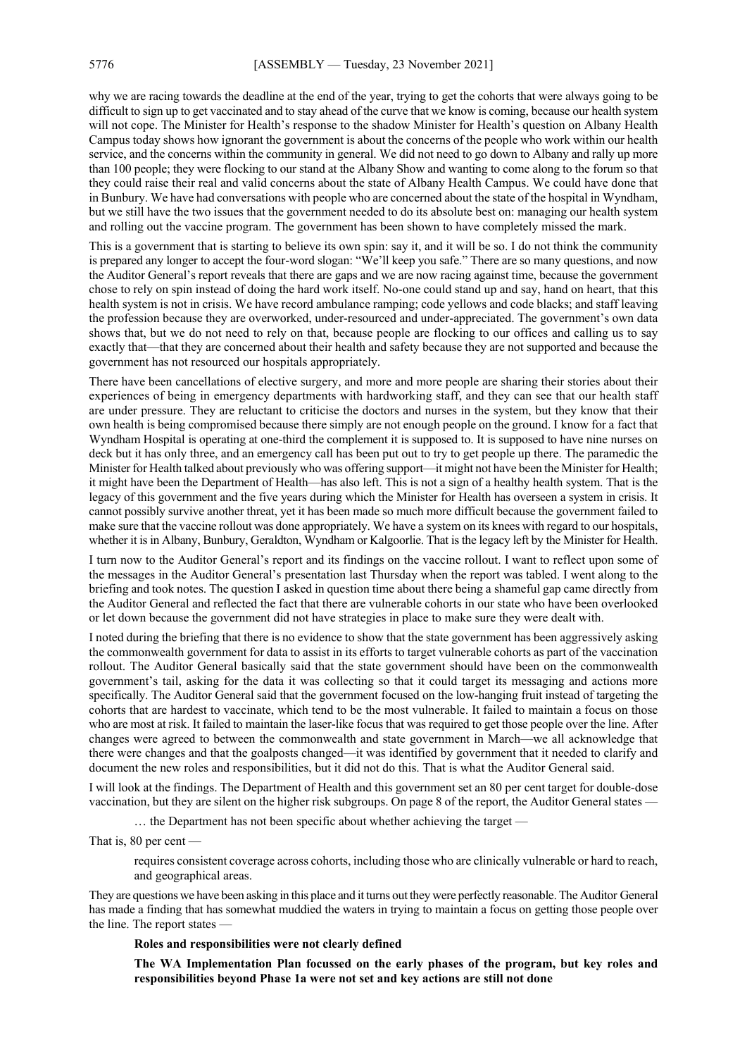why we are racing towards the deadline at the end of the year, trying to get the cohorts that were always going to be difficult to sign up to get vaccinated and to stay ahead of the curve that we know is coming, because our health system will not cope. The Minister for Health's response to the shadow Minister for Health's question on Albany Health Campus today shows how ignorant the government is about the concerns of the people who work within our health service, and the concerns within the community in general. We did not need to go down to Albany and rally up more than 100 people; they were flocking to our stand at the Albany Show and wanting to come along to the forum so that they could raise their real and valid concerns about the state of Albany Health Campus. We could have done that in Bunbury. We have had conversations with people who are concerned about the state of the hospital in Wyndham, but we still have the two issues that the government needed to do its absolute best on: managing our health system and rolling out the vaccine program. The government has been shown to have completely missed the mark.

This is a government that is starting to believe its own spin: say it, and it will be so. I do not think the community is prepared any longer to accept the four-word slogan: "We'll keep you safe." There are so many questions, and now the Auditor General's report reveals that there are gaps and we are now racing against time, because the government chose to rely on spin instead of doing the hard work itself. No-one could stand up and say, hand on heart, that this health system is not in crisis. We have record ambulance ramping; code yellows and code blacks; and staff leaving the profession because they are overworked, under-resourced and under-appreciated. The government's own data shows that, but we do not need to rely on that, because people are flocking to our offices and calling us to say exactly that—that they are concerned about their health and safety because they are not supported and because the government has not resourced our hospitals appropriately.

There have been cancellations of elective surgery, and more and more people are sharing their stories about their experiences of being in emergency departments with hardworking staff, and they can see that our health staff are under pressure. They are reluctant to criticise the doctors and nurses in the system, but they know that their own health is being compromised because there simply are not enough people on the ground. I know for a fact that Wyndham Hospital is operating at one-third the complement it is supposed to. It is supposed to have nine nurses on deck but it has only three, and an emergency call has been put out to try to get people up there. The paramedic the Minister for Health talked about previously who was offering support—it might not have been the Minister for Health; it might have been the Department of Health—has also left. This is not a sign of a healthy health system. That is the legacy of this government and the five years during which the Minister for Health has overseen a system in crisis. It cannot possibly survive another threat, yet it has been made so much more difficult because the government failed to make sure that the vaccine rollout was done appropriately. We have a system on its knees with regard to our hospitals, whether it is in Albany, Bunbury, Geraldton, Wyndham or Kalgoorlie. That is the legacy left by the Minister for Health.

I turn now to the Auditor General's report and its findings on the vaccine rollout. I want to reflect upon some of the messages in the Auditor General's presentation last Thursday when the report was tabled. I went along to the briefing and took notes. The question I asked in question time about there being a shameful gap came directly from the Auditor General and reflected the fact that there are vulnerable cohorts in our state who have been overlooked or let down because the government did not have strategies in place to make sure they were dealt with.

I noted during the briefing that there is no evidence to show that the state government has been aggressively asking the commonwealth government for data to assist in its efforts to target vulnerable cohorts as part of the vaccination rollout. The Auditor General basically said that the state government should have been on the commonwealth government's tail, asking for the data it was collecting so that it could target its messaging and actions more specifically. The Auditor General said that the government focused on the low-hanging fruit instead of targeting the cohorts that are hardest to vaccinate, which tend to be the most vulnerable. It failed to maintain a focus on those who are most at risk. It failed to maintain the laser-like focus that was required to get those people over the line. After changes were agreed to between the commonwealth and state government in March—we all acknowledge that there were changes and that the goalposts changed—it was identified by government that it needed to clarify and document the new roles and responsibilities, but it did not do this. That is what the Auditor General said.

I will look at the findings. The Department of Health and this government set an 80 per cent target for double-dose vaccination, but they are silent on the higher risk subgroups. On page 8 of the report, the Auditor General states —

> … the Department has not been specific about whether achieving the target —

That is, 80 per cent —

> requires consistent coverage across cohorts, including those who are clinically vulnerable or hard to reach, and geographical areas.

They are questions we have been asking in this place and it turns out they were perfectly reasonable. The Auditor General has made a finding that has somewhat muddied the waters in trying to maintain a focus on getting those people over the line. The report states —

> **Roles and responsibilities were not clearly defined**
>
> **The WA Implementation Plan focussed on the early phases of the program, but key roles and responsibilities beyond Phase 1a were not set and key actions are still not done**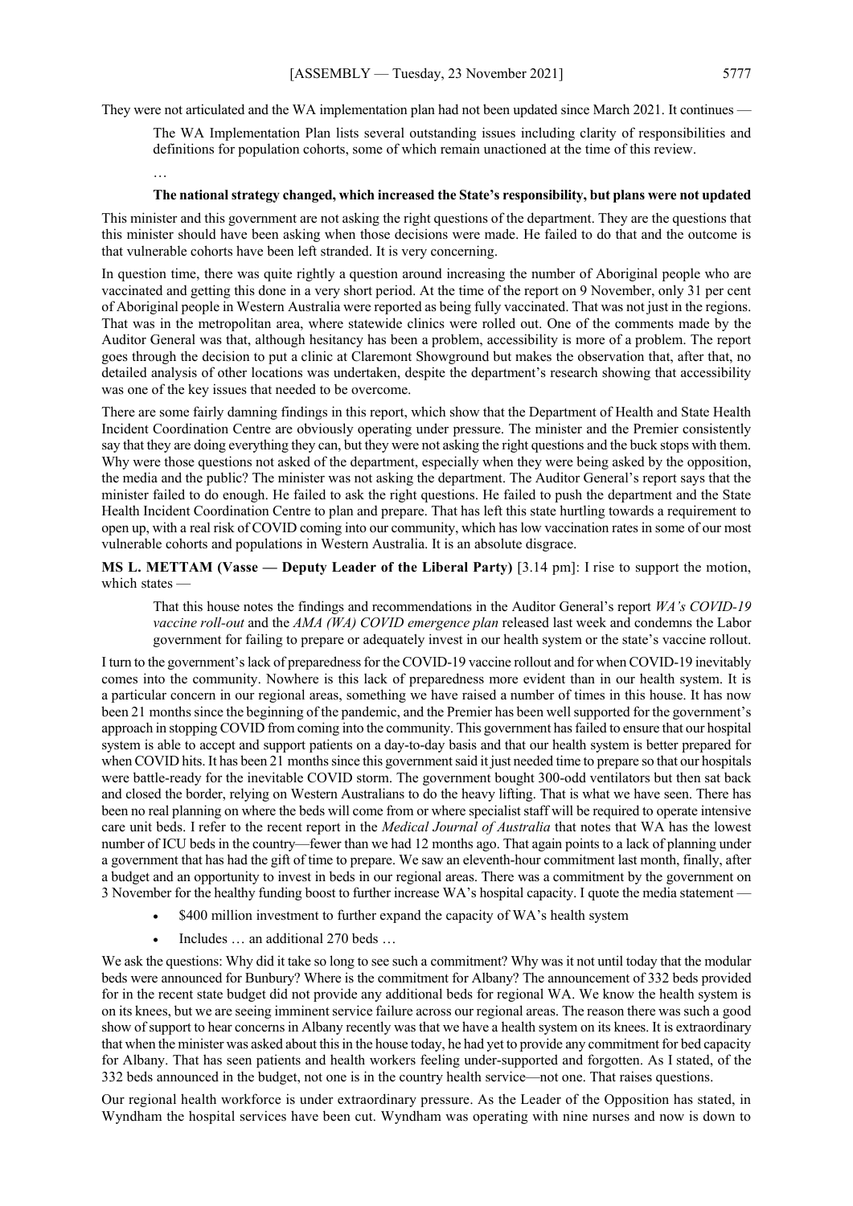They were not articulated and the WA implementation plan had not been updated since March 2021. It continues —

> The WA Implementation Plan lists several outstanding issues including clarity of responsibilities and definitions for population cohorts, some of which remain unactioned at the time of this review.
>
> …
>
> **The national strategy changed, which increased the State's responsibility, but plans were not updated**

This minister and this government are not asking the right questions of the department. They are the questions that this minister should have been asking when those decisions were made. He failed to do that and the outcome is that vulnerable cohorts have been left stranded. It is very concerning.

In question time, there was quite rightly a question around increasing the number of Aboriginal people who are vaccinated and getting this done in a very short period. At the time of the report on 9 November, only 31 per cent of Aboriginal people in Western Australia were reported as being fully vaccinated. That was not just in the regions. That was in the metropolitan area, where statewide clinics were rolled out. One of the comments made by the Auditor General was that, although hesitancy has been a problem, accessibility is more of a problem. The report goes through the decision to put a clinic at Claremont Showground but makes the observation that, after that, no detailed analysis of other locations was undertaken, despite the department's research showing that accessibility was one of the key issues that needed to be overcome.

There are some fairly damning findings in this report, which show that the Department of Health and State Health Incident Coordination Centre are obviously operating under pressure. The minister and the Premier consistently say that they are doing everything they can, but they were not asking the right questions and the buck stops with them. Why were those questions not asked of the department, especially when they were being asked by the opposition, the media and the public? The minister was not asking the department. The Auditor General's report says that the minister failed to do enough. He failed to ask the right questions. He failed to push the department and the State Health Incident Coordination Centre to plan and prepare. That has left this state hurtling towards a requirement to open up, with a real risk of COVID coming into our community, which has low vaccination rates in some of our most vulnerable cohorts and populations in Western Australia. It is an absolute disgrace.

**MS L. METTAM (Vasse — Deputy Leader of the Liberal Party)** [3.14 pm]: I rise to support the motion, which states —

> That this house notes the findings and recommendations in the Auditor General's report *WA's COVID-19 vaccine roll-out* and the *AMA (WA) COVID emergence plan* released last week and condemns the Labor government for failing to prepare or adequately invest in our health system or the state's vaccine rollout.

I turn to the government's lack of preparedness for the COVID-19 vaccine rollout and for when COVID-19 inevitably comes into the community. Nowhere is this lack of preparedness more evident than in our health system. It is a particular concern in our regional areas, something we have raised a number of times in this house. It has now been 21 months since the beginning of the pandemic, and the Premier has been well supported for the government's approach in stopping COVID from coming into the community. This government has failed to ensure that our hospital system is able to accept and support patients on a day-to-day basis and that our health system is better prepared for when COVID hits. It has been 21 months since this government said it just needed time to prepare so that our hospitals were battle-ready for the inevitable COVID storm. The government bought 300-odd ventilators but then sat back and closed the border, relying on Western Australians to do the heavy lifting. That is what we have seen. There has been no real planning on where the beds will come from or where specialist staff will be required to operate intensive care unit beds. I refer to the recent report in the *Medical Journal of Australia* that notes that WA has the lowest number of ICU beds in the country—fewer than we had 12 months ago. That again points to a lack of planning under a government that has had the gift of time to prepare. We saw an eleventh-hour commitment last month, finally, after a budget and an opportunity to invest in beds in our regional areas. There was a commitment by the government on 3 November for the healthy funding boost to further increase WA's hospital capacity. I quote the media statement —

> - $400 million investment to further expand the capacity of WA's health system
> - Includes … an additional 270 beds …

We ask the questions: Why did it take so long to see such a commitment? Why was it not until today that the modular beds were announced for Bunbury? Where is the commitment for Albany? The announcement of 332 beds provided for in the recent state budget did not provide any additional beds for regional WA. We know the health system is on its knees, but we are seeing imminent service failure across our regional areas. The reason there was such a good show of support to hear concerns in Albany recently was that we have a health system on its knees. It is extraordinary that when the minister was asked about this in the house today, he had yet to provide any commitment for bed capacity for Albany. That has seen patients and health workers feeling under-supported and forgotten. As I stated, of the 332 beds announced in the budget, not one is in the country health service—not one. That raises questions.

Our regional health workforce is under extraordinary pressure. As the Leader of the Opposition has stated, in Wyndham the hospital services have been cut. Wyndham was operating with nine nurses and now is down to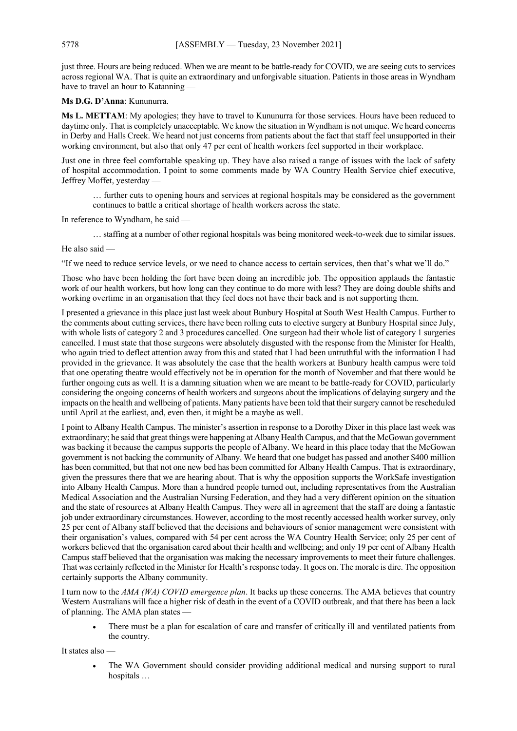just three. Hours are being reduced. When we are meant to be battle-ready for COVID, we are seeing cuts to services across regional WA. That is quite an extraordinary and unforgivable situation. Patients in those areas in Wyndham have to travel an hour to Katanning —

**Ms D.G. D'Anna**: Kununurra.

**Ms L. METTAM**: My apologies; they have to travel to Kununurra for those services. Hours have been reduced to daytime only. That is completely unacceptable. We know the situation in Wyndham is not unique. We heard concerns in Derby and Halls Creek. We heard not just concerns from patients about the fact that staff feel unsupported in their working environment, but also that only 47 per cent of health workers feel supported in their workplace.

Just one in three feel comfortable speaking up. They have also raised a range of issues with the lack of safety of hospital accommodation. I point to some comments made by WA Country Health Service chief executive, Jeffrey Moffet, yesterday —

> … further cuts to opening hours and services at regional hospitals may be considered as the government continues to battle a critical shortage of health workers across the state.

In reference to Wyndham, he said —

> … staffing at a number of other regional hospitals was being monitored week-to-week due to similar issues.

He also said —

"If we need to reduce service levels, or we need to chance access to certain services, then that's what we'll do."

Those who have been holding the fort have been doing an incredible job. The opposition applauds the fantastic work of our health workers, but how long can they continue to do more with less? They are doing double shifts and working overtime in an organisation that they feel does not have their back and is not supporting them.

I presented a grievance in this place just last week about Bunbury Hospital at South West Health Campus. Further to the comments about cutting services, there have been rolling cuts to elective surgery at Bunbury Hospital since July, with whole lists of category 2 and 3 procedures cancelled. One surgeon had their whole list of category 1 surgeries cancelled. I must state that those surgeons were absolutely disgusted with the response from the Minister for Health, who again tried to deflect attention away from this and stated that I had been untruthful with the information I had provided in the grievance. It was absolutely the case that the health workers at Bunbury health campus were told that one operating theatre would effectively not be in operation for the month of November and that there would be further ongoing cuts as well. It is a damning situation when we are meant to be battle-ready for COVID, particularly considering the ongoing concerns of health workers and surgeons about the implications of delaying surgery and the impacts on the health and wellbeing of patients. Many patients have been told that their surgery cannot be rescheduled until April at the earliest, and, even then, it might be a maybe as well.

I point to Albany Health Campus. The minister's assertion in response to a Dorothy Dixer in this place last week was extraordinary; he said that great things were happening at Albany Health Campus, and that the McGowan government was backing it because the campus supports the people of Albany. We heard in this place today that the McGowan government is not backing the community of Albany. We heard that one budget has passed and another $400 million has been committed, but that not one new bed has been committed for Albany Health Campus. That is extraordinary, given the pressures there that we are hearing about. That is why the opposition supports the WorkSafe investigation into Albany Health Campus. More than a hundred people turned out, including representatives from the Australian Medical Association and the Australian Nursing Federation, and they had a very different opinion on the situation and the state of resources at Albany Health Campus. They were all in agreement that the staff are doing a fantastic job under extraordinary circumstances. However, according to the most recently accessed health worker survey, only 25 per cent of Albany staff believed that the decisions and behaviours of senior management were consistent with their organisation's values, compared with 54 per cent across the WA Country Health Service; only 25 per cent of workers believed that the organisation cared about their health and wellbeing; and only 19 per cent of Albany Health Campus staff believed that the organisation was making the necessary improvements to meet their future challenges. That was certainly reflected in the Minister for Health's response today. It goes on. The morale is dire. The opposition certainly supports the Albany community.

I turn now to the *AMA (WA) COVID emergence plan*. It backs up these concerns. The AMA believes that country Western Australians will face a higher risk of death in the event of a COVID outbreak, and that there has been a lack of planning. The AMA plan states —

> - There must be a plan for escalation of care and transfer of critically ill and ventilated patients from the country.

It states also —

> - The WA Government should consider providing additional medical and nursing support to rural hospitals …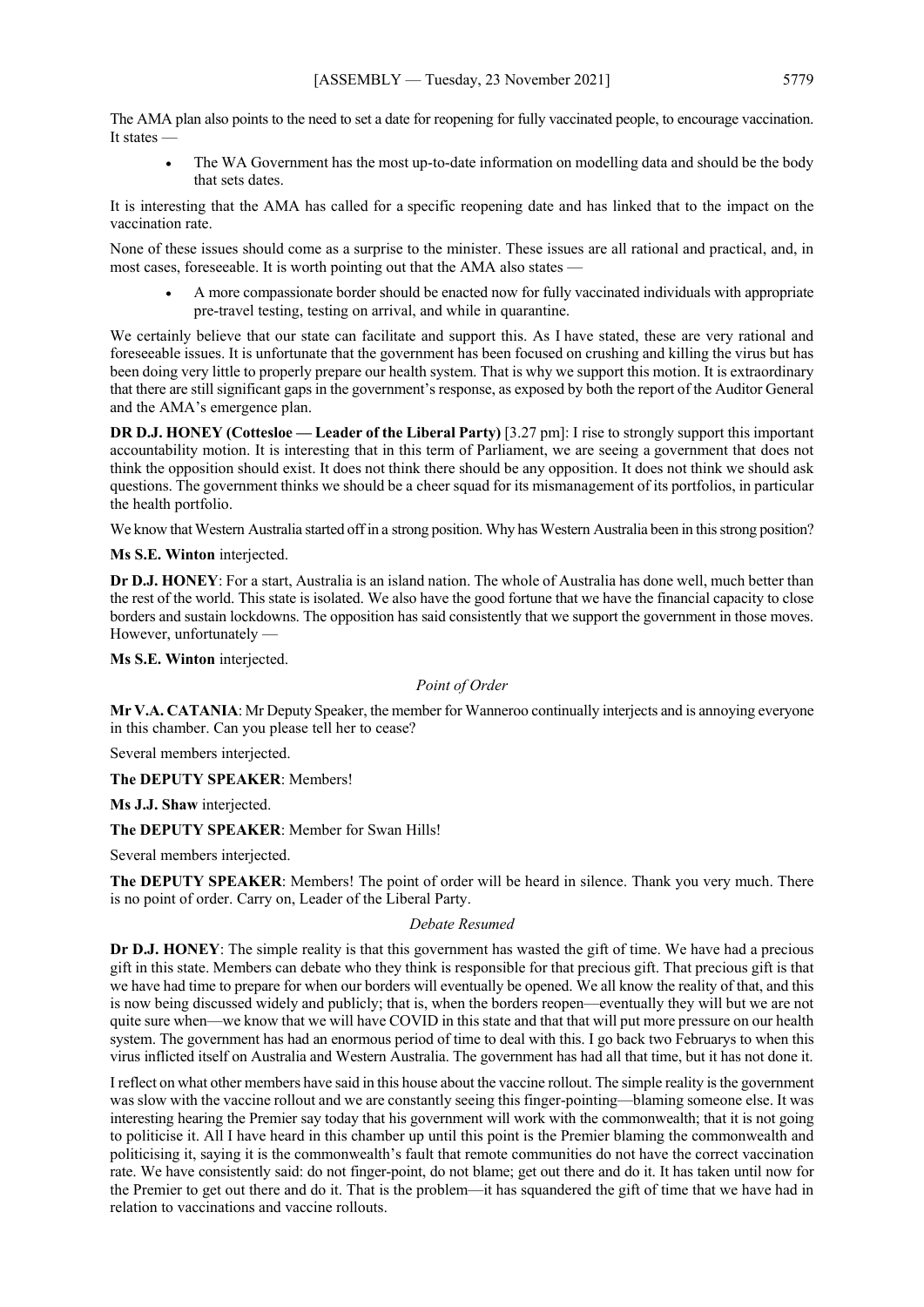The AMA plan also points to the need to set a date for reopening for fully vaccinated people, to encourage vaccination. It states —

- The WA Government has the most up-to-date information on modelling data and should be the body that sets dates.

It is interesting that the AMA has called for a specific reopening date and has linked that to the impact on the vaccination rate.

None of these issues should come as a surprise to the minister. These issues are all rational and practical, and, in most cases, foreseeable. It is worth pointing out that the AMA also states —

- A more compassionate border should be enacted now for fully vaccinated individuals with appropriate pre-travel testing, testing on arrival, and while in quarantine.

We certainly believe that our state can facilitate and support this. As I have stated, these are very rational and foreseeable issues. It is unfortunate that the government has been focused on crushing and killing the virus but has been doing very little to properly prepare our health system. That is why we support this motion. It is extraordinary that there are still significant gaps in the government's response, as exposed by both the report of the Auditor General and the AMA's emergence plan.

**DR D.J. HONEY (Cottesloe — Leader of the Liberal Party)** [3.27 pm]: I rise to strongly support this important accountability motion. It is interesting that in this term of Parliament, we are seeing a government that does not think the opposition should exist. It does not think there should be any opposition. It does not think we should ask questions. The government thinks we should be a cheer squad for its mismanagement of its portfolios, in particular the health portfolio.

We know that Western Australia started off in a strong position. Why has Western Australia been in this strong position?

**Ms S.E. Winton** interjected.

**Dr D.J. HONEY**: For a start, Australia is an island nation. The whole of Australia has done well, much better than the rest of the world. This state is isolated. We also have the good fortune that we have the financial capacity to close borders and sustain lockdowns. The opposition has said consistently that we support the government in those moves. However, unfortunately —

**Ms S.E. Winton** interjected.

*Point of Order*

**Mr V.A. CATANIA**: Mr Deputy Speaker, the member for Wanneroo continually interjects and is annoying everyone in this chamber. Can you please tell her to cease?

Several members interjected.

**The DEPUTY SPEAKER**: Members!

**Ms J.J. Shaw** interjected.

**The DEPUTY SPEAKER**: Member for Swan Hills!

Several members interjected.

**The DEPUTY SPEAKER**: Members! The point of order will be heard in silence. Thank you very much. There is no point of order. Carry on, Leader of the Liberal Party.

*Debate Resumed*

**Dr D.J. HONEY**: The simple reality is that this government has wasted the gift of time. We have had a precious gift in this state. Members can debate who they think is responsible for that precious gift. That precious gift is that we have had time to prepare for when our borders will eventually be opened. We all know the reality of that, and this is now being discussed widely and publicly; that is, when the borders reopen—eventually they will but we are not quite sure when—we know that we will have COVID in this state and that that will put more pressure on our health system. The government has had an enormous period of time to deal with this. I go back two Februarys to when this virus inflicted itself on Australia and Western Australia. The government has had all that time, but it has not done it.

I reflect on what other members have said in this house about the vaccine rollout. The simple reality is the government was slow with the vaccine rollout and we are constantly seeing this finger-pointing—blaming someone else. It was interesting hearing the Premier say today that his government will work with the commonwealth; that it is not going to politicise it. All I have heard in this chamber up until this point is the Premier blaming the commonwealth and politicising it, saying it is the commonwealth's fault that remote communities do not have the correct vaccination rate. We have consistently said: do not finger-point, do not blame; get out there and do it. It has taken until now for the Premier to get out there and do it. That is the problem—it has squandered the gift of time that we have had in relation to vaccinations and vaccine rollouts.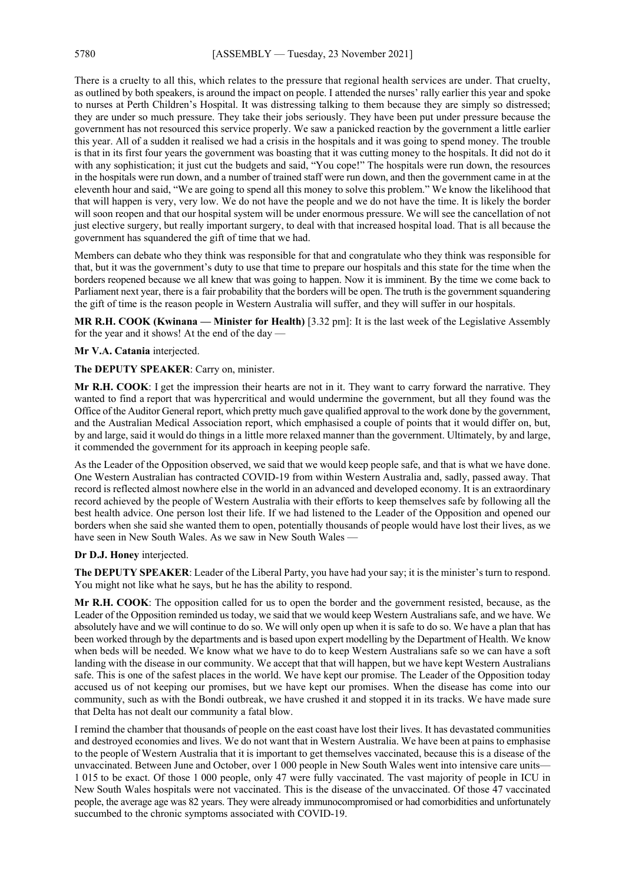There is a cruelty to all this, which relates to the pressure that regional health services are under. That cruelty, as outlined by both speakers, is around the impact on people. I attended the nurses' rally earlier this year and spoke to nurses at Perth Children's Hospital. It was distressing talking to them because they are simply so distressed; they are under so much pressure. They take their jobs seriously. They have been put under pressure because the government has not resourced this service properly. We saw a panicked reaction by the government a little earlier this year. All of a sudden it realised we had a crisis in the hospitals and it was going to spend money. The trouble is that in its first four years the government was boasting that it was cutting money to the hospitals. It did not do it with any sophistication; it just cut the budgets and said, "You cope!" The hospitals were run down, the resources in the hospitals were run down, and a number of trained staff were run down, and then the government came in at the eleventh hour and said, "We are going to spend all this money to solve this problem." We know the likelihood that that will happen is very, very low. We do not have the people and we do not have the time. It is likely the border will soon reopen and that our hospital system will be under enormous pressure. We will see the cancellation of not just elective surgery, but really important surgery, to deal with that increased hospital load. That is all because the government has squandered the gift of time that we had.

Members can debate who they think was responsible for that and congratulate who they think was responsible for that, but it was the government's duty to use that time to prepare our hospitals and this state for the time when the borders reopened because we all knew that was going to happen. Now it is imminent. By the time we come back to Parliament next year, there is a fair probability that the borders will be open. The truth is the government squandering the gift of time is the reason people in Western Australia will suffer, and they will suffer in our hospitals.

**MR R.H. COOK (Kwinana — Minister for Health)** [3.32 pm]: It is the last week of the Legislative Assembly for the year and it shows! At the end of the day —

**Mr V.A. Catania** interjected.

**The DEPUTY SPEAKER**: Carry on, minister.

**Mr R.H. COOK**: I get the impression their hearts are not in it. They want to carry forward the narrative. They wanted to find a report that was hypercritical and would undermine the government, but all they found was the Office of the Auditor General report, which pretty much gave qualified approval to the work done by the government, and the Australian Medical Association report, which emphasised a couple of points that it would differ on, but, by and large, said it would do things in a little more relaxed manner than the government. Ultimately, by and large, it commended the government for its approach in keeping people safe.

As the Leader of the Opposition observed, we said that we would keep people safe, and that is what we have done. One Western Australian has contracted COVID-19 from within Western Australia and, sadly, passed away. That record is reflected almost nowhere else in the world in an advanced and developed economy. It is an extraordinary record achieved by the people of Western Australia with their efforts to keep themselves safe by following all the best health advice. One person lost their life. If we had listened to the Leader of the Opposition and opened our borders when she said she wanted them to open, potentially thousands of people would have lost their lives, as we have seen in New South Wales. As we saw in New South Wales —

**Dr D.J. Honey** interjected.

**The DEPUTY SPEAKER**: Leader of the Liberal Party, you have had your say; it is the minister's turn to respond. You might not like what he says, but he has the ability to respond.

**Mr R.H. COOK**: The opposition called for us to open the border and the government resisted, because, as the Leader of the Opposition reminded us today, we said that we would keep Western Australians safe, and we have. We absolutely have and we will continue to do so. We will only open up when it is safe to do so. We have a plan that has been worked through by the departments and is based upon expert modelling by the Department of Health. We know when beds will be needed. We know what we have to do to keep Western Australians safe so we can have a soft landing with the disease in our community. We accept that that will happen, but we have kept Western Australians safe. This is one of the safest places in the world. We have kept our promise. The Leader of the Opposition today accused us of not keeping our promises, but we have kept our promises. When the disease has come into our community, such as with the Bondi outbreak, we have crushed it and stopped it in its tracks. We have made sure that Delta has not dealt our community a fatal blow.

I remind the chamber that thousands of people on the east coast have lost their lives. It has devastated communities and destroyed economies and lives. We do not want that in Western Australia. We have been at pains to emphasise to the people of Western Australia that it is important to get themselves vaccinated, because this is a disease of the unvaccinated. Between June and October, over 1 000 people in New South Wales went into intensive care units— 1 015 to be exact. Of those 1 000 people, only 47 were fully vaccinated. The vast majority of people in ICU in New South Wales hospitals were not vaccinated. This is the disease of the unvaccinated. Of those 47 vaccinated people, the average age was 82 years. They were already immunocompromised or had comorbidities and unfortunately succumbed to the chronic symptoms associated with COVID-19.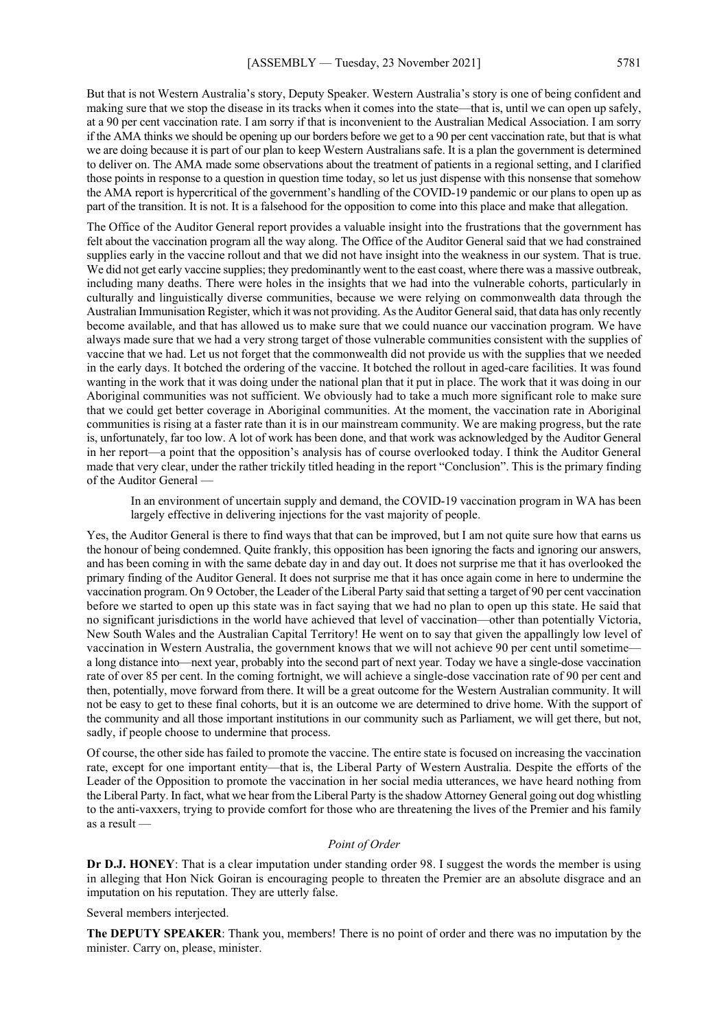But that is not Western Australia's story, Deputy Speaker. Western Australia's story is one of being confident and making sure that we stop the disease in its tracks when it comes into the state—that is, until we can open up safely, at a 90 per cent vaccination rate. I am sorry if that is inconvenient to the Australian Medical Association. I am sorry if the AMA thinks we should be opening up our borders before we get to a 90 per cent vaccination rate, but that is what we are doing because it is part of our plan to keep Western Australians safe. It is a plan the government is determined to deliver on. The AMA made some observations about the treatment of patients in a regional setting, and I clarified those points in response to a question in question time today, so let us just dispense with this nonsense that somehow the AMA report is hypercritical of the government's handling of the COVID-19 pandemic or our plans to open up as part of the transition. It is not. It is a falsehood for the opposition to come into this place and make that allegation.

The Office of the Auditor General report provides a valuable insight into the frustrations that the government has felt about the vaccination program all the way along. The Office of the Auditor General said that we had constrained supplies early in the vaccine rollout and that we did not have insight into the weakness in our system. That is true. We did not get early vaccine supplies; they predominantly went to the east coast, where there was a massive outbreak, including many deaths. There were holes in the insights that we had into the vulnerable cohorts, particularly in culturally and linguistically diverse communities, because we were relying on commonwealth data through the Australian Immunisation Register, which it was not providing. As the Auditor General said, that data has only recently become available, and that has allowed us to make sure that we could nuance our vaccination program. We have always made sure that we had a very strong target of those vulnerable communities consistent with the supplies of vaccine that we had. Let us not forget that the commonwealth did not provide us with the supplies that we needed in the early days. It botched the ordering of the vaccine. It botched the rollout in aged-care facilities. It was found wanting in the work that it was doing under the national plan that it put in place. The work that it was doing in our Aboriginal communities was not sufficient. We obviously had to take a much more significant role to make sure that we could get better coverage in Aboriginal communities. At the moment, the vaccination rate in Aboriginal communities is rising at a faster rate than it is in our mainstream community. We are making progress, but the rate is, unfortunately, far too low. A lot of work has been done, and that work was acknowledged by the Auditor General in her report—a point that the opposition's analysis has of course overlooked today. I think the Auditor General made that very clear, under the rather trickily titled heading in the report "Conclusion". This is the primary finding of the Auditor General —

> In an environment of uncertain supply and demand, the COVID-19 vaccination program in WA has been largely effective in delivering injections for the vast majority of people.

Yes, the Auditor General is there to find ways that that can be improved, but I am not quite sure how that earns us the honour of being condemned. Quite frankly, this opposition has been ignoring the facts and ignoring our answers, and has been coming in with the same debate day in and day out. It does not surprise me that it has overlooked the primary finding of the Auditor General. It does not surprise me that it has once again come in here to undermine the vaccination program. On 9 October, the Leader of the Liberal Party said that setting a target of 90 per cent vaccination before we started to open up this state was in fact saying that we had no plan to open up this state. He said that no significant jurisdictions in the world have achieved that level of vaccination—other than potentially Victoria, New South Wales and the Australian Capital Territory! He went on to say that given the appallingly low level of vaccination in Western Australia, the government knows that we will not achieve 90 per cent until sometime—a long distance into—next year, probably into the second part of next year. Today we have a single-dose vaccination rate of over 85 per cent. In the coming fortnight, we will achieve a single-dose vaccination rate of 90 per cent and then, potentially, move forward from there. It will be a great outcome for the Western Australian community. It will not be easy to get to these final cohorts, but it is an outcome we are determined to drive home. With the support of the community and all those important institutions in our community such as Parliament, we will get there, but not, sadly, if people choose to undermine that process.

Of course, the other side has failed to promote the vaccine. The entire state is focused on increasing the vaccination rate, except for one important entity—that is, the Liberal Party of Western Australia. Despite the efforts of the Leader of the Opposition to promote the vaccination in her social media utterances, we have heard nothing from the Liberal Party. In fact, what we hear from the Liberal Party is the shadow Attorney General going out dog whistling to the anti-vaxxers, trying to provide comfort for those who are threatening the lives of the Premier and his family as a result —

*Point of Order*

**Dr D.J. HONEY**: That is a clear imputation under standing order 98. I suggest the words the member is using in alleging that Hon Nick Goiran is encouraging people to threaten the Premier are an absolute disgrace and an imputation on his reputation. They are utterly false.

Several members interjected.

**The DEPUTY SPEAKER**: Thank you, members! There is no point of order and there was no imputation by the minister. Carry on, please, minister.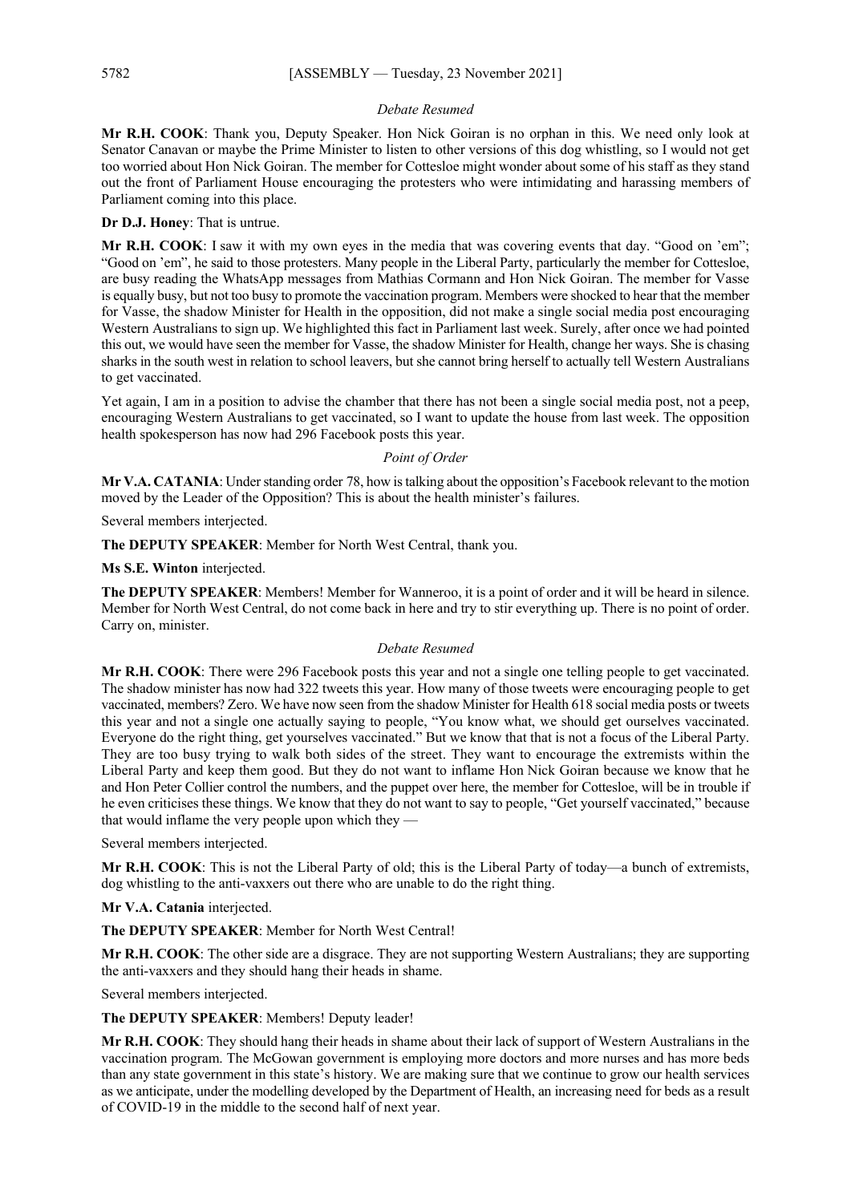*Debate Resumed*

**Mr R.H. COOK**: Thank you, Deputy Speaker. Hon Nick Goiran is no orphan in this. We need only look at Senator Canavan or maybe the Prime Minister to listen to other versions of this dog whistling, so I would not get too worried about Hon Nick Goiran. The member for Cottesloe might wonder about some of his staff as they stand out the front of Parliament House encouraging the protesters who were intimidating and harassing members of Parliament coming into this place.

**Dr D.J. Honey**: That is untrue.

**Mr R.H. COOK**: I saw it with my own eyes in the media that was covering events that day. "Good on 'em"; "Good on 'em", he said to those protesters. Many people in the Liberal Party, particularly the member for Cottesloe, are busy reading the WhatsApp messages from Mathias Cormann and Hon Nick Goiran. The member for Vasse is equally busy, but not too busy to promote the vaccination program. Members were shocked to hear that the member for Vasse, the shadow Minister for Health in the opposition, did not make a single social media post encouraging Western Australians to sign up. We highlighted this fact in Parliament last week. Surely, after once we had pointed this out, we would have seen the member for Vasse, the shadow Minister for Health, change her ways. She is chasing sharks in the south west in relation to school leavers, but she cannot bring herself to actually tell Western Australians to get vaccinated.

Yet again, I am in a position to advise the chamber that there has not been a single social media post, not a peep, encouraging Western Australians to get vaccinated, so I want to update the house from last week. The opposition health spokesperson has now had 296 Facebook posts this year.

*Point of Order*

**Mr V.A. CATANIA**: Under standing order 78, how is talking about the opposition's Facebook relevant to the motion moved by the Leader of the Opposition? This is about the health minister's failures.

Several members interjected.

**The DEPUTY SPEAKER**: Member for North West Central, thank you.

**Ms S.E. Winton** interjected.

**The DEPUTY SPEAKER**: Members! Member for Wanneroo, it is a point of order and it will be heard in silence. Member for North West Central, do not come back in here and try to stir everything up. There is no point of order. Carry on, minister.

*Debate Resumed*

**Mr R.H. COOK**: There were 296 Facebook posts this year and not a single one telling people to get vaccinated. The shadow minister has now had 322 tweets this year. How many of those tweets were encouraging people to get vaccinated, members? Zero. We have now seen from the shadow Minister for Health 618 social media posts or tweets this year and not a single one actually saying to people, "You know what, we should get ourselves vaccinated. Everyone do the right thing, get yourselves vaccinated." But we know that that is not a focus of the Liberal Party. They are too busy trying to walk both sides of the street. They want to encourage the extremists within the Liberal Party and keep them good. But they do not want to inflame Hon Nick Goiran because we know that he and Hon Peter Collier control the numbers, and the puppet over here, the member for Cottesloe, will be in trouble if he even criticises these things. We know that they do not want to say to people, "Get yourself vaccinated," because that would inflame the very people upon which they —

Several members interjected.

**Mr R.H. COOK**: This is not the Liberal Party of old; this is the Liberal Party of today—a bunch of extremists, dog whistling to the anti-vaxxers out there who are unable to do the right thing.

**Mr V.A. Catania** interjected.

**The DEPUTY SPEAKER**: Member for North West Central!

**Mr R.H. COOK**: The other side are a disgrace. They are not supporting Western Australians; they are supporting the anti-vaxxers and they should hang their heads in shame.

Several members interjected.

**The DEPUTY SPEAKER**: Members! Deputy leader!

**Mr R.H. COOK**: They should hang their heads in shame about their lack of support of Western Australians in the vaccination program. The McGowan government is employing more doctors and more nurses and has more beds than any state government in this state's history. We are making sure that we continue to grow our health services as we anticipate, under the modelling developed by the Department of Health, an increasing need for beds as a result of COVID-19 in the middle to the second half of next year.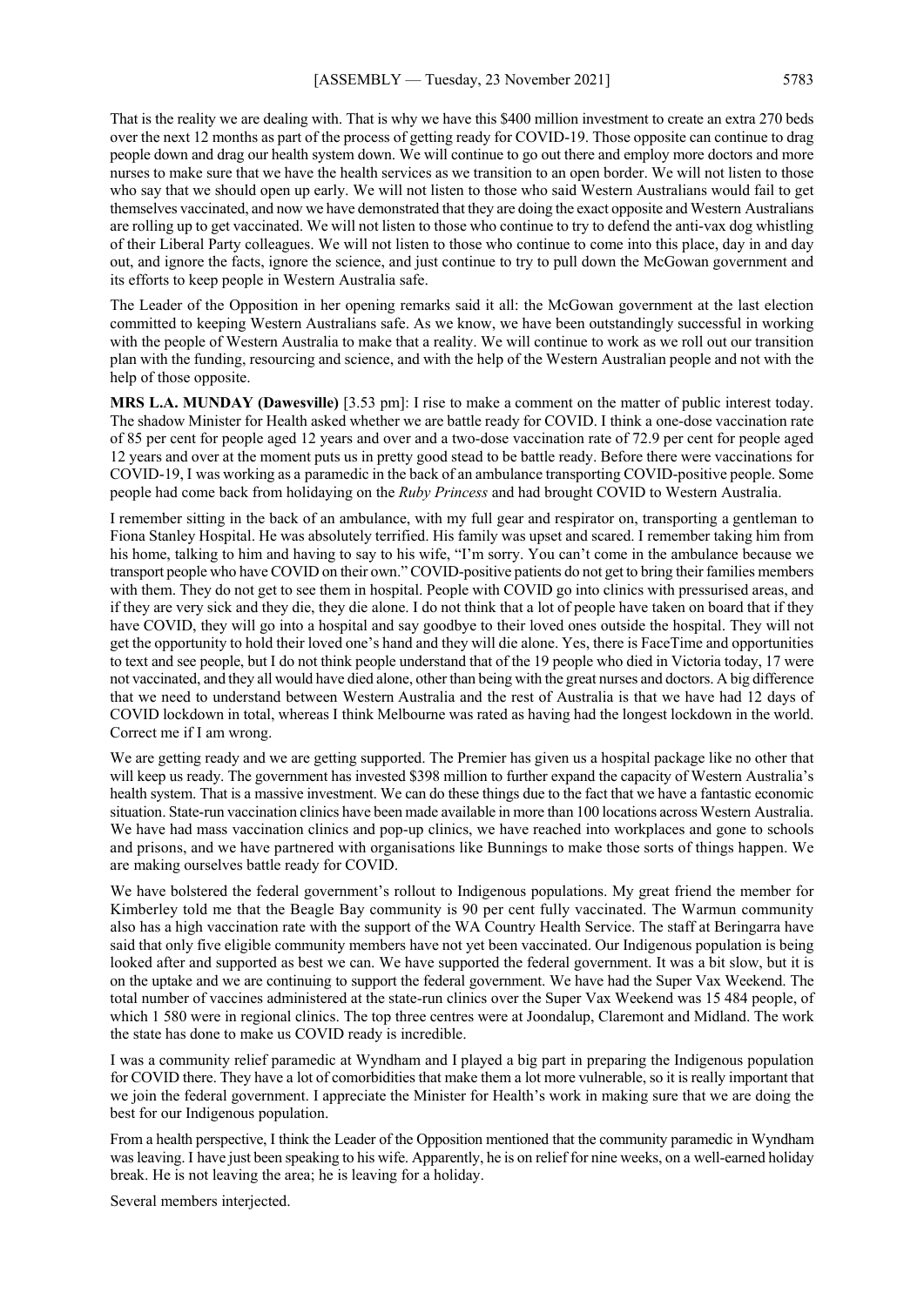That is the reality we are dealing with. That is why we have this $400 million investment to create an extra 270 beds over the next 12 months as part of the process of getting ready for COVID-19. Those opposite can continue to drag people down and drag our health system down. We will continue to go out there and employ more doctors and more nurses to make sure that we have the health services as we transition to an open border. We will not listen to those who say that we should open up early. We will not listen to those who said Western Australians would fail to get themselves vaccinated, and now we have demonstrated that they are doing the exact opposite and Western Australians are rolling up to get vaccinated. We will not listen to those who continue to try to defend the anti-vax dog whistling of their Liberal Party colleagues. We will not listen to those who continue to come into this place, day in and day out, and ignore the facts, ignore the science, and just continue to try to pull down the McGowan government and its efforts to keep people in Western Australia safe.

The Leader of the Opposition in her opening remarks said it all: the McGowan government at the last election committed to keeping Western Australians safe. As we know, we have been outstandingly successful in working with the people of Western Australia to make that a reality. We will continue to work as we roll out our transition plan with the funding, resourcing and science, and with the help of the Western Australian people and not with the help of those opposite.

**MRS L.A. MUNDAY (Dawesville)** [3.53 pm]: I rise to make a comment on the matter of public interest today. The shadow Minister for Health asked whether we are battle ready for COVID. I think a one-dose vaccination rate of 85 per cent for people aged 12 years and over and a two-dose vaccination rate of 72.9 per cent for people aged 12 years and over at the moment puts us in pretty good stead to be battle ready. Before there were vaccinations for COVID-19, I was working as a paramedic in the back of an ambulance transporting COVID-positive people. Some people had come back from holidaying on the *Ruby Princess* and had brought COVID to Western Australia.

I remember sitting in the back of an ambulance, with my full gear and respirator on, transporting a gentleman to Fiona Stanley Hospital. He was absolutely terrified. His family was upset and scared. I remember taking him from his home, talking to him and having to say to his wife, "I'm sorry. You can't come in the ambulance because we transport people who have COVID on their own." COVID-positive patients do not get to bring their families members with them. They do not get to see them in hospital. People with COVID go into clinics with pressurised areas, and if they are very sick and they die, they die alone. I do not think that a lot of people have taken on board that if they have COVID, they will go into a hospital and say goodbye to their loved ones outside the hospital. They will not get the opportunity to hold their loved one's hand and they will die alone. Yes, there is FaceTime and opportunities to text and see people, but I do not think people understand that of the 19 people who died in Victoria today, 17 were not vaccinated, and they all would have died alone, other than being with the great nurses and doctors. A big difference that we need to understand between Western Australia and the rest of Australia is that we have had 12 days of COVID lockdown in total, whereas I think Melbourne was rated as having had the longest lockdown in the world. Correct me if I am wrong.

We are getting ready and we are getting supported. The Premier has given us a hospital package like no other that will keep us ready. The government has invested $398 million to further expand the capacity of Western Australia's health system. That is a massive investment. We can do these things due to the fact that we have a fantastic economic situation. State-run vaccination clinics have been made available in more than 100 locations across Western Australia. We have had mass vaccination clinics and pop-up clinics, we have reached into workplaces and gone to schools and prisons, and we have partnered with organisations like Bunnings to make those sorts of things happen. We are making ourselves battle ready for COVID.

We have bolstered the federal government's rollout to Indigenous populations. My great friend the member for Kimberley told me that the Beagle Bay community is 90 per cent fully vaccinated. The Warmun community also has a high vaccination rate with the support of the WA Country Health Service. The staff at Beringarra have said that only five eligible community members have not yet been vaccinated. Our Indigenous population is being looked after and supported as best we can. We have supported the federal government. It was a bit slow, but it is on the uptake and we are continuing to support the federal government. We have had the Super Vax Weekend. The total number of vaccines administered at the state-run clinics over the Super Vax Weekend was 15 484 people, of which 1 580 were in regional clinics. The top three centres were at Joondalup, Claremont and Midland. The work the state has done to make us COVID ready is incredible.

I was a community relief paramedic at Wyndham and I played a big part in preparing the Indigenous population for COVID there. They have a lot of comorbidities that make them a lot more vulnerable, so it is really important that we join the federal government. I appreciate the Minister for Health's work in making sure that we are doing the best for our Indigenous population.

From a health perspective, I think the Leader of the Opposition mentioned that the community paramedic in Wyndham was leaving. I have just been speaking to his wife. Apparently, he is on relief for nine weeks, on a well-earned holiday break. He is not leaving the area; he is leaving for a holiday.

Several members interjected.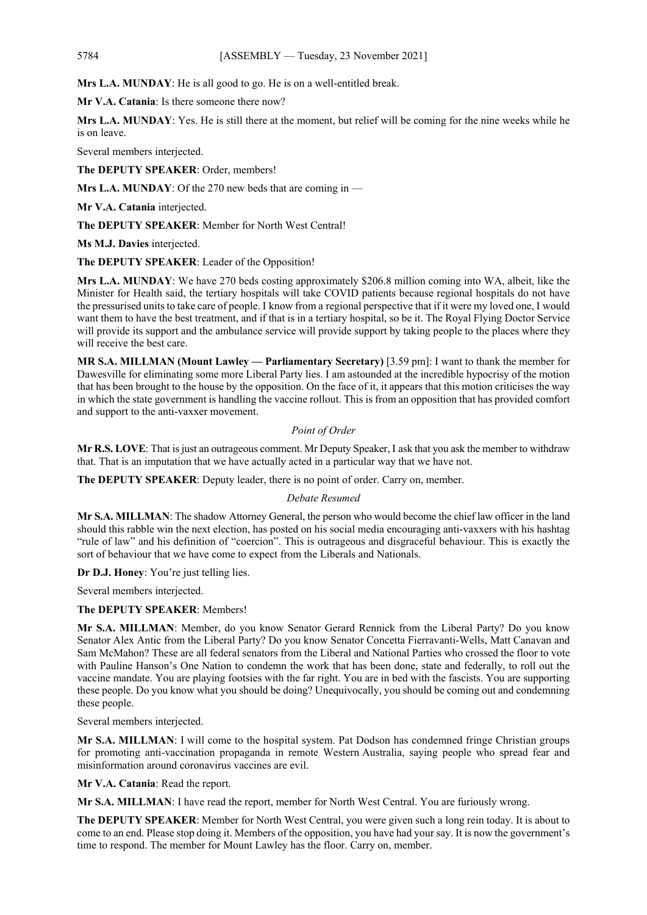**Mrs L.A. MUNDAY**: He is all good to go. He is on a well-entitled break.

**Mr V.A. Catania**: Is there someone there now?

**Mrs L.A. MUNDAY**: Yes. He is still there at the moment, but relief will be coming for the nine weeks while he is on leave.

Several members interjected.

**The DEPUTY SPEAKER**: Order, members!

**Mrs L.A. MUNDAY**: Of the 270 new beds that are coming in —

**Mr V.A. Catania** interjected.

**The DEPUTY SPEAKER**: Member for North West Central!

**Ms M.J. Davies** interjected.

**The DEPUTY SPEAKER**: Leader of the Opposition!

**Mrs L.A. MUNDAY**: We have 270 beds costing approximately $206.8 million coming into WA, albeit, like the Minister for Health said, the tertiary hospitals will take COVID patients because regional hospitals do not have the pressurised units to take care of people. I know from a regional perspective that if it were my loved one, I would want them to have the best treatment, and if that is in a tertiary hospital, so be it. The Royal Flying Doctor Service will provide its support and the ambulance service will provide support by taking people to the places where they will receive the best care.

**MR S.A. MILLMAN (Mount Lawley — Parliamentary Secretary)** [3.59 pm]: I want to thank the member for Dawesville for eliminating some more Liberal Party lies. I am astounded at the incredible hypocrisy of the motion that has been brought to the house by the opposition. On the face of it, it appears that this motion criticises the way in which the state government is handling the vaccine rollout. This is from an opposition that has provided comfort and support to the anti-vaxxer movement.

*Point of Order*

**Mr R.S. LOVE**: That is just an outrageous comment. Mr Deputy Speaker, I ask that you ask the member to withdraw that. That is an imputation that we have actually acted in a particular way that we have not.

**The DEPUTY SPEAKER**: Deputy leader, there is no point of order. Carry on, member.

*Debate Resumed*

**Mr S.A. MILLMAN**: The shadow Attorney General, the person who would become the chief law officer in the land should this rabble win the next election, has posted on his social media encouraging anti-vaxxers with his hashtag "rule of law" and his definition of "coercion". This is outrageous and disgraceful behaviour. This is exactly the sort of behaviour that we have come to expect from the Liberals and Nationals.

**Dr D.J. Honey**: You're just telling lies.

Several members interjected.

**The DEPUTY SPEAKER**: Members!

**Mr S.A. MILLMAN**: Member, do you know Senator Gerard Rennick from the Liberal Party? Do you know Senator Alex Antic from the Liberal Party? Do you know Senator Concetta Fierravanti-Wells, Matt Canavan and Sam McMahon? These are all federal senators from the Liberal and National Parties who crossed the floor to vote with Pauline Hanson's One Nation to condemn the work that has been done, state and federally, to roll out the vaccine mandate. You are playing footsies with the far right. You are in bed with the fascists. You are supporting these people. Do you know what you should be doing? Unequivocally, you should be coming out and condemning these people.

Several members interjected.

**Mr S.A. MILLMAN**: I will come to the hospital system. Pat Dodson has condemned fringe Christian groups for promoting anti-vaccination propaganda in remote Western Australia, saying people who spread fear and misinformation around coronavirus vaccines are evil.

**Mr V.A. Catania**: Read the report.

**Mr S.A. MILLMAN**: I have read the report, member for North West Central. You are furiously wrong.

**The DEPUTY SPEAKER**: Member for North West Central, you were given such a long rein today. It is about to come to an end. Please stop doing it. Members of the opposition, you have had your say. It is now the government's time to respond. The member for Mount Lawley has the floor. Carry on, member.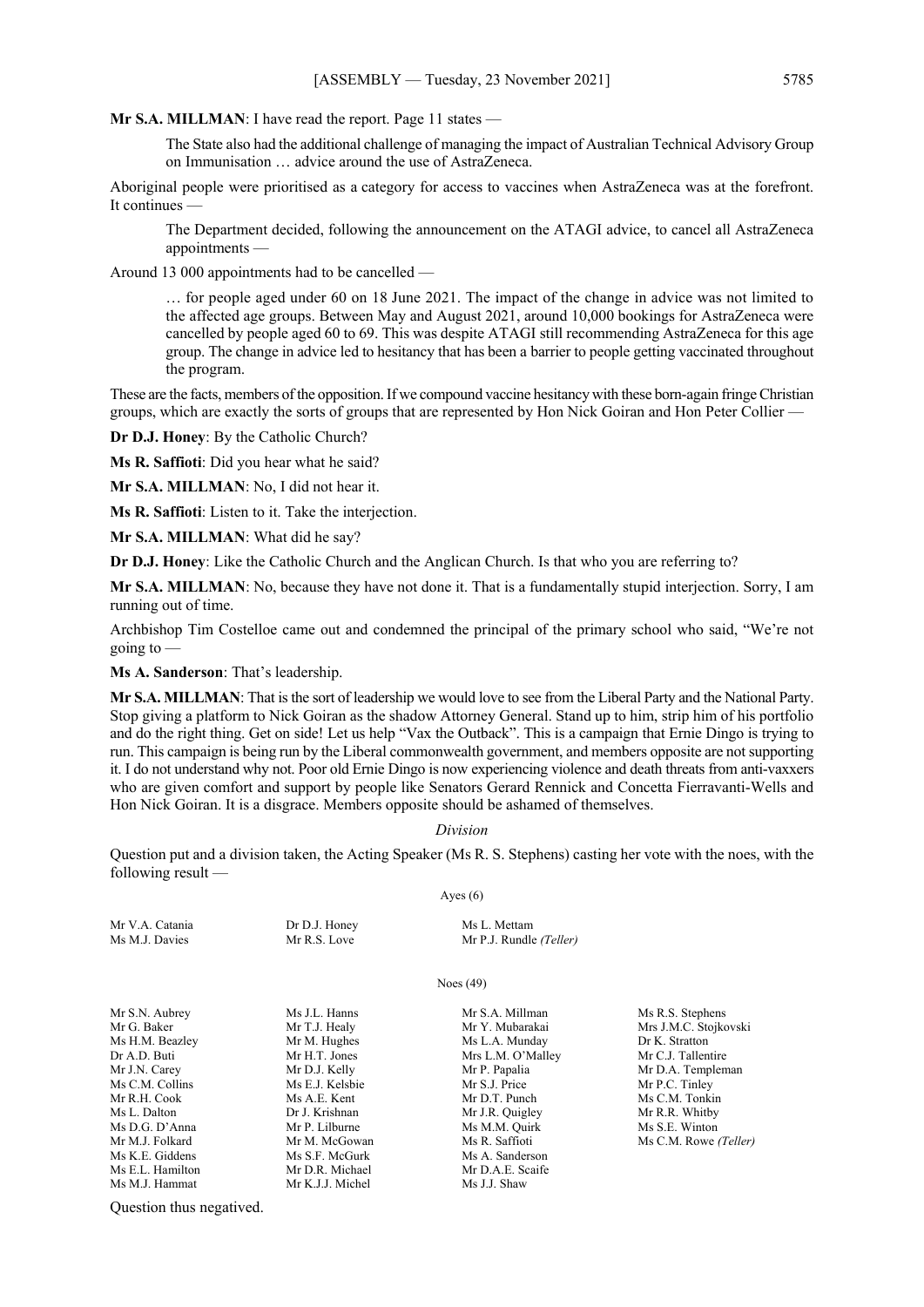**Mr S.A. MILLMAN**: I have read the report. Page 11 states —

> The State also had the additional challenge of managing the impact of Australian Technical Advisory Group on Immunisation … advice around the use of AstraZeneca.

Aboriginal people were prioritised as a category for access to vaccines when AstraZeneca was at the forefront. It continues —

> The Department decided, following the announcement on the ATAGI advice, to cancel all AstraZeneca appointments —

Around 13 000 appointments had to be cancelled —

> … for people aged under 60 on 18 June 2021. The impact of the change in advice was not limited to the affected age groups. Between May and August 2021, around 10,000 bookings for AstraZeneca were cancelled by people aged 60 to 69. This was despite ATAGI still recommending AstraZeneca for this age group. The change in advice led to hesitancy that has been a barrier to people getting vaccinated throughout the program.

These are the facts, members of the opposition. If we compound vaccine hesitancy with these born-again fringe Christian groups, which are exactly the sorts of groups that are represented by Hon Nick Goiran and Hon Peter Collier —

**Dr D.J. Honey**: By the Catholic Church?

**Ms R. Saffioti**: Did you hear what he said?

**Mr S.A. MILLMAN**: No, I did not hear it.

**Ms R. Saffioti**: Listen to it. Take the interjection.

**Mr S.A. MILLMAN**: What did he say?

**Dr D.J. Honey**: Like the Catholic Church and the Anglican Church. Is that who you are referring to?

**Mr S.A. MILLMAN**: No, because they have not done it. That is a fundamentally stupid interjection. Sorry, I am running out of time.

Archbishop Tim Costelloe came out and condemned the principal of the primary school who said, "We're not going to —

**Ms A. Sanderson**: That's leadership.

**Mr S.A. MILLMAN**: That is the sort of leadership we would love to see from the Liberal Party and the National Party. Stop giving a platform to Nick Goiran as the shadow Attorney General. Stand up to him, strip him of his portfolio and do the right thing. Get on side! Let us help "Vax the Outback". This is a campaign that Ernie Dingo is trying to run. This campaign is being run by the Liberal commonwealth government, and members opposite are not supporting it. I do not understand why not. Poor old Ernie Dingo is now experiencing violence and death threats from anti-vaxxers who are given comfort and support by people like Senators Gerard Rennick and Concetta Fierravanti-Wells and Hon Nick Goiran. It is a disgrace. Members opposite should be ashamed of themselves.

*Division*

Question put and a division taken, the Acting Speaker (Ms R. S. Stephens) casting her vote with the noes, with the following result —

Ayes (6)

| | | |
|---|---|---|
| Mr V.A. Catania | Dr D.J. Honey | Ms L. Mettam |
| Ms M.J. Davies | Mr R.S. Love | Mr P.J. Rundle *(Teller)* |

Noes (49)

| | | | |
|---|---|---|---|
| Mr S.N. Aubrey | Ms J.L. Hanns | Mr S.A. Millman | Ms R.S. Stephens |
| Mr G. Baker | Mr T.J. Healy | Mr Y. Mubarakai | Mrs J.M.C. Stojkovski |
| Ms H.M. Beazley | Mr M. Hughes | Ms L.A. Munday | Dr K. Stratton |
| Dr A.D. Buti | Mr H.T. Jones | Mrs L.M. O'Malley | Mr C.J. Tallentire |
| Mr J.N. Carey | Mr D.J. Kelly | Mr P. Papalia | Mr D.A. Templeman |
| Ms C.M. Collins | Ms E.J. Kelsbie | Mr S.J. Price | Mr P.C. Tinley |
| Mr R.H. Cook | Ms A.E. Kent | Mr D.T. Punch | Ms C.M. Tonkin |
| Ms L. Dalton | Dr J. Krishnan | Mr J.R. Quigley | Mr R.R. Whitby |
| Ms D.G. D'Anna | Mr P. Lilburne | Ms M.M. Quirk | Ms S.E. Winton |
| Mr M.J. Folkard | Mr M. McGowan | Ms R. Saffioti | Ms C.M. Rowe *(Teller)* |
| Ms K.E. Giddens | Ms S.F. McGurk | Ms A. Sanderson | |
| Ms E.L. Hamilton | Mr D.R. Michael | Mr D.A.E. Scaife | |
| Ms M.J. Hammat | Mr K.J.J. Michel | Ms J.J. Shaw | |

Question thus negatived.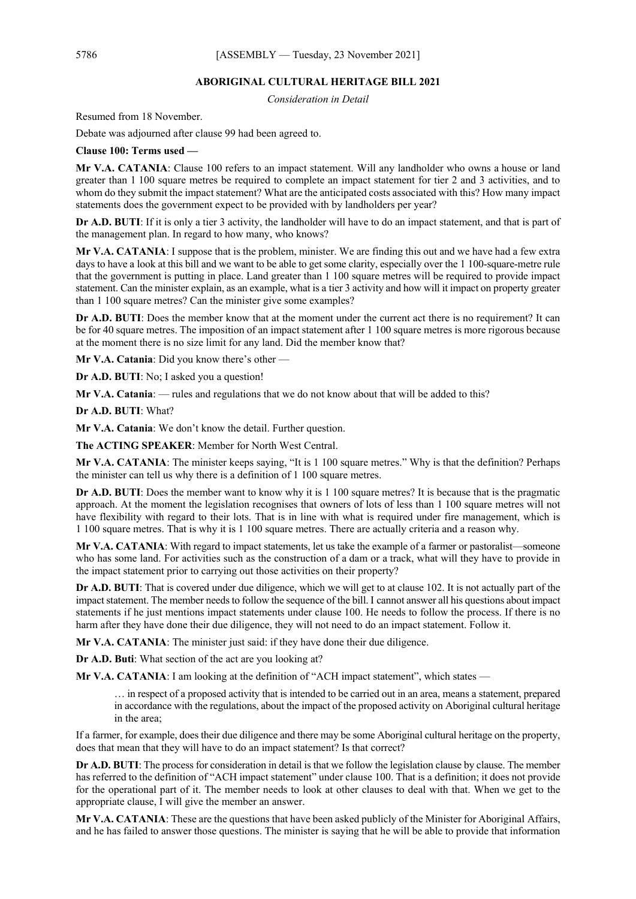## ABORIGINAL CULTURAL HERITAGE BILL 2021

*Consideration in Detail*

Resumed from 18 November.

Debate was adjourned after clause 99 had been agreed to.

**Clause 100: Terms used —**

**Mr V.A. CATANIA**: Clause 100 refers to an impact statement. Will any landholder who owns a house or land greater than 1 100 square metres be required to complete an impact statement for tier 2 and 3 activities, and to whom do they submit the impact statement? What are the anticipated costs associated with this? How many impact statements does the government expect to be provided with by landholders per year?

**Dr A.D. BUTI**: If it is only a tier 3 activity, the landholder will have to do an impact statement, and that is part of the management plan. In regard to how many, who knows?

**Mr V.A. CATANIA**: I suppose that is the problem, minister. We are finding this out and we have had a few extra days to have a look at this bill and we want to be able to get some clarity, especially over the 1 100-square-metre rule that the government is putting in place. Land greater than 1 100 square metres will be required to provide impact statement. Can the minister explain, as an example, what is a tier 3 activity and how will it impact on property greater than 1 100 square metres? Can the minister give some examples?

**Dr A.D. BUTI**: Does the member know that at the moment under the current act there is no requirement? It can be for 40 square metres. The imposition of an impact statement after 1 100 square metres is more rigorous because at the moment there is no size limit for any land. Did the member know that?

**Mr V.A. Catania**: Did you know there's other —

**Dr A.D. BUTI**: No; I asked you a question!

**Mr V.A. Catania**: — rules and regulations that we do not know about that will be added to this?

**Dr A.D. BUTI**: What?

**Mr V.A. Catania**: We don't know the detail. Further question.

**The ACTING SPEAKER**: Member for North West Central.

**Mr V.A. CATANIA**: The minister keeps saying, "It is 1 100 square metres." Why is that the definition? Perhaps the minister can tell us why there is a definition of 1 100 square metres.

**Dr A.D. BUTI**: Does the member want to know why it is 1 100 square metres? It is because that is the pragmatic approach. At the moment the legislation recognises that owners of lots of less than 1 100 square metres will not have flexibility with regard to their lots. That is in line with what is required under fire management, which is 1 100 square metres. That is why it is 1 100 square metres. There are actually criteria and a reason why.

**Mr V.A. CATANIA**: With regard to impact statements, let us take the example of a farmer or pastoralist—someone who has some land. For activities such as the construction of a dam or a track, what will they have to provide in the impact statement prior to carrying out those activities on their property?

**Dr A.D. BUTI**: That is covered under due diligence, which we will get to at clause 102. It is not actually part of the impact statement. The member needs to follow the sequence of the bill. I cannot answer all his questions about impact statements if he just mentions impact statements under clause 100. He needs to follow the process. If there is no harm after they have done their due diligence, they will not need to do an impact statement. Follow it.

**Mr V.A. CATANIA**: The minister just said: if they have done their due diligence.

**Dr A.D. Buti**: What section of the act are you looking at?

**Mr V.A. CATANIA**: I am looking at the definition of "ACH impact statement", which states —

> … in respect of a proposed activity that is intended to be carried out in an area, means a statement, prepared in accordance with the regulations, about the impact of the proposed activity on Aboriginal cultural heritage in the area;

If a farmer, for example, does their due diligence and there may be some Aboriginal cultural heritage on the property, does that mean that they will have to do an impact statement? Is that correct?

**Dr A.D. BUTI**: The process for consideration in detail is that we follow the legislation clause by clause. The member has referred to the definition of "ACH impact statement" under clause 100. That is a definition; it does not provide for the operational part of it. The member needs to look at other clauses to deal with that. When we get to the appropriate clause, I will give the member an answer.

**Mr V.A. CATANIA**: These are the questions that have been asked publicly of the Minister for Aboriginal Affairs, and he has failed to answer those questions. The minister is saying that he will be able to provide that information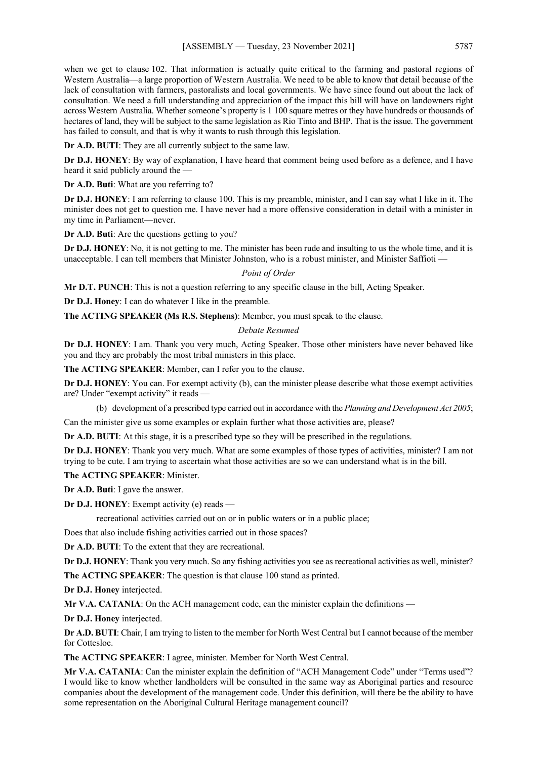when we get to clause 102. That information is actually quite critical to the farming and pastoral regions of Western Australia—a large proportion of Western Australia. We need to be able to know that detail because of the lack of consultation with farmers, pastoralists and local governments. We have since found out about the lack of consultation. We need a full understanding and appreciation of the impact this bill will have on landowners right across Western Australia. Whether someone's property is 1 100 square metres or they have hundreds or thousands of hectares of land, they will be subject to the same legislation as Rio Tinto and BHP. That is the issue. The government has failed to consult, and that is why it wants to rush through this legislation.

**Dr A.D. BUTI**: They are all currently subject to the same law.

**Dr D.J. HONEY**: By way of explanation, I have heard that comment being used before as a defence, and I have heard it said publicly around the —

**Dr A.D. Buti**: What are you referring to?

**Dr D.J. HONEY**: I am referring to clause 100. This is my preamble, minister, and I can say what I like in it. The minister does not get to question me. I have never had a more offensive consideration in detail with a minister in my time in Parliament—never.

**Dr A.D. Buti**: Are the questions getting to you?

**Dr D.J. HONEY**: No, it is not getting to me. The minister has been rude and insulting to us the whole time, and it is unacceptable. I can tell members that Minister Johnston, who is a robust minister, and Minister Saffioti —

*Point of Order*

**Mr D.T. PUNCH**: This is not a question referring to any specific clause in the bill, Acting Speaker.

**Dr D.J. Honey**: I can do whatever I like in the preamble.

**The ACTING SPEAKER (Ms R.S. Stephens)**: Member, you must speak to the clause.

*Debate Resumed*

**Dr D.J. HONEY**: I am. Thank you very much, Acting Speaker. Those other ministers have never behaved like you and they are probably the most tribal ministers in this place.

**The ACTING SPEAKER**: Member, can I refer you to the clause.

**Dr D.J. HONEY**: You can. For exempt activity (b), can the minister please describe what those exempt activities are? Under "exempt activity" it reads —

> (b) development of a prescribed type carried out in accordance with the *Planning and Development Act 2005*;

Can the minister give us some examples or explain further what those activities are, please?

**Dr A.D. BUTI**: At this stage, it is a prescribed type so they will be prescribed in the regulations.

**Dr D.J. HONEY**: Thank you very much. What are some examples of those types of activities, minister? I am not trying to be cute. I am trying to ascertain what those activities are so we can understand what is in the bill.

**The ACTING SPEAKER**: Minister.

**Dr A.D. Buti**: I gave the answer.

**Dr D.J. HONEY**: Exempt activity (e) reads —

> recreational activities carried out on or in public waters or in a public place;

Does that also include fishing activities carried out in those spaces?

**Dr A.D. BUTI**: To the extent that they are recreational.

**Dr D.J. HONEY**: Thank you very much. So any fishing activities you see as recreational activities as well, minister?

**The ACTING SPEAKER**: The question is that clause 100 stand as printed.

**Dr D.J. Honey** interjected.

**Mr V.A. CATANIA**: On the ACH management code, can the minister explain the definitions —

**Dr D.J. Honey** interjected.

**Dr A.D. BUTI**: Chair, I am trying to listen to the member for North West Central but I cannot because of the member for Cottesloe.

**The ACTING SPEAKER**: I agree, minister. Member for North West Central.

**Mr V.A. CATANIA**: Can the minister explain the definition of "ACH Management Code" under "Terms used"? I would like to know whether landholders will be consulted in the same way as Aboriginal parties and resource companies about the development of the management code. Under this definition, will there be the ability to have some representation on the Aboriginal Cultural Heritage management council?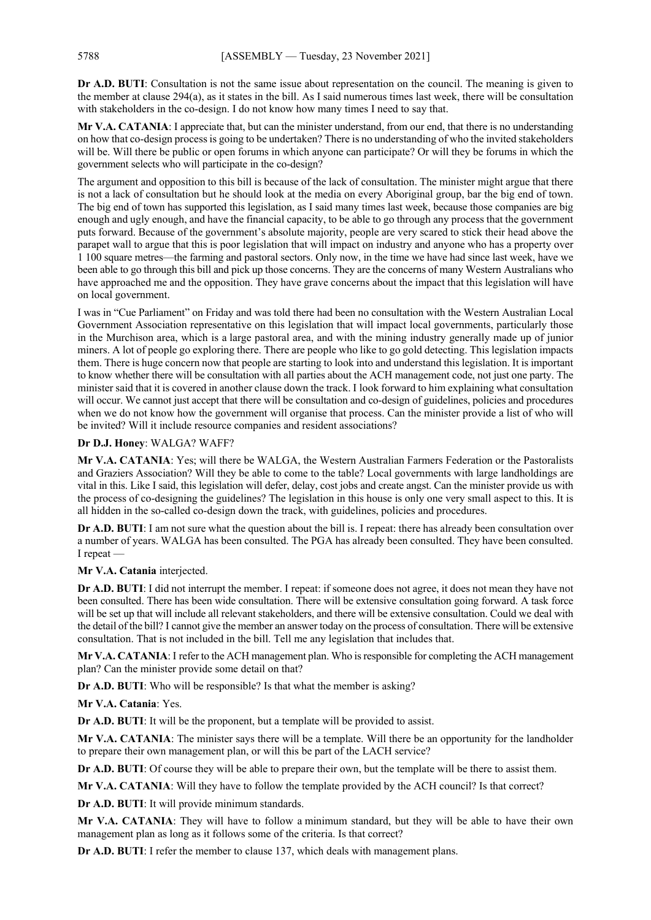**Dr A.D. BUTI**: Consultation is not the same issue about representation on the council. The meaning is given to the member at clause 294(a), as it states in the bill. As I said numerous times last week, there will be consultation with stakeholders in the co-design. I do not know how many times I need to say that.

**Mr V.A. CATANIA**: I appreciate that, but can the minister understand, from our end, that there is no understanding on how that co-design process is going to be undertaken? There is no understanding of who the invited stakeholders will be. Will there be public or open forums in which anyone can participate? Or will they be forums in which the government selects who will participate in the co-design?

The argument and opposition to this bill is because of the lack of consultation. The minister might argue that there is not a lack of consultation but he should look at the media on every Aboriginal group, bar the big end of town. The big end of town has supported this legislation, as I said many times last week, because those companies are big enough and ugly enough, and have the financial capacity, to be able to go through any process that the government puts forward. Because of the government's absolute majority, people are very scared to stick their head above the parapet wall to argue that this is poor legislation that will impact on industry and anyone who has a property over 1 100 square metres—the farming and pastoral sectors. Only now, in the time we have had since last week, have we been able to go through this bill and pick up those concerns. They are the concerns of many Western Australians who have approached me and the opposition. They have grave concerns about the impact that this legislation will have on local government.

I was in "Cue Parliament" on Friday and was told there had been no consultation with the Western Australian Local Government Association representative on this legislation that will impact local governments, particularly those in the Murchison area, which is a large pastoral area, and with the mining industry generally made up of junior miners. A lot of people go exploring there. There are people who like to go gold detecting. This legislation impacts them. There is huge concern now that people are starting to look into and understand this legislation. It is important to know whether there will be consultation with all parties about the ACH management code, not just one party. The minister said that it is covered in another clause down the track. I look forward to him explaining what consultation will occur. We cannot just accept that there will be consultation and co-design of guidelines, policies and procedures when we do not know how the government will organise that process. Can the minister provide a list of who will be invited? Will it include resource companies and resident associations?

**Dr D.J. Honey**: WALGA? WAFF?

**Mr V.A. CATANIA**: Yes; will there be WALGA, the Western Australian Farmers Federation or the Pastoralists and Graziers Association? Will they be able to come to the table? Local governments with large landholdings are vital in this. Like I said, this legislation will defer, delay, cost jobs and create angst. Can the minister provide us with the process of co-designing the guidelines? The legislation in this house is only one very small aspect to this. It is all hidden in the so-called co-design down the track, with guidelines, policies and procedures.

**Dr A.D. BUTI**: I am not sure what the question about the bill is. I repeat: there has already been consultation over a number of years. WALGA has been consulted. The PGA has already been consulted. They have been consulted. I repeat —

**Mr V.A. Catania** interjected.

**Dr A.D. BUTI**: I did not interrupt the member. I repeat: if someone does not agree, it does not mean they have not been consulted. There has been wide consultation. There will be extensive consultation going forward. A task force will be set up that will include all relevant stakeholders, and there will be extensive consultation. Could we deal with the detail of the bill? I cannot give the member an answer today on the process of consultation. There will be extensive consultation. That is not included in the bill. Tell me any legislation that includes that.

**Mr V.A. CATANIA**: I refer to the ACH management plan. Who is responsible for completing the ACH management plan? Can the minister provide some detail on that?

**Dr A.D. BUTI**: Who will be responsible? Is that what the member is asking?

**Mr V.A. Catania**: Yes.

**Dr A.D. BUTI**: It will be the proponent, but a template will be provided to assist.

**Mr V.A. CATANIA**: The minister says there will be a template. Will there be an opportunity for the landholder to prepare their own management plan, or will this be part of the LACH service?

**Dr A.D. BUTI**: Of course they will be able to prepare their own, but the template will be there to assist them.

**Mr V.A. CATANIA**: Will they have to follow the template provided by the ACH council? Is that correct?

**Dr A.D. BUTI**: It will provide minimum standards.

**Mr V.A. CATANIA**: They will have to follow a minimum standard, but they will be able to have their own management plan as long as it follows some of the criteria. Is that correct?

**Dr A.D. BUTI**: I refer the member to clause 137, which deals with management plans.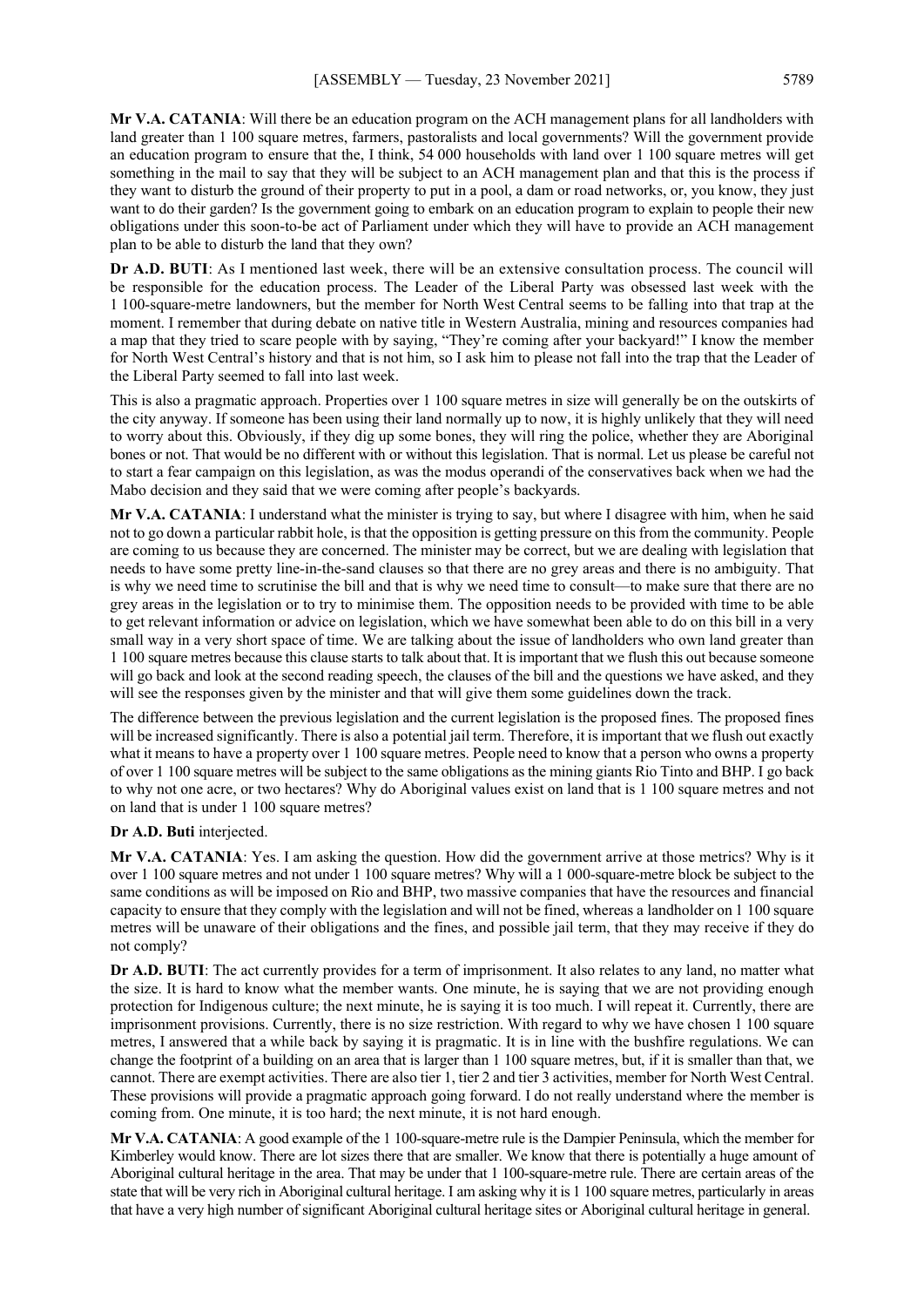**Mr V.A. CATANIA**: Will there be an education program on the ACH management plans for all landholders with land greater than 1 100 square metres, farmers, pastoralists and local governments? Will the government provide an education program to ensure that the, I think, 54 000 households with land over 1 100 square metres will get something in the mail to say that they will be subject to an ACH management plan and that this is the process if they want to disturb the ground of their property to put in a pool, a dam or road networks, or, you know, they just want to do their garden? Is the government going to embark on an education program to explain to people their new obligations under this soon-to-be act of Parliament under which they will have to provide an ACH management plan to be able to disturb the land that they own?

**Dr A.D. BUTI**: As I mentioned last week, there will be an extensive consultation process. The council will be responsible for the education process. The Leader of the Liberal Party was obsessed last week with the 1 100-square-metre landowners, but the member for North West Central seems to be falling into that trap at the moment. I remember that during debate on native title in Western Australia, mining and resources companies had a map that they tried to scare people with by saying, "They're coming after your backyard!" I know the member for North West Central's history and that is not him, so I ask him to please not fall into the trap that the Leader of the Liberal Party seemed to fall into last week.

This is also a pragmatic approach. Properties over 1 100 square metres in size will generally be on the outskirts of the city anyway. If someone has been using their land normally up to now, it is highly unlikely that they will need to worry about this. Obviously, if they dig up some bones, they will ring the police, whether they are Aboriginal bones or not. That would be no different with or without this legislation. That is normal. Let us please be careful not to start a fear campaign on this legislation, as was the modus operandi of the conservatives back when we had the Mabo decision and they said that we were coming after people's backyards.

**Mr V.A. CATANIA**: I understand what the minister is trying to say, but where I disagree with him, when he said not to go down a particular rabbit hole, is that the opposition is getting pressure on this from the community. People are coming to us because they are concerned. The minister may be correct, but we are dealing with legislation that needs to have some pretty line-in-the-sand clauses so that there are no grey areas and there is no ambiguity. That is why we need time to scrutinise the bill and that is why we need time to consult—to make sure that there are no grey areas in the legislation or to try to minimise them. The opposition needs to be provided with time to be able to get relevant information or advice on legislation, which we have somewhat been able to do on this bill in a very small way in a very short space of time. We are talking about the issue of landholders who own land greater than 1 100 square metres because this clause starts to talk about that. It is important that we flush this out because someone will go back and look at the second reading speech, the clauses of the bill and the questions we have asked, and they will see the responses given by the minister and that will give them some guidelines down the track.

The difference between the previous legislation and the current legislation is the proposed fines. The proposed fines will be increased significantly. There is also a potential jail term. Therefore, it is important that we flush out exactly what it means to have a property over 1 100 square metres. People need to know that a person who owns a property of over 1 100 square metres will be subject to the same obligations as the mining giants Rio Tinto and BHP. I go back to why not one acre, or two hectares? Why do Aboriginal values exist on land that is 1 100 square metres and not on land that is under 1 100 square metres?

**Dr A.D. Buti** interjected.

**Mr V.A. CATANIA**: Yes. I am asking the question. How did the government arrive at those metrics? Why is it over 1 100 square metres and not under 1 100 square metres? Why will a 1 000-square-metre block be subject to the same conditions as will be imposed on Rio and BHP, two massive companies that have the resources and financial capacity to ensure that they comply with the legislation and will not be fined, whereas a landholder on 1 100 square metres will be unaware of their obligations and the fines, and possible jail term, that they may receive if they do not comply?

**Dr A.D. BUTI**: The act currently provides for a term of imprisonment. It also relates to any land, no matter what the size. It is hard to know what the member wants. One minute, he is saying that we are not providing enough protection for Indigenous culture; the next minute, he is saying it is too much. I will repeat it. Currently, there are imprisonment provisions. Currently, there is no size restriction. With regard to why we have chosen 1 100 square metres, I answered that a while back by saying it is pragmatic. It is in line with the bushfire regulations. We can change the footprint of a building on an area that is larger than 1 100 square metres, but, if it is smaller than that, we cannot. There are exempt activities. There are also tier 1, tier 2 and tier 3 activities, member for North West Central. These provisions will provide a pragmatic approach going forward. I do not really understand where the member is coming from. One minute, it is too hard; the next minute, it is not hard enough.

**Mr V.A. CATANIA**: A good example of the 1 100-square-metre rule is the Dampier Peninsula, which the member for Kimberley would know. There are lot sizes there that are smaller. We know that there is potentially a huge amount of Aboriginal cultural heritage in the area. That may be under that 1 100-square-metre rule. There are certain areas of the state that will be very rich in Aboriginal cultural heritage. I am asking why it is 1 100 square metres, particularly in areas that have a very high number of significant Aboriginal cultural heritage sites or Aboriginal cultural heritage in general.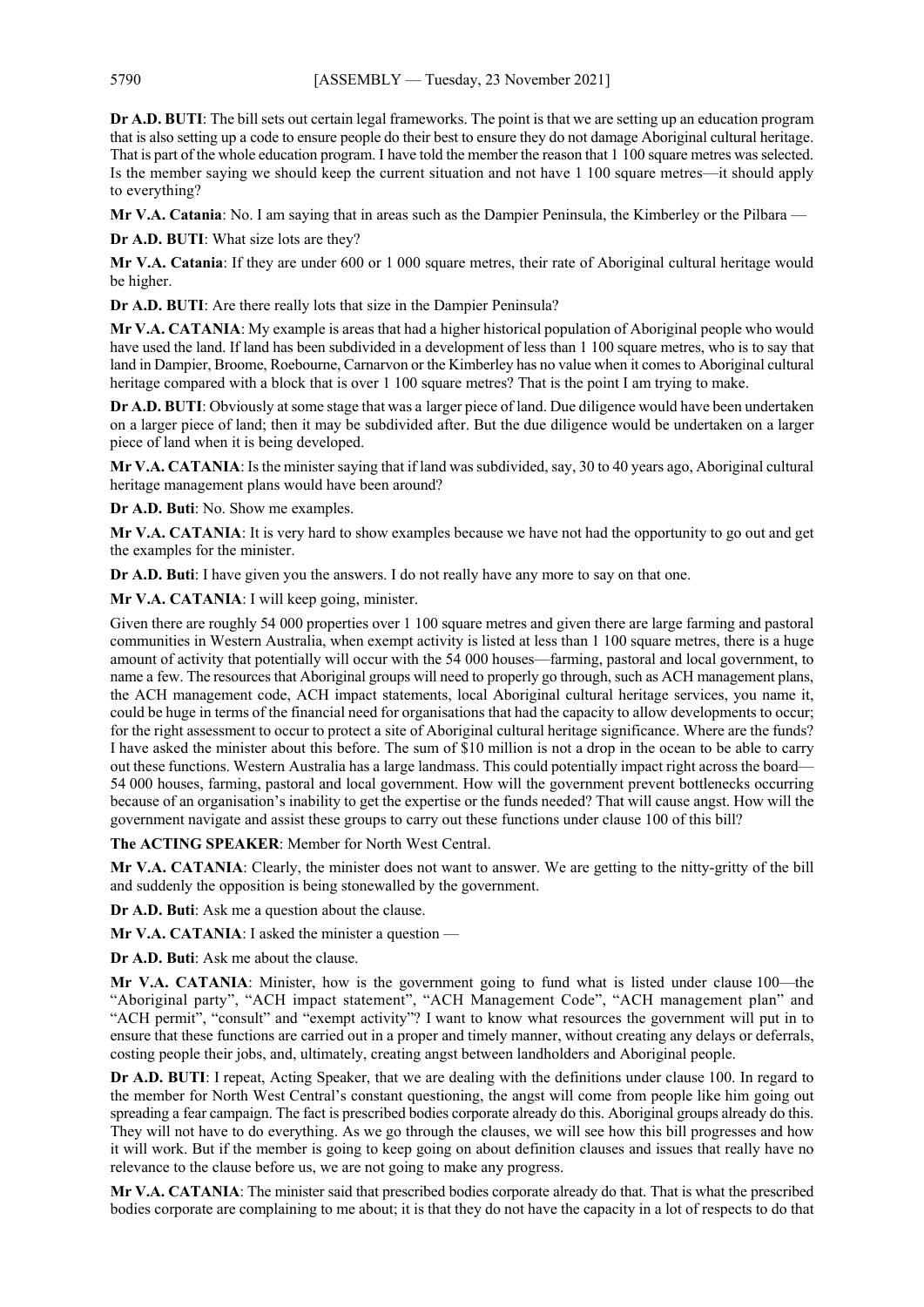**Dr A.D. BUTI**: The bill sets out certain legal frameworks. The point is that we are setting up an education program that is also setting up a code to ensure people do their best to ensure they do not damage Aboriginal cultural heritage. That is part of the whole education program. I have told the member the reason that 1 100 square metres was selected. Is the member saying we should keep the current situation and not have 1 100 square metres—it should apply to everything?

**Mr V.A. Catania**: No. I am saying that in areas such as the Dampier Peninsula, the Kimberley or the Pilbara —

**Dr A.D. BUTI**: What size lots are they?

**Mr V.A. Catania**: If they are under 600 or 1 000 square metres, their rate of Aboriginal cultural heritage would be higher.

**Dr A.D. BUTI**: Are there really lots that size in the Dampier Peninsula?

**Mr V.A. CATANIA**: My example is areas that had a higher historical population of Aboriginal people who would have used the land. If land has been subdivided in a development of less than 1 100 square metres, who is to say that land in Dampier, Broome, Roebourne, Carnarvon or the Kimberley has no value when it comes to Aboriginal cultural heritage compared with a block that is over 1 100 square metres? That is the point I am trying to make.

**Dr A.D. BUTI**: Obviously at some stage that was a larger piece of land. Due diligence would have been undertaken on a larger piece of land; then it may be subdivided after. But the due diligence would be undertaken on a larger piece of land when it is being developed.

**Mr V.A. CATANIA**: Is the minister saying that if land was subdivided, say, 30 to 40 years ago, Aboriginal cultural heritage management plans would have been around?

**Dr A.D. Buti**: No. Show me examples.

**Mr V.A. CATANIA**: It is very hard to show examples because we have not had the opportunity to go out and get the examples for the minister.

**Dr A.D. Buti**: I have given you the answers. I do not really have any more to say on that one.

**Mr V.A. CATANIA**: I will keep going, minister.

Given there are roughly 54 000 properties over 1 100 square metres and given there are large farming and pastoral communities in Western Australia, when exempt activity is listed at less than 1 100 square metres, there is a huge amount of activity that potentially will occur with the 54 000 houses—farming, pastoral and local government, to name a few. The resources that Aboriginal groups will need to properly go through, such as ACH management plans, the ACH management code, ACH impact statements, local Aboriginal cultural heritage services, you name it, could be huge in terms of the financial need for organisations that had the capacity to allow developments to occur; for the right assessment to occur to protect a site of Aboriginal cultural heritage significance. Where are the funds? I have asked the minister about this before. The sum of $10 million is not a drop in the ocean to be able to carry out these functions. Western Australia has a large landmass. This could potentially impact right across the board—54 000 houses, farming, pastoral and local government. How will the government prevent bottlenecks occurring because of an organisation's inability to get the expertise or the funds needed? That will cause angst. How will the government navigate and assist these groups to carry out these functions under clause 100 of this bill?

**The ACTING SPEAKER**: Member for North West Central.

**Mr V.A. CATANIA**: Clearly, the minister does not want to answer. We are getting to the nitty-gritty of the bill and suddenly the opposition is being stonewalled by the government.

**Dr A.D. Buti**: Ask me a question about the clause.

**Mr V.A. CATANIA**: I asked the minister a question —

**Dr A.D. Buti**: Ask me about the clause.

**Mr V.A. CATANIA**: Minister, how is the government going to fund what is listed under clause 100—the "Aboriginal party", "ACH impact statement", "ACH Management Code", "ACH management plan" and "ACH permit", "consult" and "exempt activity"? I want to know what resources the government will put in to ensure that these functions are carried out in a proper and timely manner, without creating any delays or deferrals, costing people their jobs, and, ultimately, creating angst between landholders and Aboriginal people.

**Dr A.D. BUTI**: I repeat, Acting Speaker, that we are dealing with the definitions under clause 100. In regard to the member for North West Central's constant questioning, the angst will come from people like him going out spreading a fear campaign. The fact is prescribed bodies corporate already do this. Aboriginal groups already do this. They will not have to do everything. As we go through the clauses, we will see how this bill progresses and how it will work. But if the member is going to keep going on about definition clauses and issues that really have no relevance to the clause before us, we are not going to make any progress.

**Mr V.A. CATANIA**: The minister said that prescribed bodies corporate already do that. That is what the prescribed bodies corporate are complaining to me about; it is that they do not have the capacity in a lot of respects to do that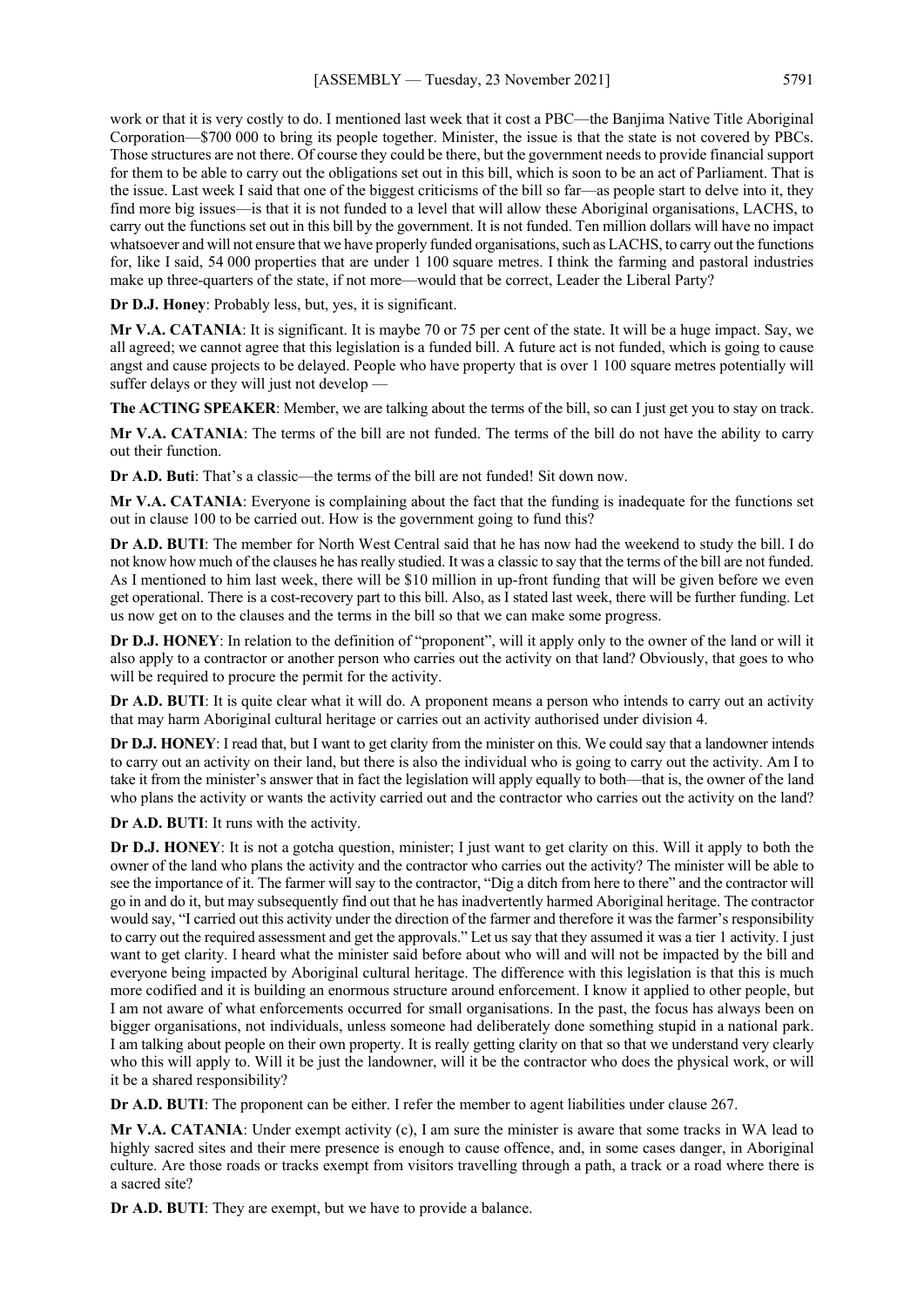work or that it is very costly to do. I mentioned last week that it cost a PBC—the Banjima Native Title Aboriginal Corporation—$700 000 to bring its people together. Minister, the issue is that the state is not covered by PBCs. Those structures are not there. Of course they could be there, but the government needs to provide financial support for them to be able to carry out the obligations set out in this bill, which is soon to be an act of Parliament. That is the issue. Last week I said that one of the biggest criticisms of the bill so far—as people start to delve into it, they find more big issues—is that it is not funded to a level that will allow these Aboriginal organisations, LACHS, to carry out the functions set out in this bill by the government. It is not funded. Ten million dollars will have no impact whatsoever and will not ensure that we have properly funded organisations, such as LACHS, to carry out the functions for, like I said, 54 000 properties that are under 1 100 square metres. I think the farming and pastoral industries make up three-quarters of the state, if not more—would that be correct, Leader the Liberal Party?

**Dr D.J. Honey**: Probably less, but, yes, it is significant.

**Mr V.A. CATANIA**: It is significant. It is maybe 70 or 75 per cent of the state. It will be a huge impact. Say, we all agreed; we cannot agree that this legislation is a funded bill. A future act is not funded, which is going to cause angst and cause projects to be delayed. People who have property that is over 1 100 square metres potentially will suffer delays or they will just not develop —

**The ACTING SPEAKER**: Member, we are talking about the terms of the bill, so can I just get you to stay on track.

**Mr V.A. CATANIA**: The terms of the bill are not funded. The terms of the bill do not have the ability to carry out their function.

**Dr A.D. Buti**: That's a classic—the terms of the bill are not funded! Sit down now.

**Mr V.A. CATANIA**: Everyone is complaining about the fact that the funding is inadequate for the functions set out in clause 100 to be carried out. How is the government going to fund this?

**Dr A.D. BUTI**: The member for North West Central said that he has now had the weekend to study the bill. I do not know how much of the clauses he has really studied. It was a classic to say that the terms of the bill are not funded. As I mentioned to him last week, there will be $10 million in up-front funding that will be given before we even get operational. There is a cost-recovery part to this bill. Also, as I stated last week, there will be further funding. Let us now get on to the clauses and the terms in the bill so that we can make some progress.

**Dr D.J. HONEY**: In relation to the definition of "proponent", will it apply only to the owner of the land or will it also apply to a contractor or another person who carries out the activity on that land? Obviously, that goes to who will be required to procure the permit for the activity.

**Dr A.D. BUTI**: It is quite clear what it will do. A proponent means a person who intends to carry out an activity that may harm Aboriginal cultural heritage or carries out an activity authorised under division 4.

**Dr D.J. HONEY**: I read that, but I want to get clarity from the minister on this. We could say that a landowner intends to carry out an activity on their land, but there is also the individual who is going to carry out the activity. Am I to take it from the minister's answer that in fact the legislation will apply equally to both—that is, the owner of the land who plans the activity or wants the activity carried out and the contractor who carries out the activity on the land?

**Dr A.D. BUTI**: It runs with the activity.

**Dr D.J. HONEY**: It is not a gotcha question, minister; I just want to get clarity on this. Will it apply to both the owner of the land who plans the activity and the contractor who carries out the activity? The minister will be able to see the importance of it. The farmer will say to the contractor, "Dig a ditch from here to there" and the contractor will go in and do it, but may subsequently find out that he has inadvertently harmed Aboriginal heritage. The contractor would say, "I carried out this activity under the direction of the farmer and therefore it was the farmer's responsibility to carry out the required assessment and get the approvals." Let us say that they assumed it was a tier 1 activity. I just want to get clarity. I heard what the minister said before about who will and will not be impacted by the bill and everyone being impacted by Aboriginal cultural heritage. The difference with this legislation is that this is much more codified and it is building an enormous structure around enforcement. I know it applied to other people, but I am not aware of what enforcements occurred for small organisations. In the past, the focus has always been on bigger organisations, not individuals, unless someone had deliberately done something stupid in a national park. I am talking about people on their own property. It is really getting clarity on that so that we understand very clearly who this will apply to. Will it be just the landowner, will it be the contractor who does the physical work, or will it be a shared responsibility?

**Dr A.D. BUTI**: The proponent can be either. I refer the member to agent liabilities under clause 267.

**Mr V.A. CATANIA**: Under exempt activity (c), I am sure the minister is aware that some tracks in WA lead to highly sacred sites and their mere presence is enough to cause offence, and, in some cases danger, in Aboriginal culture. Are those roads or tracks exempt from visitors travelling through a path, a track or a road where there is a sacred site?

**Dr A.D. BUTI**: They are exempt, but we have to provide a balance.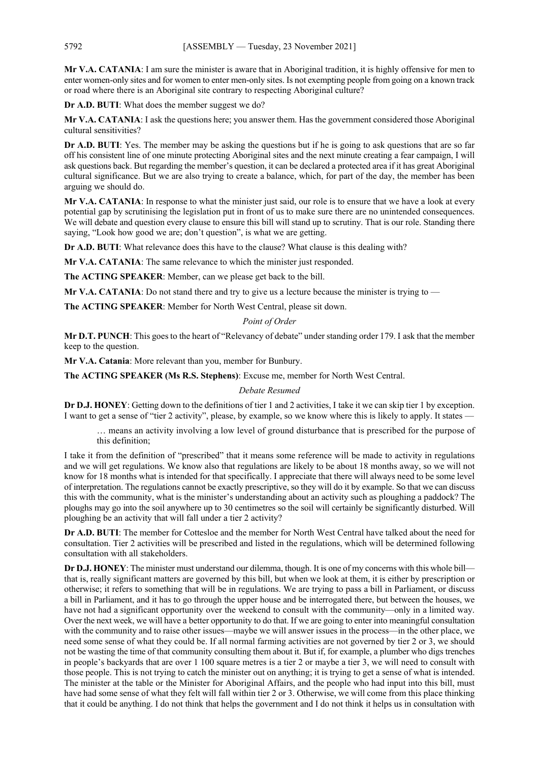**Mr V.A. CATANIA**: I am sure the minister is aware that in Aboriginal tradition, it is highly offensive for men to enter women-only sites and for women to enter men-only sites. Is not exempting people from going on a known track or road where there is an Aboriginal site contrary to respecting Aboriginal culture?

**Dr A.D. BUTI**: What does the member suggest we do?

**Mr V.A. CATANIA**: I ask the questions here; you answer them. Has the government considered those Aboriginal cultural sensitivities?

**Dr A.D. BUTI**: Yes. The member may be asking the questions but if he is going to ask questions that are so far off his consistent line of one minute protecting Aboriginal sites and the next minute creating a fear campaign, I will ask questions back. But regarding the member's question, it can be declared a protected area if it has great Aboriginal cultural significance. But we are also trying to create a balance, which, for part of the day, the member has been arguing we should do.

**Mr V.A. CATANIA**: In response to what the minister just said, our role is to ensure that we have a look at every potential gap by scrutinising the legislation put in front of us to make sure there are no unintended consequences. We will debate and question every clause to ensure this bill will stand up to scrutiny. That is our role. Standing there saying, "Look how good we are; don't question", is what we are getting.

**Dr A.D. BUTI**: What relevance does this have to the clause? What clause is this dealing with?

**Mr V.A. CATANIA**: The same relevance to which the minister just responded.

**The ACTING SPEAKER**: Member, can we please get back to the bill.

**Mr V.A. CATANIA**: Do not stand there and try to give us a lecture because the minister is trying to —

**The ACTING SPEAKER**: Member for North West Central, please sit down.

*Point of Order*

**Mr D.T. PUNCH**: This goes to the heart of "Relevancy of debate" under standing order 179. I ask that the member keep to the question.

**Mr V.A. Catania**: More relevant than you, member for Bunbury.

**The ACTING SPEAKER (Ms R.S. Stephens)**: Excuse me, member for North West Central.

*Debate Resumed*

**Dr D.J. HONEY**: Getting down to the definitions of tier 1 and 2 activities, I take it we can skip tier 1 by exception. I want to get a sense of "tier 2 activity", please, by example, so we know where this is likely to apply. It states —

> … means an activity involving a low level of ground disturbance that is prescribed for the purpose of this definition;

I take it from the definition of "prescribed" that it means some reference will be made to activity in regulations and we will get regulations. We know also that regulations are likely to be about 18 months away, so we will not know for 18 months what is intended for that specifically. I appreciate that there will always need to be some level of interpretation. The regulations cannot be exactly prescriptive, so they will do it by example. So that we can discuss this with the community, what is the minister's understanding about an activity such as ploughing a paddock? The ploughs may go into the soil anywhere up to 30 centimetres so the soil will certainly be significantly disturbed. Will ploughing be an activity that will fall under a tier 2 activity?

**Dr A.D. BUTI**: The member for Cottesloe and the member for North West Central have talked about the need for consultation. Tier 2 activities will be prescribed and listed in the regulations, which will be determined following consultation with all stakeholders.

**Dr D.J. HONEY**: The minister must understand our dilemma, though. It is one of my concerns with this whole bill—that is, really significant matters are governed by this bill, but when we look at them, it is either by prescription or otherwise; it refers to something that will be in regulations. We are trying to pass a bill in Parliament, or discuss a bill in Parliament, and it has to go through the upper house and be interrogated there, but between the houses, we have not had a significant opportunity over the weekend to consult with the community—only in a limited way. Over the next week, we will have a better opportunity to do that. If we are going to enter into meaningful consultation with the community and to raise other issues—maybe we will answer issues in the process—in the other place, we need some sense of what they could be. If all normal farming activities are not governed by tier 2 or 3, we should not be wasting the time of that community consulting them about it. But if, for example, a plumber who digs trenches in people's backyards that are over 1 100 square metres is a tier 2 or maybe a tier 3, we will need to consult with those people. This is not trying to catch the minister out on anything; it is trying to get a sense of what is intended. The minister at the table or the Minister for Aboriginal Affairs, and the people who had input into this bill, must have had some sense of what they felt will fall within tier 2 or 3. Otherwise, we will come from this place thinking that it could be anything. I do not think that helps the government and I do not think it helps us in consultation with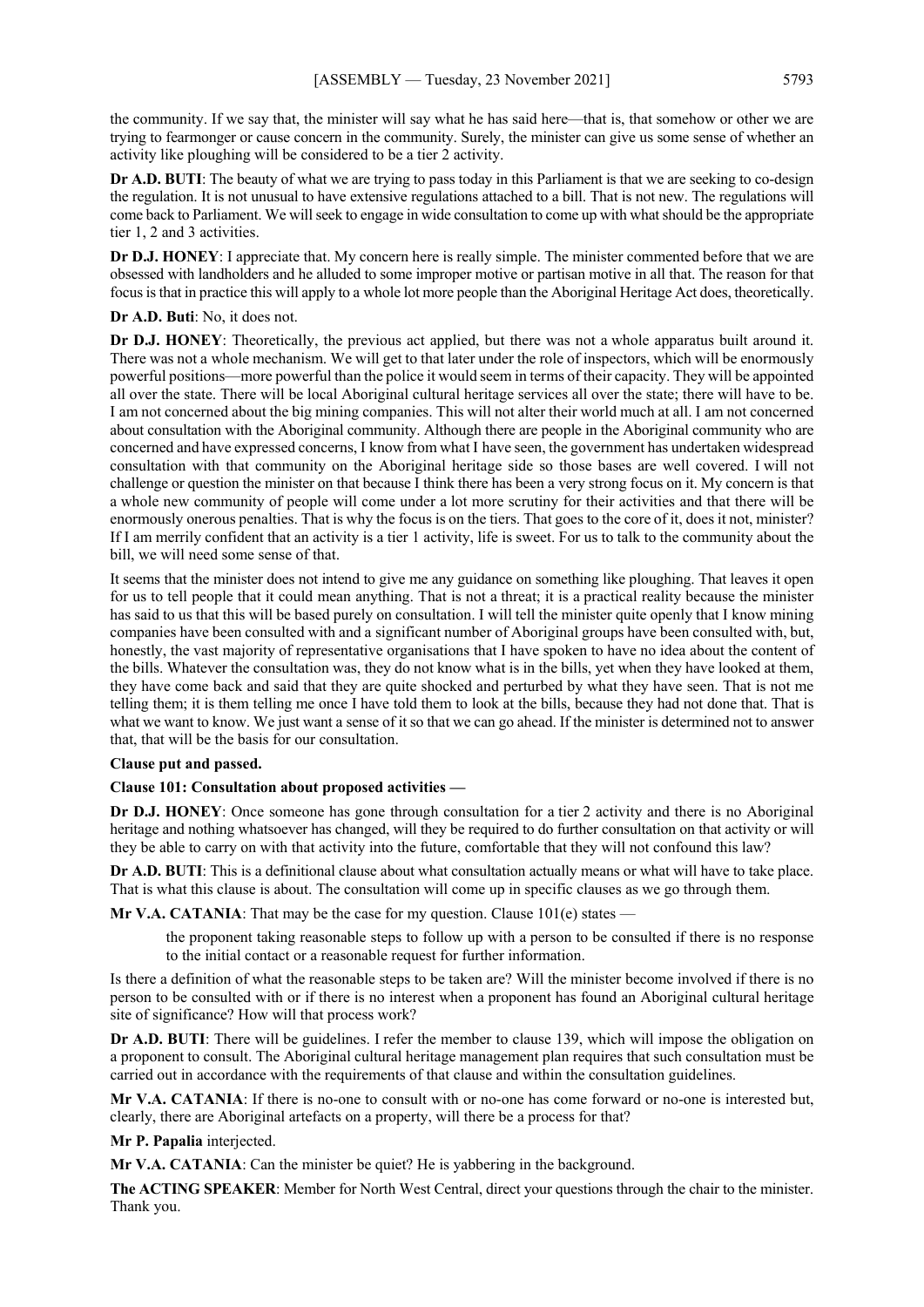the community. If we say that, the minister will say what he has said here—that is, that somehow or other we are trying to fearmonger or cause concern in the community. Surely, the minister can give us some sense of whether an activity like ploughing will be considered to be a tier 2 activity.

**Dr A.D. BUTI**: The beauty of what we are trying to pass today in this Parliament is that we are seeking to co-design the regulation. It is not unusual to have extensive regulations attached to a bill. That is not new. The regulations will come back to Parliament. We will seek to engage in wide consultation to come up with what should be the appropriate tier 1, 2 and 3 activities.

**Dr D.J. HONEY**: I appreciate that. My concern here is really simple. The minister commented before that we are obsessed with landholders and he alluded to some improper motive or partisan motive in all that. The reason for that focus is that in practice this will apply to a whole lot more people than the Aboriginal Heritage Act does, theoretically.

**Dr A.D. Buti**: No, it does not.

**Dr D.J. HONEY**: Theoretically, the previous act applied, but there was not a whole apparatus built around it. There was not a whole mechanism. We will get to that later under the role of inspectors, which will be enormously powerful positions—more powerful than the police it would seem in terms of their capacity. They will be appointed all over the state. There will be local Aboriginal cultural heritage services all over the state; there will have to be. I am not concerned about the big mining companies. This will not alter their world much at all. I am not concerned about consultation with the Aboriginal community. Although there are people in the Aboriginal community who are concerned and have expressed concerns, I know from what I have seen, the government has undertaken widespread consultation with that community on the Aboriginal heritage side so those bases are well covered. I will not challenge or question the minister on that because I think there has been a very strong focus on it. My concern is that a whole new community of people will come under a lot more scrutiny for their activities and that there will be enormously onerous penalties. That is why the focus is on the tiers. That goes to the core of it, does it not, minister? If I am merrily confident that an activity is a tier 1 activity, life is sweet. For us to talk to the community about the bill, we will need some sense of that.

It seems that the minister does not intend to give me any guidance on something like ploughing. That leaves it open for us to tell people that it could mean anything. That is not a threat; it is a practical reality because the minister has said to us that this will be based purely on consultation. I will tell the minister quite openly that I know mining companies have been consulted with and a significant number of Aboriginal groups have been consulted with, but, honestly, the vast majority of representative organisations that I have spoken to have no idea about the content of the bills. Whatever the consultation was, they do not know what is in the bills, yet when they have looked at them, they have come back and said that they are quite shocked and perturbed by what they have seen. That is not me telling them; it is them telling me once I have told them to look at the bills, because they had not done that. That is what we want to know. We just want a sense of it so that we can go ahead. If the minister is determined not to answer that, that will be the basis for our consultation.

**Clause put and passed.**

**Clause 101: Consultation about proposed activities —**

**Dr D.J. HONEY**: Once someone has gone through consultation for a tier 2 activity and there is no Aboriginal heritage and nothing whatsoever has changed, will they be required to do further consultation on that activity or will they be able to carry on with that activity into the future, comfortable that they will not confound this law?

**Dr A.D. BUTI**: This is a definitional clause about what consultation actually means or what will have to take place. That is what this clause is about. The consultation will come up in specific clauses as we go through them.

**Mr V.A. CATANIA**: That may be the case for my question. Clause 101(e) states —

> the proponent taking reasonable steps to follow up with a person to be consulted if there is no response to the initial contact or a reasonable request for further information.

Is there a definition of what the reasonable steps to be taken are? Will the minister become involved if there is no person to be consulted with or if there is no interest when a proponent has found an Aboriginal cultural heritage site of significance? How will that process work?

**Dr A.D. BUTI**: There will be guidelines. I refer the member to clause 139, which will impose the obligation on a proponent to consult. The Aboriginal cultural heritage management plan requires that such consultation must be carried out in accordance with the requirements of that clause and within the consultation guidelines.

**Mr V.A. CATANIA**: If there is no-one to consult with or no-one has come forward or no-one is interested but, clearly, there are Aboriginal artefacts on a property, will there be a process for that?

**Mr P. Papalia** interjected.

**Mr V.A. CATANIA**: Can the minister be quiet? He is yabbering in the background.

**The ACTING SPEAKER**: Member for North West Central, direct your questions through the chair to the minister. Thank you.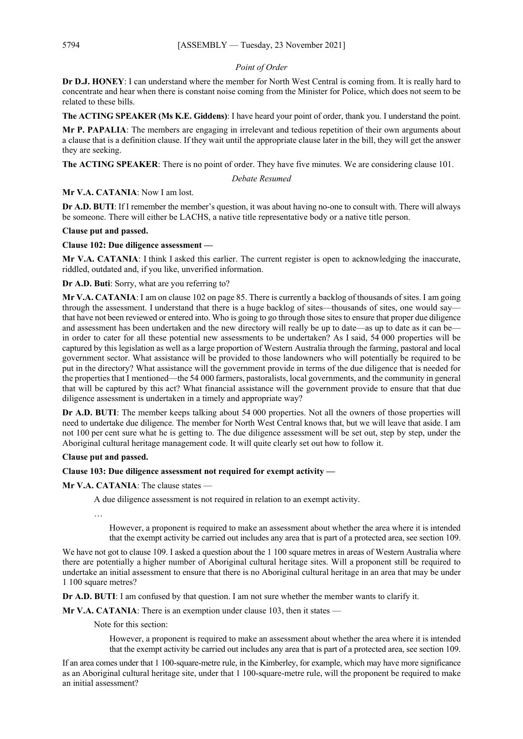*Point of Order*

**Dr D.J. HONEY**: I can understand where the member for North West Central is coming from. It is really hard to concentrate and hear when there is constant noise coming from the Minister for Police, which does not seem to be related to these bills.

**The ACTING SPEAKER (Ms K.E. Giddens)**: I have heard your point of order, thank you. I understand the point.

**Mr P. PAPALIA**: The members are engaging in irrelevant and tedious repetition of their own arguments about a clause that is a definition clause. If they wait until the appropriate clause later in the bill, they will get the answer they are seeking.

**The ACTING SPEAKER**: There is no point of order. They have five minutes. We are considering clause 101.

*Debate Resumed*

**Mr V.A. CATANIA**: Now I am lost.

**Dr A.D. BUTI**: If I remember the member's question, it was about having no-one to consult with. There will always be someone. There will either be LACHS, a native title representative body or a native title person.

**Clause put and passed.**

**Clause 102: Due diligence assessment —**

**Mr V.A. CATANIA**: I think I asked this earlier. The current register is open to acknowledging the inaccurate, riddled, outdated and, if you like, unverified information.

**Dr A.D. Buti**: Sorry, what are you referring to?

**Mr V.A. CATANIA**: I am on clause 102 on page 85. There is currently a backlog of thousands of sites. I am going through the assessment. I understand that there is a huge backlog of sites—thousands of sites, one would say—that have not been reviewed or entered into. Who is going to go through those sites to ensure that proper due diligence and assessment has been undertaken and the new directory will really be up to date—as up to date as it can be—in order to cater for all these potential new assessments to be undertaken? As I said, 54 000 properties will be captured by this legislation as well as a large proportion of Western Australia through the farming, pastoral and local government sector. What assistance will be provided to those landowners who will potentially be required to be put in the directory? What assistance will the government provide in terms of the due diligence that is needed for the properties that I mentioned—the 54 000 farmers, pastoralists, local governments, and the community in general that will be captured by this act? What financial assistance will the government provide to ensure that that due diligence assessment is undertaken in a timely and appropriate way?

**Dr A.D. BUTI**: The member keeps talking about 54 000 properties. Not all the owners of those properties will need to undertake due diligence. The member for North West Central knows that, but we will leave that aside. I am not 100 per cent sure what he is getting to. The due diligence assessment will be set out, step by step, under the Aboriginal cultural heritage management code. It will quite clearly set out how to follow it.

**Clause put and passed.**

**Clause 103: Due diligence assessment not required for exempt activity —**

**Mr V.A. CATANIA**: The clause states —

> A due diligence assessment is not required in relation to an exempt activity.
>
> …
>
> > However, a proponent is required to make an assessment about whether the area where it is intended that the exempt activity be carried out includes any area that is part of a protected area, see section 109.

We have not got to clause 109. I asked a question about the 1 100 square metres in areas of Western Australia where there are potentially a higher number of Aboriginal cultural heritage sites. Will a proponent still be required to undertake an initial assessment to ensure that there is no Aboriginal cultural heritage in an area that may be under 1 100 square metres?

**Dr A.D. BUTI**: I am confused by that question. I am not sure whether the member wants to clarify it.

**Mr V.A. CATANIA**: There is an exemption under clause 103, then it states —

> Note for this section:
>
> > However, a proponent is required to make an assessment about whether the area where it is intended that the exempt activity be carried out includes any area that is part of a protected area, see section 109.

If an area comes under that 1 100-square-metre rule, in the Kimberley, for example, which may have more significance as an Aboriginal cultural heritage site, under that 1 100-square-metre rule, will the proponent be required to make an initial assessment?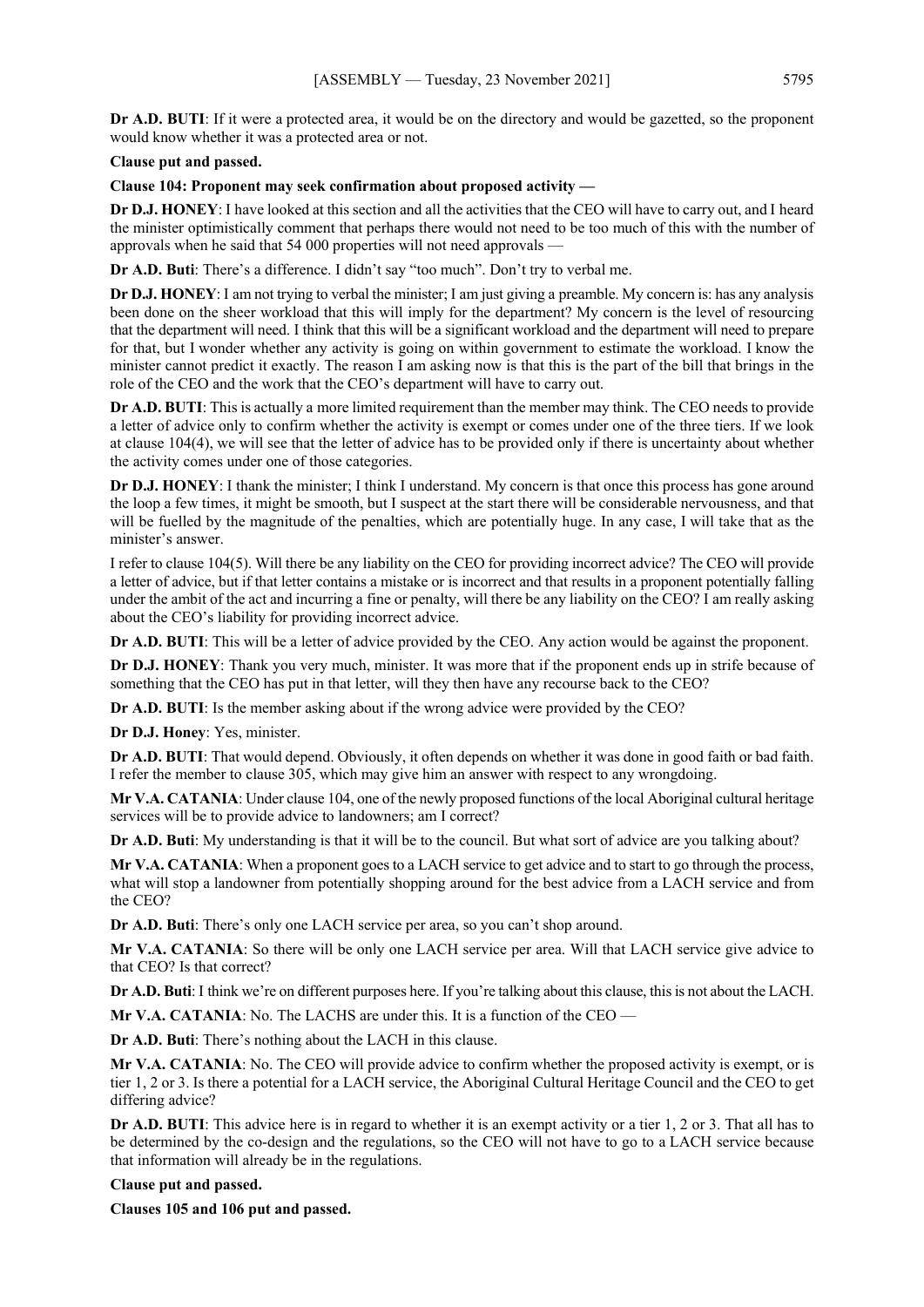**Dr A.D. BUTI**: If it were a protected area, it would be on the directory and would be gazetted, so the proponent would know whether it was a protected area or not.

**Clause put and passed.**

**Clause 104: Proponent may seek confirmation about proposed activity —**

**Dr D.J. HONEY**: I have looked at this section and all the activities that the CEO will have to carry out, and I heard the minister optimistically comment that perhaps there would not need to be too much of this with the number of approvals when he said that 54 000 properties will not need approvals —

**Dr A.D. Buti**: There's a difference. I didn't say "too much". Don't try to verbal me.

**Dr D.J. HONEY**: I am not trying to verbal the minister; I am just giving a preamble. My concern is: has any analysis been done on the sheer workload that this will imply for the department? My concern is the level of resourcing that the department will need. I think that this will be a significant workload and the department will need to prepare for that, but I wonder whether any activity is going on within government to estimate the workload. I know the minister cannot predict it exactly. The reason I am asking now is that this is the part of the bill that brings in the role of the CEO and the work that the CEO's department will have to carry out.

**Dr A.D. BUTI**: This is actually a more limited requirement than the member may think. The CEO needs to provide a letter of advice only to confirm whether the activity is exempt or comes under one of the three tiers. If we look at clause 104(4), we will see that the letter of advice has to be provided only if there is uncertainty about whether the activity comes under one of those categories.

**Dr D.J. HONEY**: I thank the minister; I think I understand. My concern is that once this process has gone around the loop a few times, it might be smooth, but I suspect at the start there will be considerable nervousness, and that will be fuelled by the magnitude of the penalties, which are potentially huge. In any case, I will take that as the minister's answer.

I refer to clause 104(5). Will there be any liability on the CEO for providing incorrect advice? The CEO will provide a letter of advice, but if that letter contains a mistake or is incorrect and that results in a proponent potentially falling under the ambit of the act and incurring a fine or penalty, will there be any liability on the CEO? I am really asking about the CEO's liability for providing incorrect advice.

**Dr A.D. BUTI**: This will be a letter of advice provided by the CEO. Any action would be against the proponent.

**Dr D.J. HONEY**: Thank you very much, minister. It was more that if the proponent ends up in strife because of something that the CEO has put in that letter, will they then have any recourse back to the CEO?

**Dr A.D. BUTI**: Is the member asking about if the wrong advice were provided by the CEO?

**Dr D.J. Honey**: Yes, minister.

**Dr A.D. BUTI**: That would depend. Obviously, it often depends on whether it was done in good faith or bad faith. I refer the member to clause 305, which may give him an answer with respect to any wrongdoing.

**Mr V.A. CATANIA**: Under clause 104, one of the newly proposed functions of the local Aboriginal cultural heritage services will be to provide advice to landowners; am I correct?

**Dr A.D. Buti**: My understanding is that it will be to the council. But what sort of advice are you talking about?

**Mr V.A. CATANIA**: When a proponent goes to a LACH service to get advice and to start to go through the process, what will stop a landowner from potentially shopping around for the best advice from a LACH service and from the CEO?

**Dr A.D. Buti**: There's only one LACH service per area, so you can't shop around.

**Mr V.A. CATANIA**: So there will be only one LACH service per area. Will that LACH service give advice to that CEO? Is that correct?

**Dr A.D. Buti**: I think we're on different purposes here. If you're talking about this clause, this is not about the LACH.

**Mr V.A. CATANIA**: No. The LACHS are under this. It is a function of the CEO —

**Dr A.D. Buti**: There's nothing about the LACH in this clause.

**Mr V.A. CATANIA**: No. The CEO will provide advice to confirm whether the proposed activity is exempt, or is tier 1, 2 or 3. Is there a potential for a LACH service, the Aboriginal Cultural Heritage Council and the CEO to get differing advice?

**Dr A.D. BUTI**: This advice here is in regard to whether it is an exempt activity or a tier 1, 2 or 3. That all has to be determined by the co-design and the regulations, so the CEO will not have to go to a LACH service because that information will already be in the regulations.

**Clause put and passed.**

**Clauses 105 and 106 put and passed.**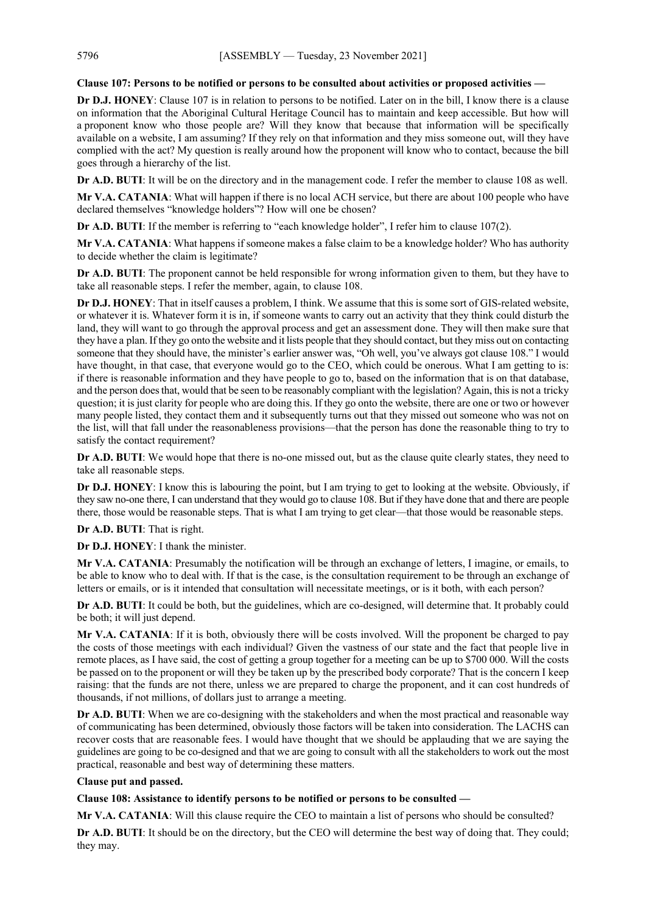**Clause 107: Persons to be notified or persons to be consulted about activities or proposed activities —**

**Dr D.J. HONEY**: Clause 107 is in relation to persons to be notified. Later on in the bill, I know there is a clause on information that the Aboriginal Cultural Heritage Council has to maintain and keep accessible. But how will a proponent know who those people are? Will they know that because that information will be specifically available on a website, I am assuming? If they rely on that information and they miss someone out, will they have complied with the act? My question is really around how the proponent will know who to contact, because the bill goes through a hierarchy of the list.

**Dr A.D. BUTI**: It will be on the directory and in the management code. I refer the member to clause 108 as well.

**Mr V.A. CATANIA**: What will happen if there is no local ACH service, but there are about 100 people who have declared themselves "knowledge holders"? How will one be chosen?

**Dr A.D. BUTI**: If the member is referring to "each knowledge holder", I refer him to clause 107(2).

**Mr V.A. CATANIA**: What happens if someone makes a false claim to be a knowledge holder? Who has authority to decide whether the claim is legitimate?

**Dr A.D. BUTI**: The proponent cannot be held responsible for wrong information given to them, but they have to take all reasonable steps. I refer the member, again, to clause 108.

**Dr D.J. HONEY**: That in itself causes a problem, I think. We assume that this is some sort of GIS-related website, or whatever it is. Whatever form it is in, if someone wants to carry out an activity that they think could disturb the land, they will want to go through the approval process and get an assessment done. They will then make sure that they have a plan. If they go onto the website and it lists people that they should contact, but they miss out on contacting someone that they should have, the minister's earlier answer was, "Oh well, you've always got clause 108." I would have thought, in that case, that everyone would go to the CEO, which could be onerous. What I am getting to is: if there is reasonable information and they have people to go to, based on the information that is on that database, and the person does that, would that be seen to be reasonably compliant with the legislation? Again, this is not a tricky question; it is just clarity for people who are doing this. If they go onto the website, there are one or two or however many people listed, they contact them and it subsequently turns out that they missed out someone who was not on the list, will that fall under the reasonableness provisions—that the person has done the reasonable thing to try to satisfy the contact requirement?

**Dr A.D. BUTI**: We would hope that there is no-one missed out, but as the clause quite clearly states, they need to take all reasonable steps.

**Dr D.J. HONEY**: I know this is labouring the point, but I am trying to get to looking at the website. Obviously, if they saw no-one there, I can understand that they would go to clause 108. But if they have done that and there are people there, those would be reasonable steps. That is what I am trying to get clear—that those would be reasonable steps.

**Dr A.D. BUTI**: That is right.

**Dr D.J. HONEY**: I thank the minister.

**Mr V.A. CATANIA**: Presumably the notification will be through an exchange of letters, I imagine, or emails, to be able to know who to deal with. If that is the case, is the consultation requirement to be through an exchange of letters or emails, or is it intended that consultation will necessitate meetings, or is it both, with each person?

**Dr A.D. BUTI**: It could be both, but the guidelines, which are co-designed, will determine that. It probably could be both; it will just depend.

**Mr V.A. CATANIA**: If it is both, obviously there will be costs involved. Will the proponent be charged to pay the costs of those meetings with each individual? Given the vastness of our state and the fact that people live in remote places, as I have said, the cost of getting a group together for a meeting can be up to $700 000. Will the costs be passed on to the proponent or will they be taken up by the prescribed body corporate? That is the concern I keep raising: that the funds are not there, unless we are prepared to charge the proponent, and it can cost hundreds of thousands, if not millions, of dollars just to arrange a meeting.

**Dr A.D. BUTI**: When we are co-designing with the stakeholders and when the most practical and reasonable way of communicating has been determined, obviously those factors will be taken into consideration. The LACHS can recover costs that are reasonable fees. I would have thought that we should be applauding that we are saying the guidelines are going to be co-designed and that we are going to consult with all the stakeholders to work out the most practical, reasonable and best way of determining these matters.

**Clause put and passed.**

**Clause 108: Assistance to identify persons to be notified or persons to be consulted —**

**Mr V.A. CATANIA**: Will this clause require the CEO to maintain a list of persons who should be consulted?

**Dr A.D. BUTI**: It should be on the directory, but the CEO will determine the best way of doing that. They could; they may.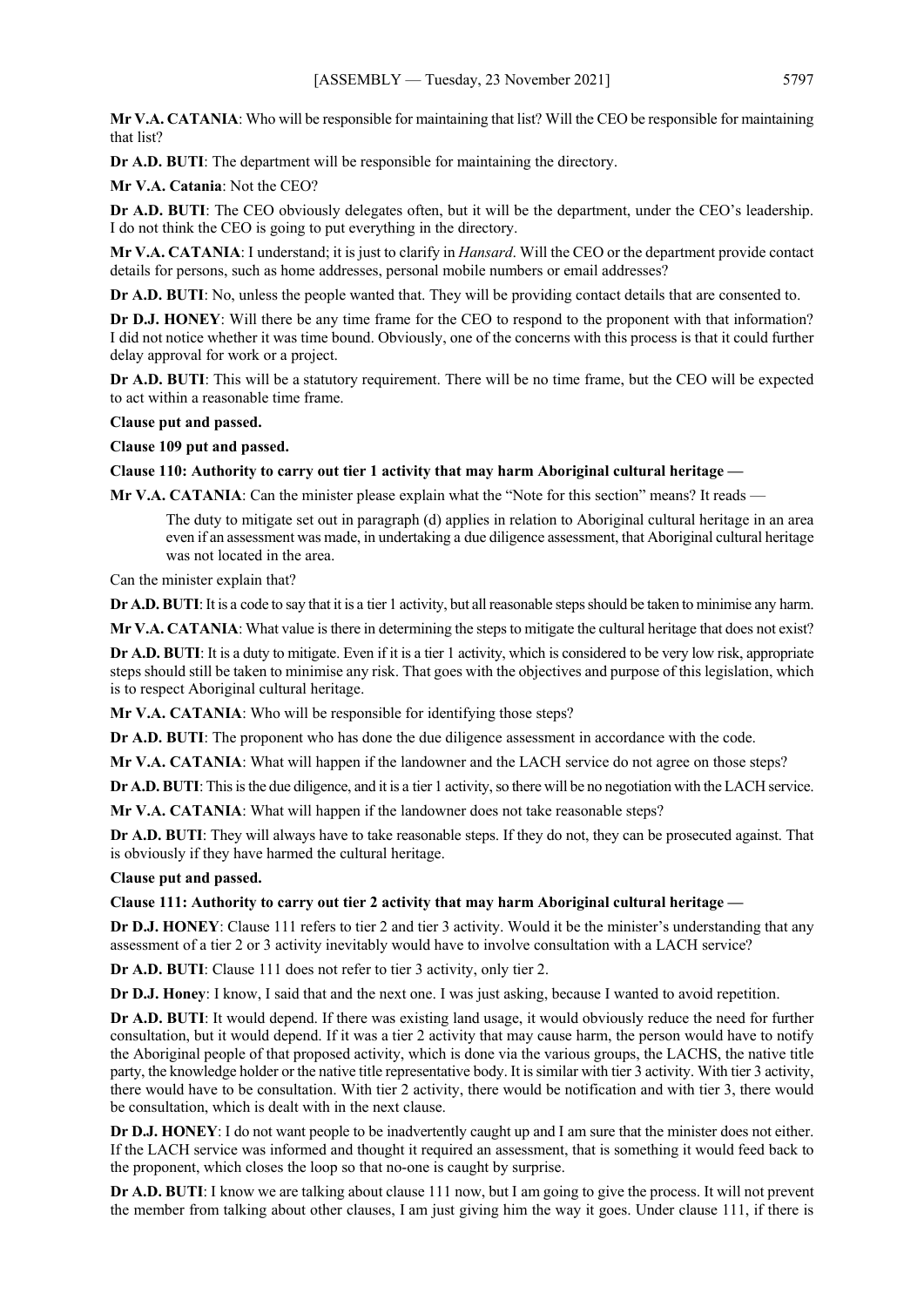**Mr V.A. CATANIA**: Who will be responsible for maintaining that list? Will the CEO be responsible for maintaining that list?

**Dr A.D. BUTI**: The department will be responsible for maintaining the directory.

**Mr V.A. Catania**: Not the CEO?

**Dr A.D. BUTI**: The CEO obviously delegates often, but it will be the department, under the CEO's leadership. I do not think the CEO is going to put everything in the directory.

**Mr V.A. CATANIA**: I understand; it is just to clarify in *Hansard*. Will the CEO or the department provide contact details for persons, such as home addresses, personal mobile numbers or email addresses?

**Dr A.D. BUTI**: No, unless the people wanted that. They will be providing contact details that are consented to.

**Dr D.J. HONEY**: Will there be any time frame for the CEO to respond to the proponent with that information? I did not notice whether it was time bound. Obviously, one of the concerns with this process is that it could further delay approval for work or a project.

**Dr A.D. BUTI**: This will be a statutory requirement. There will be no time frame, but the CEO will be expected to act within a reasonable time frame.

**Clause put and passed.**

**Clause 109 put and passed.**

**Clause 110: Authority to carry out tier 1 activity that may harm Aboriginal cultural heritage —**

**Mr V.A. CATANIA**: Can the minister please explain what the "Note for this section" means? It reads —

> The duty to mitigate set out in paragraph (d) applies in relation to Aboriginal cultural heritage in an area even if an assessment was made, in undertaking a due diligence assessment, that Aboriginal cultural heritage was not located in the area.

Can the minister explain that?

**Dr A.D. BUTI**: It is a code to say that it is a tier 1 activity, but all reasonable steps should be taken to minimise any harm.

**Mr V.A. CATANIA**: What value is there in determining the steps to mitigate the cultural heritage that does not exist?

**Dr A.D. BUTI**: It is a duty to mitigate. Even if it is a tier 1 activity, which is considered to be very low risk, appropriate steps should still be taken to minimise any risk. That goes with the objectives and purpose of this legislation, which is to respect Aboriginal cultural heritage.

**Mr V.A. CATANIA**: Who will be responsible for identifying those steps?

**Dr A.D. BUTI**: The proponent who has done the due diligence assessment in accordance with the code.

**Mr V.A. CATANIA**: What will happen if the landowner and the LACH service do not agree on those steps?

**Dr A.D. BUTI**: This is the due diligence, and it is a tier 1 activity, so there will be no negotiation with the LACH service.

**Mr V.A. CATANIA**: What will happen if the landowner does not take reasonable steps?

**Dr A.D. BUTI**: They will always have to take reasonable steps. If they do not, they can be prosecuted against. That is obviously if they have harmed the cultural heritage.

**Clause put and passed.**

**Clause 111: Authority to carry out tier 2 activity that may harm Aboriginal cultural heritage —**

**Dr D.J. HONEY**: Clause 111 refers to tier 2 and tier 3 activity. Would it be the minister's understanding that any assessment of a tier 2 or 3 activity inevitably would have to involve consultation with a LACH service?

**Dr A.D. BUTI**: Clause 111 does not refer to tier 3 activity, only tier 2.

**Dr D.J. Honey**: I know, I said that and the next one. I was just asking, because I wanted to avoid repetition.

**Dr A.D. BUTI**: It would depend. If there was existing land usage, it would obviously reduce the need for further consultation, but it would depend. If it was a tier 2 activity that may cause harm, the person would have to notify the Aboriginal people of that proposed activity, which is done via the various groups, the LACHS, the native title party, the knowledge holder or the native title representative body. It is similar with tier 3 activity. With tier 3 activity, there would have to be consultation. With tier 2 activity, there would be notification and with tier 3, there would be consultation, which is dealt with in the next clause.

**Dr D.J. HONEY**: I do not want people to be inadvertently caught up and I am sure that the minister does not either. If the LACH service was informed and thought it required an assessment, that is something it would feed back to the proponent, which closes the loop so that no-one is caught by surprise.

**Dr A.D. BUTI**: I know we are talking about clause 111 now, but I am going to give the process. It will not prevent the member from talking about other clauses, I am just giving him the way it goes. Under clause 111, if there is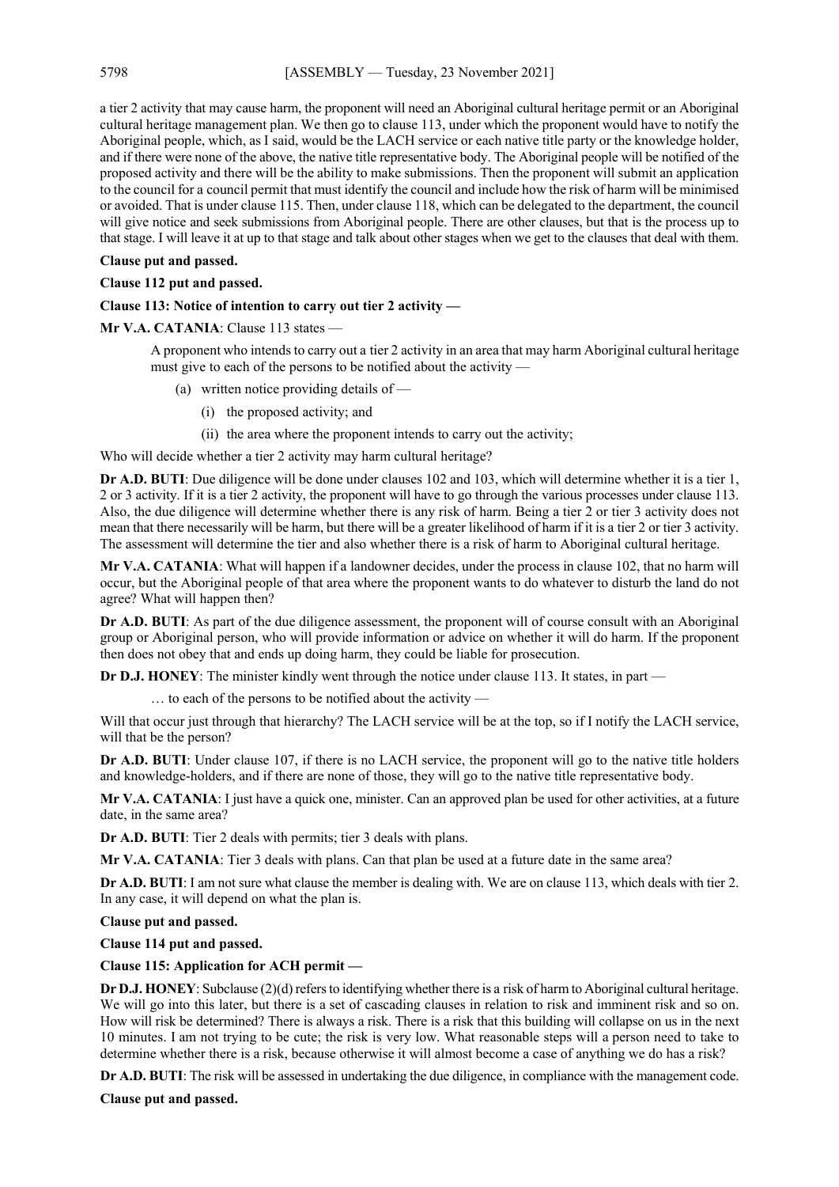a tier 2 activity that may cause harm, the proponent will need an Aboriginal cultural heritage permit or an Aboriginal cultural heritage management plan. We then go to clause 113, under which the proponent would have to notify the Aboriginal people, which, as I said, would be the LACH service or each native title party or the knowledge holder, and if there were none of the above, the native title representative body. The Aboriginal people will be notified of the proposed activity and there will be the ability to make submissions. Then the proponent will submit an application to the council for a council permit that must identify the council and include how the risk of harm will be minimised or avoided. That is under clause 115. Then, under clause 118, which can be delegated to the department, the council will give notice and seek submissions from Aboriginal people. There are other clauses, but that is the process up to that stage. I will leave it at up to that stage and talk about other stages when we get to the clauses that deal with them.

**Clause put and passed.**

**Clause 112 put and passed.**

**Clause 113: Notice of intention to carry out tier 2 activity —**

**Mr V.A. CATANIA**: Clause 113 states —

> A proponent who intends to carry out a tier 2 activity in an area that may harm Aboriginal cultural heritage must give to each of the persons to be notified about the activity —
>
> (a) written notice providing details of —
>
> (i) the proposed activity; and
>
> (ii) the area where the proponent intends to carry out the activity;

Who will decide whether a tier 2 activity may harm cultural heritage?

**Dr A.D. BUTI**: Due diligence will be done under clauses 102 and 103, which will determine whether it is a tier 1, 2 or 3 activity. If it is a tier 2 activity, the proponent will have to go through the various processes under clause 113. Also, the due diligence will determine whether there is any risk of harm. Being a tier 2 or tier 3 activity does not mean that there necessarily will be harm, but there will be a greater likelihood of harm if it is a tier 2 or tier 3 activity. The assessment will determine the tier and also whether there is a risk of harm to Aboriginal cultural heritage.

**Mr V.A. CATANIA**: What will happen if a landowner decides, under the process in clause 102, that no harm will occur, but the Aboriginal people of that area where the proponent wants to do whatever to disturb the land do not agree? What will happen then?

**Dr A.D. BUTI**: As part of the due diligence assessment, the proponent will of course consult with an Aboriginal group or Aboriginal person, who will provide information or advice on whether it will do harm. If the proponent then does not obey that and ends up doing harm, they could be liable for prosecution.

**Dr D.J. HONEY**: The minister kindly went through the notice under clause 113. It states, in part —

> … to each of the persons to be notified about the activity —

Will that occur just through that hierarchy? The LACH service will be at the top, so if I notify the LACH service, will that be the person?

**Dr A.D. BUTI**: Under clause 107, if there is no LACH service, the proponent will go to the native title holders and knowledge-holders, and if there are none of those, they will go to the native title representative body.

**Mr V.A. CATANIA**: I just have a quick one, minister. Can an approved plan be used for other activities, at a future date, in the same area?

**Dr A.D. BUTI**: Tier 2 deals with permits; tier 3 deals with plans.

**Mr V.A. CATANIA**: Tier 3 deals with plans. Can that plan be used at a future date in the same area?

**Dr A.D. BUTI**: I am not sure what clause the member is dealing with. We are on clause 113, which deals with tier 2. In any case, it will depend on what the plan is.

**Clause put and passed.**

**Clause 114 put and passed.**

**Clause 115: Application for ACH permit —**

**Dr D.J. HONEY**: Subclause (2)(d) refers to identifying whether there is a risk of harm to Aboriginal cultural heritage. We will go into this later, but there is a set of cascading clauses in relation to risk and imminent risk and so on. How will risk be determined? There is always a risk. There is a risk that this building will collapse on us in the next 10 minutes. I am not trying to be cute; the risk is very low. What reasonable steps will a person need to take to determine whether there is a risk, because otherwise it will almost become a case of anything we do has a risk?

**Dr A.D. BUTI**: The risk will be assessed in undertaking the due diligence, in compliance with the management code.

**Clause put and passed.**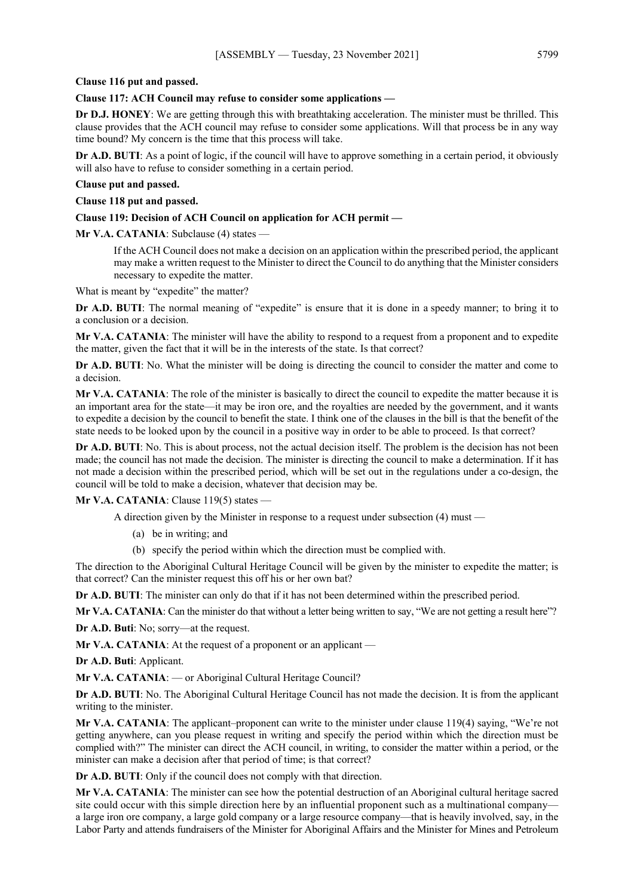**Clause 116 put and passed.**

**Clause 117: ACH Council may refuse to consider some applications —**

**Dr D.J. HONEY**: We are getting through this with breathtaking acceleration. The minister must be thrilled. This clause provides that the ACH council may refuse to consider some applications. Will that process be in any way time bound? My concern is the time that this process will take.

**Dr A.D. BUTI**: As a point of logic, if the council will have to approve something in a certain period, it obviously will also have to refuse to consider something in a certain period.

**Clause put and passed.**

**Clause 118 put and passed.**

**Clause 119: Decision of ACH Council on application for ACH permit —**

**Mr V.A. CATANIA**: Subclause (4) states —

> If the ACH Council does not make a decision on an application within the prescribed period, the applicant may make a written request to the Minister to direct the Council to do anything that the Minister considers necessary to expedite the matter.

What is meant by "expedite" the matter?

**Dr A.D. BUTI**: The normal meaning of "expedite" is ensure that it is done in a speedy manner; to bring it to a conclusion or a decision.

**Mr V.A. CATANIA**: The minister will have the ability to respond to a request from a proponent and to expedite the matter, given the fact that it will be in the interests of the state. Is that correct?

**Dr A.D. BUTI**: No. What the minister will be doing is directing the council to consider the matter and come to a decision.

**Mr V.A. CATANIA**: The role of the minister is basically to direct the council to expedite the matter because it is an important area for the state—it may be iron ore, and the royalties are needed by the government, and it wants to expedite a decision by the council to benefit the state. I think one of the clauses in the bill is that the benefit of the state needs to be looked upon by the council in a positive way in order to be able to proceed. Is that correct?

**Dr A.D. BUTI**: No. This is about process, not the actual decision itself. The problem is the decision has not been made; the council has not made the decision. The minister is directing the council to make a determination. If it has not made a decision within the prescribed period, which will be set out in the regulations under a co-design, the council will be told to make a decision, whatever that decision may be.

**Mr V.A. CATANIA**: Clause 119(5) states —

> A direction given by the Minister in response to a request under subsection (4) must —
>
> (a) be in writing; and
>
> (b) specify the period within which the direction must be complied with.

The direction to the Aboriginal Cultural Heritage Council will be given by the minister to expedite the matter; is that correct? Can the minister request this off his or her own bat?

**Dr A.D. BUTI**: The minister can only do that if it has not been determined within the prescribed period.

**Mr V.A. CATANIA**: Can the minister do that without a letter being written to say, "We are not getting a result here"?

**Dr A.D. Buti**: No; sorry—at the request.

**Mr V.A. CATANIA**: At the request of a proponent or an applicant —

**Dr A.D. Buti**: Applicant.

**Mr V.A. CATANIA**: — or Aboriginal Cultural Heritage Council?

**Dr A.D. BUTI**: No. The Aboriginal Cultural Heritage Council has not made the decision. It is from the applicant writing to the minister.

**Mr V.A. CATANIA**: The applicant–proponent can write to the minister under clause 119(4) saying, "We're not getting anywhere, can you please request in writing and specify the period within which the direction must be complied with?" The minister can direct the ACH council, in writing, to consider the matter within a period, or the minister can make a decision after that period of time; is that correct?

**Dr A.D. BUTI**: Only if the council does not comply with that direction.

**Mr V.A. CATANIA**: The minister can see how the potential destruction of an Aboriginal cultural heritage sacred site could occur with this simple direction here by an influential proponent such as a multinational company—a large iron ore company, a large gold company or a large resource company—that is heavily involved, say, in the Labor Party and attends fundraisers of the Minister for Aboriginal Affairs and the Minister for Mines and Petroleum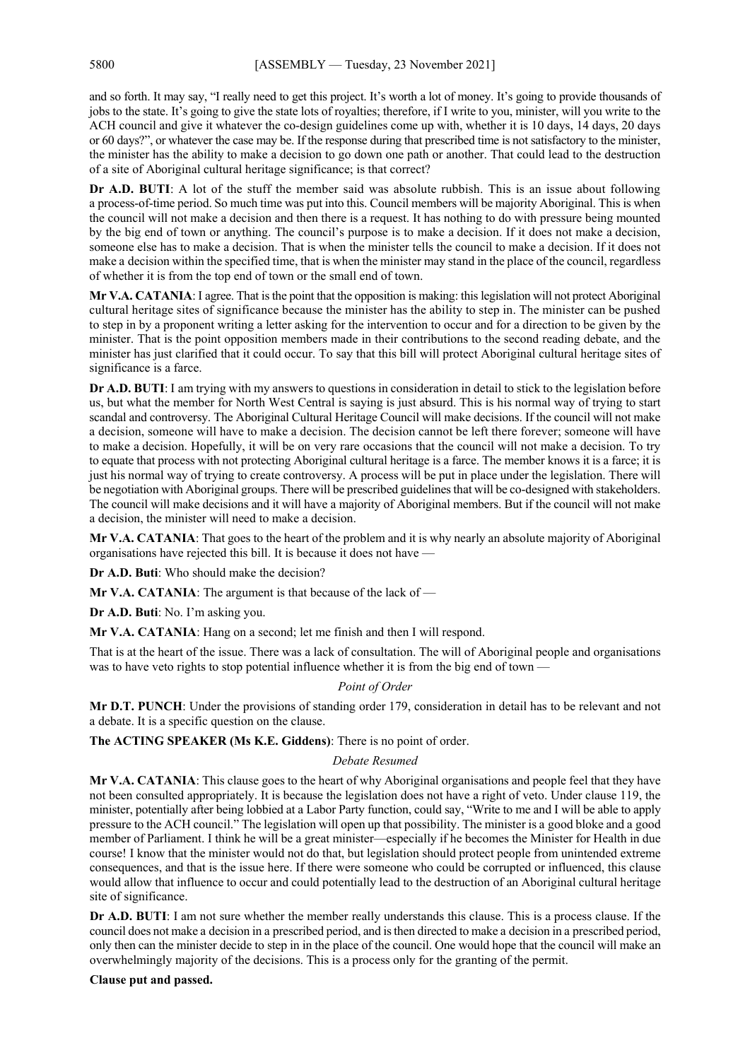and so forth. It may say, "I really need to get this project. It's worth a lot of money. It's going to provide thousands of jobs to the state. It's going to give the state lots of royalties; therefore, if I write to you, minister, will you write to the ACH council and give it whatever the co-design guidelines come up with, whether it is 10 days, 14 days, 20 days or 60 days?", or whatever the case may be. If the response during that prescribed time is not satisfactory to the minister, the minister has the ability to make a decision to go down one path or another. That could lead to the destruction of a site of Aboriginal cultural heritage significance; is that correct?

**Dr A.D. BUTI**: A lot of the stuff the member said was absolute rubbish. This is an issue about following a process-of-time period. So much time was put into this. Council members will be majority Aboriginal. This is when the council will not make a decision and then there is a request. It has nothing to do with pressure being mounted by the big end of town or anything. The council's purpose is to make a decision. If it does not make a decision, someone else has to make a decision. That is when the minister tells the council to make a decision. If it does not make a decision within the specified time, that is when the minister may stand in the place of the council, regardless of whether it is from the top end of town or the small end of town.

**Mr V.A. CATANIA**: I agree. That is the point that the opposition is making: this legislation will not protect Aboriginal cultural heritage sites of significance because the minister has the ability to step in. The minister can be pushed to step in by a proponent writing a letter asking for the intervention to occur and for a direction to be given by the minister. That is the point opposition members made in their contributions to the second reading debate, and the minister has just clarified that it could occur. To say that this bill will protect Aboriginal cultural heritage sites of significance is a farce.

**Dr A.D. BUTI**: I am trying with my answers to questions in consideration in detail to stick to the legislation before us, but what the member for North West Central is saying is just absurd. This is his normal way of trying to start scandal and controversy. The Aboriginal Cultural Heritage Council will make decisions. If the council will not make a decision, someone will have to make a decision. The decision cannot be left there forever; someone will have to make a decision. Hopefully, it will be on very rare occasions that the council will not make a decision. To try to equate that process with not protecting Aboriginal cultural heritage is a farce. The member knows it is a farce; it is just his normal way of trying to create controversy. A process will be put in place under the legislation. There will be negotiation with Aboriginal groups. There will be prescribed guidelines that will be co-designed with stakeholders. The council will make decisions and it will have a majority of Aboriginal members. But if the council will not make a decision, the minister will need to make a decision.

**Mr V.A. CATANIA**: That goes to the heart of the problem and it is why nearly an absolute majority of Aboriginal organisations have rejected this bill. It is because it does not have —

**Dr A.D. Buti**: Who should make the decision?

**Mr V.A. CATANIA**: The argument is that because of the lack of —

**Dr A.D. Buti**: No. I'm asking you.

**Mr V.A. CATANIA**: Hang on a second; let me finish and then I will respond.

That is at the heart of the issue. There was a lack of consultation. The will of Aboriginal people and organisations was to have veto rights to stop potential influence whether it is from the big end of town —

*Point of Order*

**Mr D.T. PUNCH**: Under the provisions of standing order 179, consideration in detail has to be relevant and not a debate. It is a specific question on the clause.

**The ACTING SPEAKER (Ms K.E. Giddens)**: There is no point of order.

*Debate Resumed*

**Mr V.A. CATANIA**: This clause goes to the heart of why Aboriginal organisations and people feel that they have not been consulted appropriately. It is because the legislation does not have a right of veto. Under clause 119, the minister, potentially after being lobbied at a Labor Party function, could say, "Write to me and I will be able to apply pressure to the ACH council." The legislation will open up that possibility. The minister is a good bloke and a good member of Parliament. I think he will be a great minister—especially if he becomes the Minister for Health in due course! I know that the minister would not do that, but legislation should protect people from unintended extreme consequences, and that is the issue here. If there were someone who could be corrupted or influenced, this clause would allow that influence to occur and could potentially lead to the destruction of an Aboriginal cultural heritage site of significance.

**Dr A.D. BUTI**: I am not sure whether the member really understands this clause. This is a process clause. If the council does not make a decision in a prescribed period, and is then directed to make a decision in a prescribed period, only then can the minister decide to step in in the place of the council. One would hope that the council will make an overwhelmingly majority of the decisions. This is a process only for the granting of the permit.

**Clause put and passed.**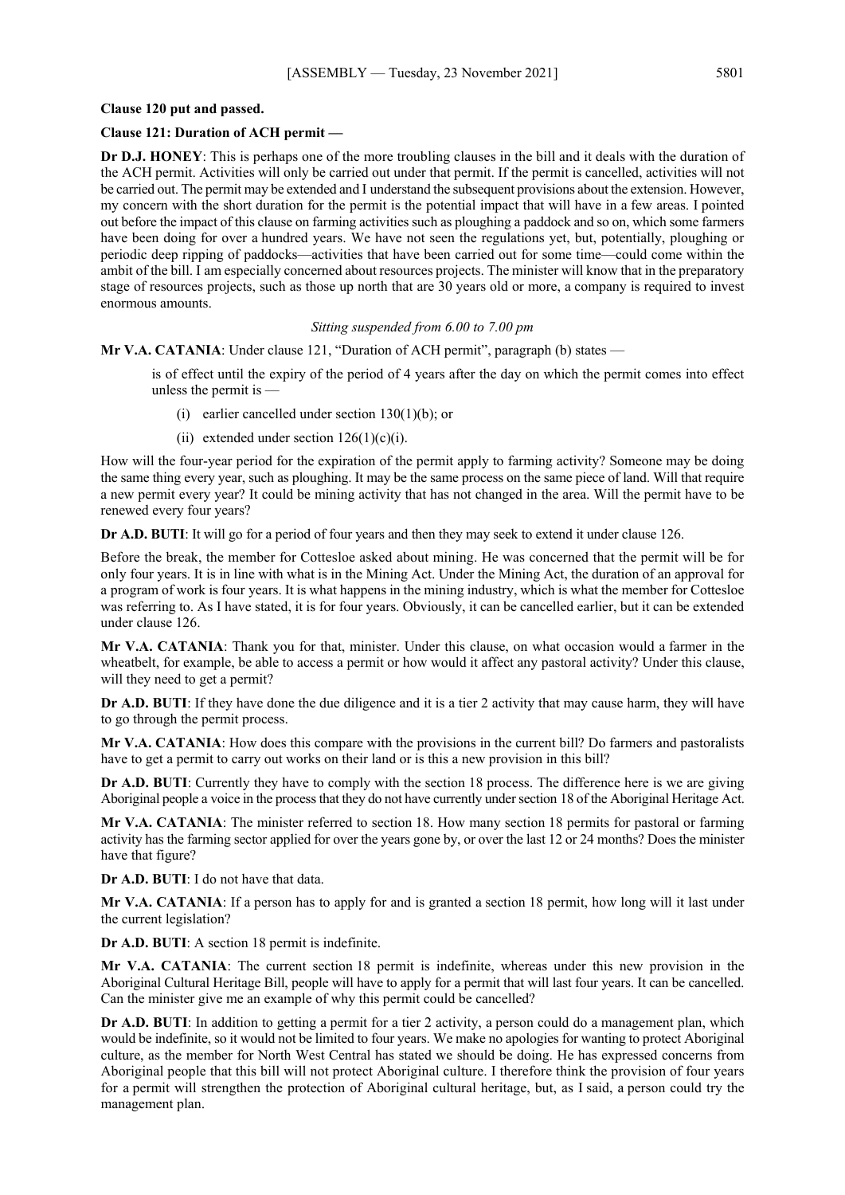**Clause 120 put and passed.**

**Clause 121: Duration of ACH permit —**

**Dr D.J. HONEY**: This is perhaps one of the more troubling clauses in the bill and it deals with the duration of the ACH permit. Activities will only be carried out under that permit. If the permit is cancelled, activities will not be carried out. The permit may be extended and I understand the subsequent provisions about the extension. However, my concern with the short duration for the permit is the potential impact that will have in a few areas. I pointed out before the impact of this clause on farming activities such as ploughing a paddock and so on, which some farmers have been doing for over a hundred years. We have not seen the regulations yet, but, potentially, ploughing or periodic deep ripping of paddocks—activities that have been carried out for some time—could come within the ambit of the bill. I am especially concerned about resources projects. The minister will know that in the preparatory stage of resources projects, such as those up north that are 30 years old or more, a company is required to invest enormous amounts.

*Sitting suspended from 6.00 to 7.00 pm*

**Mr V.A. CATANIA**: Under clause 121, "Duration of ACH permit", paragraph (b) states —

> is of effect until the expiry of the period of 4 years after the day on which the permit comes into effect unless the permit is —
>
> (i) earlier cancelled under section 130(1)(b); or
>
> (ii) extended under section 126(1)(c)(i).

How will the four-year period for the expiration of the permit apply to farming activity? Someone may be doing the same thing every year, such as ploughing. It may be the same process on the same piece of land. Will that require a new permit every year? It could be mining activity that has not changed in the area. Will the permit have to be renewed every four years?

**Dr A.D. BUTI**: It will go for a period of four years and then they may seek to extend it under clause 126.

Before the break, the member for Cottesloe asked about mining. He was concerned that the permit will be for only four years. It is in line with what is in the Mining Act. Under the Mining Act, the duration of an approval for a program of work is four years. It is what happens in the mining industry, which is what the member for Cottesloe was referring to. As I have stated, it is for four years. Obviously, it can be cancelled earlier, but it can be extended under clause 126.

**Mr V.A. CATANIA**: Thank you for that, minister. Under this clause, on what occasion would a farmer in the wheatbelt, for example, be able to access a permit or how would it affect any pastoral activity? Under this clause, will they need to get a permit?

**Dr A.D. BUTI**: If they have done the due diligence and it is a tier 2 activity that may cause harm, they will have to go through the permit process.

**Mr V.A. CATANIA**: How does this compare with the provisions in the current bill? Do farmers and pastoralists have to get a permit to carry out works on their land or is this a new provision in this bill?

**Dr A.D. BUTI**: Currently they have to comply with the section 18 process. The difference here is we are giving Aboriginal people a voice in the process that they do not have currently under section 18 of the Aboriginal Heritage Act.

**Mr V.A. CATANIA**: The minister referred to section 18. How many section 18 permits for pastoral or farming activity has the farming sector applied for over the years gone by, or over the last 12 or 24 months? Does the minister have that figure?

**Dr A.D. BUTI**: I do not have that data.

**Mr V.A. CATANIA**: If a person has to apply for and is granted a section 18 permit, how long will it last under the current legislation?

**Dr A.D. BUTI**: A section 18 permit is indefinite.

**Mr V.A. CATANIA**: The current section 18 permit is indefinite, whereas under this new provision in the Aboriginal Cultural Heritage Bill, people will have to apply for a permit that will last four years. It can be cancelled. Can the minister give me an example of why this permit could be cancelled?

**Dr A.D. BUTI**: In addition to getting a permit for a tier 2 activity, a person could do a management plan, which would be indefinite, so it would not be limited to four years. We make no apologies for wanting to protect Aboriginal culture, as the member for North West Central has stated we should be doing. He has expressed concerns from Aboriginal people that this bill will not protect Aboriginal culture. I therefore think the provision of four years for a permit will strengthen the protection of Aboriginal cultural heritage, but, as I said, a person could try the management plan.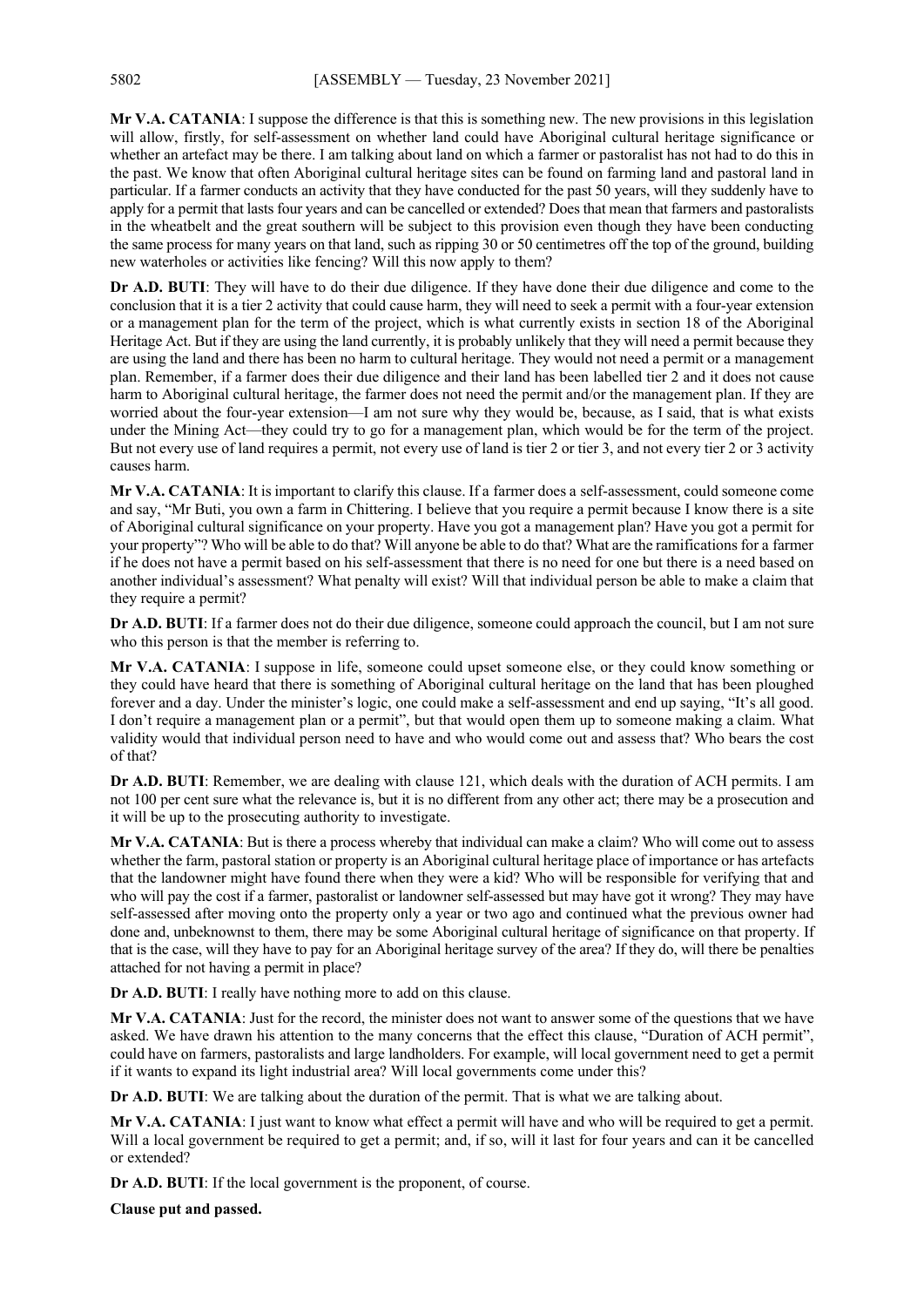**Mr V.A. CATANIA**: I suppose the difference is that this is something new. The new provisions in this legislation will allow, firstly, for self-assessment on whether land could have Aboriginal cultural heritage significance or whether an artefact may be there. I am talking about land on which a farmer or pastoralist has not had to do this in the past. We know that often Aboriginal cultural heritage sites can be found on farming land and pastoral land in particular. If a farmer conducts an activity that they have conducted for the past 50 years, will they suddenly have to apply for a permit that lasts four years and can be cancelled or extended? Does that mean that farmers and pastoralists in the wheatbelt and the great southern will be subject to this provision even though they have been conducting the same process for many years on that land, such as ripping 30 or 50 centimetres off the top of the ground, building new waterholes or activities like fencing? Will this now apply to them?

**Dr A.D. BUTI**: They will have to do their due diligence. If they have done their due diligence and come to the conclusion that it is a tier 2 activity that could cause harm, they will need to seek a permit with a four-year extension or a management plan for the term of the project, which is what currently exists in section 18 of the Aboriginal Heritage Act. But if they are using the land currently, it is probably unlikely that they will need a permit because they are using the land and there has been no harm to cultural heritage. They would not need a permit or a management plan. Remember, if a farmer does their due diligence and their land has been labelled tier 2 and it does not cause harm to Aboriginal cultural heritage, the farmer does not need the permit and/or the management plan. If they are worried about the four-year extension—I am not sure why they would be, because, as I said, that is what exists under the Mining Act—they could try to go for a management plan, which would be for the term of the project. But not every use of land requires a permit, not every use of land is tier 2 or tier 3, and not every tier 2 or 3 activity causes harm.

**Mr V.A. CATANIA**: It is important to clarify this clause. If a farmer does a self-assessment, could someone come and say, "Mr Buti, you own a farm in Chittering. I believe that you require a permit because I know there is a site of Aboriginal cultural significance on your property. Have you got a management plan? Have you got a permit for your property"? Who will be able to do that? Will anyone be able to do that? What are the ramifications for a farmer if he does not have a permit based on his self-assessment that there is no need for one but there is a need based on another individual's assessment? What penalty will exist? Will that individual person be able to make a claim that they require a permit?

**Dr A.D. BUTI**: If a farmer does not do their due diligence, someone could approach the council, but I am not sure who this person is that the member is referring to.

**Mr V.A. CATANIA**: I suppose in life, someone could upset someone else, or they could know something or they could have heard that there is something of Aboriginal cultural heritage on the land that has been ploughed forever and a day. Under the minister's logic, one could make a self-assessment and end up saying, "It's all good. I don't require a management plan or a permit", but that would open them up to someone making a claim. What validity would that individual person need to have and who would come out and assess that? Who bears the cost of that?

**Dr A.D. BUTI**: Remember, we are dealing with clause 121, which deals with the duration of ACH permits. I am not 100 per cent sure what the relevance is, but it is no different from any other act; there may be a prosecution and it will be up to the prosecuting authority to investigate.

**Mr V.A. CATANIA**: But is there a process whereby that individual can make a claim? Who will come out to assess whether the farm, pastoral station or property is an Aboriginal cultural heritage place of importance or has artefacts that the landowner might have found there when they were a kid? Who will be responsible for verifying that and who will pay the cost if a farmer, pastoralist or landowner self-assessed but may have got it wrong? They may have self-assessed after moving onto the property only a year or two ago and continued what the previous owner had done and, unbeknownst to them, there may be some Aboriginal cultural heritage of significance on that property. If that is the case, will they have to pay for an Aboriginal heritage survey of the area? If they do, will there be penalties attached for not having a permit in place?

**Dr A.D. BUTI**: I really have nothing more to add on this clause.

**Mr V.A. CATANIA**: Just for the record, the minister does not want to answer some of the questions that we have asked. We have drawn his attention to the many concerns that the effect this clause, "Duration of ACH permit", could have on farmers, pastoralists and large landholders. For example, will local government need to get a permit if it wants to expand its light industrial area? Will local governments come under this?

**Dr A.D. BUTI**: We are talking about the duration of the permit. That is what we are talking about.

**Mr V.A. CATANIA**: I just want to know what effect a permit will have and who will be required to get a permit. Will a local government be required to get a permit; and, if so, will it last for four years and can it be cancelled or extended?

**Dr A.D. BUTI**: If the local government is the proponent, of course.

**Clause put and passed.**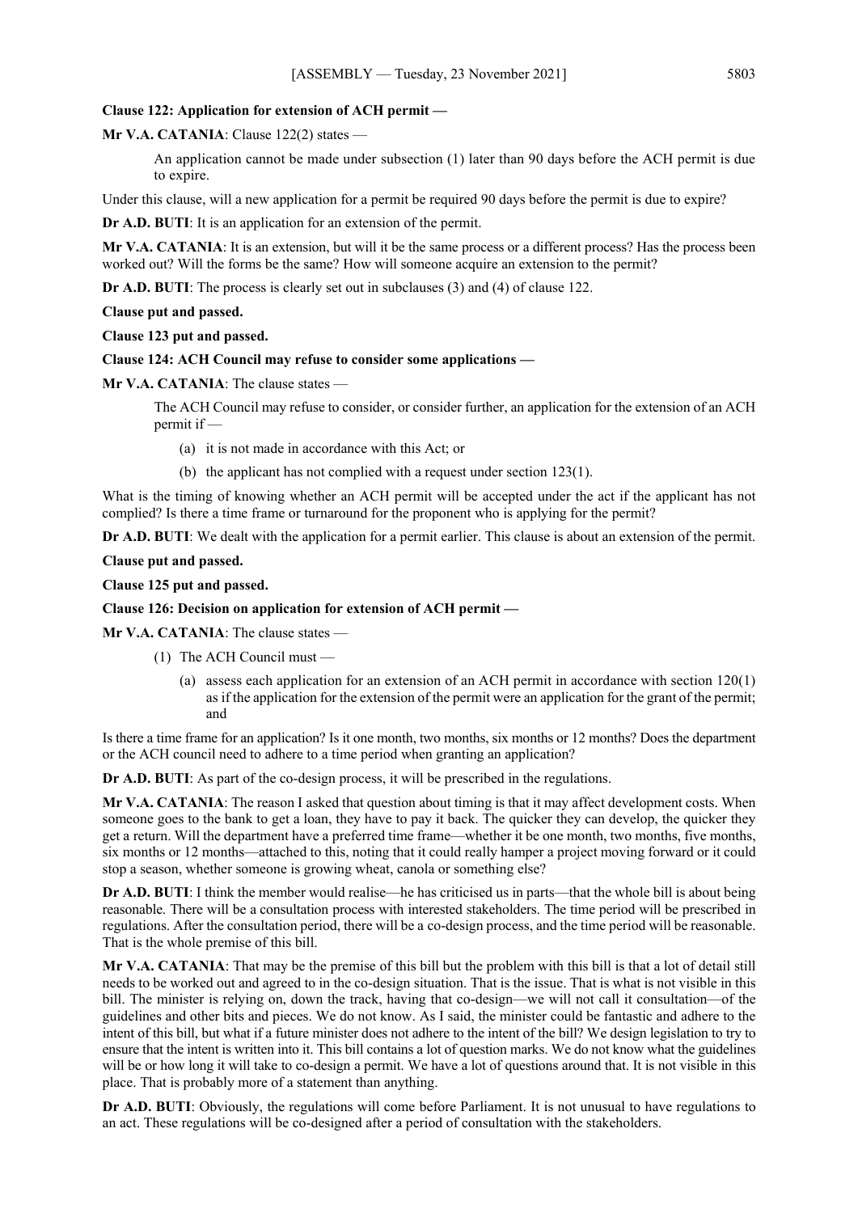**Clause 122: Application for extension of ACH permit —**

**Mr V.A. CATANIA**: Clause 122(2) states —

> An application cannot be made under subsection (1) later than 90 days before the ACH permit is due to expire.

Under this clause, will a new application for a permit be required 90 days before the permit is due to expire?

**Dr A.D. BUTI**: It is an application for an extension of the permit.

**Mr V.A. CATANIA**: It is an extension, but will it be the same process or a different process? Has the process been worked out? Will the forms be the same? How will someone acquire an extension to the permit?

**Dr A.D. BUTI**: The process is clearly set out in subclauses (3) and (4) of clause 122.

**Clause put and passed.**

**Clause 123 put and passed.**

**Clause 124: ACH Council may refuse to consider some applications —**

**Mr V.A. CATANIA**: The clause states —

> The ACH Council may refuse to consider, or consider further, an application for the extension of an ACH permit if —
>
> (a) it is not made in accordance with this Act; or
>
> (b) the applicant has not complied with a request under section 123(1).

What is the timing of knowing whether an ACH permit will be accepted under the act if the applicant has not complied? Is there a time frame or turnaround for the proponent who is applying for the permit?

**Dr A.D. BUTI**: We dealt with the application for a permit earlier. This clause is about an extension of the permit.

**Clause put and passed.**

**Clause 125 put and passed.**

**Clause 126: Decision on application for extension of ACH permit —**

**Mr V.A. CATANIA**: The clause states —

> (1) The ACH Council must —
>
> (a) assess each application for an extension of an ACH permit in accordance with section 120(1) as if the application for the extension of the permit were an application for the grant of the permit; and

Is there a time frame for an application? Is it one month, two months, six months or 12 months? Does the department or the ACH council need to adhere to a time period when granting an application?

**Dr A.D. BUTI**: As part of the co-design process, it will be prescribed in the regulations.

**Mr V.A. CATANIA**: The reason I asked that question about timing is that it may affect development costs. When someone goes to the bank to get a loan, they have to pay it back. The quicker they can develop, the quicker they get a return. Will the department have a preferred time frame—whether it be one month, two months, five months, six months or 12 months—attached to this, noting that it could really hamper a project moving forward or it could stop a season, whether someone is growing wheat, canola or something else?

**Dr A.D. BUTI**: I think the member would realise—he has criticised us in parts—that the whole bill is about being reasonable. There will be a consultation process with interested stakeholders. The time period will be prescribed in regulations. After the consultation period, there will be a co-design process, and the time period will be reasonable. That is the whole premise of this bill.

**Mr V.A. CATANIA**: That may be the premise of this bill but the problem with this bill is that a lot of detail still needs to be worked out and agreed to in the co-design situation. That is the issue. That is what is not visible in this bill. The minister is relying on, down the track, having that co-design—we will not call it consultation—of the guidelines and other bits and pieces. We do not know. As I said, the minister could be fantastic and adhere to the intent of this bill, but what if a future minister does not adhere to the intent of the bill? We design legislation to try to ensure that the intent is written into it. This bill contains a lot of question marks. We do not know what the guidelines will be or how long it will take to co-design a permit. We have a lot of questions around that. It is not visible in this place. That is probably more of a statement than anything.

**Dr A.D. BUTI**: Obviously, the regulations will come before Parliament. It is not unusual to have regulations to an act. These regulations will be co-designed after a period of consultation with the stakeholders.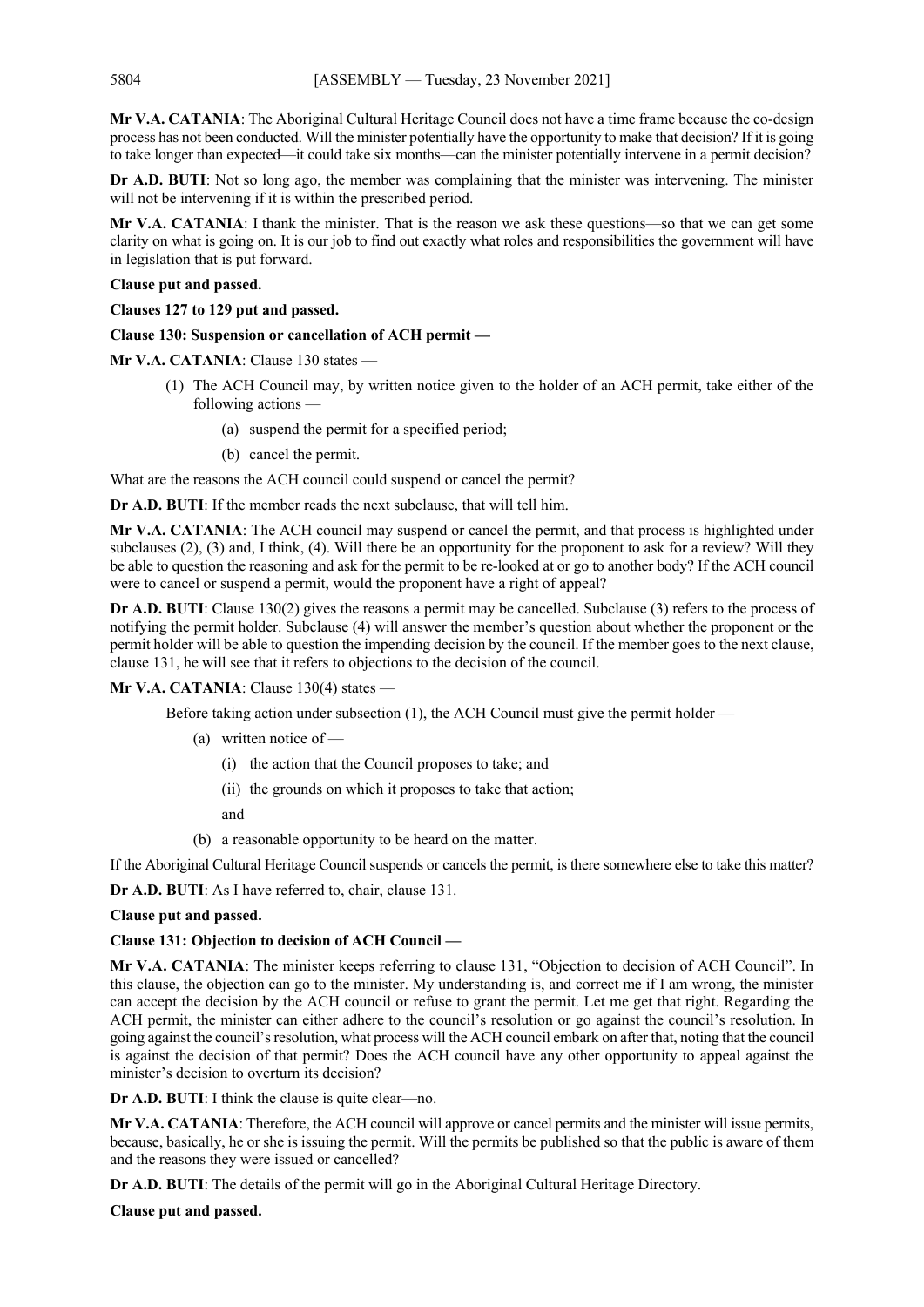**Mr V.A. CATANIA**: The Aboriginal Cultural Heritage Council does not have a time frame because the co-design process has not been conducted. Will the minister potentially have the opportunity to make that decision? If it is going to take longer than expected—it could take six months—can the minister potentially intervene in a permit decision?

**Dr A.D. BUTI**: Not so long ago, the member was complaining that the minister was intervening. The minister will not be intervening if it is within the prescribed period.

**Mr V.A. CATANIA**: I thank the minister. That is the reason we ask these questions—so that we can get some clarity on what is going on. It is our job to find out exactly what roles and responsibilities the government will have in legislation that is put forward.

**Clause put and passed.**

**Clauses 127 to 129 put and passed.**

**Clause 130: Suspension or cancellation of ACH permit —**

**Mr V.A. CATANIA**: Clause 130 states —

> (1) The ACH Council may, by written notice given to the holder of an ACH permit, take either of the following actions —
>
> (a) suspend the permit for a specified period;
>
> (b) cancel the permit.

What are the reasons the ACH council could suspend or cancel the permit?

**Dr A.D. BUTI**: If the member reads the next subclause, that will tell him.

**Mr V.A. CATANIA**: The ACH council may suspend or cancel the permit, and that process is highlighted under subclauses (2), (3) and, I think, (4). Will there be an opportunity for the proponent to ask for a review? Will they be able to question the reasoning and ask for the permit to be re-looked at or go to another body? If the ACH council were to cancel or suspend a permit, would the proponent have a right of appeal?

**Dr A.D. BUTI**: Clause 130(2) gives the reasons a permit may be cancelled. Subclause (3) refers to the process of notifying the permit holder. Subclause (4) will answer the member's question about whether the proponent or the permit holder will be able to question the impending decision by the council. If the member goes to the next clause, clause 131, he will see that it refers to objections to the decision of the council.

**Mr V.A. CATANIA**: Clause 130(4) states —

> Before taking action under subsection (1), the ACH Council must give the permit holder —
>
> (a) written notice of —
>
> (i) the action that the Council proposes to take; and
>
> (ii) the grounds on which it proposes to take that action;
>
> and
>
> (b) a reasonable opportunity to be heard on the matter.

If the Aboriginal Cultural Heritage Council suspends or cancels the permit, is there somewhere else to take this matter?

**Dr A.D. BUTI**: As I have referred to, chair, clause 131.

**Clause put and passed.**

**Clause 131: Objection to decision of ACH Council —**

**Mr V.A. CATANIA**: The minister keeps referring to clause 131, "Objection to decision of ACH Council". In this clause, the objection can go to the minister. My understanding is, and correct me if I am wrong, the minister can accept the decision by the ACH council or refuse to grant the permit. Let me get that right. Regarding the ACH permit, the minister can either adhere to the council's resolution or go against the council's resolution. In going against the council's resolution, what process will the ACH council embark on after that, noting that the council is against the decision of that permit? Does the ACH council have any other opportunity to appeal against the minister's decision to overturn its decision?

**Dr A.D. BUTI**: I think the clause is quite clear—no.

**Mr V.A. CATANIA**: Therefore, the ACH council will approve or cancel permits and the minister will issue permits, because, basically, he or she is issuing the permit. Will the permits be published so that the public is aware of them and the reasons they were issued or cancelled?

**Dr A.D. BUTI**: The details of the permit will go in the Aboriginal Cultural Heritage Directory.

**Clause put and passed.**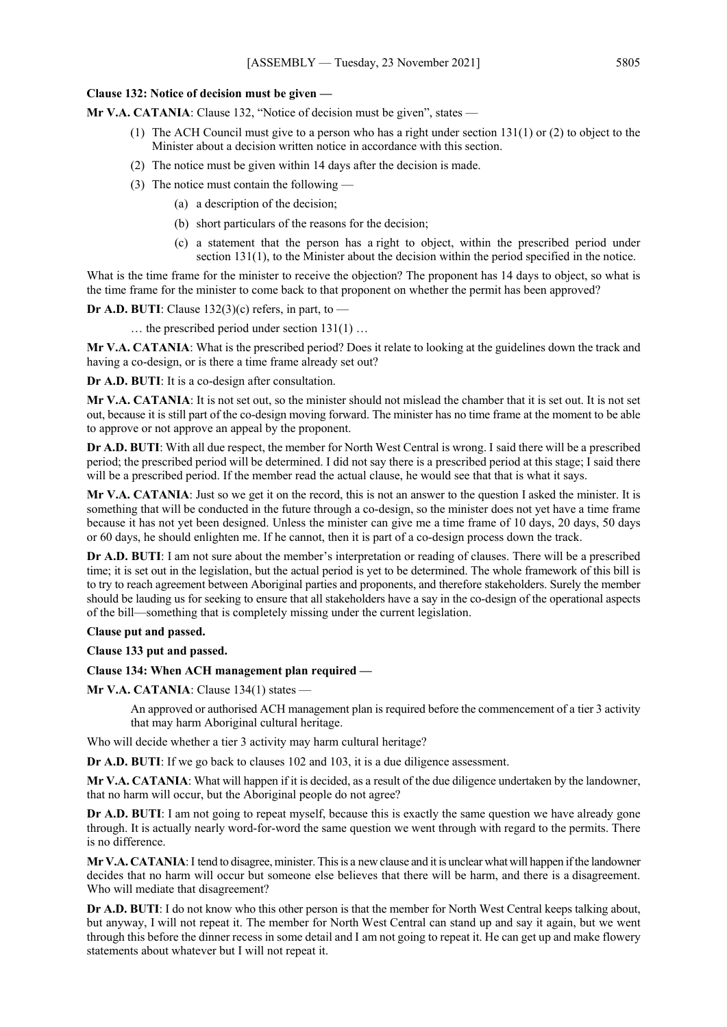**Clause 132: Notice of decision must be given —**

**Mr V.A. CATANIA**: Clause 132, "Notice of decision must be given", states —

> (1) The ACH Council must give to a person who has a right under section 131(1) or (2) to object to the Minister about a decision written notice in accordance with this section.
>
> (2) The notice must be given within 14 days after the decision is made.
>
> (3) The notice must contain the following —
>
> > (a) a description of the decision;
> >
> > (b) short particulars of the reasons for the decision;
> >
> > (c) a statement that the person has a right to object, within the prescribed period under section 131(1), to the Minister about the decision within the period specified in the notice.

What is the time frame for the minister to receive the objection? The proponent has 14 days to object, so what is the time frame for the minister to come back to that proponent on whether the permit has been approved?

**Dr A.D. BUTI**: Clause 132(3)(c) refers, in part, to —

> … the prescribed period under section 131(1) …

**Mr V.A. CATANIA**: What is the prescribed period? Does it relate to looking at the guidelines down the track and having a co-design, or is there a time frame already set out?

**Dr A.D. BUTI**: It is a co-design after consultation.

**Mr V.A. CATANIA**: It is not set out, so the minister should not mislead the chamber that it is set out. It is not set out, because it is still part of the co-design moving forward. The minister has no time frame at the moment to be able to approve or not approve an appeal by the proponent.

**Dr A.D. BUTI**: With all due respect, the member for North West Central is wrong. I said there will be a prescribed period; the prescribed period will be determined. I did not say there is a prescribed period at this stage; I said there will be a prescribed period. If the member read the actual clause, he would see that that is what it says.

**Mr V.A. CATANIA**: Just so we get it on the record, this is not an answer to the question I asked the minister. It is something that will be conducted in the future through a co-design, so the minister does not yet have a time frame because it has not yet been designed. Unless the minister can give me a time frame of 10 days, 20 days, 50 days or 60 days, he should enlighten me. If he cannot, then it is part of a co-design process down the track.

**Dr A.D. BUTI**: I am not sure about the member's interpretation or reading of clauses. There will be a prescribed time; it is set out in the legislation, but the actual period is yet to be determined. The whole framework of this bill is to try to reach agreement between Aboriginal parties and proponents, and therefore stakeholders. Surely the member should be lauding us for seeking to ensure that all stakeholders have a say in the co-design of the operational aspects of the bill—something that is completely missing under the current legislation.

**Clause put and passed.**

**Clause 133 put and passed.**

**Clause 134: When ACH management plan required —**

**Mr V.A. CATANIA**: Clause 134(1) states —

> An approved or authorised ACH management plan is required before the commencement of a tier 3 activity that may harm Aboriginal cultural heritage.

Who will decide whether a tier 3 activity may harm cultural heritage?

**Dr A.D. BUTI**: If we go back to clauses 102 and 103, it is a due diligence assessment.

**Mr V.A. CATANIA**: What will happen if it is decided, as a result of the due diligence undertaken by the landowner, that no harm will occur, but the Aboriginal people do not agree?

**Dr A.D. BUTI**: I am not going to repeat myself, because this is exactly the same question we have already gone through. It is actually nearly word-for-word the same question we went through with regard to the permits. There is no difference.

**Mr V.A. CATANIA**: I tend to disagree, minister. This is a new clause and it is unclear what will happen if the landowner decides that no harm will occur but someone else believes that there will be harm, and there is a disagreement. Who will mediate that disagreement?

**Dr A.D. BUTI**: I do not know who this other person is that the member for North West Central keeps talking about, but anyway, I will not repeat it. The member for North West Central can stand up and say it again, but we went through this before the dinner recess in some detail and I am not going to repeat it. He can get up and make flowery statements about whatever but I will not repeat it.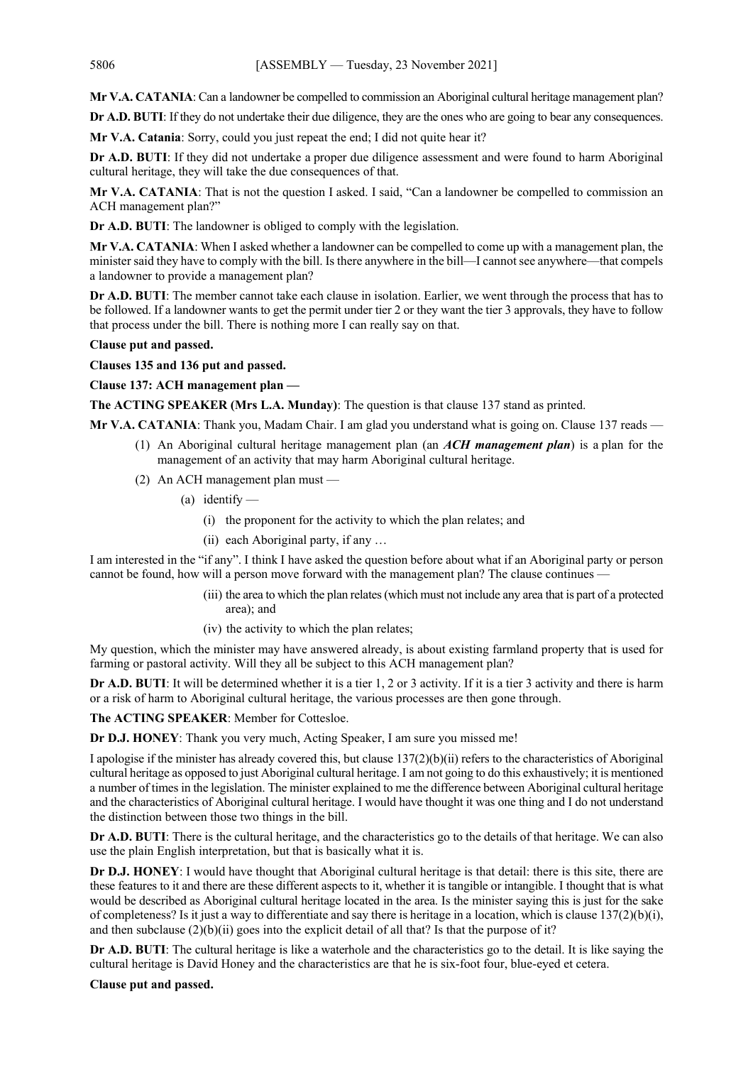**Mr V.A. CATANIA**: Can a landowner be compelled to commission an Aboriginal cultural heritage management plan?

**Dr A.D. BUTI**: If they do not undertake their due diligence, they are the ones who are going to bear any consequences.

**Mr V.A. Catania**: Sorry, could you just repeat the end; I did not quite hear it?

**Dr A.D. BUTI**: If they did not undertake a proper due diligence assessment and were found to harm Aboriginal cultural heritage, they will take the due consequences of that.

**Mr V.A. CATANIA**: That is not the question I asked. I said, "Can a landowner be compelled to commission an ACH management plan?"

**Dr A.D. BUTI**: The landowner is obliged to comply with the legislation.

**Mr V.A. CATANIA**: When I asked whether a landowner can be compelled to come up with a management plan, the minister said they have to comply with the bill. Is there anywhere in the bill—I cannot see anywhere—that compels a landowner to provide a management plan?

**Dr A.D. BUTI**: The member cannot take each clause in isolation. Earlier, we went through the process that has to be followed. If a landowner wants to get the permit under tier 2 or they want the tier 3 approvals, they have to follow that process under the bill. There is nothing more I can really say on that.

**Clause put and passed.**

**Clauses 135 and 136 put and passed.**

**Clause 137: ACH management plan —**

**The ACTING SPEAKER (Mrs L.A. Munday)**: The question is that clause 137 stand as printed.

**Mr V.A. CATANIA**: Thank you, Madam Chair. I am glad you understand what is going on. Clause 137 reads —

> (1) An Aboriginal cultural heritage management plan (an ***ACH management plan***) is a plan for the management of an activity that may harm Aboriginal cultural heritage.
>
> (2) An ACH management plan must —
>
> (a) identify —
>
> (i) the proponent for the activity to which the plan relates; and
>
> (ii) each Aboriginal party, if any …

I am interested in the "if any". I think I have asked the question before about what if an Aboriginal party or person cannot be found, how will a person move forward with the management plan? The clause continues —

> (iii) the area to which the plan relates (which must not include any area that is part of a protected area); and
>
> (iv) the activity to which the plan relates;

My question, which the minister may have answered already, is about existing farmland property that is used for farming or pastoral activity. Will they all be subject to this ACH management plan?

**Dr A.D. BUTI**: It will be determined whether it is a tier 1, 2 or 3 activity. If it is a tier 3 activity and there is harm or a risk of harm to Aboriginal cultural heritage, the various processes are then gone through.

**The ACTING SPEAKER**: Member for Cottesloe.

**Dr D.J. HONEY**: Thank you very much, Acting Speaker, I am sure you missed me!

I apologise if the minister has already covered this, but clause 137(2)(b)(ii) refers to the characteristics of Aboriginal cultural heritage as opposed to just Aboriginal cultural heritage. I am not going to do this exhaustively; it is mentioned a number of times in the legislation. The minister explained to me the difference between Aboriginal cultural heritage and the characteristics of Aboriginal cultural heritage. I would have thought it was one thing and I do not understand the distinction between those two things in the bill.

**Dr A.D. BUTI**: There is the cultural heritage, and the characteristics go to the details of that heritage. We can also use the plain English interpretation, but that is basically what it is.

**Dr D.J. HONEY**: I would have thought that Aboriginal cultural heritage is that detail: there is this site, there are these features to it and there are these different aspects to it, whether it is tangible or intangible. I thought that is what would be described as Aboriginal cultural heritage located in the area. Is the minister saying this is just for the sake of completeness? Is it just a way to differentiate and say there is heritage in a location, which is clause 137(2)(b)(i), and then subclause (2)(b)(ii) goes into the explicit detail of all that? Is that the purpose of it?

**Dr A.D. BUTI**: The cultural heritage is like a waterhole and the characteristics go to the detail. It is like saying the cultural heritage is David Honey and the characteristics are that he is six-foot four, blue-eyed et cetera.

**Clause put and passed.**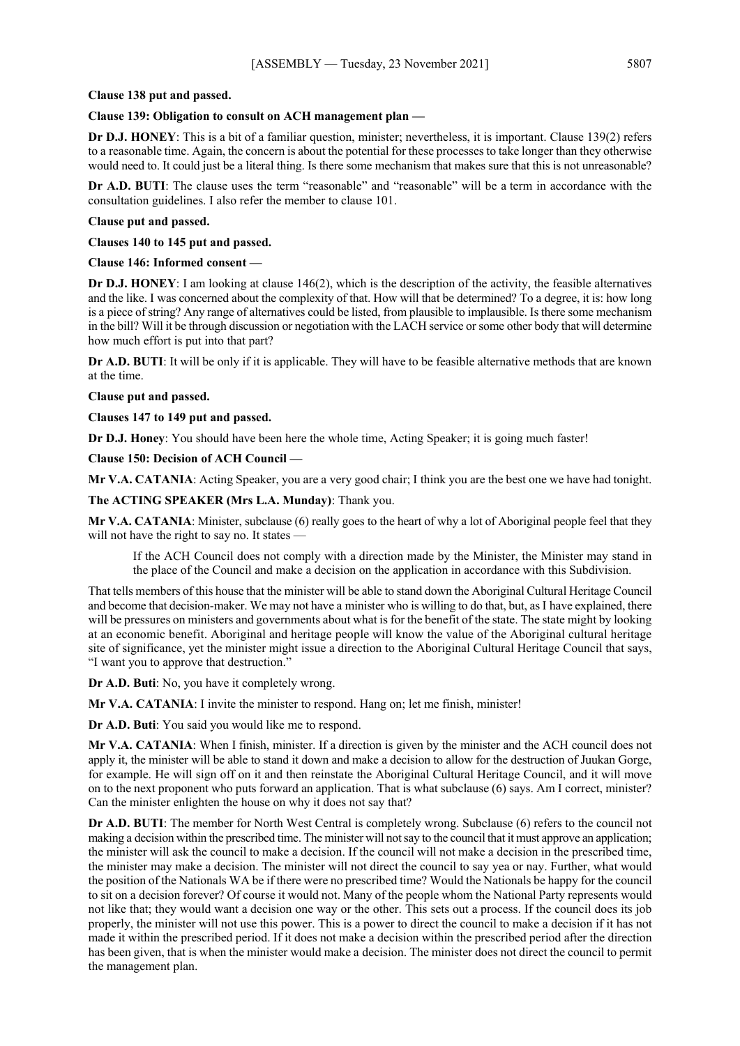**Clause 138 put and passed.**

**Clause 139: Obligation to consult on ACH management plan —**

**Dr D.J. HONEY**: This is a bit of a familiar question, minister; nevertheless, it is important. Clause 139(2) refers to a reasonable time. Again, the concern is about the potential for these processes to take longer than they otherwise would need to. It could just be a literal thing. Is there some mechanism that makes sure that this is not unreasonable?

**Dr A.D. BUTI**: The clause uses the term "reasonable" and "reasonable" will be a term in accordance with the consultation guidelines. I also refer the member to clause 101.

**Clause put and passed.**

**Clauses 140 to 145 put and passed.**

**Clause 146: Informed consent —**

**Dr D.J. HONEY**: I am looking at clause 146(2), which is the description of the activity, the feasible alternatives and the like. I was concerned about the complexity of that. How will that be determined? To a degree, it is: how long is a piece of string? Any range of alternatives could be listed, from plausible to implausible. Is there some mechanism in the bill? Will it be through discussion or negotiation with the LACH service or some other body that will determine how much effort is put into that part?

**Dr A.D. BUTI**: It will be only if it is applicable. They will have to be feasible alternative methods that are known at the time.

**Clause put and passed.**

**Clauses 147 to 149 put and passed.**

**Dr D.J. Honey**: You should have been here the whole time, Acting Speaker; it is going much faster!

**Clause 150: Decision of ACH Council —**

**Mr V.A. CATANIA**: Acting Speaker, you are a very good chair; I think you are the best one we have had tonight.

**The ACTING SPEAKER (Mrs L.A. Munday)**: Thank you.

**Mr V.A. CATANIA**: Minister, subclause (6) really goes to the heart of why a lot of Aboriginal people feel that they will not have the right to say no. It states —

> If the ACH Council does not comply with a direction made by the Minister, the Minister may stand in the place of the Council and make a decision on the application in accordance with this Subdivision.

That tells members of this house that the minister will be able to stand down the Aboriginal Cultural Heritage Council and become that decision-maker. We may not have a minister who is willing to do that, but, as I have explained, there will be pressures on ministers and governments about what is for the benefit of the state. The state might by looking at an economic benefit. Aboriginal and heritage people will know the value of the Aboriginal cultural heritage site of significance, yet the minister might issue a direction to the Aboriginal Cultural Heritage Council that says, "I want you to approve that destruction."

**Dr A.D. Buti**: No, you have it completely wrong.

**Mr V.A. CATANIA**: I invite the minister to respond. Hang on; let me finish, minister!

**Dr A.D. Buti**: You said you would like me to respond.

**Mr V.A. CATANIA**: When I finish, minister. If a direction is given by the minister and the ACH council does not apply it, the minister will be able to stand it down and make a decision to allow for the destruction of Juukan Gorge, for example. He will sign off on it and then reinstate the Aboriginal Cultural Heritage Council, and it will move on to the next proponent who puts forward an application. That is what subclause (6) says. Am I correct, minister? Can the minister enlighten the house on why it does not say that?

**Dr A.D. BUTI**: The member for North West Central is completely wrong. Subclause (6) refers to the council not making a decision within the prescribed time. The minister will not say to the council that it must approve an application; the minister will ask the council to make a decision. If the council will not make a decision in the prescribed time, the minister may make a decision. The minister will not direct the council to say yea or nay. Further, what would the position of the Nationals WA be if there were no prescribed time? Would the Nationals be happy for the council to sit on a decision forever? Of course it would not. Many of the people whom the National Party represents would not like that; they would want a decision one way or the other. This sets out a process. If the council does its job properly, the minister will not use this power. This is a power to direct the council to make a decision if it has not made it within the prescribed period. If it does not make a decision within the prescribed period after the direction has been given, that is when the minister would make a decision. The minister does not direct the council to permit the management plan.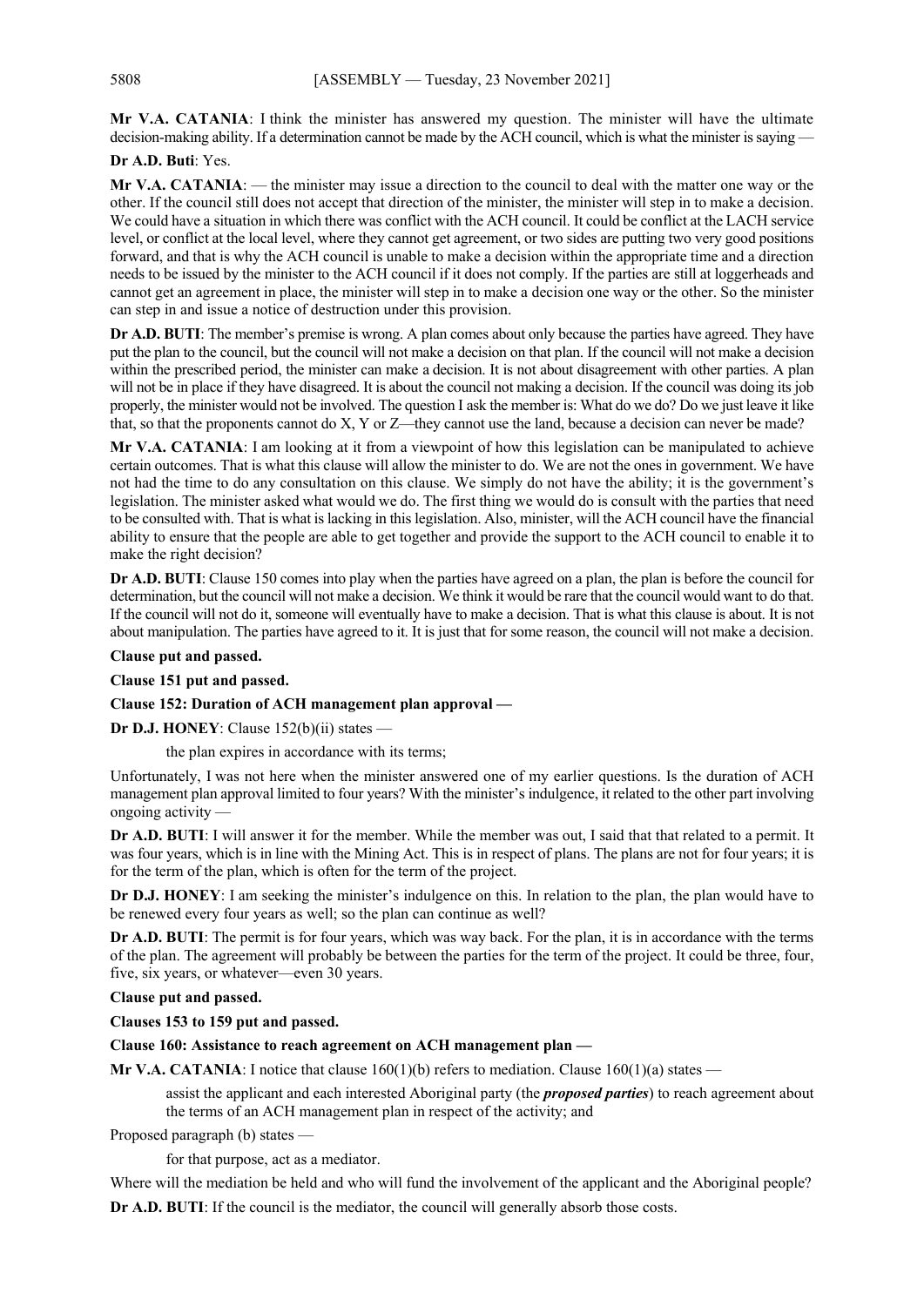**Mr V.A. CATANIA**: I think the minister has answered my question. The minister will have the ultimate decision-making ability. If a determination cannot be made by the ACH council, which is what the minister is saying —

**Dr A.D. Buti**: Yes.

**Mr V.A. CATANIA**: — the minister may issue a direction to the council to deal with the matter one way or the other. If the council still does not accept that direction of the minister, the minister will step in to make a decision. We could have a situation in which there was conflict with the ACH council. It could be conflict at the LACH service level, or conflict at the local level, where they cannot get agreement, or two sides are putting two very good positions forward, and that is why the ACH council is unable to make a decision within the appropriate time and a direction needs to be issued by the minister to the ACH council if it does not comply. If the parties are still at loggerheads and cannot get an agreement in place, the minister will step in to make a decision one way or the other. So the minister can step in and issue a notice of destruction under this provision.

**Dr A.D. BUTI**: The member's premise is wrong. A plan comes about only because the parties have agreed. They have put the plan to the council, but the council will not make a decision on that plan. If the council will not make a decision within the prescribed period, the minister can make a decision. It is not about disagreement with other parties. A plan will not be in place if they have disagreed. It is about the council not making a decision. If the council was doing its job properly, the minister would not be involved. The question I ask the member is: What do we do? Do we just leave it like that, so that the proponents cannot do X, Y or Z—they cannot use the land, because a decision can never be made?

**Mr V.A. CATANIA**: I am looking at it from a viewpoint of how this legislation can be manipulated to achieve certain outcomes. That is what this clause will allow the minister to do. We are not the ones in government. We have not had the time to do any consultation on this clause. We simply do not have the ability; it is the government's legislation. The minister asked what would we do. The first thing we would do is consult with the parties that need to be consulted with. That is what is lacking in this legislation. Also, minister, will the ACH council have the financial ability to ensure that the people are able to get together and provide the support to the ACH council to enable it to make the right decision?

**Dr A.D. BUTI**: Clause 150 comes into play when the parties have agreed on a plan, the plan is before the council for determination, but the council will not make a decision. We think it would be rare that the council would want to do that. If the council will not do it, someone will eventually have to make a decision. That is what this clause is about. It is not about manipulation. The parties have agreed to it. It is just that for some reason, the council will not make a decision.

**Clause put and passed.**

**Clause 151 put and passed.**

**Clause 152: Duration of ACH management plan approval —**

**Dr D.J. HONEY**: Clause 152(b)(ii) states —

> the plan expires in accordance with its terms;

Unfortunately, I was not here when the minister answered one of my earlier questions. Is the duration of ACH management plan approval limited to four years? With the minister's indulgence, it related to the other part involving ongoing activity —

**Dr A.D. BUTI**: I will answer it for the member. While the member was out, I said that that related to a permit. It was four years, which is in line with the Mining Act. This is in respect of plans. The plans are not for four years; it is for the term of the plan, which is often for the term of the project.

**Dr D.J. HONEY**: I am seeking the minister's indulgence on this. In relation to the plan, the plan would have to be renewed every four years as well; so the plan can continue as well?

**Dr A.D. BUTI**: The permit is for four years, which was way back. For the plan, it is in accordance with the terms of the plan. The agreement will probably be between the parties for the term of the project. It could be three, four, five, six years, or whatever—even 30 years.

**Clause put and passed.**

**Clauses 153 to 159 put and passed.**

**Clause 160: Assistance to reach agreement on ACH management plan —**

**Mr V.A. CATANIA**: I notice that clause 160(1)(b) refers to mediation. Clause 160(1)(a) states —

> assist the applicant and each interested Aboriginal party (the ***proposed parties***) to reach agreement about the terms of an ACH management plan in respect of the activity; and

Proposed paragraph (b) states —

> for that purpose, act as a mediator.

Where will the mediation be held and who will fund the involvement of the applicant and the Aboriginal people?

**Dr A.D. BUTI**: If the council is the mediator, the council will generally absorb those costs.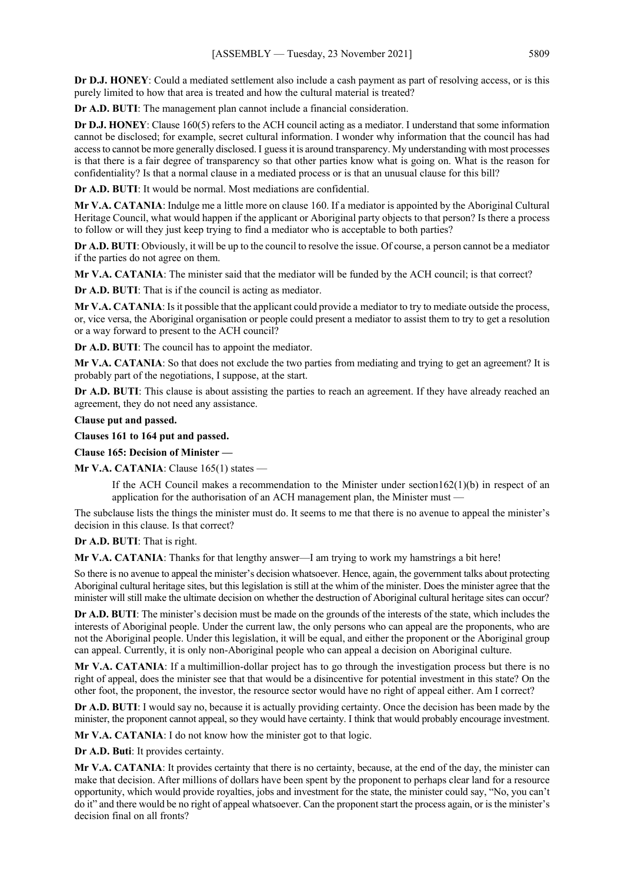**Dr D.J. HONEY**: Could a mediated settlement also include a cash payment as part of resolving access, or is this purely limited to how that area is treated and how the cultural material is treated?

**Dr A.D. BUTI**: The management plan cannot include a financial consideration.

**Dr D.J. HONEY**: Clause 160(5) refers to the ACH council acting as a mediator. I understand that some information cannot be disclosed; for example, secret cultural information. I wonder why information that the council has had access to cannot be more generally disclosed. I guess it is around transparency. My understanding with most processes is that there is a fair degree of transparency so that other parties know what is going on. What is the reason for confidentiality? Is that a normal clause in a mediated process or is that an unusual clause for this bill?

**Dr A.D. BUTI**: It would be normal. Most mediations are confidential.

**Mr V.A. CATANIA**: Indulge me a little more on clause 160. If a mediator is appointed by the Aboriginal Cultural Heritage Council, what would happen if the applicant or Aboriginal party objects to that person? Is there a process to follow or will they just keep trying to find a mediator who is acceptable to both parties?

**Dr A.D. BUTI**: Obviously, it will be up to the council to resolve the issue. Of course, a person cannot be a mediator if the parties do not agree on them.

**Mr V.A. CATANIA**: The minister said that the mediator will be funded by the ACH council; is that correct?

**Dr A.D. BUTI**: That is if the council is acting as mediator.

**Mr V.A. CATANIA**: Is it possible that the applicant could provide a mediator to try to mediate outside the process, or, vice versa, the Aboriginal organisation or people could present a mediator to assist them to try to get a resolution or a way forward to present to the ACH council?

**Dr A.D. BUTI**: The council has to appoint the mediator.

**Mr V.A. CATANIA**: So that does not exclude the two parties from mediating and trying to get an agreement? It is probably part of the negotiations, I suppose, at the start.

**Dr A.D. BUTI**: This clause is about assisting the parties to reach an agreement. If they have already reached an agreement, they do not need any assistance.

**Clause put and passed.**

**Clauses 161 to 164 put and passed.**

**Clause 165: Decision of Minister —**

**Mr V.A. CATANIA**: Clause 165(1) states —

> If the ACH Council makes a recommendation to the Minister under section162(1)(b) in respect of an application for the authorisation of an ACH management plan, the Minister must —

The subclause lists the things the minister must do. It seems to me that there is no avenue to appeal the minister's decision in this clause. Is that correct?

**Dr A.D. BUTI**: That is right.

**Mr V.A. CATANIA**: Thanks for that lengthy answer—I am trying to work my hamstrings a bit here!

So there is no avenue to appeal the minister's decision whatsoever. Hence, again, the government talks about protecting Aboriginal cultural heritage sites, but this legislation is still at the whim of the minister. Does the minister agree that the minister will still make the ultimate decision on whether the destruction of Aboriginal cultural heritage sites can occur?

**Dr A.D. BUTI**: The minister's decision must be made on the grounds of the interests of the state, which includes the interests of Aboriginal people. Under the current law, the only persons who can appeal are the proponents, who are not the Aboriginal people. Under this legislation, it will be equal, and either the proponent or the Aboriginal group can appeal. Currently, it is only non-Aboriginal people who can appeal a decision on Aboriginal culture.

**Mr V.A. CATANIA**: If a multimillion-dollar project has to go through the investigation process but there is no right of appeal, does the minister see that that would be a disincentive for potential investment in this state? On the other foot, the proponent, the investor, the resource sector would have no right of appeal either. Am I correct?

**Dr A.D. BUTI**: I would say no, because it is actually providing certainty. Once the decision has been made by the minister, the proponent cannot appeal, so they would have certainty. I think that would probably encourage investment.

**Mr V.A. CATANIA**: I do not know how the minister got to that logic.

**Dr A.D. Buti**: It provides certainty.

**Mr V.A. CATANIA**: It provides certainty that there is no certainty, because, at the end of the day, the minister can make that decision. After millions of dollars have been spent by the proponent to perhaps clear land for a resource opportunity, which would provide royalties, jobs and investment for the state, the minister could say, "No, you can't do it" and there would be no right of appeal whatsoever. Can the proponent start the process again, or is the minister's decision final on all fronts?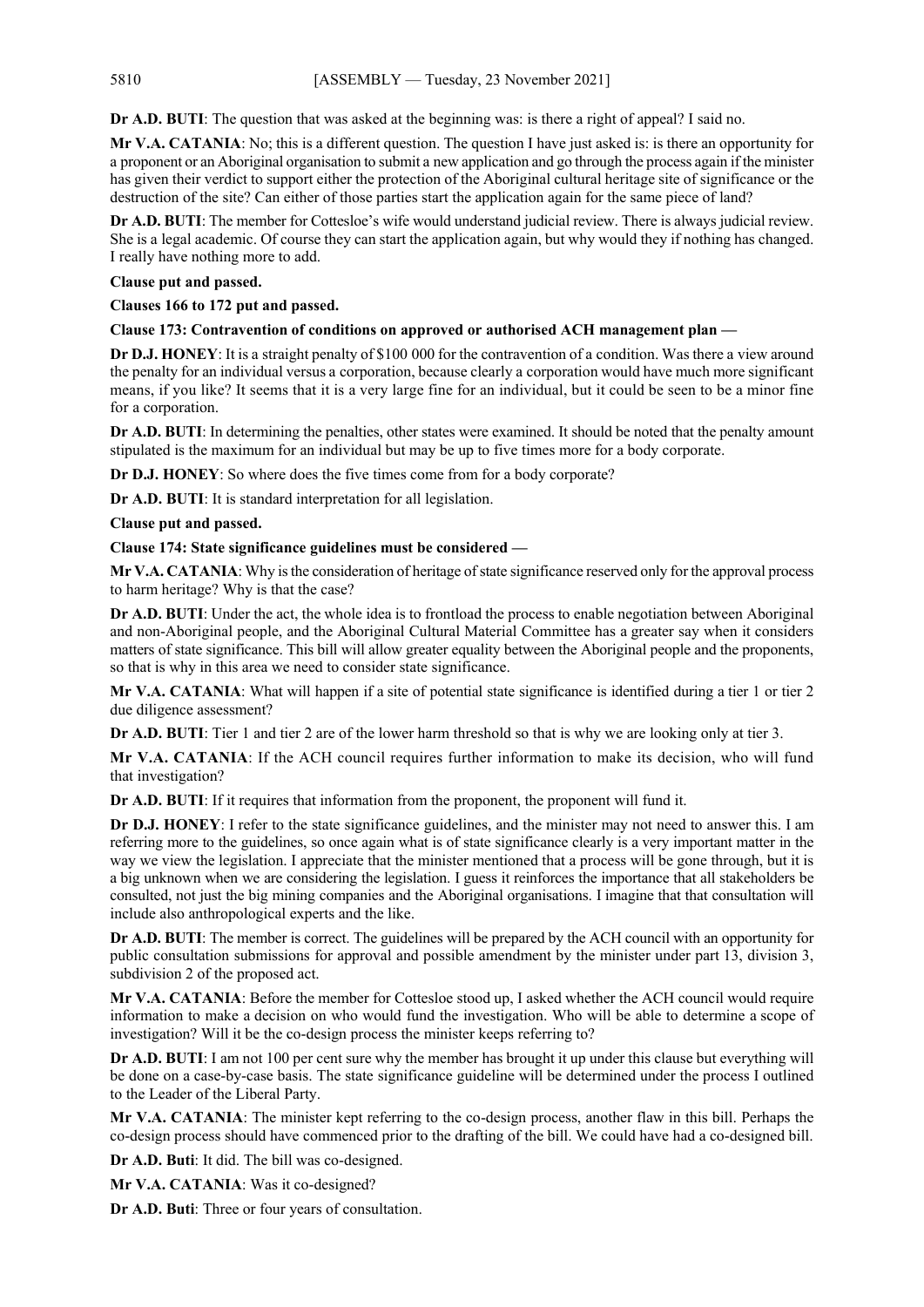**Dr A.D. BUTI**: The question that was asked at the beginning was: is there a right of appeal? I said no.

**Mr V.A. CATANIA**: No; this is a different question. The question I have just asked is: is there an opportunity for a proponent or an Aboriginal organisation to submit a new application and go through the process again if the minister has given their verdict to support either the protection of the Aboriginal cultural heritage site of significance or the destruction of the site? Can either of those parties start the application again for the same piece of land?

**Dr A.D. BUTI**: The member for Cottesloe's wife would understand judicial review. There is always judicial review. She is a legal academic. Of course they can start the application again, but why would they if nothing has changed. I really have nothing more to add.

**Clause put and passed.**

**Clauses 166 to 172 put and passed.**

**Clause 173: Contravention of conditions on approved or authorised ACH management plan —**

**Dr D.J. HONEY**: It is a straight penalty of $100 000 for the contravention of a condition. Was there a view around the penalty for an individual versus a corporation, because clearly a corporation would have much more significant means, if you like? It seems that it is a very large fine for an individual, but it could be seen to be a minor fine for a corporation.

**Dr A.D. BUTI**: In determining the penalties, other states were examined. It should be noted that the penalty amount stipulated is the maximum for an individual but may be up to five times more for a body corporate.

**Dr D.J. HONEY**: So where does the five times come from for a body corporate?

**Dr A.D. BUTI**: It is standard interpretation for all legislation.

**Clause put and passed.**

**Clause 174: State significance guidelines must be considered —**

**Mr V.A. CATANIA**: Why is the consideration of heritage of state significance reserved only for the approval process to harm heritage? Why is that the case?

**Dr A.D. BUTI**: Under the act, the whole idea is to frontload the process to enable negotiation between Aboriginal and non-Aboriginal people, and the Aboriginal Cultural Material Committee has a greater say when it considers matters of state significance. This bill will allow greater equality between the Aboriginal people and the proponents, so that is why in this area we need to consider state significance.

**Mr V.A. CATANIA**: What will happen if a site of potential state significance is identified during a tier 1 or tier 2 due diligence assessment?

**Dr A.D. BUTI**: Tier 1 and tier 2 are of the lower harm threshold so that is why we are looking only at tier 3.

**Mr V.A. CATANIA**: If the ACH council requires further information to make its decision, who will fund that investigation?

**Dr A.D. BUTI**: If it requires that information from the proponent, the proponent will fund it.

**Dr D.J. HONEY**: I refer to the state significance guidelines, and the minister may not need to answer this. I am referring more to the guidelines, so once again what is of state significance clearly is a very important matter in the way we view the legislation. I appreciate that the minister mentioned that a process will be gone through, but it is a big unknown when we are considering the legislation. I guess it reinforces the importance that all stakeholders be consulted, not just the big mining companies and the Aboriginal organisations. I imagine that that consultation will include also anthropological experts and the like.

**Dr A.D. BUTI**: The member is correct. The guidelines will be prepared by the ACH council with an opportunity for public consultation submissions for approval and possible amendment by the minister under part 13, division 3, subdivision 2 of the proposed act.

**Mr V.A. CATANIA**: Before the member for Cottesloe stood up, I asked whether the ACH council would require information to make a decision on who would fund the investigation. Who will be able to determine a scope of investigation? Will it be the co-design process the minister keeps referring to?

**Dr A.D. BUTI**: I am not 100 per cent sure why the member has brought it up under this clause but everything will be done on a case-by-case basis. The state significance guideline will be determined under the process I outlined to the Leader of the Liberal Party.

**Mr V.A. CATANIA**: The minister kept referring to the co-design process, another flaw in this bill. Perhaps the co-design process should have commenced prior to the drafting of the bill. We could have had a co-designed bill.

**Dr A.D. Buti**: It did. The bill was co-designed.

**Mr V.A. CATANIA**: Was it co-designed?

**Dr A.D. Buti**: Three or four years of consultation.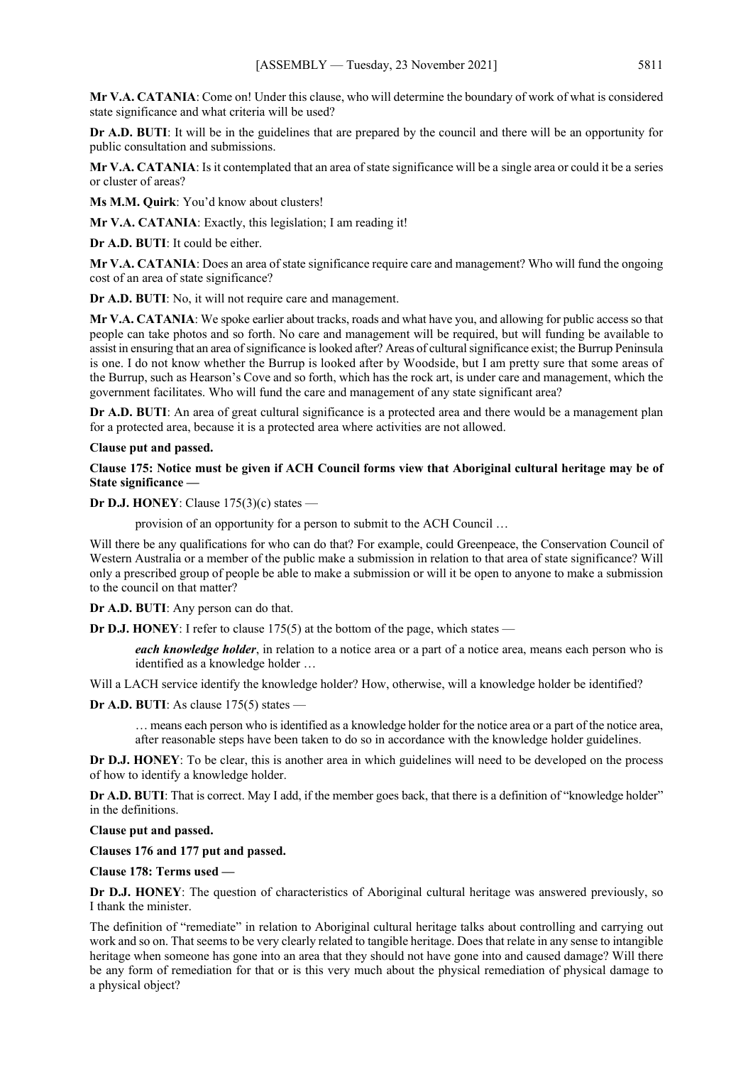**Mr V.A. CATANIA**: Come on! Under this clause, who will determine the boundary of work of what is considered state significance and what criteria will be used?

**Dr A.D. BUTI**: It will be in the guidelines that are prepared by the council and there will be an opportunity for public consultation and submissions.

**Mr V.A. CATANIA**: Is it contemplated that an area of state significance will be a single area or could it be a series or cluster of areas?

**Ms M.M. Quirk**: You'd know about clusters!

**Mr V.A. CATANIA**: Exactly, this legislation; I am reading it!

**Dr A.D. BUTI**: It could be either.

**Mr V.A. CATANIA**: Does an area of state significance require care and management? Who will fund the ongoing cost of an area of state significance?

**Dr A.D. BUTI**: No, it will not require care and management.

**Mr V.A. CATANIA**: We spoke earlier about tracks, roads and what have you, and allowing for public access so that people can take photos and so forth. No care and management will be required, but will funding be available to assist in ensuring that an area of significance is looked after? Areas of cultural significance exist; the Burrup Peninsula is one. I do not know whether the Burrup is looked after by Woodside, but I am pretty sure that some areas of the Burrup, such as Hearson's Cove and so forth, which has the rock art, is under care and management, which the government facilitates. Who will fund the care and management of any state significant area?

**Dr A.D. BUTI**: An area of great cultural significance is a protected area and there would be a management plan for a protected area, because it is a protected area where activities are not allowed.

**Clause put and passed.**

**Clause 175: Notice must be given if ACH Council forms view that Aboriginal cultural heritage may be of State significance —**

**Dr D.J. HONEY**: Clause 175(3)(c) states —

> provision of an opportunity for a person to submit to the ACH Council …

Will there be any qualifications for who can do that? For example, could Greenpeace, the Conservation Council of Western Australia or a member of the public make a submission in relation to that area of state significance? Will only a prescribed group of people be able to make a submission or will it be open to anyone to make a submission to the council on that matter?

**Dr A.D. BUTI**: Any person can do that.

**Dr D.J. HONEY**: I refer to clause 175(5) at the bottom of the page, which states —

> ***each knowledge holder***, in relation to a notice area or a part of a notice area, means each person who is identified as a knowledge holder …

Will a LACH service identify the knowledge holder? How, otherwise, will a knowledge holder be identified?

**Dr A.D. BUTI**: As clause 175(5) states —

> … means each person who is identified as a knowledge holder for the notice area or a part of the notice area, after reasonable steps have been taken to do so in accordance with the knowledge holder guidelines.

**Dr D.J. HONEY**: To be clear, this is another area in which guidelines will need to be developed on the process of how to identify a knowledge holder.

**Dr A.D. BUTI**: That is correct. May I add, if the member goes back, that there is a definition of "knowledge holder" in the definitions.

**Clause put and passed.**

**Clauses 176 and 177 put and passed.**

**Clause 178: Terms used —**

**Dr D.J. HONEY**: The question of characteristics of Aboriginal cultural heritage was answered previously, so I thank the minister.

The definition of "remediate" in relation to Aboriginal cultural heritage talks about controlling and carrying out work and so on. That seems to be very clearly related to tangible heritage. Does that relate in any sense to intangible heritage when someone has gone into an area that they should not have gone into and caused damage? Will there be any form of remediation for that or is this very much about the physical remediation of physical damage to a physical object?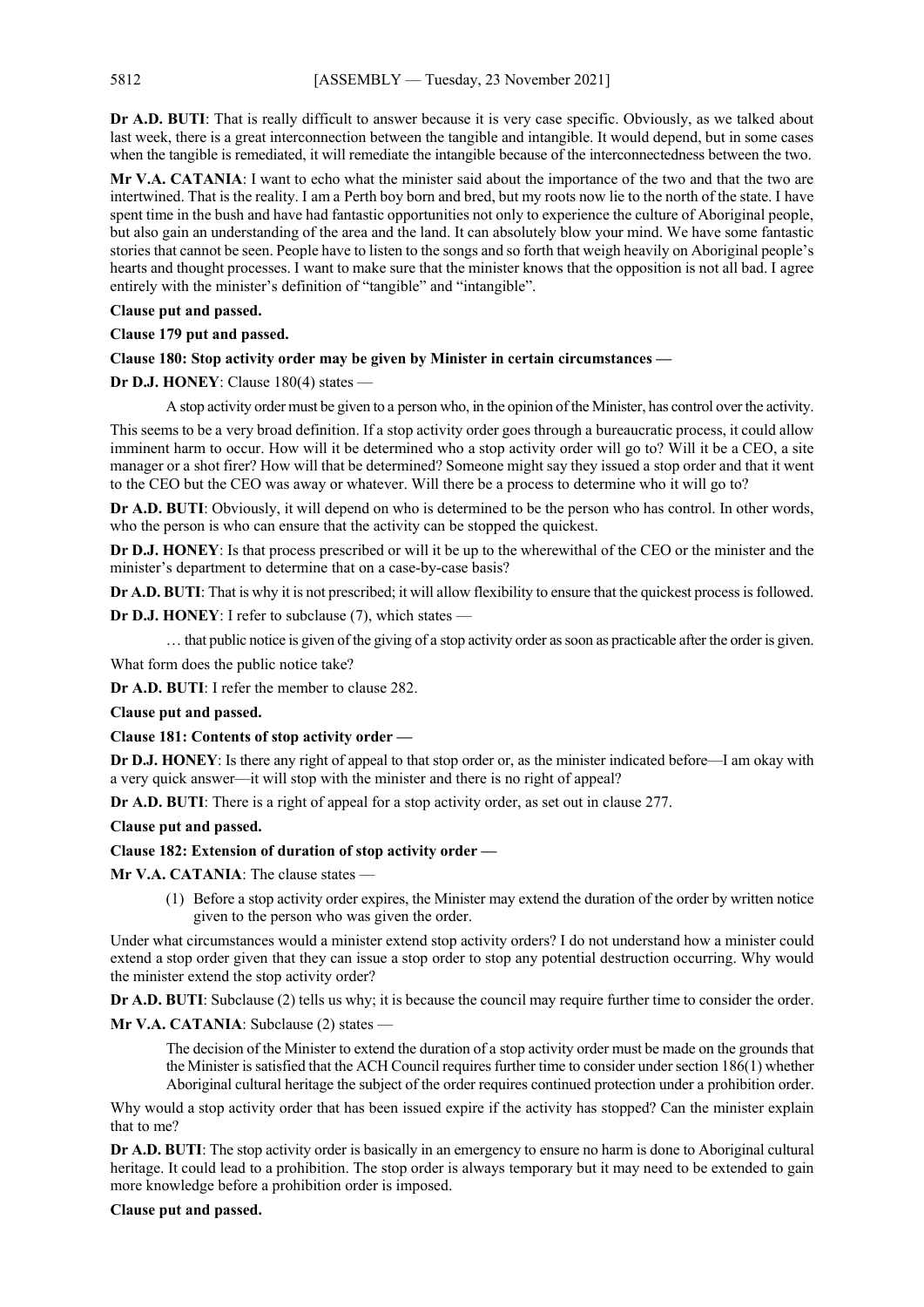**Dr A.D. BUTI**: That is really difficult to answer because it is very case specific. Obviously, as we talked about last week, there is a great interconnection between the tangible and intangible. It would depend, but in some cases when the tangible is remediated, it will remediate the intangible because of the interconnectedness between the two.

**Mr V.A. CATANIA**: I want to echo what the minister said about the importance of the two and that the two are intertwined. That is the reality. I am a Perth boy born and bred, but my roots now lie to the north of the state. I have spent time in the bush and have had fantastic opportunities not only to experience the culture of Aboriginal people, but also gain an understanding of the area and the land. It can absolutely blow your mind. We have some fantastic stories that cannot be seen. People have to listen to the songs and so forth that weigh heavily on Aboriginal people's hearts and thought processes. I want to make sure that the minister knows that the opposition is not all bad. I agree entirely with the minister's definition of "tangible" and "intangible".

**Clause put and passed.**

**Clause 179 put and passed.**

**Clause 180: Stop activity order may be given by Minister in certain circumstances —**

**Dr D.J. HONEY**: Clause 180(4) states —

> A stop activity order must be given to a person who, in the opinion of the Minister, has control over the activity.

This seems to be a very broad definition. If a stop activity order goes through a bureaucratic process, it could allow imminent harm to occur. How will it be determined who a stop activity order will go to? Will it be a CEO, a site manager or a shot firer? How will that be determined? Someone might say they issued a stop order and that it went to the CEO but the CEO was away or whatever. Will there be a process to determine who it will go to?

**Dr A.D. BUTI**: Obviously, it will depend on who is determined to be the person who has control. In other words, who the person is who can ensure that the activity can be stopped the quickest.

**Dr D.J. HONEY**: Is that process prescribed or will it be up to the wherewithal of the CEO or the minister and the minister's department to determine that on a case-by-case basis?

**Dr A.D. BUTI**: That is why it is not prescribed; it will allow flexibility to ensure that the quickest process is followed.

**Dr D.J. HONEY**: I refer to subclause (7), which states —

> … that public notice is given of the giving of a stop activity order as soon as practicable after the order is given.

What form does the public notice take?

**Dr A.D. BUTI**: I refer the member to clause 282.

**Clause put and passed.**

**Clause 181: Contents of stop activity order —**

**Dr D.J. HONEY**: Is there any right of appeal to that stop order or, as the minister indicated before—I am okay with a very quick answer—it will stop with the minister and there is no right of appeal?

**Dr A.D. BUTI**: There is a right of appeal for a stop activity order, as set out in clause 277.

**Clause put and passed.**

**Clause 182: Extension of duration of stop activity order —**

**Mr V.A. CATANIA**: The clause states —

> (1) Before a stop activity order expires, the Minister may extend the duration of the order by written notice given to the person who was given the order.

Under what circumstances would a minister extend stop activity orders? I do not understand how a minister could extend a stop order given that they can issue a stop order to stop any potential destruction occurring. Why would the minister extend the stop activity order?

**Dr A.D. BUTI**: Subclause (2) tells us why; it is because the council may require further time to consider the order.

**Mr V.A. CATANIA**: Subclause (2) states —

> The decision of the Minister to extend the duration of a stop activity order must be made on the grounds that the Minister is satisfied that the ACH Council requires further time to consider under section 186(1) whether Aboriginal cultural heritage the subject of the order requires continued protection under a prohibition order.

Why would a stop activity order that has been issued expire if the activity has stopped? Can the minister explain that to me?

**Dr A.D. BUTI**: The stop activity order is basically in an emergency to ensure no harm is done to Aboriginal cultural heritage. It could lead to a prohibition. The stop order is always temporary but it may need to be extended to gain more knowledge before a prohibition order is imposed.

**Clause put and passed.**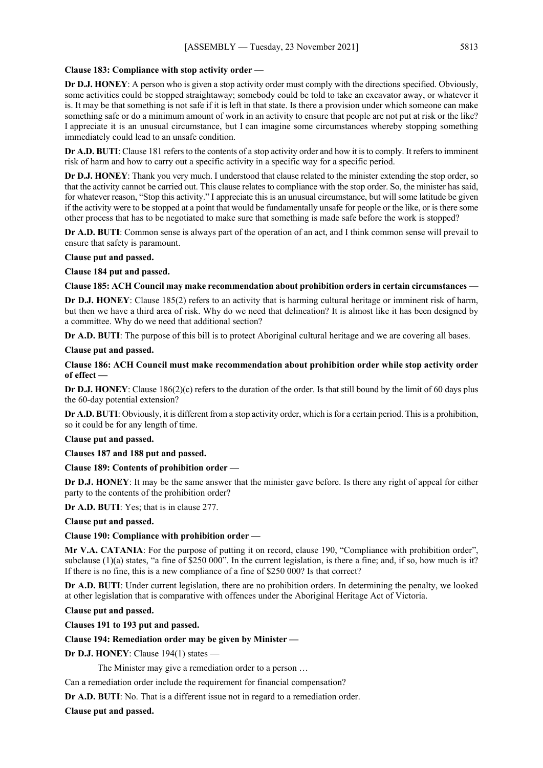**Clause 183: Compliance with stop activity order —**

**Dr D.J. HONEY**: A person who is given a stop activity order must comply with the directions specified. Obviously, some activities could be stopped straightaway; somebody could be told to take an excavator away, or whatever it is. It may be that something is not safe if it is left in that state. Is there a provision under which someone can make something safe or do a minimum amount of work in an activity to ensure that people are not put at risk or the like? I appreciate it is an unusual circumstance, but I can imagine some circumstances whereby stopping something immediately could lead to an unsafe condition.

**Dr A.D. BUTI**: Clause 181 refers to the contents of a stop activity order and how it is to comply. It refers to imminent risk of harm and how to carry out a specific activity in a specific way for a specific period.

**Dr D.J. HONEY**: Thank you very much. I understood that clause related to the minister extending the stop order, so that the activity cannot be carried out. This clause relates to compliance with the stop order. So, the minister has said, for whatever reason, "Stop this activity." I appreciate this is an unusual circumstance, but will some latitude be given if the activity were to be stopped at a point that would be fundamentally unsafe for people or the like, or is there some other process that has to be negotiated to make sure that something is made safe before the work is stopped?

**Dr A.D. BUTI**: Common sense is always part of the operation of an act, and I think common sense will prevail to ensure that safety is paramount.

**Clause put and passed.**

**Clause 184 put and passed.**

**Clause 185: ACH Council may make recommendation about prohibition orders in certain circumstances —**

**Dr D.J. HONEY**: Clause 185(2) refers to an activity that is harming cultural heritage or imminent risk of harm, but then we have a third area of risk. Why do we need that delineation? It is almost like it has been designed by a committee. Why do we need that additional section?

**Dr A.D. BUTI**: The purpose of this bill is to protect Aboriginal cultural heritage and we are covering all bases.

**Clause put and passed.**

**Clause 186: ACH Council must make recommendation about prohibition order while stop activity order of effect —**

**Dr D.J. HONEY**: Clause 186(2)(c) refers to the duration of the order. Is that still bound by the limit of 60 days plus the 60-day potential extension?

**Dr A.D. BUTI**: Obviously, it is different from a stop activity order, which is for a certain period. This is a prohibition, so it could be for any length of time.

**Clause put and passed.**

**Clauses 187 and 188 put and passed.**

**Clause 189: Contents of prohibition order —**

**Dr D.J. HONEY**: It may be the same answer that the minister gave before. Is there any right of appeal for either party to the contents of the prohibition order?

**Dr A.D. BUTI**: Yes; that is in clause 277.

**Clause put and passed.**

**Clause 190: Compliance with prohibition order —**

**Mr V.A. CATANIA**: For the purpose of putting it on record, clause 190, "Compliance with prohibition order", subclause (1)(a) states, "a fine of $250 000". In the current legislation, is there a fine; and, if so, how much is it? If there is no fine, this is a new compliance of a fine of $250 000? Is that correct?

**Dr A.D. BUTI**: Under current legislation, there are no prohibition orders. In determining the penalty, we looked at other legislation that is comparative with offences under the Aboriginal Heritage Act of Victoria.

**Clause put and passed.**

**Clauses 191 to 193 put and passed.**

**Clause 194: Remediation order may be given by Minister —**

**Dr D.J. HONEY**: Clause 194(1) states —

> The Minister may give a remediation order to a person …

Can a remediation order include the requirement for financial compensation?

**Dr A.D. BUTI**: No. That is a different issue not in regard to a remediation order.

**Clause put and passed.**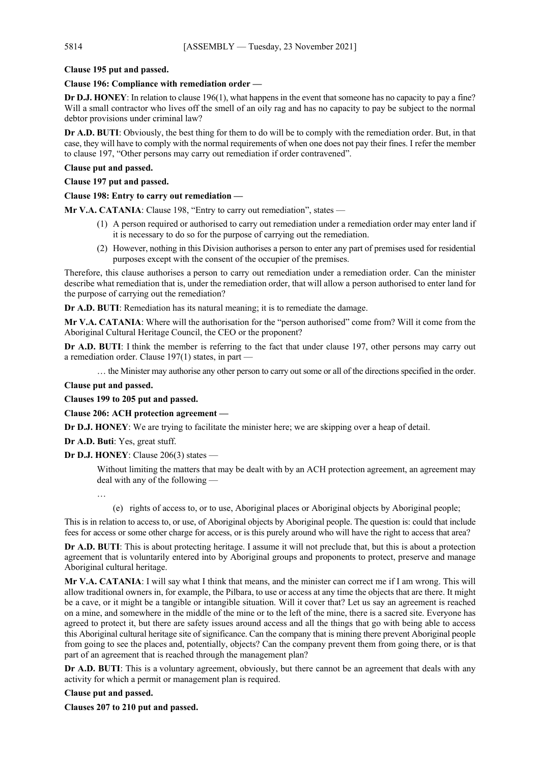**Clause 195 put and passed.**

**Clause 196: Compliance with remediation order —**

**Dr D.J. HONEY**: In relation to clause 196(1), what happens in the event that someone has no capacity to pay a fine? Will a small contractor who lives off the smell of an oily rag and has no capacity to pay be subject to the normal debtor provisions under criminal law?

**Dr A.D. BUTI**: Obviously, the best thing for them to do will be to comply with the remediation order. But, in that case, they will have to comply with the normal requirements of when one does not pay their fines. I refer the member to clause 197, "Other persons may carry out remediation if order contravened".

**Clause put and passed.**

**Clause 197 put and passed.**

**Clause 198: Entry to carry out remediation —**

**Mr V.A. CATANIA**: Clause 198, "Entry to carry out remediation", states —

> (1) A person required or authorised to carry out remediation under a remediation order may enter land if it is necessary to do so for the purpose of carrying out the remediation.
>
> (2) However, nothing in this Division authorises a person to enter any part of premises used for residential purposes except with the consent of the occupier of the premises.

Therefore, this clause authorises a person to carry out remediation under a remediation order. Can the minister describe what remediation that is, under the remediation order, that will allow a person authorised to enter land for the purpose of carrying out the remediation?

**Dr A.D. BUTI**: Remediation has its natural meaning; it is to remediate the damage.

**Mr V.A. CATANIA**: Where will the authorisation for the "person authorised" come from? Will it come from the Aboriginal Cultural Heritage Council, the CEO or the proponent?

**Dr A.D. BUTI**: I think the member is referring to the fact that under clause 197, other persons may carry out a remediation order. Clause 197(1) states, in part —

> … the Minister may authorise any other person to carry out some or all of the directions specified in the order.

**Clause put and passed.**

**Clauses 199 to 205 put and passed.**

**Clause 206: ACH protection agreement —**

**Dr D.J. HONEY**: We are trying to facilitate the minister here; we are skipping over a heap of detail.

**Dr A.D. Buti**: Yes, great stuff.

**Dr D.J. HONEY**: Clause 206(3) states —

> Without limiting the matters that may be dealt with by an ACH protection agreement, an agreement may deal with any of the following —
>
> …
>
> (e) rights of access to, or to use, Aboriginal places or Aboriginal objects by Aboriginal people;

This is in relation to access to, or use, of Aboriginal objects by Aboriginal people. The question is: could that include fees for access or some other charge for access, or is this purely around who will have the right to access that area?

**Dr A.D. BUTI**: This is about protecting heritage. I assume it will not preclude that, but this is about a protection agreement that is voluntarily entered into by Aboriginal groups and proponents to protect, preserve and manage Aboriginal cultural heritage.

**Mr V.A. CATANIA**: I will say what I think that means, and the minister can correct me if I am wrong. This will allow traditional owners in, for example, the Pilbara, to use or access at any time the objects that are there. It might be a cave, or it might be a tangible or intangible situation. Will it cover that? Let us say an agreement is reached on a mine, and somewhere in the middle of the mine or to the left of the mine, there is a sacred site. Everyone has agreed to protect it, but there are safety issues around access and all the things that go with being able to access this Aboriginal cultural heritage site of significance. Can the company that is mining there prevent Aboriginal people from going to see the places and, potentially, objects? Can the company prevent them from going there, or is that part of an agreement that is reached through the management plan?

**Dr A.D. BUTI**: This is a voluntary agreement, obviously, but there cannot be an agreement that deals with any activity for which a permit or management plan is required.

**Clause put and passed.**

**Clauses 207 to 210 put and passed.**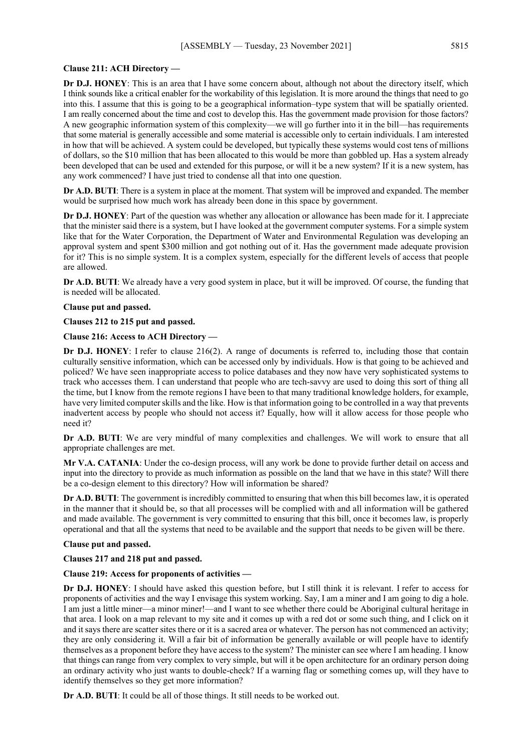**Clause 211: ACH Directory —**

**Dr D.J. HONEY**: This is an area that I have some concern about, although not about the directory itself, which I think sounds like a critical enabler for the workability of this legislation. It is more around the things that need to go into this. I assume that this is going to be a geographical information–type system that will be spatially oriented. I am really concerned about the time and cost to develop this. Has the government made provision for those factors? A new geographic information system of this complexity—we will go further into it in the bill—has requirements that some material is generally accessible and some material is accessible only to certain individuals. I am interested in how that will be achieved. A system could be developed, but typically these systems would cost tens of millions of dollars, so the $10 million that has been allocated to this would be more than gobbled up. Has a system already been developed that can be used and extended for this purpose, or will it be a new system? If it is a new system, has any work commenced? I have just tried to condense all that into one question.

**Dr A.D. BUTI**: There is a system in place at the moment. That system will be improved and expanded. The member would be surprised how much work has already been done in this space by government.

**Dr D.J. HONEY**: Part of the question was whether any allocation or allowance has been made for it. I appreciate that the minister said there is a system, but I have looked at the government computer systems. For a simple system like that for the Water Corporation, the Department of Water and Environmental Regulation was developing an approval system and spent $300 million and got nothing out of it. Has the government made adequate provision for it? This is no simple system. It is a complex system, especially for the different levels of access that people are allowed.

**Dr A.D. BUTI**: We already have a very good system in place, but it will be improved. Of course, the funding that is needed will be allocated.

**Clause put and passed.**

**Clauses 212 to 215 put and passed.**

**Clause 216: Access to ACH Directory —**

**Dr D.J. HONEY**: I refer to clause 216(2). A range of documents is referred to, including those that contain culturally sensitive information, which can be accessed only by individuals. How is that going to be achieved and policed? We have seen inappropriate access to police databases and they now have very sophisticated systems to track who accesses them. I can understand that people who are tech-savvy are used to doing this sort of thing all the time, but I know from the remote regions I have been to that many traditional knowledge holders, for example, have very limited computer skills and the like. How is that information going to be controlled in a way that prevents inadvertent access by people who should not access it? Equally, how will it allow access for those people who need it?

**Dr A.D. BUTI**: We are very mindful of many complexities and challenges. We will work to ensure that all appropriate challenges are met.

**Mr V.A. CATANIA**: Under the co-design process, will any work be done to provide further detail on access and input into the directory to provide as much information as possible on the land that we have in this state? Will there be a co-design element to this directory? How will information be shared?

**Dr A.D. BUTI**: The government is incredibly committed to ensuring that when this bill becomes law, it is operated in the manner that it should be, so that all processes will be complied with and all information will be gathered and made available. The government is very committed to ensuring that this bill, once it becomes law, is properly operational and that all the systems that need to be available and the support that needs to be given will be there.

**Clause put and passed.**

**Clauses 217 and 218 put and passed.**

**Clause 219: Access for proponents of activities —**

**Dr D.J. HONEY**: I should have asked this question before, but I still think it is relevant. I refer to access for proponents of activities and the way I envisage this system working. Say, I am a miner and I am going to dig a hole. I am just a little miner—a minor miner!—and I want to see whether there could be Aboriginal cultural heritage in that area. I look on a map relevant to my site and it comes up with a red dot or some such thing, and I click on it and it says there are scatter sites there or it is a sacred area or whatever. The person has not commenced an activity; they are only considering it. Will a fair bit of information be generally available or will people have to identify themselves as a proponent before they have access to the system? The minister can see where I am heading. I know that things can range from very complex to very simple, but will it be open architecture for an ordinary person doing an ordinary activity who just wants to double-check? If a warning flag or something comes up, will they have to identify themselves so they get more information?

**Dr A.D. BUTI**: It could be all of those things. It still needs to be worked out.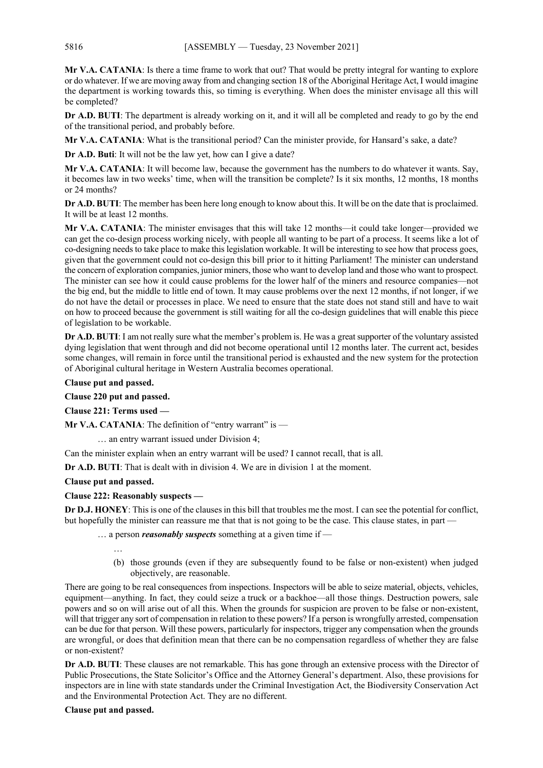**Mr V.A. CATANIA**: Is there a time frame to work that out? That would be pretty integral for wanting to explore or do whatever. If we are moving away from and changing section 18 of the Aboriginal Heritage Act, I would imagine the department is working towards this, so timing is everything. When does the minister envisage all this will be completed?

**Dr A.D. BUTI**: The department is already working on it, and it will all be completed and ready to go by the end of the transitional period, and probably before.

**Mr V.A. CATANIA**: What is the transitional period? Can the minister provide, for Hansard's sake, a date?

**Dr A.D. Buti**: It will not be the law yet, how can I give a date?

**Mr V.A. CATANIA**: It will become law, because the government has the numbers to do whatever it wants. Say, it becomes law in two weeks' time, when will the transition be complete? Is it six months, 12 months, 18 months or 24 months?

**Dr A.D. BUTI**: The member has been here long enough to know about this. It will be on the date that is proclaimed. It will be at least 12 months.

**Mr V.A. CATANIA**: The minister envisages that this will take 12 months—it could take longer—provided we can get the co-design process working nicely, with people all wanting to be part of a process. It seems like a lot of co-designing needs to take place to make this legislation workable. It will be interesting to see how that process goes, given that the government could not co-design this bill prior to it hitting Parliament! The minister can understand the concern of exploration companies, junior miners, those who want to develop land and those who want to prospect. The minister can see how it could cause problems for the lower half of the miners and resource companies—not the big end, but the middle to little end of town. It may cause problems over the next 12 months, if not longer, if we do not have the detail or processes in place. We need to ensure that the state does not stand still and have to wait on how to proceed because the government is still waiting for all the co-design guidelines that will enable this piece of legislation to be workable.

**Dr A.D. BUTI**: I am not really sure what the member's problem is. He was a great supporter of the voluntary assisted dying legislation that went through and did not become operational until 12 months later. The current act, besides some changes, will remain in force until the transitional period is exhausted and the new system for the protection of Aboriginal cultural heritage in Western Australia becomes operational.

**Clause put and passed.**

**Clause 220 put and passed.**

**Clause 221: Terms used —**

**Mr V.A. CATANIA**: The definition of "entry warrant" is —

> … an entry warrant issued under Division 4;

Can the minister explain when an entry warrant will be used? I cannot recall, that is all.

**Dr A.D. BUTI**: That is dealt with in division 4. We are in division 1 at the moment.

**Clause put and passed.**

**Clause 222: Reasonably suspects —**

**Dr D.J. HONEY**: This is one of the clauses in this bill that troubles me the most. I can see the potential for conflict, but hopefully the minister can reassure me that that is not going to be the case. This clause states, in part —

> … a person ***reasonably suspects*** something at a given time if —
>
> …
>
> (b) those grounds (even if they are subsequently found to be false or non-existent) when judged objectively, are reasonable.

There are going to be real consequences from inspections. Inspectors will be able to seize material, objects, vehicles, equipment—anything. In fact, they could seize a truck or a backhoe—all those things. Destruction powers, sale powers and so on will arise out of all this. When the grounds for suspicion are proven to be false or non-existent, will that trigger any sort of compensation in relation to these powers? If a person is wrongfully arrested, compensation can be due for that person. Will these powers, particularly for inspectors, trigger any compensation when the grounds are wrongful, or does that definition mean that there can be no compensation regardless of whether they are false or non-existent?

**Dr A.D. BUTI**: These clauses are not remarkable. This has gone through an extensive process with the Director of Public Prosecutions, the State Solicitor's Office and the Attorney General's department. Also, these provisions for inspectors are in line with state standards under the Criminal Investigation Act, the Biodiversity Conservation Act and the Environmental Protection Act. They are no different.

**Clause put and passed.**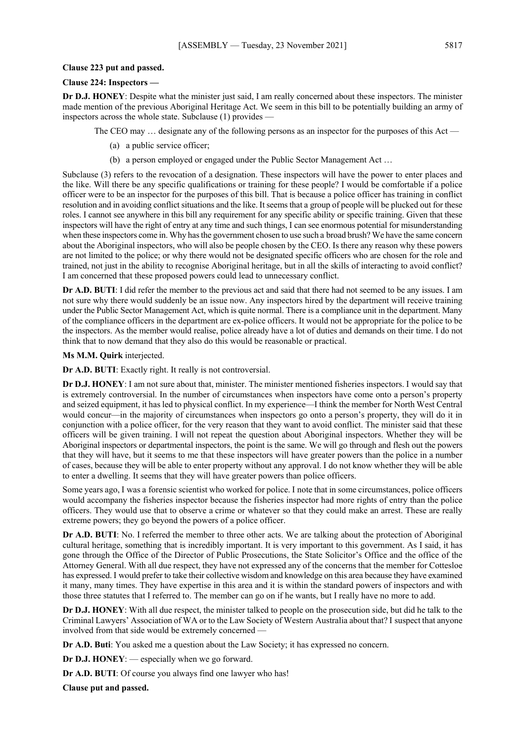**Clause 223 put and passed.**

**Clause 224: Inspectors —**

**Dr D.J. HONEY**: Despite what the minister just said, I am really concerned about these inspectors. The minister made mention of the previous Aboriginal Heritage Act. We seem in this bill to be potentially building an army of inspectors across the whole state. Subclause (1) provides —

> The CEO may … designate any of the following persons as an inspector for the purposes of this Act —
>
> (a) a public service officer;
>
> (b) a person employed or engaged under the Public Sector Management Act …

Subclause (3) refers to the revocation of a designation. These inspectors will have the power to enter places and the like. Will there be any specific qualifications or training for these people? I would be comfortable if a police officer were to be an inspector for the purposes of this bill. That is because a police officer has training in conflict resolution and in avoiding conflict situations and the like. It seems that a group of people will be plucked out for these roles. I cannot see anywhere in this bill any requirement for any specific ability or specific training. Given that these inspectors will have the right of entry at any time and such things, I can see enormous potential for misunderstanding when these inspectors come in. Why has the government chosen to use such a broad brush? We have the same concern about the Aboriginal inspectors, who will also be people chosen by the CEO. Is there any reason why these powers are not limited to the police; or why there would not be designated specific officers who are chosen for the role and trained, not just in the ability to recognise Aboriginal heritage, but in all the skills of interacting to avoid conflict? I am concerned that these proposed powers could lead to unnecessary conflict.

**Dr A.D. BUTI**: I did refer the member to the previous act and said that there had not seemed to be any issues. I am not sure why there would suddenly be an issue now. Any inspectors hired by the department will receive training under the Public Sector Management Act, which is quite normal. There is a compliance unit in the department. Many of the compliance officers in the department are ex-police officers. It would not be appropriate for the police to be the inspectors. As the member would realise, police already have a lot of duties and demands on their time. I do not think that to now demand that they also do this would be reasonable or practical.

**Ms M.M. Quirk** interjected.

**Dr A.D. BUTI**: Exactly right. It really is not controversial.

**Dr D.J. HONEY**: I am not sure about that, minister. The minister mentioned fisheries inspectors. I would say that is extremely controversial. In the number of circumstances when inspectors have come onto a person's property and seized equipment, it has led to physical conflict. In my experience—I think the member for North West Central would concur—in the majority of circumstances when inspectors go onto a person's property, they will do it in conjunction with a police officer, for the very reason that they want to avoid conflict. The minister said that these officers will be given training. I will not repeat the question about Aboriginal inspectors. Whether they will be Aboriginal inspectors or departmental inspectors, the point is the same. We will go through and flesh out the powers that they will have, but it seems to me that these inspectors will have greater powers than the police in a number of cases, because they will be able to enter property without any approval. I do not know whether they will be able to enter a dwelling. It seems that they will have greater powers than police officers.

Some years ago, I was a forensic scientist who worked for police. I note that in some circumstances, police officers would accompany the fisheries inspector because the fisheries inspector had more rights of entry than the police officers. They would use that to observe a crime or whatever so that they could make an arrest. These are really extreme powers; they go beyond the powers of a police officer.

**Dr A.D. BUTI**: No. I referred the member to three other acts. We are talking about the protection of Aboriginal cultural heritage, something that is incredibly important. It is very important to this government. As I said, it has gone through the Office of the Director of Public Prosecutions, the State Solicitor's Office and the office of the Attorney General. With all due respect, they have not expressed any of the concerns that the member for Cottesloe has expressed. I would prefer to take their collective wisdom and knowledge on this area because they have examined it many, many times. They have expertise in this area and it is within the standard powers of inspectors and with those three statutes that I referred to. The member can go on if he wants, but I really have no more to add.

**Dr D.J. HONEY**: With all due respect, the minister talked to people on the prosecution side, but did he talk to the Criminal Lawyers' Association of WA or to the Law Society of Western Australia about that? I suspect that anyone involved from that side would be extremely concerned —

**Dr A.D. Buti**: You asked me a question about the Law Society; it has expressed no concern.

**Dr D.J. HONEY**: — especially when we go forward.

**Dr A.D. BUTI**: Of course you always find one lawyer who has!

**Clause put and passed.**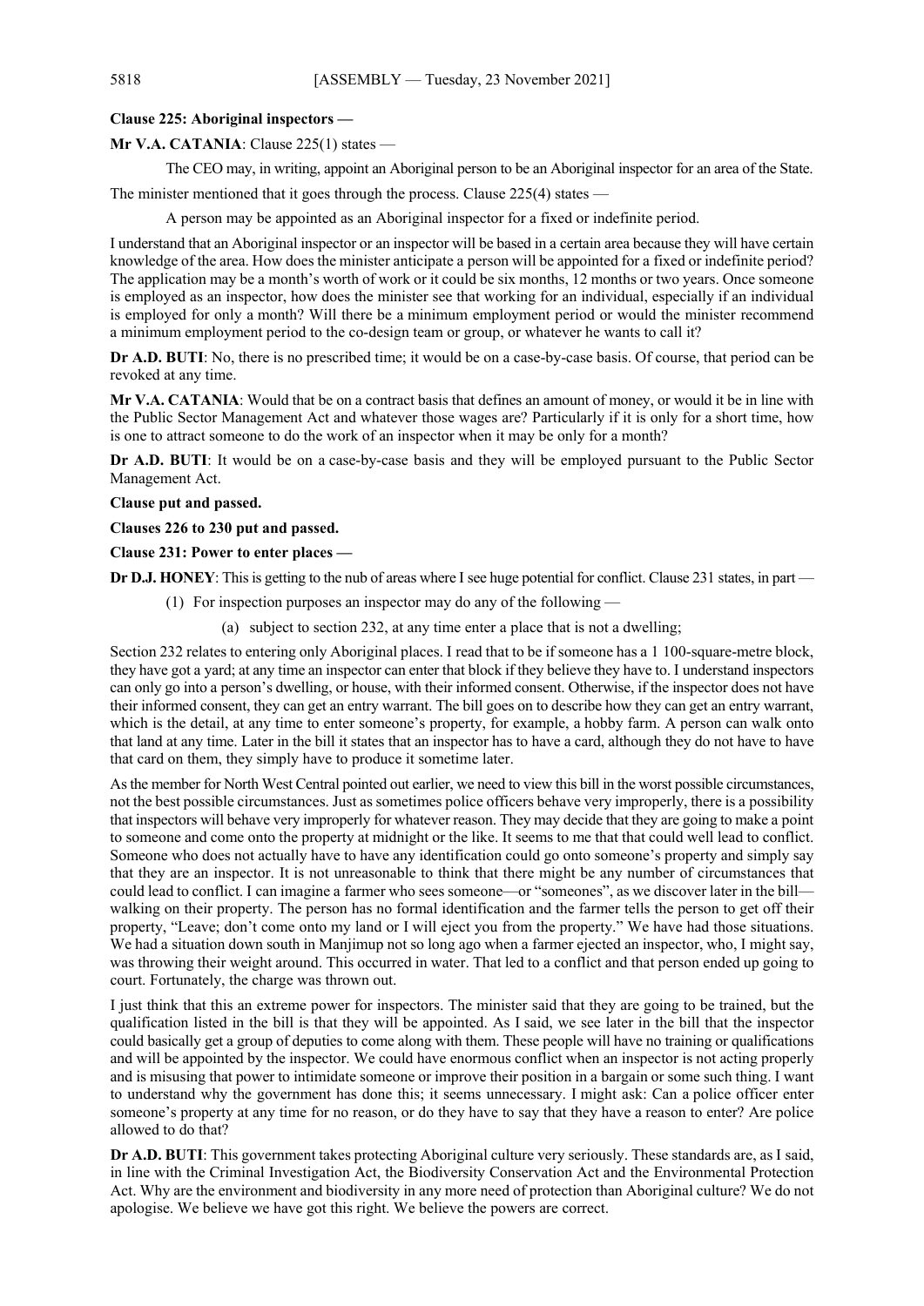**Clause 225: Aboriginal inspectors —**

**Mr V.A. CATANIA**: Clause 225(1) states —

> The CEO may, in writing, appoint an Aboriginal person to be an Aboriginal inspector for an area of the State.

The minister mentioned that it goes through the process. Clause 225(4) states —

> A person may be appointed as an Aboriginal inspector for a fixed or indefinite period.

I understand that an Aboriginal inspector or an inspector will be based in a certain area because they will have certain knowledge of the area. How does the minister anticipate a person will be appointed for a fixed or indefinite period? The application may be a month's worth of work or it could be six months, 12 months or two years. Once someone is employed as an inspector, how does the minister see that working for an individual, especially if an individual is employed for only a month? Will there be a minimum employment period or would the minister recommend a minimum employment period to the co-design team or group, or whatever he wants to call it?

**Dr A.D. BUTI**: No, there is no prescribed time; it would be on a case-by-case basis. Of course, that period can be revoked at any time.

**Mr V.A. CATANIA**: Would that be on a contract basis that defines an amount of money, or would it be in line with the Public Sector Management Act and whatever those wages are? Particularly if it is only for a short time, how is one to attract someone to do the work of an inspector when it may be only for a month?

**Dr A.D. BUTI**: It would be on a case-by-case basis and they will be employed pursuant to the Public Sector Management Act.

**Clause put and passed.**

**Clauses 226 to 230 put and passed.**

**Clause 231: Power to enter places —**

**Dr D.J. HONEY**: This is getting to the nub of areas where I see huge potential for conflict. Clause 231 states, in part —

> (1) For inspection purposes an inspector may do any of the following —
>
> (a) subject to section 232, at any time enter a place that is not a dwelling;

Section 232 relates to entering only Aboriginal places. I read that to be if someone has a 1 100-square-metre block, they have got a yard; at any time an inspector can enter that block if they believe they have to. I understand inspectors can only go into a person's dwelling, or house, with their informed consent. Otherwise, if the inspector does not have their informed consent, they can get an entry warrant. The bill goes on to describe how they can get an entry warrant, which is the detail, at any time to enter someone's property, for example, a hobby farm. A person can walk onto that land at any time. Later in the bill it states that an inspector has to have a card, although they do not have to have that card on them, they simply have to produce it sometime later.

As the member for North West Central pointed out earlier, we need to view this bill in the worst possible circumstances, not the best possible circumstances. Just as sometimes police officers behave very improperly, there is a possibility that inspectors will behave very improperly for whatever reason. They may decide that they are going to make a point to someone and come onto the property at midnight or the like. It seems to me that that could well lead to conflict. Someone who does not actually have to have any identification could go onto someone's property and simply say that they are an inspector. It is not unreasonable to think that there might be any number of circumstances that could lead to conflict. I can imagine a farmer who sees someone—or "someones", as we discover later in the bill—walking on their property. The person has no formal identification and the farmer tells the person to get off their property, "Leave; don't come onto my land or I will eject you from the property." We have had those situations. We had a situation down south in Manjimup not so long ago when a farmer ejected an inspector, who, I might say, was throwing their weight around. This occurred in water. That led to a conflict and that person ended up going to court. Fortunately, the charge was thrown out.

I just think that this an extreme power for inspectors. The minister said that they are going to be trained, but the qualification listed in the bill is that they will be appointed. As I said, we see later in the bill that the inspector could basically get a group of deputies to come along with them. These people will have no training or qualifications and will be appointed by the inspector. We could have enormous conflict when an inspector is not acting properly and is misusing that power to intimidate someone or improve their position in a bargain or some such thing. I want to understand why the government has done this; it seems unnecessary. I might ask: Can a police officer enter someone's property at any time for no reason, or do they have to say that they have a reason to enter? Are police allowed to do that?

**Dr A.D. BUTI**: This government takes protecting Aboriginal culture very seriously. These standards are, as I said, in line with the Criminal Investigation Act, the Biodiversity Conservation Act and the Environmental Protection Act. Why are the environment and biodiversity in any more need of protection than Aboriginal culture? We do not apologise. We believe we have got this right. We believe the powers are correct.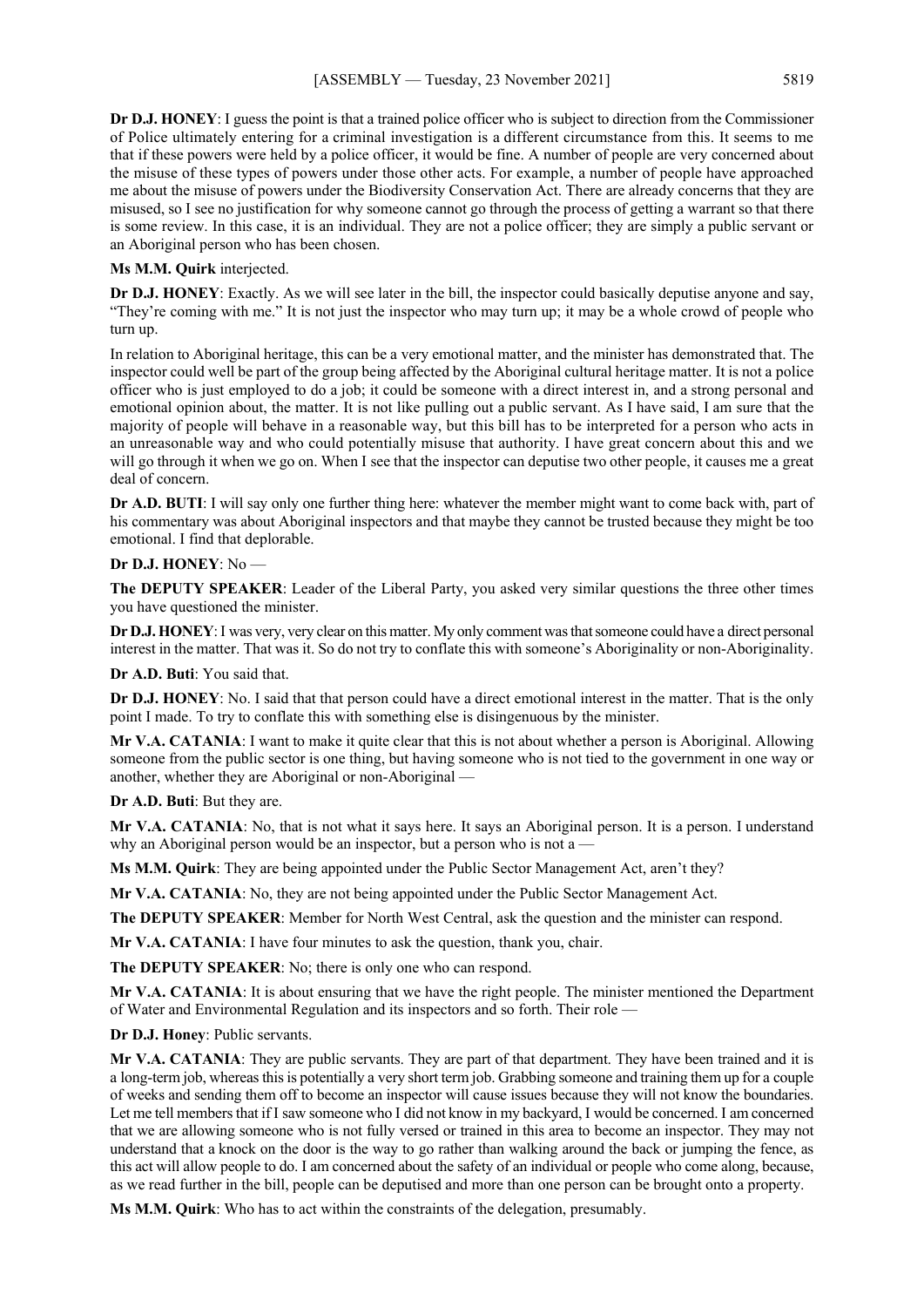**Dr D.J. HONEY**: I guess the point is that a trained police officer who is subject to direction from the Commissioner of Police ultimately entering for a criminal investigation is a different circumstance from this. It seems to me that if these powers were held by a police officer, it would be fine. A number of people are very concerned about the misuse of these types of powers under those other acts. For example, a number of people have approached me about the misuse of powers under the Biodiversity Conservation Act. There are already concerns that they are misused, so I see no justification for why someone cannot go through the process of getting a warrant so that there is some review. In this case, it is an individual. They are not a police officer; they are simply a public servant or an Aboriginal person who has been chosen.

**Ms M.M. Quirk** interjected.

**Dr D.J. HONEY**: Exactly. As we will see later in the bill, the inspector could basically deputise anyone and say, "They're coming with me." It is not just the inspector who may turn up; it may be a whole crowd of people who turn up.

In relation to Aboriginal heritage, this can be a very emotional matter, and the minister has demonstrated that. The inspector could well be part of the group being affected by the Aboriginal cultural heritage matter. It is not a police officer who is just employed to do a job; it could be someone with a direct interest in, and a strong personal and emotional opinion about, the matter. It is not like pulling out a public servant. As I have said, I am sure that the majority of people will behave in a reasonable way, but this bill has to be interpreted for a person who acts in an unreasonable way and who could potentially misuse that authority. I have great concern about this and we will go through it when we go on. When I see that the inspector can deputise two other people, it causes me a great deal of concern.

**Dr A.D. BUTI**: I will say only one further thing here: whatever the member might want to come back with, part of his commentary was about Aboriginal inspectors and that maybe they cannot be trusted because they might be too emotional. I find that deplorable.

**Dr D.J. HONEY**: No —

**The DEPUTY SPEAKER**: Leader of the Liberal Party, you asked very similar questions the three other times you have questioned the minister.

**Dr D.J. HONEY**: I was very, very clear on this matter. My only comment was that someone could have a direct personal interest in the matter. That was it. So do not try to conflate this with someone's Aboriginality or non-Aboriginality.

**Dr A.D. Buti**: You said that.

**Dr D.J. HONEY**: No. I said that that person could have a direct emotional interest in the matter. That is the only point I made. To try to conflate this with something else is disingenuous by the minister.

**Mr V.A. CATANIA**: I want to make it quite clear that this is not about whether a person is Aboriginal. Allowing someone from the public sector is one thing, but having someone who is not tied to the government in one way or another, whether they are Aboriginal or non-Aboriginal —

**Dr A.D. Buti**: But they are.

**Mr V.A. CATANIA**: No, that is not what it says here. It says an Aboriginal person. It is a person. I understand why an Aboriginal person would be an inspector, but a person who is not a —

**Ms M.M. Quirk**: They are being appointed under the Public Sector Management Act, aren't they?

**Mr V.A. CATANIA**: No, they are not being appointed under the Public Sector Management Act.

**The DEPUTY SPEAKER**: Member for North West Central, ask the question and the minister can respond.

**Mr V.A. CATANIA**: I have four minutes to ask the question, thank you, chair.

**The DEPUTY SPEAKER**: No; there is only one who can respond.

**Mr V.A. CATANIA**: It is about ensuring that we have the right people. The minister mentioned the Department of Water and Environmental Regulation and its inspectors and so forth. Their role —

**Dr D.J. Honey**: Public servants.

**Mr V.A. CATANIA**: They are public servants. They are part of that department. They have been trained and it is a long-term job, whereas this is potentially a very short term job. Grabbing someone and training them up for a couple of weeks and sending them off to become an inspector will cause issues because they will not know the boundaries. Let me tell members that if I saw someone who I did not know in my backyard, I would be concerned. I am concerned that we are allowing someone who is not fully versed or trained in this area to become an inspector. They may not understand that a knock on the door is the way to go rather than walking around the back or jumping the fence, as this act will allow people to do. I am concerned about the safety of an individual or people who come along, because, as we read further in the bill, people can be deputised and more than one person can be brought onto a property.

**Ms M.M. Quirk**: Who has to act within the constraints of the delegation, presumably.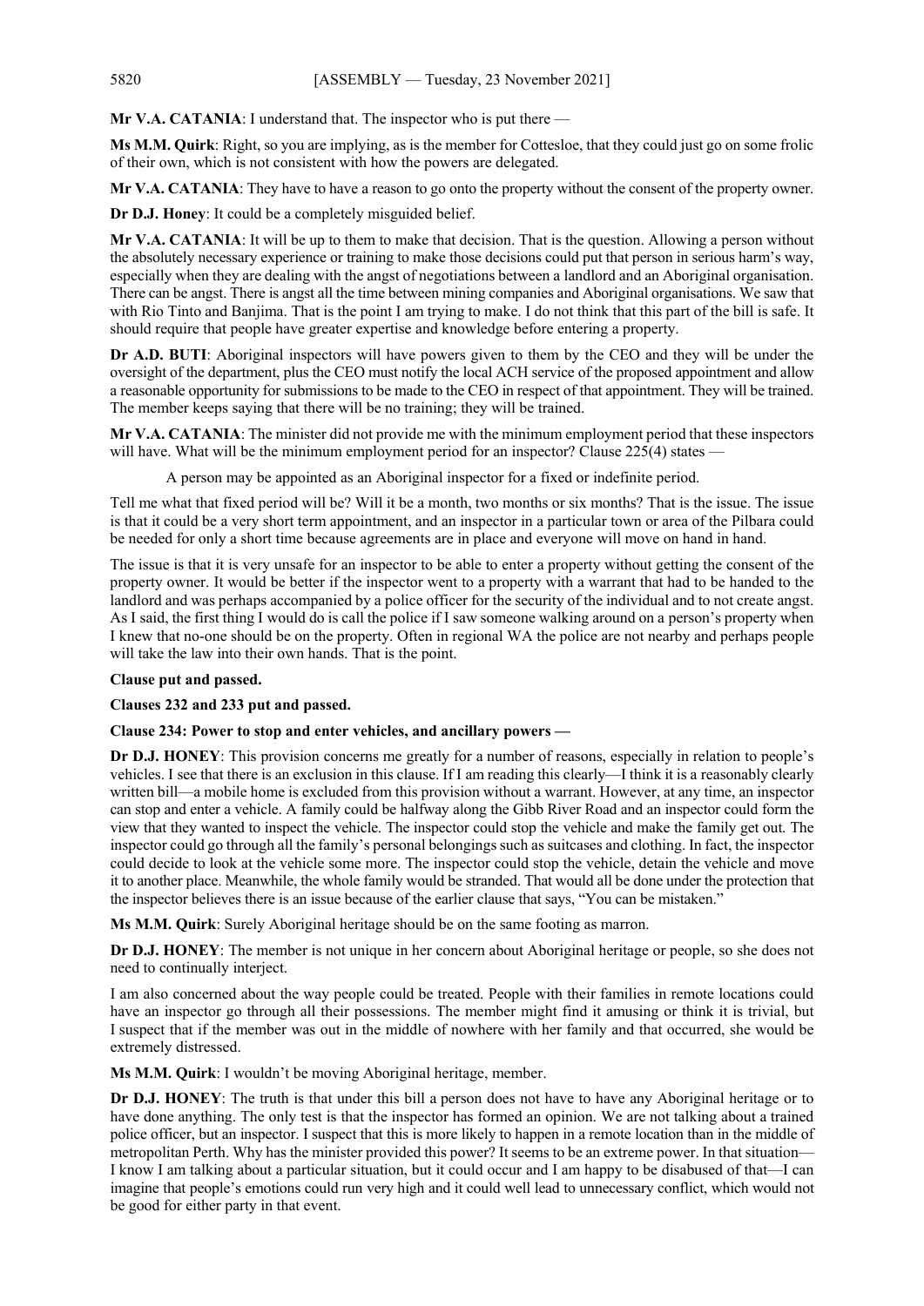**Mr V.A. CATANIA**: I understand that. The inspector who is put there —

**Ms M.M. Quirk**: Right, so you are implying, as is the member for Cottesloe, that they could just go on some frolic of their own, which is not consistent with how the powers are delegated.

**Mr V.A. CATANIA**: They have to have a reason to go onto the property without the consent of the property owner.

**Dr D.J. Honey**: It could be a completely misguided belief.

**Mr V.A. CATANIA**: It will be up to them to make that decision. That is the question. Allowing a person without the absolutely necessary experience or training to make those decisions could put that person in serious harm's way, especially when they are dealing with the angst of negotiations between a landlord and an Aboriginal organisation. There can be angst. There is angst all the time between mining companies and Aboriginal organisations. We saw that with Rio Tinto and Banjima. That is the point I am trying to make. I do not think that this part of the bill is safe. It should require that people have greater expertise and knowledge before entering a property.

**Dr A.D. BUTI**: Aboriginal inspectors will have powers given to them by the CEO and they will be under the oversight of the department, plus the CEO must notify the local ACH service of the proposed appointment and allow a reasonable opportunity for submissions to be made to the CEO in respect of that appointment. They will be trained. The member keeps saying that there will be no training; they will be trained.

**Mr V.A. CATANIA**: The minister did not provide me with the minimum employment period that these inspectors will have. What will be the minimum employment period for an inspector? Clause 225(4) states —

> A person may be appointed as an Aboriginal inspector for a fixed or indefinite period.

Tell me what that fixed period will be? Will it be a month, two months or six months? That is the issue. The issue is that it could be a very short term appointment, and an inspector in a particular town or area of the Pilbara could be needed for only a short time because agreements are in place and everyone will move on hand in hand.

The issue is that it is very unsafe for an inspector to be able to enter a property without getting the consent of the property owner. It would be better if the inspector went to a property with a warrant that had to be handed to the landlord and was perhaps accompanied by a police officer for the security of the individual and to not create angst. As I said, the first thing I would do is call the police if I saw someone walking around on a person's property when I knew that no-one should be on the property. Often in regional WA the police are not nearby and perhaps people will take the law into their own hands. That is the point.

**Clause put and passed.**

**Clauses 232 and 233 put and passed.**

**Clause 234: Power to stop and enter vehicles, and ancillary powers —**

**Dr D.J. HONEY**: This provision concerns me greatly for a number of reasons, especially in relation to people's vehicles. I see that there is an exclusion in this clause. If I am reading this clearly—I think it is a reasonably clearly written bill—a mobile home is excluded from this provision without a warrant. However, at any time, an inspector can stop and enter a vehicle. A family could be halfway along the Gibb River Road and an inspector could form the view that they wanted to inspect the vehicle. The inspector could stop the vehicle and make the family get out. The inspector could go through all the family's personal belongings such as suitcases and clothing. In fact, the inspector could decide to look at the vehicle some more. The inspector could stop the vehicle, detain the vehicle and move it to another place. Meanwhile, the whole family would be stranded. That would all be done under the protection that the inspector believes there is an issue because of the earlier clause that says, "You can be mistaken."

**Ms M.M. Quirk**: Surely Aboriginal heritage should be on the same footing as marron.

**Dr D.J. HONEY**: The member is not unique in her concern about Aboriginal heritage or people, so she does not need to continually interject.

I am also concerned about the way people could be treated. People with their families in remote locations could have an inspector go through all their possessions. The member might find it amusing or think it is trivial, but I suspect that if the member was out in the middle of nowhere with her family and that occurred, she would be extremely distressed.

**Ms M.M. Quirk**: I wouldn't be moving Aboriginal heritage, member.

**Dr D.J. HONEY**: The truth is that under this bill a person does not have to have any Aboriginal heritage or to have done anything. The only test is that the inspector has formed an opinion. We are not talking about a trained police officer, but an inspector. I suspect that this is more likely to happen in a remote location than in the middle of metropolitan Perth. Why has the minister provided this power? It seems to be an extreme power. In that situation—I know I am talking about a particular situation, but it could occur and I am happy to be disabused of that—I can imagine that people's emotions could run very high and it could well lead to unnecessary conflict, which would not be good for either party in that event.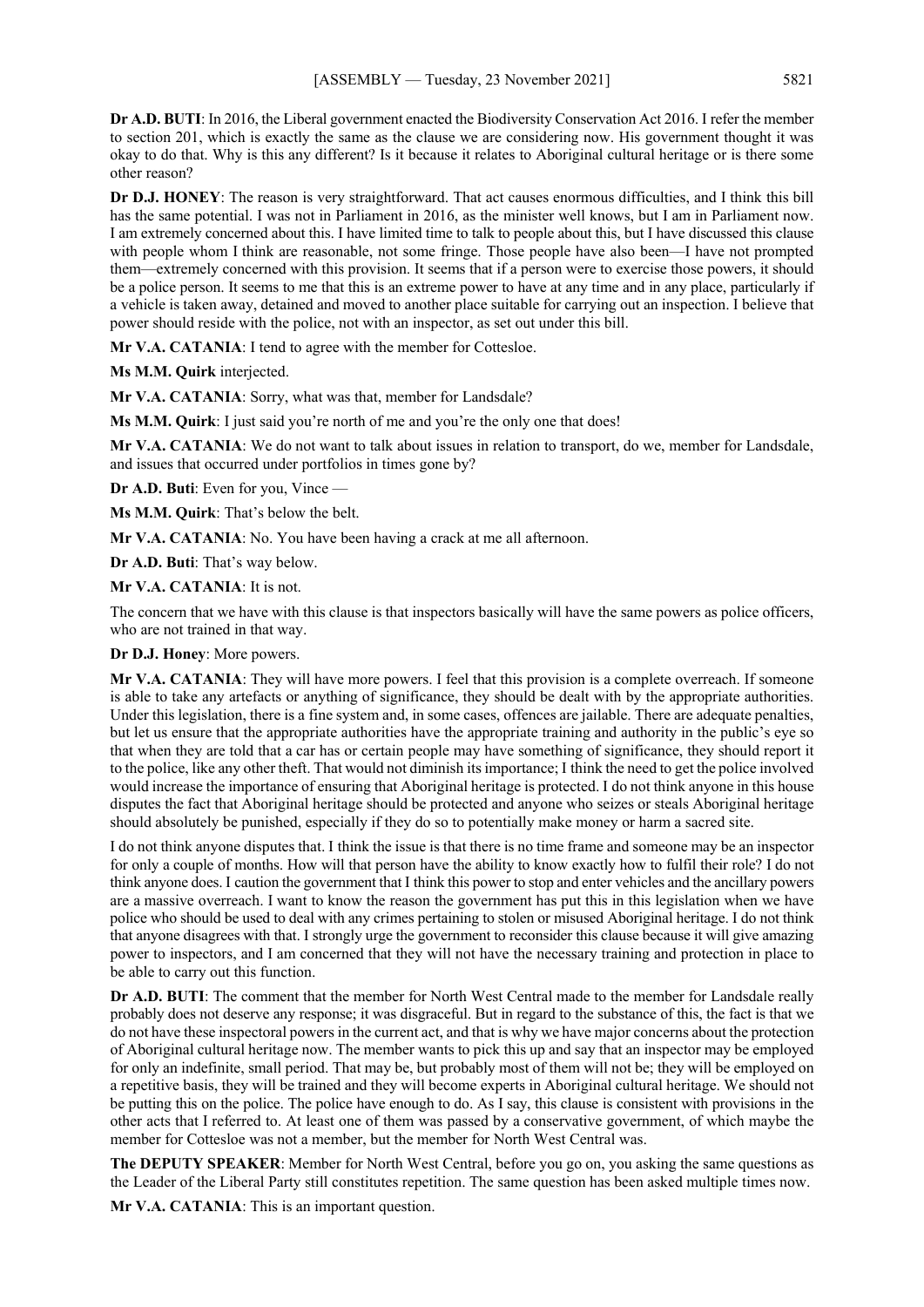**Dr A.D. BUTI**: In 2016, the Liberal government enacted the Biodiversity Conservation Act 2016. I refer the member to section 201, which is exactly the same as the clause we are considering now. His government thought it was okay to do that. Why is this any different? Is it because it relates to Aboriginal cultural heritage or is there some other reason?

**Dr D.J. HONEY**: The reason is very straightforward. That act causes enormous difficulties, and I think this bill has the same potential. I was not in Parliament in 2016, as the minister well knows, but I am in Parliament now. I am extremely concerned about this. I have limited time to talk to people about this, but I have discussed this clause with people whom I think are reasonable, not some fringe. Those people have also been—I have not prompted them—extremely concerned with this provision. It seems that if a person were to exercise those powers, it should be a police person. It seems to me that this is an extreme power to have at any time and in any place, particularly if a vehicle is taken away, detained and moved to another place suitable for carrying out an inspection. I believe that power should reside with the police, not with an inspector, as set out under this bill.

**Mr V.A. CATANIA**: I tend to agree with the member for Cottesloe.

**Ms M.M. Quirk** interjected.

**Mr V.A. CATANIA**: Sorry, what was that, member for Landsdale?

**Ms M.M. Quirk**: I just said you're north of me and you're the only one that does!

**Mr V.A. CATANIA**: We do not want to talk about issues in relation to transport, do we, member for Landsdale, and issues that occurred under portfolios in times gone by?

**Dr A.D. Buti**: Even for you, Vince —

**Ms M.M. Quirk**: That's below the belt.

**Mr V.A. CATANIA**: No. You have been having a crack at me all afternoon.

**Dr A.D. Buti**: That's way below.

**Mr V.A. CATANIA**: It is not.

The concern that we have with this clause is that inspectors basically will have the same powers as police officers, who are not trained in that way.

**Dr D.J. Honey**: More powers.

**Mr V.A. CATANIA**: They will have more powers. I feel that this provision is a complete overreach. If someone is able to take any artefacts or anything of significance, they should be dealt with by the appropriate authorities. Under this legislation, there is a fine system and, in some cases, offences are jailable. There are adequate penalties, but let us ensure that the appropriate authorities have the appropriate training and authority in the public's eye so that when they are told that a car has or certain people may have something of significance, they should report it to the police, like any other theft. That would not diminish its importance; I think the need to get the police involved would increase the importance of ensuring that Aboriginal heritage is protected. I do not think anyone in this house disputes the fact that Aboriginal heritage should be protected and anyone who seizes or steals Aboriginal heritage should absolutely be punished, especially if they do so to potentially make money or harm a sacred site.

I do not think anyone disputes that. I think the issue is that there is no time frame and someone may be an inspector for only a couple of months. How will that person have the ability to know exactly how to fulfil their role? I do not think anyone does. I caution the government that I think this power to stop and enter vehicles and the ancillary powers are a massive overreach. I want to know the reason the government has put this in this legislation when we have police who should be used to deal with any crimes pertaining to stolen or misused Aboriginal heritage. I do not think that anyone disagrees with that. I strongly urge the government to reconsider this clause because it will give amazing power to inspectors, and I am concerned that they will not have the necessary training and protection in place to be able to carry out this function.

**Dr A.D. BUTI**: The comment that the member for North West Central made to the member for Landsdale really probably does not deserve any response; it was disgraceful. But in regard to the substance of this, the fact is that we do not have these inspectoral powers in the current act, and that is why we have major concerns about the protection of Aboriginal cultural heritage now. The member wants to pick this up and say that an inspector may be employed for only an indefinite, small period. That may be, but probably most of them will not be; they will be employed on a repetitive basis, they will be trained and they will become experts in Aboriginal cultural heritage. We should not be putting this on the police. The police have enough to do. As I say, this clause is consistent with provisions in the other acts that I referred to. At least one of them was passed by a conservative government, of which maybe the member for Cottesloe was not a member, but the member for North West Central was.

**The DEPUTY SPEAKER**: Member for North West Central, before you go on, you asking the same questions as the Leader of the Liberal Party still constitutes repetition. The same question has been asked multiple times now.

**Mr V.A. CATANIA**: This is an important question.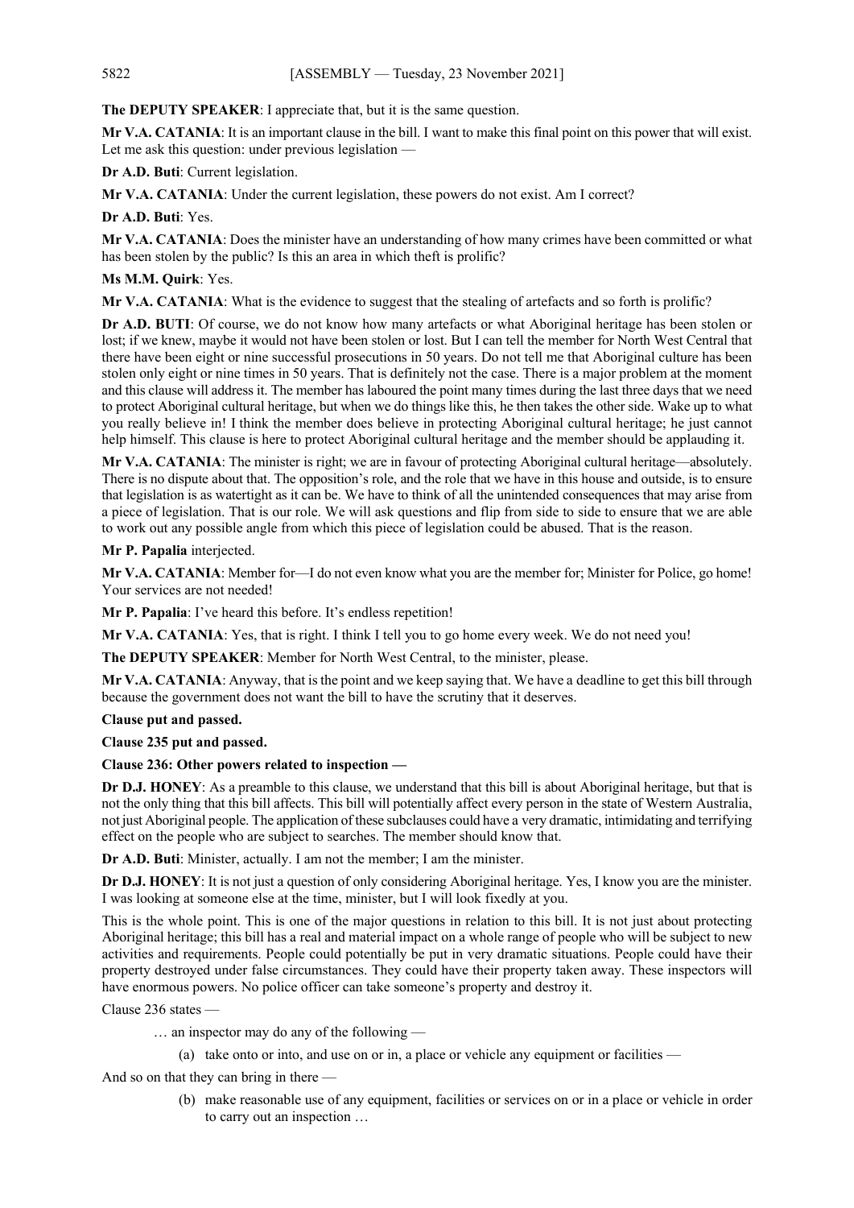**The DEPUTY SPEAKER**: I appreciate that, but it is the same question.

**Mr V.A. CATANIA**: It is an important clause in the bill. I want to make this final point on this power that will exist. Let me ask this question: under previous legislation —

**Dr A.D. Buti**: Current legislation.

**Mr V.A. CATANIA**: Under the current legislation, these powers do not exist. Am I correct?

**Dr A.D. Buti**: Yes.

**Mr V.A. CATANIA**: Does the minister have an understanding of how many crimes have been committed or what has been stolen by the public? Is this an area in which theft is prolific?

**Ms M.M. Quirk**: Yes.

**Mr V.A. CATANIA**: What is the evidence to suggest that the stealing of artefacts and so forth is prolific?

**Dr A.D. BUTI**: Of course, we do not know how many artefacts or what Aboriginal heritage has been stolen or lost; if we knew, maybe it would not have been stolen or lost. But I can tell the member for North West Central that there have been eight or nine successful prosecutions in 50 years. Do not tell me that Aboriginal culture has been stolen only eight or nine times in 50 years. That is definitely not the case. There is a major problem at the moment and this clause will address it. The member has laboured the point many times during the last three days that we need to protect Aboriginal cultural heritage, but when we do things like this, he then takes the other side. Wake up to what you really believe in! I think the member does believe in protecting Aboriginal cultural heritage; he just cannot help himself. This clause is here to protect Aboriginal cultural heritage and the member should be applauding it.

**Mr V.A. CATANIA**: The minister is right; we are in favour of protecting Aboriginal cultural heritage—absolutely. There is no dispute about that. The opposition's role, and the role that we have in this house and outside, is to ensure that legislation is as watertight as it can be. We have to think of all the unintended consequences that may arise from a piece of legislation. That is our role. We will ask questions and flip from side to side to ensure that we are able to work out any possible angle from which this piece of legislation could be abused. That is the reason.

**Mr P. Papalia** interjected.

**Mr V.A. CATANIA**: Member for—I do not even know what you are the member for; Minister for Police, go home! Your services are not needed!

**Mr P. Papalia**: I've heard this before. It's endless repetition!

**Mr V.A. CATANIA**: Yes, that is right. I think I tell you to go home every week. We do not need you!

**The DEPUTY SPEAKER**: Member for North West Central, to the minister, please.

**Mr V.A. CATANIA**: Anyway, that is the point and we keep saying that. We have a deadline to get this bill through because the government does not want the bill to have the scrutiny that it deserves.

**Clause put and passed.**

**Clause 235 put and passed.**

**Clause 236: Other powers related to inspection —**

**Dr D.J. HONEY**: As a preamble to this clause, we understand that this bill is about Aboriginal heritage, but that is not the only thing that this bill affects. This bill will potentially affect every person in the state of Western Australia, not just Aboriginal people. The application of these subclauses could have a very dramatic, intimidating and terrifying effect on the people who are subject to searches. The member should know that.

**Dr A.D. Buti**: Minister, actually. I am not the member; I am the minister.

**Dr D.J. HONEY**: It is not just a question of only considering Aboriginal heritage. Yes, I know you are the minister. I was looking at someone else at the time, minister, but I will look fixedly at you.

This is the whole point. This is one of the major questions in relation to this bill. It is not just about protecting Aboriginal heritage; this bill has a real and material impact on a whole range of people who will be subject to new activities and requirements. People could potentially be put in very dramatic situations. People could have their property destroyed under false circumstances. They could have their property taken away. These inspectors will have enormous powers. No police officer can take someone's property and destroy it.

Clause 236 states —

> … an inspector may do any of the following —
>
> (a) take onto or into, and use on or in, a place or vehicle any equipment or facilities —

And so on that they can bring in there —

> (b) make reasonable use of any equipment, facilities or services on or in a place or vehicle in order to carry out an inspection …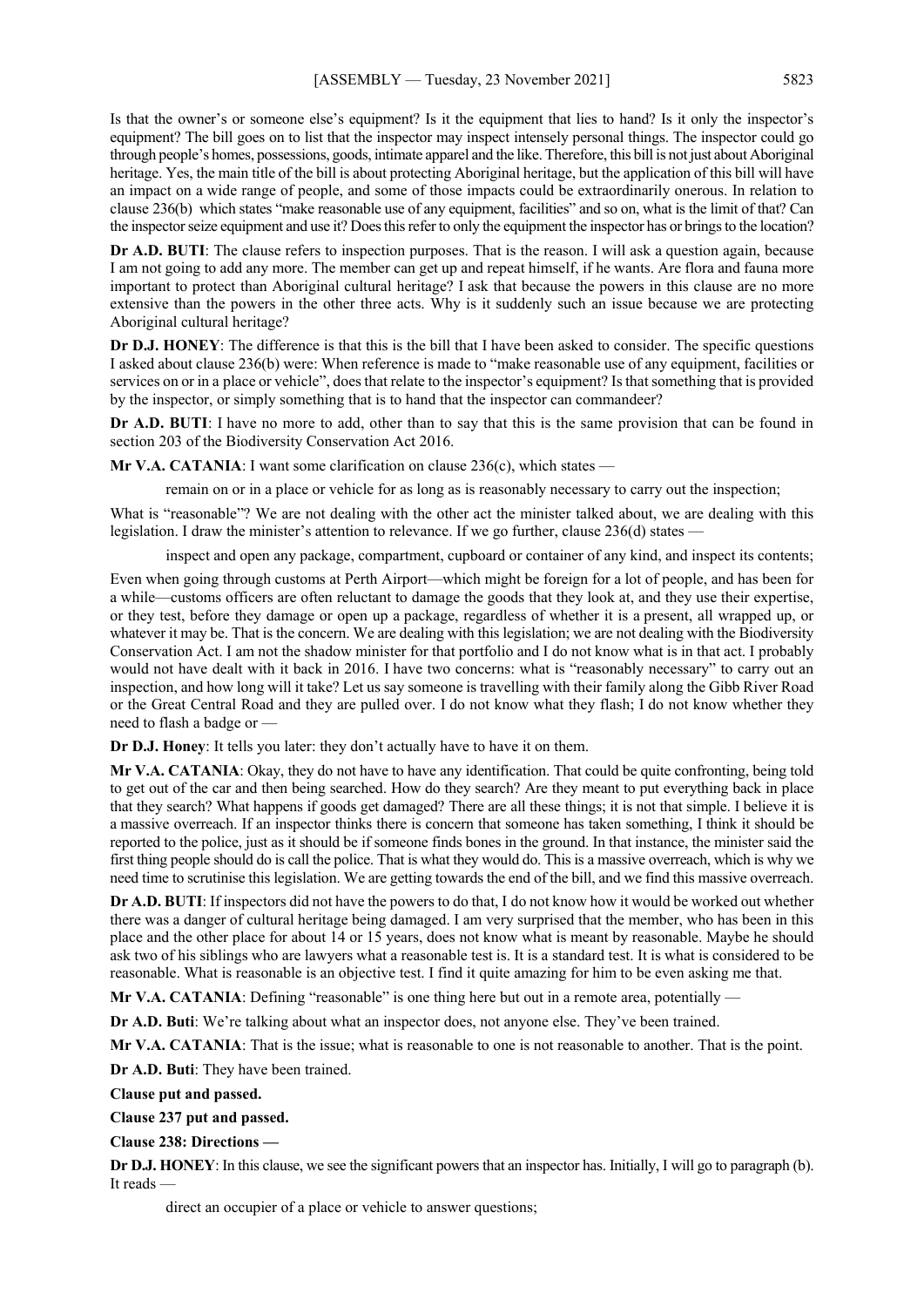Is that the owner's or someone else's equipment? Is it the equipment that lies to hand? Is it only the inspector's equipment? The bill goes on to list that the inspector may inspect intensely personal things. The inspector could go through people's homes, possessions, goods, intimate apparel and the like. Therefore, this bill is not just about Aboriginal heritage. Yes, the main title of the bill is about protecting Aboriginal heritage, but the application of this bill will have an impact on a wide range of people, and some of those impacts could be extraordinarily onerous. In relation to clause 236(b) which states "make reasonable use of any equipment, facilities" and so on, what is the limit of that? Can the inspector seize equipment and use it? Does this refer to only the equipment the inspector has or brings to the location?

**Dr A.D. BUTI**: The clause refers to inspection purposes. That is the reason. I will ask a question again, because I am not going to add any more. The member can get up and repeat himself, if he wants. Are flora and fauna more important to protect than Aboriginal cultural heritage? I ask that because the powers in this clause are no more extensive than the powers in the other three acts. Why is it suddenly such an issue because we are protecting Aboriginal cultural heritage?

**Dr D.J. HONEY**: The difference is that this is the bill that I have been asked to consider. The specific questions I asked about clause 236(b) were: When reference is made to "make reasonable use of any equipment, facilities or services on or in a place or vehicle", does that relate to the inspector's equipment? Is that something that is provided by the inspector, or simply something that is to hand that the inspector can commandeer?

**Dr A.D. BUTI**: I have no more to add, other than to say that this is the same provision that can be found in section 203 of the Biodiversity Conservation Act 2016.

**Mr V.A. CATANIA**: I want some clarification on clause 236(c), which states —

> remain on or in a place or vehicle for as long as is reasonably necessary to carry out the inspection;

What is "reasonable"? We are not dealing with the other act the minister talked about, we are dealing with this legislation. I draw the minister's attention to relevance. If we go further, clause 236(d) states —

> inspect and open any package, compartment, cupboard or container of any kind, and inspect its contents;

Even when going through customs at Perth Airport—which might be foreign for a lot of people, and has been for a while—customs officers are often reluctant to damage the goods that they look at, and they use their expertise, or they test, before they damage or open up a package, regardless of whether it is a present, all wrapped up, or whatever it may be. That is the concern. We are dealing with this legislation; we are not dealing with the Biodiversity Conservation Act. I am not the shadow minister for that portfolio and I do not know what is in that act. I probably would not have dealt with it back in 2016. I have two concerns: what is "reasonably necessary" to carry out an inspection, and how long will it take? Let us say someone is travelling with their family along the Gibb River Road or the Great Central Road and they are pulled over. I do not know what they flash; I do not know whether they need to flash a badge or —

**Dr D.J. Honey**: It tells you later: they don't actually have to have it on them.

**Mr V.A. CATANIA**: Okay, they do not have to have any identification. That could be quite confronting, being told to get out of the car and then being searched. How do they search? Are they meant to put everything back in place that they search? What happens if goods get damaged? There are all these things; it is not that simple. I believe it is a massive overreach. If an inspector thinks there is concern that someone has taken something, I think it should be reported to the police, just as it should be if someone finds bones in the ground. In that instance, the minister said the first thing people should do is call the police. That is what they would do. This is a massive overreach, which is why we need time to scrutinise this legislation. We are getting towards the end of the bill, and we find this massive overreach.

**Dr A.D. BUTI**: If inspectors did not have the powers to do that, I do not know how it would be worked out whether there was a danger of cultural heritage being damaged. I am very surprised that the member, who has been in this place and the other place for about 14 or 15 years, does not know what is meant by reasonable. Maybe he should ask two of his siblings who are lawyers what a reasonable test is. It is a standard test. It is what is considered to be reasonable. What is reasonable is an objective test. I find it quite amazing for him to be even asking me that.

**Mr V.A. CATANIA**: Defining "reasonable" is one thing here but out in a remote area, potentially —

**Dr A.D. Buti**: We're talking about what an inspector does, not anyone else. They've been trained.

**Mr V.A. CATANIA**: That is the issue; what is reasonable to one is not reasonable to another. That is the point.

**Dr A.D. Buti**: They have been trained.

**Clause put and passed.**

**Clause 237 put and passed.**

**Clause 238: Directions —**

**Dr D.J. HONEY**: In this clause, we see the significant powers that an inspector has. Initially, I will go to paragraph (b). It reads —

> direct an occupier of a place or vehicle to answer questions;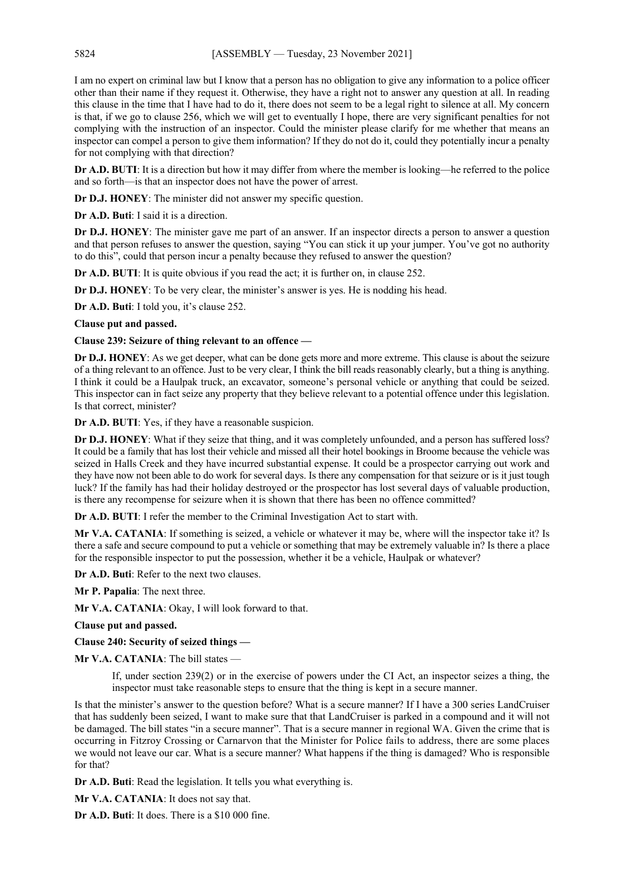I am no expert on criminal law but I know that a person has no obligation to give any information to a police officer other than their name if they request it. Otherwise, they have a right not to answer any question at all. In reading this clause in the time that I have had to do it, there does not seem to be a legal right to silence at all. My concern is that, if we go to clause 256, which we will get to eventually I hope, there are very significant penalties for not complying with the instruction of an inspector. Could the minister please clarify for me whether that means an inspector can compel a person to give them information? If they do not do it, could they potentially incur a penalty for not complying with that direction?

**Dr A.D. BUTI**: It is a direction but how it may differ from where the member is looking—he referred to the police and so forth—is that an inspector does not have the power of arrest.

**Dr D.J. HONEY**: The minister did not answer my specific question.

**Dr A.D. Buti**: I said it is a direction.

**Dr D.J. HONEY**: The minister gave me part of an answer. If an inspector directs a person to answer a question and that person refuses to answer the question, saying "You can stick it up your jumper. You've got no authority to do this", could that person incur a penalty because they refused to answer the question?

**Dr A.D. BUTI**: It is quite obvious if you read the act; it is further on, in clause 252.

**Dr D.J. HONEY**: To be very clear, the minister's answer is yes. He is nodding his head.

**Dr A.D. Buti**: I told you, it's clause 252.

**Clause put and passed.**

**Clause 239: Seizure of thing relevant to an offence —**

**Dr D.J. HONEY**: As we get deeper, what can be done gets more and more extreme. This clause is about the seizure of a thing relevant to an offence. Just to be very clear, I think the bill reads reasonably clearly, but a thing is anything. I think it could be a Haulpak truck, an excavator, someone's personal vehicle or anything that could be seized. This inspector can in fact seize any property that they believe relevant to a potential offence under this legislation. Is that correct, minister?

**Dr A.D. BUTI**: Yes, if they have a reasonable suspicion.

**Dr D.J. HONEY**: What if they seize that thing, and it was completely unfounded, and a person has suffered loss? It could be a family that has lost their vehicle and missed all their hotel bookings in Broome because the vehicle was seized in Halls Creek and they have incurred substantial expense. It could be a prospector carrying out work and they have now not been able to do work for several days. Is there any compensation for that seizure or is it just tough luck? If the family has had their holiday destroyed or the prospector has lost several days of valuable production, is there any recompense for seizure when it is shown that there has been no offence committed?

**Dr A.D. BUTI**: I refer the member to the Criminal Investigation Act to start with.

**Mr V.A. CATANIA**: If something is seized, a vehicle or whatever it may be, where will the inspector take it? Is there a safe and secure compound to put a vehicle or something that may be extremely valuable in? Is there a place for the responsible inspector to put the possession, whether it be a vehicle, Haulpak or whatever?

**Dr A.D. Buti**: Refer to the next two clauses.

**Mr P. Papalia**: The next three.

**Mr V.A. CATANIA**: Okay, I will look forward to that.

**Clause put and passed.**

**Clause 240: Security of seized things —**

**Mr V.A. CATANIA**: The bill states —

> If, under section 239(2) or in the exercise of powers under the CI Act, an inspector seizes a thing, the inspector must take reasonable steps to ensure that the thing is kept in a secure manner.

Is that the minister's answer to the question before? What is a secure manner? If I have a 300 series LandCruiser that has suddenly been seized, I want to make sure that that LandCruiser is parked in a compound and it will not be damaged. The bill states "in a secure manner". That is a secure manner in regional WA. Given the crime that is occurring in Fitzroy Crossing or Carnarvon that the Minister for Police fails to address, there are some places we would not leave our car. What is a secure manner? What happens if the thing is damaged? Who is responsible for that?

**Dr A.D. Buti**: Read the legislation. It tells you what everything is.

**Mr V.A. CATANIA**: It does not say that.

**Dr A.D. Buti**: It does. There is a $10 000 fine.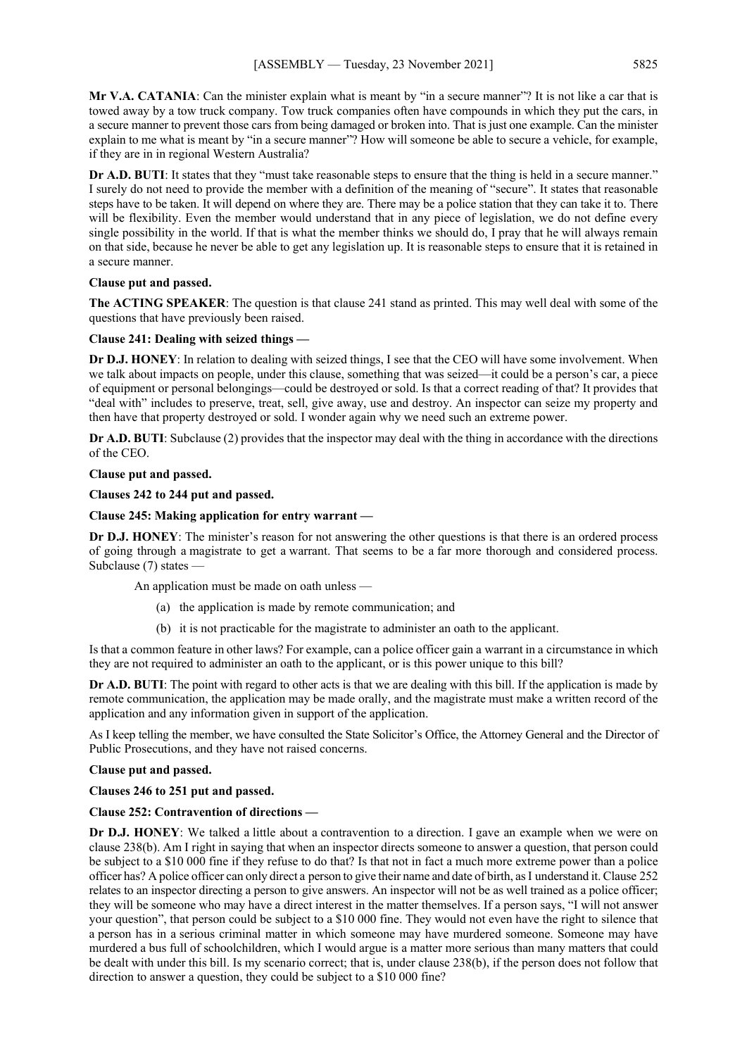**Mr V.A. CATANIA**: Can the minister explain what is meant by "in a secure manner"? It is not like a car that is towed away by a tow truck company. Tow truck companies often have compounds in which they put the cars, in a secure manner to prevent those cars from being damaged or broken into. That is just one example. Can the minister explain to me what is meant by "in a secure manner"? How will someone be able to secure a vehicle, for example, if they are in in regional Western Australia?

**Dr A.D. BUTI**: It states that they "must take reasonable steps to ensure that the thing is held in a secure manner." I surely do not need to provide the member with a definition of the meaning of "secure". It states that reasonable steps have to be taken. It will depend on where they are. There may be a police station that they can take it to. There will be flexibility. Even the member would understand that in any piece of legislation, we do not define every single possibility in the world. If that is what the member thinks we should do, I pray that he will always remain on that side, because he never be able to get any legislation up. It is reasonable steps to ensure that it is retained in a secure manner.

**Clause put and passed.**

**The ACTING SPEAKER**: The question is that clause 241 stand as printed. This may well deal with some of the questions that have previously been raised.

**Clause 241: Dealing with seized things —**

**Dr D.J. HONEY**: In relation to dealing with seized things, I see that the CEO will have some involvement. When we talk about impacts on people, under this clause, something that was seized—it could be a person's car, a piece of equipment or personal belongings—could be destroyed or sold. Is that a correct reading of that? It provides that "deal with" includes to preserve, treat, sell, give away, use and destroy. An inspector can seize my property and then have that property destroyed or sold. I wonder again why we need such an extreme power.

**Dr A.D. BUTI**: Subclause (2) provides that the inspector may deal with the thing in accordance with the directions of the CEO.

**Clause put and passed.**

**Clauses 242 to 244 put and passed.**

**Clause 245: Making application for entry warrant —**

**Dr D.J. HONEY**: The minister's reason for not answering the other questions is that there is an ordered process of going through a magistrate to get a warrant. That seems to be a far more thorough and considered process. Subclause (7) states —

> An application must be made on oath unless —
>
> (a) the application is made by remote communication; and
>
> (b) it is not practicable for the magistrate to administer an oath to the applicant.

Is that a common feature in other laws? For example, can a police officer gain a warrant in a circumstance in which they are not required to administer an oath to the applicant, or is this power unique to this bill?

**Dr A.D. BUTI**: The point with regard to other acts is that we are dealing with this bill. If the application is made by remote communication, the application may be made orally, and the magistrate must make a written record of the application and any information given in support of the application.

As I keep telling the member, we have consulted the State Solicitor's Office, the Attorney General and the Director of Public Prosecutions, and they have not raised concerns.

**Clause put and passed.**

**Clauses 246 to 251 put and passed.**

**Clause 252: Contravention of directions —**

**Dr D.J. HONEY**: We talked a little about a contravention to a direction. I gave an example when we were on clause 238(b). Am I right in saying that when an inspector directs someone to answer a question, that person could be subject to a $10 000 fine if they refuse to do that? Is that not in fact a much more extreme power than a police officer has? A police officer can only direct a person to give their name and date of birth, as I understand it. Clause 252 relates to an inspector directing a person to give answers. An inspector will not be as well trained as a police officer; they will be someone who may have a direct interest in the matter themselves. If a person says, "I will not answer your question", that person could be subject to a $10 000 fine. They would not even have the right to silence that a person has in a serious criminal matter in which someone may have murdered someone. Someone may have murdered a bus full of schoolchildren, which I would argue is a matter more serious than many matters that could be dealt with under this bill. Is my scenario correct; that is, under clause 238(b), if the person does not follow that direction to answer a question, they could be subject to a $10 000 fine?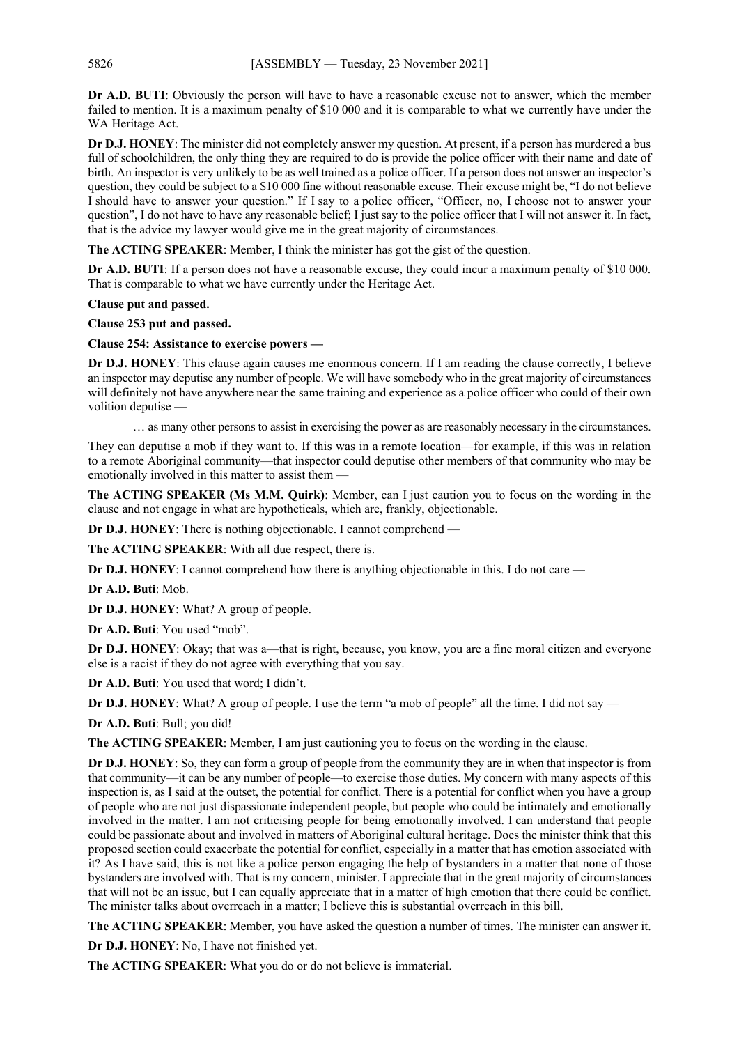**Dr A.D. BUTI**: Obviously the person will have to have a reasonable excuse not to answer, which the member failed to mention. It is a maximum penalty of $10 000 and it is comparable to what we currently have under the WA Heritage Act.

**Dr D.J. HONEY**: The minister did not completely answer my question. At present, if a person has murdered a bus full of schoolchildren, the only thing they are required to do is provide the police officer with their name and date of birth. An inspector is very unlikely to be as well trained as a police officer. If a person does not answer an inspector's question, they could be subject to a $10 000 fine without reasonable excuse. Their excuse might be, "I do not believe I should have to answer your question." If I say to a police officer, "Officer, no, I choose not to answer your question", I do not have to have any reasonable belief; I just say to the police officer that I will not answer it. In fact, that is the advice my lawyer would give me in the great majority of circumstances.

**The ACTING SPEAKER**: Member, I think the minister has got the gist of the question.

**Dr A.D. BUTI**: If a person does not have a reasonable excuse, they could incur a maximum penalty of $10 000. That is comparable to what we have currently under the Heritage Act.

**Clause put and passed.**

**Clause 253 put and passed.**

**Clause 254: Assistance to exercise powers —**

**Dr D.J. HONEY**: This clause again causes me enormous concern. If I am reading the clause correctly, I believe an inspector may deputise any number of people. We will have somebody who in the great majority of circumstances will definitely not have anywhere near the same training and experience as a police officer who could of their own volition deputise —

> … as many other persons to assist in exercising the power as are reasonably necessary in the circumstances.

They can deputise a mob if they want to. If this was in a remote location—for example, if this was in relation to a remote Aboriginal community—that inspector could deputise other members of that community who may be emotionally involved in this matter to assist them —

**The ACTING SPEAKER (Ms M.M. Quirk)**: Member, can I just caution you to focus on the wording in the clause and not engage in what are hypotheticals, which are, frankly, objectionable.

**Dr D.J. HONEY**: There is nothing objectionable. I cannot comprehend —

**The ACTING SPEAKER**: With all due respect, there is.

**Dr D.J. HONEY**: I cannot comprehend how there is anything objectionable in this. I do not care —

**Dr A.D. Buti**: Mob.

**Dr D.J. HONEY**: What? A group of people.

**Dr A.D. Buti**: You used "mob".

**Dr D.J. HONEY**: Okay; that was a—that is right, because, you know, you are a fine moral citizen and everyone else is a racist if they do not agree with everything that you say.

**Dr A.D. Buti**: You used that word; I didn't.

**Dr D.J. HONEY**: What? A group of people. I use the term "a mob of people" all the time. I did not say —

**Dr A.D. Buti**: Bull; you did!

**The ACTING SPEAKER**: Member, I am just cautioning you to focus on the wording in the clause.

**Dr D.J. HONEY**: So, they can form a group of people from the community they are in when that inspector is from that community—it can be any number of people—to exercise those duties. My concern with many aspects of this inspection is, as I said at the outset, the potential for conflict. There is a potential for conflict when you have a group of people who are not just dispassionate independent people, but people who could be intimately and emotionally involved in the matter. I am not criticising people for being emotionally involved. I can understand that people could be passionate about and involved in matters of Aboriginal cultural heritage. Does the minister think that this proposed section could exacerbate the potential for conflict, especially in a matter that has emotion associated with it? As I have said, this is not like a police person engaging the help of bystanders in a matter that none of those bystanders are involved with. That is my concern, minister. I appreciate that in the great majority of circumstances that will not be an issue, but I can equally appreciate that in a matter of high emotion that there could be conflict. The minister talks about overreach in a matter; I believe this is substantial overreach in this bill.

**The ACTING SPEAKER**: Member, you have asked the question a number of times. The minister can answer it.

**Dr D.J. HONEY**: No, I have not finished yet.

**The ACTING SPEAKER**: What you do or do not believe is immaterial.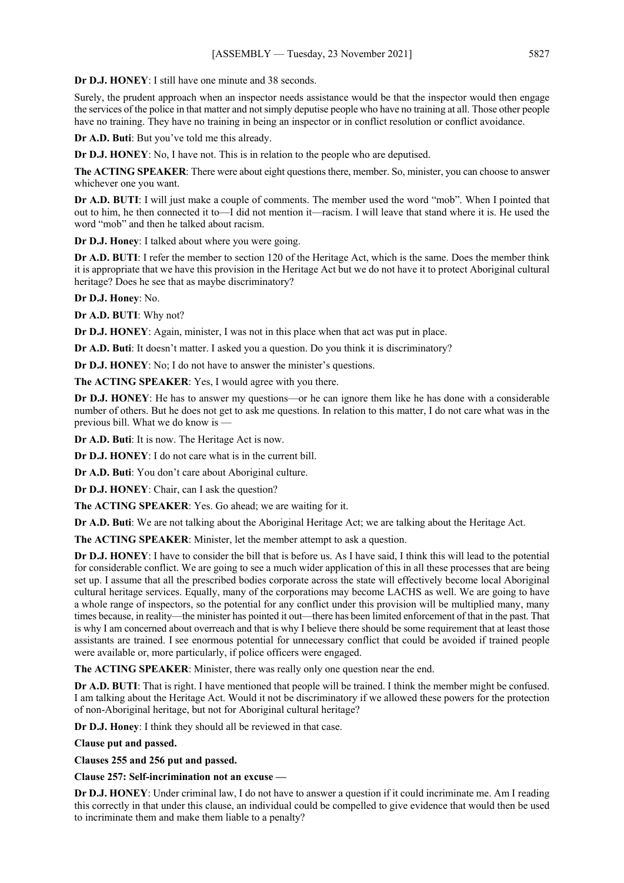**Dr D.J. HONEY**: I still have one minute and 38 seconds.

Surely, the prudent approach when an inspector needs assistance would be that the inspector would then engage the services of the police in that matter and not simply deputise people who have no training at all. Those other people have no training. They have no training in being an inspector or in conflict resolution or conflict avoidance.

**Dr A.D. Buti**: But you've told me this already.

**Dr D.J. HONEY**: No, I have not. This is in relation to the people who are deputised.

**The ACTING SPEAKER**: There were about eight questions there, member. So, minister, you can choose to answer whichever one you want.

**Dr A.D. BUTI**: I will just make a couple of comments. The member used the word "mob". When I pointed that out to him, he then connected it to—I did not mention it—racism. I will leave that stand where it is. He used the word "mob" and then he talked about racism.

**Dr D.J. Honey**: I talked about where you were going.

**Dr A.D. BUTI**: I refer the member to section 120 of the Heritage Act, which is the same. Does the member think it is appropriate that we have this provision in the Heritage Act but we do not have it to protect Aboriginal cultural heritage? Does he see that as maybe discriminatory?

**Dr D.J. Honey**: No.

**Dr A.D. BUTI**: Why not?

**Dr D.J. HONEY**: Again, minister, I was not in this place when that act was put in place.

**Dr A.D. Buti**: It doesn't matter. I asked you a question. Do you think it is discriminatory?

**Dr D.J. HONEY**: No; I do not have to answer the minister's questions.

**The ACTING SPEAKER**: Yes, I would agree with you there.

**Dr D.J. HONEY**: He has to answer my questions—or he can ignore them like he has done with a considerable number of others. But he does not get to ask me questions. In relation to this matter, I do not care what was in the previous bill. What we do know is —

**Dr A.D. Buti**: It is now. The Heritage Act is now.

**Dr D.J. HONEY**: I do not care what is in the current bill.

**Dr A.D. Buti**: You don't care about Aboriginal culture.

**Dr D.J. HONEY**: Chair, can I ask the question?

**The ACTING SPEAKER**: Yes. Go ahead; we are waiting for it.

**Dr A.D. Buti**: We are not talking about the Aboriginal Heritage Act; we are talking about the Heritage Act.

**The ACTING SPEAKER**: Minister, let the member attempt to ask a question.

**Dr D.J. HONEY**: I have to consider the bill that is before us. As I have said, I think this will lead to the potential for considerable conflict. We are going to see a much wider application of this in all these processes that are being set up. I assume that all the prescribed bodies corporate across the state will effectively become local Aboriginal cultural heritage services. Equally, many of the corporations may become LACHS as well. We are going to have a whole range of inspectors, so the potential for any conflict under this provision will be multiplied many, many times because, in reality—the minister has pointed it out—there has been limited enforcement of that in the past. That is why I am concerned about overreach and that is why I believe there should be some requirement that at least those assistants are trained. I see enormous potential for unnecessary conflict that could be avoided if trained people were available or, more particularly, if police officers were engaged.

**The ACTING SPEAKER**: Minister, there was really only one question near the end.

**Dr A.D. BUTI**: That is right. I have mentioned that people will be trained. I think the member might be confused. I am talking about the Heritage Act. Would it not be discriminatory if we allowed these powers for the protection of non-Aboriginal heritage, but not for Aboriginal cultural heritage?

**Dr D.J. Honey**: I think they should all be reviewed in that case.

**Clause put and passed.**

**Clauses 255 and 256 put and passed.**

**Clause 257: Self-incrimination not an excuse —**

**Dr D.J. HONEY**: Under criminal law, I do not have to answer a question if it could incriminate me. Am I reading this correctly in that under this clause, an individual could be compelled to give evidence that would then be used to incriminate them and make them liable to a penalty?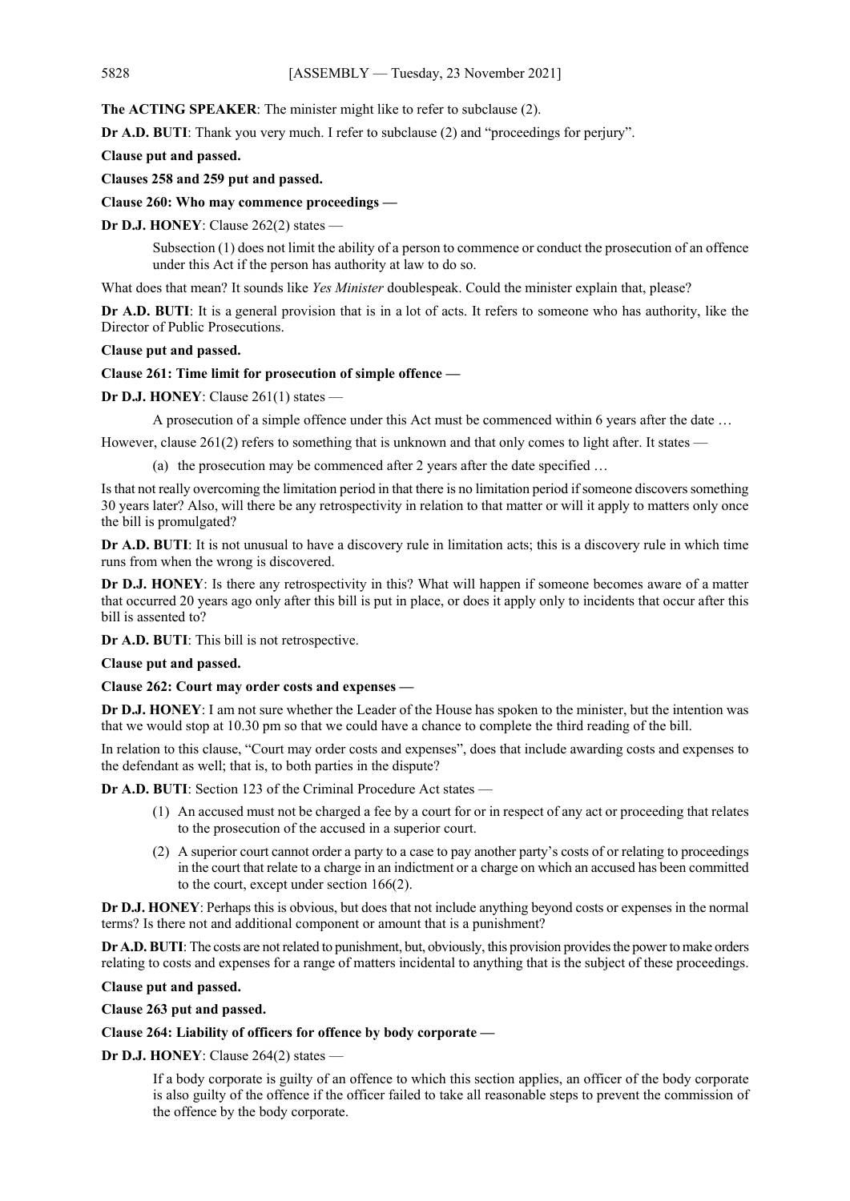**The ACTING SPEAKER**: The minister might like to refer to subclause (2).

**Dr A.D. BUTI**: Thank you very much. I refer to subclause (2) and "proceedings for perjury".

**Clause put and passed.**

**Clauses 258 and 259 put and passed.**

**Clause 260: Who may commence proceedings —**

**Dr D.J. HONEY**: Clause 262(2) states —

> Subsection (1) does not limit the ability of a person to commence or conduct the prosecution of an offence under this Act if the person has authority at law to do so.

What does that mean? It sounds like *Yes Minister* doublespeak. Could the minister explain that, please?

**Dr A.D. BUTI**: It is a general provision that is in a lot of acts. It refers to someone who has authority, like the Director of Public Prosecutions.

**Clause put and passed.**

**Clause 261: Time limit for prosecution of simple offence —**

**Dr D.J. HONEY**: Clause 261(1) states —

> A prosecution of a simple offence under this Act must be commenced within 6 years after the date …

However, clause 261(2) refers to something that is unknown and that only comes to light after. It states —

> (a) the prosecution may be commenced after 2 years after the date specified …

Is that not really overcoming the limitation period in that there is no limitation period if someone discovers something 30 years later? Also, will there be any retrospectivity in relation to that matter or will it apply to matters only once the bill is promulgated?

**Dr A.D. BUTI**: It is not unusual to have a discovery rule in limitation acts; this is a discovery rule in which time runs from when the wrong is discovered.

**Dr D.J. HONEY**: Is there any retrospectivity in this? What will happen if someone becomes aware of a matter that occurred 20 years ago only after this bill is put in place, or does it apply only to incidents that occur after this bill is assented to?

**Dr A.D. BUTI**: This bill is not retrospective.

**Clause put and passed.**

**Clause 262: Court may order costs and expenses —**

**Dr D.J. HONEY**: I am not sure whether the Leader of the House has spoken to the minister, but the intention was that we would stop at 10.30 pm so that we could have a chance to complete the third reading of the bill.

In relation to this clause, "Court may order costs and expenses", does that include awarding costs and expenses to the defendant as well; that is, to both parties in the dispute?

**Dr A.D. BUTI**: Section 123 of the Criminal Procedure Act states —

> (1) An accused must not be charged a fee by a court for or in respect of any act or proceeding that relates to the prosecution of the accused in a superior court.
>
> (2) A superior court cannot order a party to a case to pay another party's costs of or relating to proceedings in the court that relate to a charge in an indictment or a charge on which an accused has been committed to the court, except under section 166(2).

**Dr D.J. HONEY**: Perhaps this is obvious, but does that not include anything beyond costs or expenses in the normal terms? Is there not and additional component or amount that is a punishment?

**Dr A.D. BUTI**: The costs are not related to punishment, but, obviously, this provision provides the power to make orders relating to costs and expenses for a range of matters incidental to anything that is the subject of these proceedings.

**Clause put and passed.**

**Clause 263 put and passed.**

**Clause 264: Liability of officers for offence by body corporate —**

**Dr D.J. HONEY**: Clause 264(2) states —

> If a body corporate is guilty of an offence to which this section applies, an officer of the body corporate is also guilty of the offence if the officer failed to take all reasonable steps to prevent the commission of the offence by the body corporate.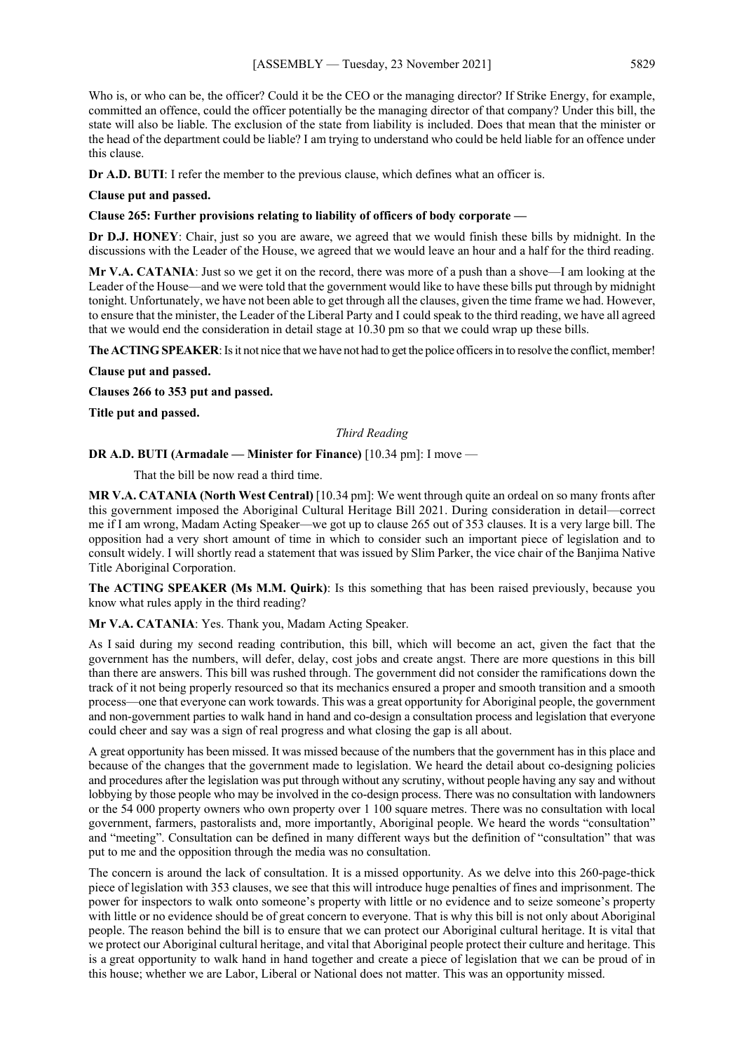Who is, or who can be, the officer? Could it be the CEO or the managing director? If Strike Energy, for example, committed an offence, could the officer potentially be the managing director of that company? Under this bill, the state will also be liable. The exclusion of the state from liability is included. Does that mean that the minister or the head of the department could be liable? I am trying to understand who could be held liable for an offence under this clause.

**Dr A.D. BUTI**: I refer the member to the previous clause, which defines what an officer is.

**Clause put and passed.**

**Clause 265: Further provisions relating to liability of officers of body corporate —**

**Dr D.J. HONEY**: Chair, just so you are aware, we agreed that we would finish these bills by midnight. In the discussions with the Leader of the House, we agreed that we would leave an hour and a half for the third reading.

**Mr V.A. CATANIA**: Just so we get it on the record, there was more of a push than a shove—I am looking at the Leader of the House—and we were told that the government would like to have these bills put through by midnight tonight. Unfortunately, we have not been able to get through all the clauses, given the time frame we had. However, to ensure that the minister, the Leader of the Liberal Party and I could speak to the third reading, we have all agreed that we would end the consideration in detail stage at 10.30 pm so that we could wrap up these bills.

**The ACTING SPEAKER**: Is it not nice that we have not had to get the police officers in to resolve the conflict, member!

**Clause put and passed.**

**Clauses 266 to 353 put and passed.**

**Title put and passed.**

*Third Reading*

**DR A.D. BUTI (Armadale — Minister for Finance)** [10.34 pm]: I move —

That the bill be now read a third time.

**MR V.A. CATANIA (North West Central)** [10.34 pm]: We went through quite an ordeal on so many fronts after this government imposed the Aboriginal Cultural Heritage Bill 2021. During consideration in detail—correct me if I am wrong, Madam Acting Speaker—we got up to clause 265 out of 353 clauses. It is a very large bill. The opposition had a very short amount of time in which to consider such an important piece of legislation and to consult widely. I will shortly read a statement that was issued by Slim Parker, the vice chair of the Banjima Native Title Aboriginal Corporation.

**The ACTING SPEAKER (Ms M.M. Quirk)**: Is this something that has been raised previously, because you know what rules apply in the third reading?

**Mr V.A. CATANIA**: Yes. Thank you, Madam Acting Speaker.

As I said during my second reading contribution, this bill, which will become an act, given the fact that the government has the numbers, will defer, delay, cost jobs and create angst. There are more questions in this bill than there are answers. This bill was rushed through. The government did not consider the ramifications down the track of it not being properly resourced so that its mechanics ensured a proper and smooth transition and a smooth process—one that everyone can work towards. This was a great opportunity for Aboriginal people, the government and non-government parties to walk hand in hand and co-design a consultation process and legislation that everyone could cheer and say was a sign of real progress and what closing the gap is all about.

A great opportunity has been missed. It was missed because of the numbers that the government has in this place and because of the changes that the government made to legislation. We heard the detail about co-designing policies and procedures after the legislation was put through without any scrutiny, without people having any say and without lobbying by those people who may be involved in the co-design process. There was no consultation with landowners or the 54 000 property owners who own property over 1 100 square metres. There was no consultation with local government, farmers, pastoralists and, more importantly, Aboriginal people. We heard the words "consultation" and "meeting". Consultation can be defined in many different ways but the definition of "consultation" that was put to me and the opposition through the media was no consultation.

The concern is around the lack of consultation. It is a missed opportunity. As we delve into this 260-page-thick piece of legislation with 353 clauses, we see that this will introduce huge penalties of fines and imprisonment. The power for inspectors to walk onto someone's property with little or no evidence and to seize someone's property with little or no evidence should be of great concern to everyone. That is why this bill is not only about Aboriginal people. The reason behind the bill is to ensure that we can protect our Aboriginal cultural heritage. It is vital that we protect our Aboriginal cultural heritage, and vital that Aboriginal people protect their culture and heritage. This is a great opportunity to walk hand in hand together and create a piece of legislation that we can be proud of in this house; whether we are Labor, Liberal or National does not matter. This was an opportunity missed.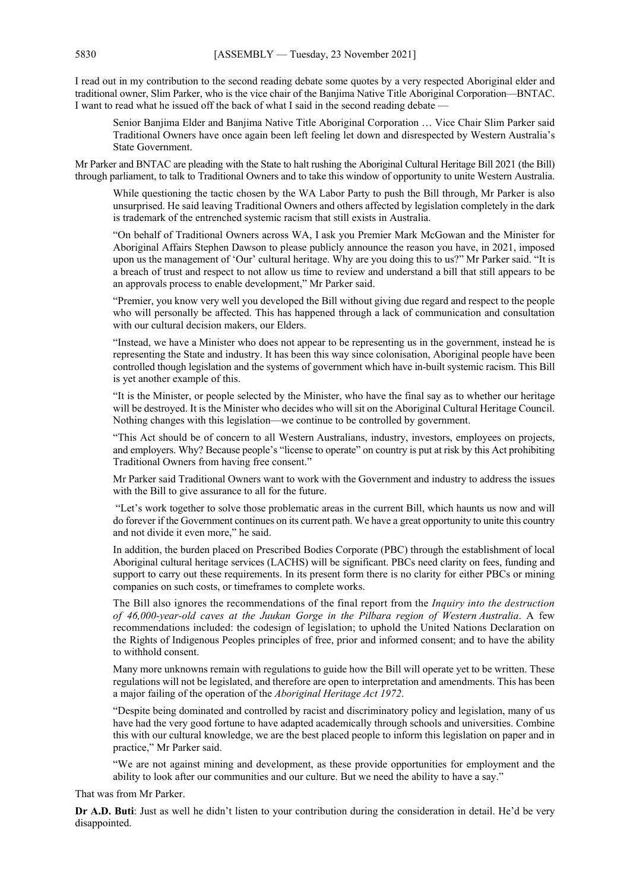I read out in my contribution to the second reading debate some quotes by a very respected Aboriginal elder and traditional owner, Slim Parker, who is the vice chair of the Banjima Native Title Aboriginal Corporation—BNTAC. I want to read what he issued off the back of what I said in the second reading debate —

> Senior Banjima Elder and Banjima Native Title Aboriginal Corporation … Vice Chair Slim Parker said Traditional Owners have once again been left feeling let down and disrespected by Western Australia's State Government.

Mr Parker and BNTAC are pleading with the State to halt rushing the Aboriginal Cultural Heritage Bill 2021 (the Bill) through parliament, to talk to Traditional Owners and to take this window of opportunity to unite Western Australia.

> While questioning the tactic chosen by the WA Labor Party to push the Bill through, Mr Parker is also unsurprised. He said leaving Traditional Owners and others affected by legislation completely in the dark is trademark of the entrenched systemic racism that still exists in Australia.
>
> "On behalf of Traditional Owners across WA, I ask you Premier Mark McGowan and the Minister for Aboriginal Affairs Stephen Dawson to please publicly announce the reason you have, in 2021, imposed upon us the management of 'Our' cultural heritage. Why are you doing this to us?" Mr Parker said. "It is a breach of trust and respect to not allow us time to review and understand a bill that still appears to be an approvals process to enable development," Mr Parker said.
>
> "Premier, you know very well you developed the Bill without giving due regard and respect to the people who will personally be affected. This has happened through a lack of communication and consultation with our cultural decision makers, our Elders.
>
> "Instead, we have a Minister who does not appear to be representing us in the government, instead he is representing the State and industry. It has been this way since colonisation, Aboriginal people have been controlled though legislation and the systems of government which have in-built systemic racism. This Bill is yet another example of this.
>
> "It is the Minister, or people selected by the Minister, who have the final say as to whether our heritage will be destroyed. It is the Minister who decides who will sit on the Aboriginal Cultural Heritage Council. Nothing changes with this legislation—we continue to be controlled by government.
>
> "This Act should be of concern to all Western Australians, industry, investors, employees on projects, and employers. Why? Because people's "license to operate" on country is put at risk by this Act prohibiting Traditional Owners from having free consent."
>
> Mr Parker said Traditional Owners want to work with the Government and industry to address the issues with the Bill to give assurance to all for the future.
>
> "Let's work together to solve those problematic areas in the current Bill, which haunts us now and will do forever if the Government continues on its current path. We have a great opportunity to unite this country and not divide it even more," he said.
>
> In addition, the burden placed on Prescribed Bodies Corporate (PBC) through the establishment of local Aboriginal cultural heritage services (LACHS) will be significant. PBCs need clarity on fees, funding and support to carry out these requirements. In its present form there is no clarity for either PBCs or mining companies on such costs, or timeframes to complete works.
>
> The Bill also ignores the recommendations of the final report from the *Inquiry into the destruction of 46,000-year-old caves at the Juukan Gorge in the Pilbara region of Western Australia*. A few recommendations included: the codesign of legislation; to uphold the United Nations Declaration on the Rights of Indigenous Peoples principles of free, prior and informed consent; and to have the ability to withhold consent.
>
> Many more unknowns remain with regulations to guide how the Bill will operate yet to be written. These regulations will not be legislated, and therefore are open to interpretation and amendments. This has been a major failing of the operation of the *Aboriginal Heritage Act 1972*.
>
> "Despite being dominated and controlled by racist and discriminatory policy and legislation, many of us have had the very good fortune to have adapted academically through schools and universities. Combine this with our cultural knowledge, we are the best placed people to inform this legislation on paper and in practice," Mr Parker said.
>
> "We are not against mining and development, as these provide opportunities for employment and the ability to look after our communities and our culture. But we need the ability to have a say."

That was from Mr Parker.

**Dr A.D. Buti**: Just as well he didn't listen to your contribution during the consideration in detail. He'd be very disappointed.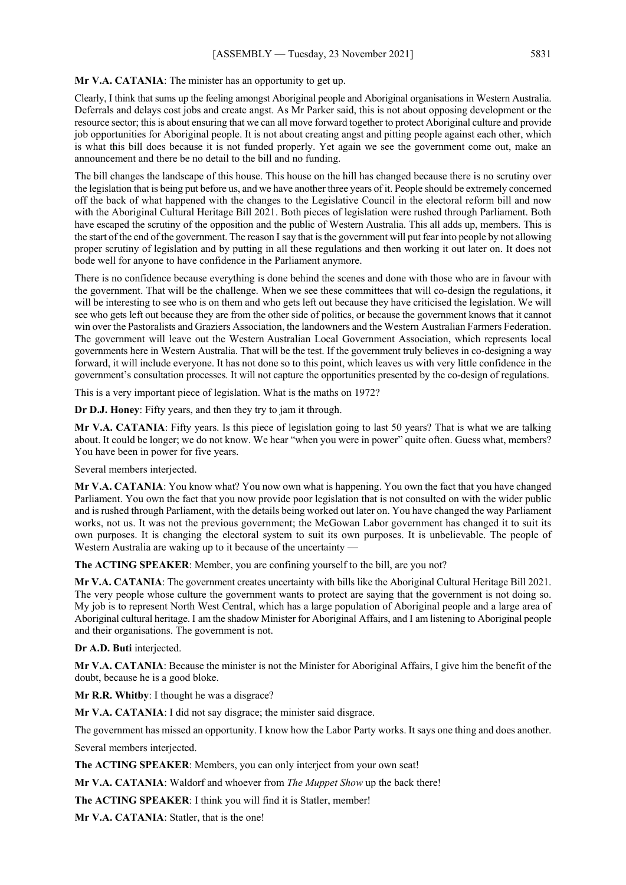**Mr V.A. CATANIA**: The minister has an opportunity to get up.

Clearly, I think that sums up the feeling amongst Aboriginal people and Aboriginal organisations in Western Australia. Deferrals and delays cost jobs and create angst. As Mr Parker said, this is not about opposing development or the resource sector; this is about ensuring that we can all move forward together to protect Aboriginal culture and provide job opportunities for Aboriginal people. It is not about creating angst and pitting people against each other, which is what this bill does because it is not funded properly. Yet again we see the government come out, make an announcement and there be no detail to the bill and no funding.

The bill changes the landscape of this house. This house on the hill has changed because there is no scrutiny over the legislation that is being put before us, and we have another three years of it. People should be extremely concerned off the back of what happened with the changes to the Legislative Council in the electoral reform bill and now with the Aboriginal Cultural Heritage Bill 2021. Both pieces of legislation were rushed through Parliament. Both have escaped the scrutiny of the opposition and the public of Western Australia. This all adds up, members. This is the start of the end of the government. The reason I say that is the government will put fear into people by not allowing proper scrutiny of legislation and by putting in all these regulations and then working it out later on. It does not bode well for anyone to have confidence in the Parliament anymore.

There is no confidence because everything is done behind the scenes and done with those who are in favour with the government. That will be the challenge. When we see these committees that will co-design the regulations, it will be interesting to see who is on them and who gets left out because they have criticised the legislation. We will see who gets left out because they are from the other side of politics, or because the government knows that it cannot win over the Pastoralists and Graziers Association, the landowners and the Western Australian Farmers Federation. The government will leave out the Western Australian Local Government Association, which represents local governments here in Western Australia. That will be the test. If the government truly believes in co-designing a way forward, it will include everyone. It has not done so to this point, which leaves us with very little confidence in the government's consultation processes. It will not capture the opportunities presented by the co-design of regulations.

This is a very important piece of legislation. What is the maths on 1972?

**Dr D.J. Honey**: Fifty years, and then they try to jam it through.

**Mr V.A. CATANIA**: Fifty years. Is this piece of legislation going to last 50 years? That is what we are talking about. It could be longer; we do not know. We hear "when you were in power" quite often. Guess what, members? You have been in power for five years.

Several members interjected.

**Mr V.A. CATANIA**: You know what? You now own what is happening. You own the fact that you have changed Parliament. You own the fact that you now provide poor legislation that is not consulted on with the wider public and is rushed through Parliament, with the details being worked out later on. You have changed the way Parliament works, not us. It was not the previous government; the McGowan Labor government has changed it to suit its own purposes. It is changing the electoral system to suit its own purposes. It is unbelievable. The people of Western Australia are waking up to it because of the uncertainty —

**The ACTING SPEAKER**: Member, you are confining yourself to the bill, are you not?

**Mr V.A. CATANIA**: The government creates uncertainty with bills like the Aboriginal Cultural Heritage Bill 2021. The very people whose culture the government wants to protect are saying that the government is not doing so. My job is to represent North West Central, which has a large population of Aboriginal people and a large area of Aboriginal cultural heritage. I am the shadow Minister for Aboriginal Affairs, and I am listening to Aboriginal people and their organisations. The government is not.

**Dr A.D. Buti** interjected.

**Mr V.A. CATANIA**: Because the minister is not the Minister for Aboriginal Affairs, I give him the benefit of the doubt, because he is a good bloke.

**Mr R.R. Whitby**: I thought he was a disgrace?

**Mr V.A. CATANIA**: I did not say disgrace; the minister said disgrace.

The government has missed an opportunity. I know how the Labor Party works. It says one thing and does another.

Several members interjected.

**The ACTING SPEAKER**: Members, you can only interject from your own seat!

**Mr V.A. CATANIA**: Waldorf and whoever from *The Muppet Show* up the back there!

**The ACTING SPEAKER**: I think you will find it is Statler, member!

**Mr V.A. CATANIA**: Statler, that is the one!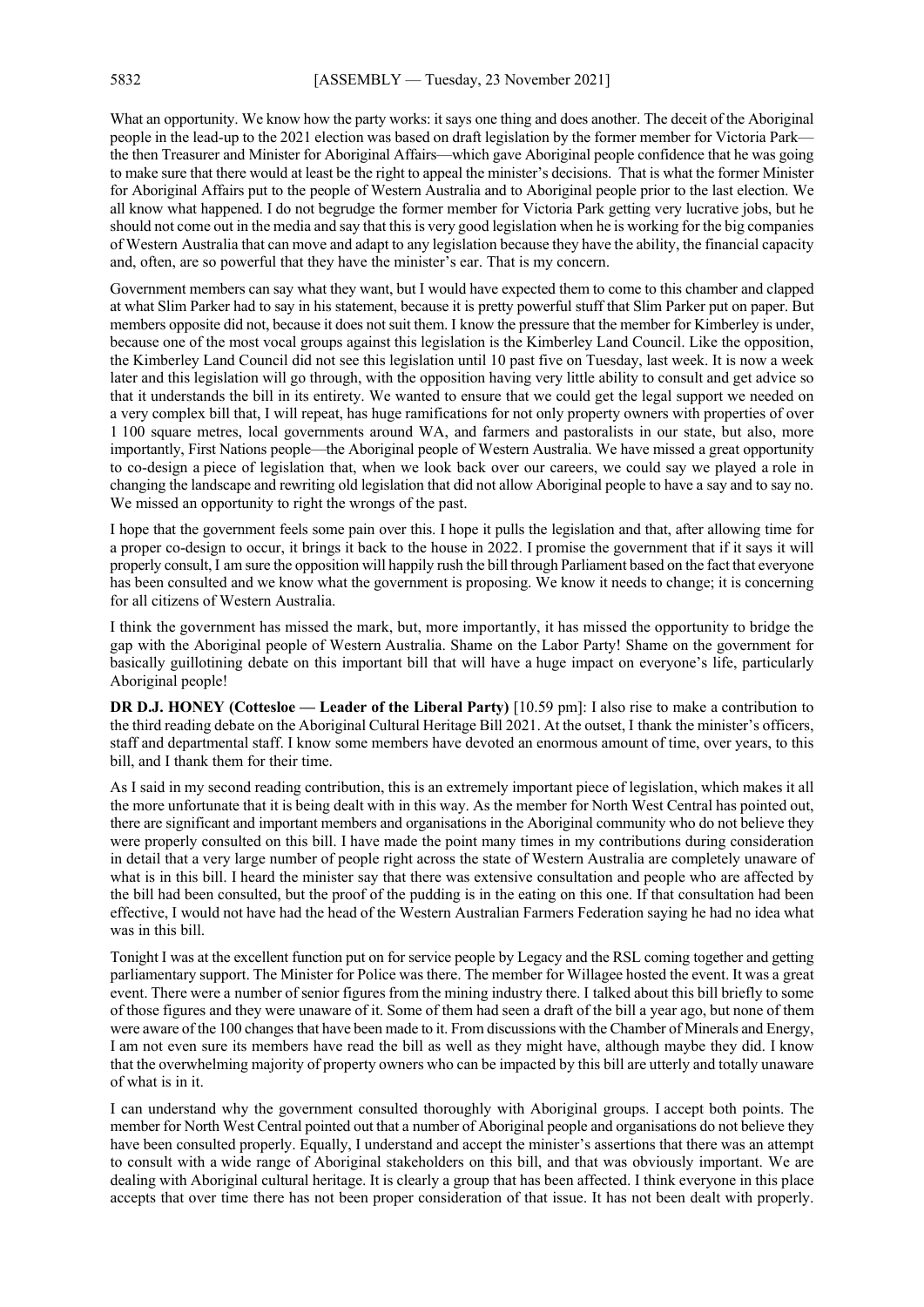What an opportunity. We know how the party works: it says one thing and does another. The deceit of the Aboriginal people in the lead-up to the 2021 election was based on draft legislation by the former member for Victoria Park—the then Treasurer and Minister for Aboriginal Affairs—which gave Aboriginal people confidence that he was going to make sure that there would at least be the right to appeal the minister's decisions. That is what the former Minister for Aboriginal Affairs put to the people of Western Australia and to Aboriginal people prior to the last election. We all know what happened. I do not begrudge the former member for Victoria Park getting very lucrative jobs, but he should not come out in the media and say that this is very good legislation when he is working for the big companies of Western Australia that can move and adapt to any legislation because they have the ability, the financial capacity and, often, are so powerful that they have the minister's ear. That is my concern.

Government members can say what they want, but I would have expected them to come to this chamber and clapped at what Slim Parker had to say in his statement, because it is pretty powerful stuff that Slim Parker put on paper. But members opposite did not, because it does not suit them. I know the pressure that the member for Kimberley is under, because one of the most vocal groups against this legislation is the Kimberley Land Council. Like the opposition, the Kimberley Land Council did not see this legislation until 10 past five on Tuesday, last week. It is now a week later and this legislation will go through, with the opposition having very little ability to consult and get advice so that it understands the bill in its entirety. We wanted to ensure that we could get the legal support we needed on a very complex bill that, I will repeat, has huge ramifications for not only property owners with properties of over 1 100 square metres, local governments around WA, and farmers and pastoralists in our state, but also, more importantly, First Nations people—the Aboriginal people of Western Australia. We have missed a great opportunity to co-design a piece of legislation that, when we look back over our careers, we could say we played a role in changing the landscape and rewriting old legislation that did not allow Aboriginal people to have a say and to say no. We missed an opportunity to right the wrongs of the past.

I hope that the government feels some pain over this. I hope it pulls the legislation and that, after allowing time for a proper co-design to occur, it brings it back to the house in 2022. I promise the government that if it says it will properly consult, I am sure the opposition will happily rush the bill through Parliament based on the fact that everyone has been consulted and we know what the government is proposing. We know it needs to change; it is concerning for all citizens of Western Australia.

I think the government has missed the mark, but, more importantly, it has missed the opportunity to bridge the gap with the Aboriginal people of Western Australia. Shame on the Labor Party! Shame on the government for basically guillotining debate on this important bill that will have a huge impact on everyone's life, particularly Aboriginal people!

**DR D.J. HONEY (Cottesloe — Leader of the Liberal Party)** [10.59 pm]: I also rise to make a contribution to the third reading debate on the Aboriginal Cultural Heritage Bill 2021. At the outset, I thank the minister's officers, staff and departmental staff. I know some members have devoted an enormous amount of time, over years, to this bill, and I thank them for their time.

As I said in my second reading contribution, this is an extremely important piece of legislation, which makes it all the more unfortunate that it is being dealt with in this way. As the member for North West Central has pointed out, there are significant and important members and organisations in the Aboriginal community who do not believe they were properly consulted on this bill. I have made the point many times in my contributions during consideration in detail that a very large number of people right across the state of Western Australia are completely unaware of what is in this bill. I heard the minister say that there was extensive consultation and people who are affected by the bill had been consulted, but the proof of the pudding is in the eating on this one. If that consultation had been effective, I would not have had the head of the Western Australian Farmers Federation saying he had no idea what was in this bill.

Tonight I was at the excellent function put on for service people by Legacy and the RSL coming together and getting parliamentary support. The Minister for Police was there. The member for Willagee hosted the event. It was a great event. There were a number of senior figures from the mining industry there. I talked about this bill briefly to some of those figures and they were unaware of it. Some of them had seen a draft of the bill a year ago, but none of them were aware of the 100 changes that have been made to it. From discussions with the Chamber of Minerals and Energy, I am not even sure its members have read the bill as well as they might have, although maybe they did. I know that the overwhelming majority of property owners who can be impacted by this bill are utterly and totally unaware of what is in it.

I can understand why the government consulted thoroughly with Aboriginal groups. I accept both points. The member for North West Central pointed out that a number of Aboriginal people and organisations do not believe they have been consulted properly. Equally, I understand and accept the minister's assertions that there was an attempt to consult with a wide range of Aboriginal stakeholders on this bill, and that was obviously important. We are dealing with Aboriginal cultural heritage. It is clearly a group that has been affected. I think everyone in this place accepts that over time there has not been proper consideration of that issue. It has not been dealt with properly.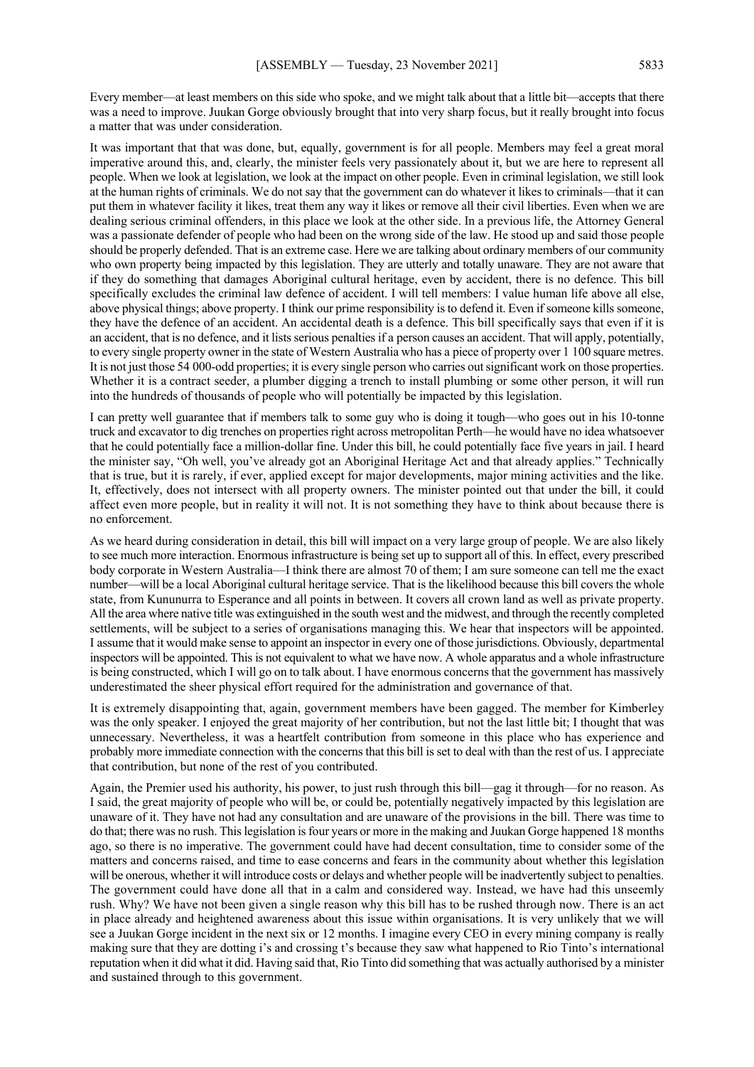Every member—at least members on this side who spoke, and we might talk about that a little bit—accepts that there was a need to improve. Juukan Gorge obviously brought that into very sharp focus, but it really brought into focus a matter that was under consideration.

It was important that that was done, but, equally, government is for all people. Members may feel a great moral imperative around this, and, clearly, the minister feels very passionately about it, but we are here to represent all people. When we look at legislation, we look at the impact on other people. Even in criminal legislation, we still look at the human rights of criminals. We do not say that the government can do whatever it likes to criminals—that it can put them in whatever facility it likes, treat them any way it likes or remove all their civil liberties. Even when we are dealing serious criminal offenders, in this place we look at the other side. In a previous life, the Attorney General was a passionate defender of people who had been on the wrong side of the law. He stood up and said those people should be properly defended. That is an extreme case. Here we are talking about ordinary members of our community who own property being impacted by this legislation. They are utterly and totally unaware. They are not aware that if they do something that damages Aboriginal cultural heritage, even by accident, there is no defence. This bill specifically excludes the criminal law defence of accident. I will tell members: I value human life above all else, above physical things; above property. I think our prime responsibility is to defend it. Even if someone kills someone, they have the defence of an accident. An accidental death is a defence. This bill specifically says that even if it is an accident, that is no defence, and it lists serious penalties if a person causes an accident. That will apply, potentially, to every single property owner in the state of Western Australia who has a piece of property over 1 100 square metres. It is not just those 54 000-odd properties; it is every single person who carries out significant work on those properties. Whether it is a contract seeder, a plumber digging a trench to install plumbing or some other person, it will run into the hundreds of thousands of people who will potentially be impacted by this legislation.

I can pretty well guarantee that if members talk to some guy who is doing it tough—who goes out in his 10-tonne truck and excavator to dig trenches on properties right across metropolitan Perth—he would have no idea whatsoever that he could potentially face a million-dollar fine. Under this bill, he could potentially face five years in jail. I heard the minister say, "Oh well, you've already got an Aboriginal Heritage Act and that already applies." Technically that is true, but it is rarely, if ever, applied except for major developments, major mining activities and the like. It, effectively, does not intersect with all property owners. The minister pointed out that under the bill, it could affect even more people, but in reality it will not. It is not something they have to think about because there is no enforcement.

As we heard during consideration in detail, this bill will impact on a very large group of people. We are also likely to see much more interaction. Enormous infrastructure is being set up to support all of this. In effect, every prescribed body corporate in Western Australia—I think there are almost 70 of them; I am sure someone can tell me the exact number—will be a local Aboriginal cultural heritage service. That is the likelihood because this bill covers the whole state, from Kununurra to Esperance and all points in between. It covers all crown land as well as private property. All the area where native title was extinguished in the south west and the midwest, and through the recently completed settlements, will be subject to a series of organisations managing this. We hear that inspectors will be appointed. I assume that it would make sense to appoint an inspector in every one of those jurisdictions. Obviously, departmental inspectors will be appointed. This is not equivalent to what we have now. A whole apparatus and a whole infrastructure is being constructed, which I will go on to talk about. I have enormous concerns that the government has massively underestimated the sheer physical effort required for the administration and governance of that.

It is extremely disappointing that, again, government members have been gagged. The member for Kimberley was the only speaker. I enjoyed the great majority of her contribution, but not the last little bit; I thought that was unnecessary. Nevertheless, it was a heartfelt contribution from someone in this place who has experience and probably more immediate connection with the concerns that this bill is set to deal with than the rest of us. I appreciate that contribution, but none of the rest of you contributed.

Again, the Premier used his authority, his power, to just rush through this bill—gag it through—for no reason. As I said, the great majority of people who will be, or could be, potentially negatively impacted by this legislation are unaware of it. They have not had any consultation and are unaware of the provisions in the bill. There was time to do that; there was no rush. This legislation is four years or more in the making and Juukan Gorge happened 18 months ago, so there is no imperative. The government could have had decent consultation, time to consider some of the matters and concerns raised, and time to ease concerns and fears in the community about whether this legislation will be onerous, whether it will introduce costs or delays and whether people will be inadvertently subject to penalties. The government could have done all that in a calm and considered way. Instead, we have had this unseemly rush. Why? We have not been given a single reason why this bill has to be rushed through now. There is an act in place already and heightened awareness about this issue within organisations. It is very unlikely that we will see a Juukan Gorge incident in the next six or 12 months. I imagine every CEO in every mining company is really making sure that they are dotting i's and crossing t's because they saw what happened to Rio Tinto's international reputation when it did what it did. Having said that, Rio Tinto did something that was actually authorised by a minister and sustained through to this government.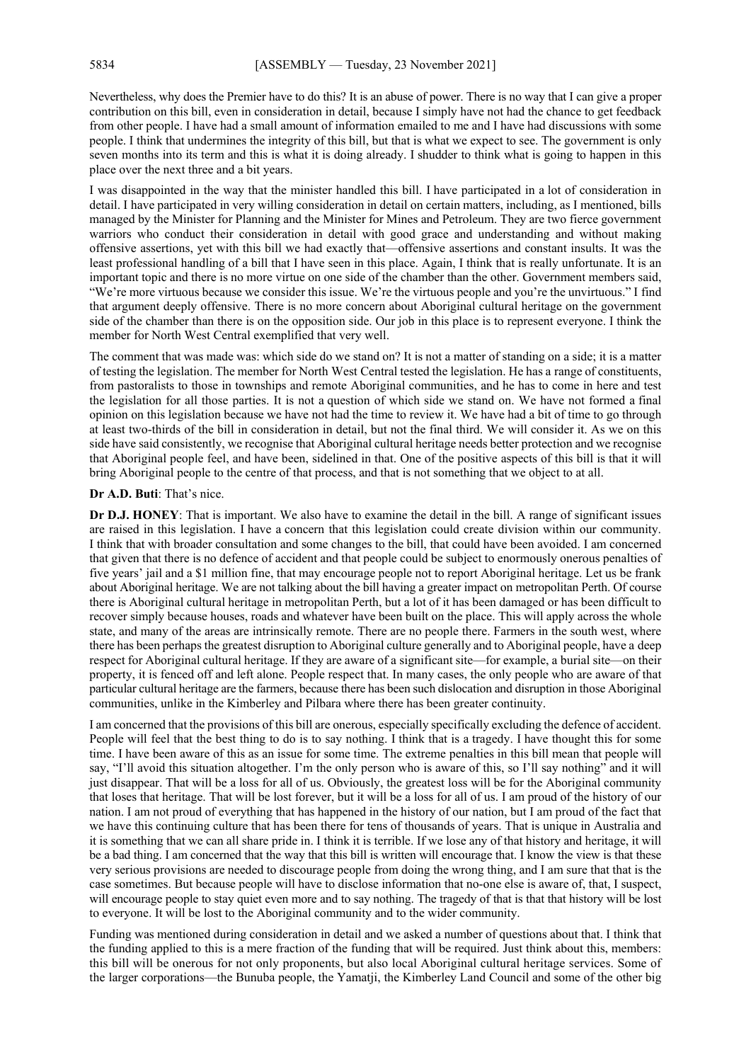Nevertheless, why does the Premier have to do this? It is an abuse of power. There is no way that I can give a proper contribution on this bill, even in consideration in detail, because I simply have not had the chance to get feedback from other people. I have had a small amount of information emailed to me and I have had discussions with some people. I think that undermines the integrity of this bill, but that is what we expect to see. The government is only seven months into its term and this is what it is doing already. I shudder to think what is going to happen in this place over the next three and a bit years.

I was disappointed in the way that the minister handled this bill. I have participated in a lot of consideration in detail. I have participated in very willing consideration in detail on certain matters, including, as I mentioned, bills managed by the Minister for Planning and the Minister for Mines and Petroleum. They are two fierce government warriors who conduct their consideration in detail with good grace and understanding and without making offensive assertions, yet with this bill we had exactly that—offensive assertions and constant insults. It was the least professional handling of a bill that I have seen in this place. Again, I think that is really unfortunate. It is an important topic and there is no more virtue on one side of the chamber than the other. Government members said, "We're more virtuous because we consider this issue. We're the virtuous people and you're the unvirtuous." I find that argument deeply offensive. There is no more concern about Aboriginal cultural heritage on the government side of the chamber than there is on the opposition side. Our job in this place is to represent everyone. I think the member for North West Central exemplified that very well.

The comment that was made was: which side do we stand on? It is not a matter of standing on a side; it is a matter of testing the legislation. The member for North West Central tested the legislation. He has a range of constituents, from pastoralists to those in townships and remote Aboriginal communities, and he has to come in here and test the legislation for all those parties. It is not a question of which side we stand on. We have not formed a final opinion on this legislation because we have not had the time to review it. We have had a bit of time to go through at least two-thirds of the bill in consideration in detail, but not the final third. We will consider it. As we on this side have said consistently, we recognise that Aboriginal cultural heritage needs better protection and we recognise that Aboriginal people feel, and have been, sidelined in that. One of the positive aspects of this bill is that it will bring Aboriginal people to the centre of that process, and that is not something that we object to at all.

**Dr A.D. Buti**: That's nice.

**Dr D.J. HONEY**: That is important. We also have to examine the detail in the bill. A range of significant issues are raised in this legislation. I have a concern that this legislation could create division within our community. I think that with broader consultation and some changes to the bill, that could have been avoided. I am concerned that given that there is no defence of accident and that people could be subject to enormously onerous penalties of five years' jail and a $1 million fine, that may encourage people not to report Aboriginal heritage. Let us be frank about Aboriginal heritage. We are not talking about the bill having a greater impact on metropolitan Perth. Of course there is Aboriginal cultural heritage in metropolitan Perth, but a lot of it has been damaged or has been difficult to recover simply because houses, roads and whatever have been built on the place. This will apply across the whole state, and many of the areas are intrinsically remote. There are no people there. Farmers in the south west, where there has been perhaps the greatest disruption to Aboriginal culture generally and to Aboriginal people, have a deep respect for Aboriginal cultural heritage. If they are aware of a significant site—for example, a burial site—on their property, it is fenced off and left alone. People respect that. In many cases, the only people who are aware of that particular cultural heritage are the farmers, because there has been such dislocation and disruption in those Aboriginal communities, unlike in the Kimberley and Pilbara where there has been greater continuity.

I am concerned that the provisions of this bill are onerous, especially specifically excluding the defence of accident. People will feel that the best thing to do is to say nothing. I think that is a tragedy. I have thought this for some time. I have been aware of this as an issue for some time. The extreme penalties in this bill mean that people will say, "I'll avoid this situation altogether. I'm the only person who is aware of this, so I'll say nothing" and it will just disappear. That will be a loss for all of us. Obviously, the greatest loss will be for the Aboriginal community that loses that heritage. That will be lost forever, but it will be a loss for all of us. I am proud of the history of our nation. I am not proud of everything that has happened in the history of our nation, but I am proud of the fact that we have this continuing culture that has been there for tens of thousands of years. That is unique in Australia and it is something that we can all share pride in. I think it is terrible. If we lose any of that history and heritage, it will be a bad thing. I am concerned that the way that this bill is written will encourage that. I know the view is that these very serious provisions are needed to discourage people from doing the wrong thing, and I am sure that that is the case sometimes. But because people will have to disclose information that no-one else is aware of, that, I suspect, will encourage people to stay quiet even more and to say nothing. The tragedy of that is that that history will be lost to everyone. It will be lost to the Aboriginal community and to the wider community.

Funding was mentioned during consideration in detail and we asked a number of questions about that. I think that the funding applied to this is a mere fraction of the funding that will be required. Just think about this, members: this bill will be onerous for not only proponents, but also local Aboriginal cultural heritage services. Some of the larger corporations—the Bunuba people, the Yamatji, the Kimberley Land Council and some of the other big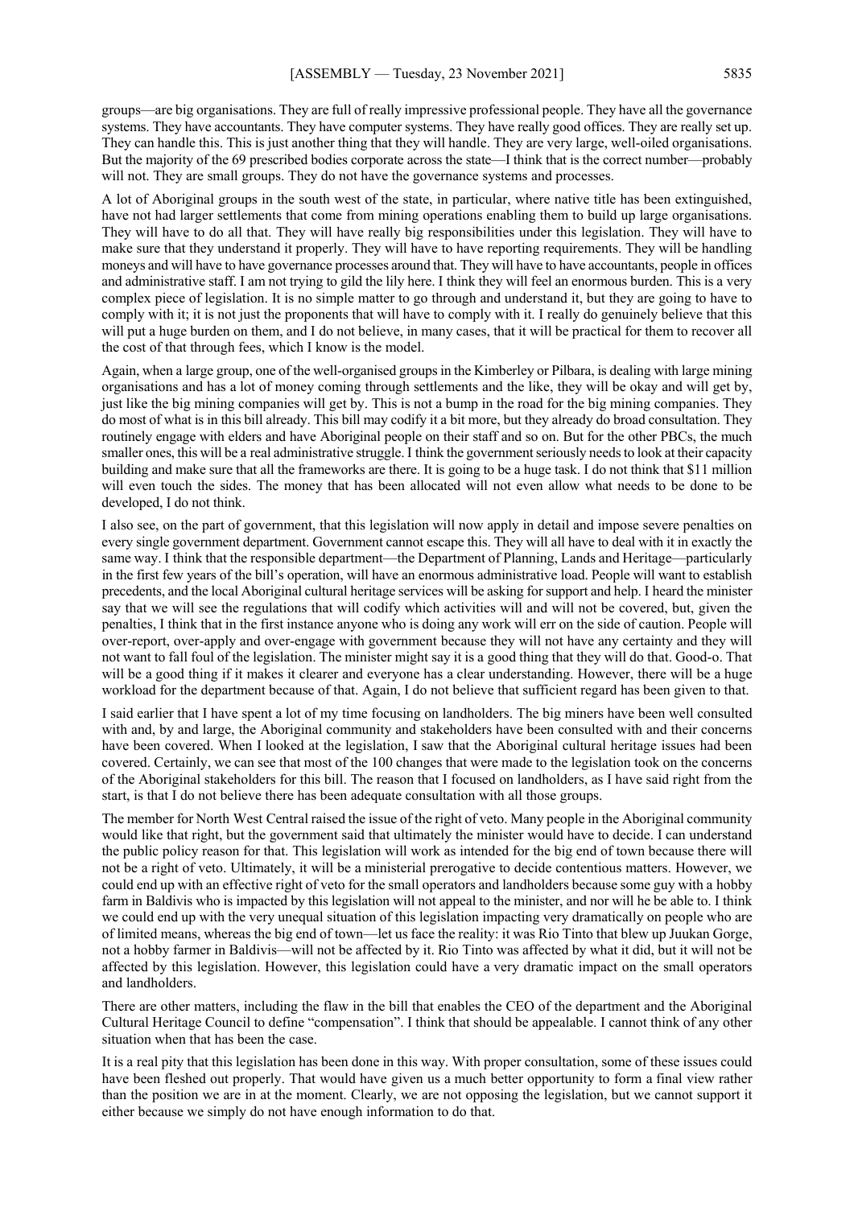groups—are big organisations. They are full of really impressive professional people. They have all the governance systems. They have accountants. They have computer systems. They have really good offices. They are really set up. They can handle this. This is just another thing that they will handle. They are very large, well-oiled organisations. But the majority of the 69 prescribed bodies corporate across the state—I think that is the correct number—probably will not. They are small groups. They do not have the governance systems and processes.

A lot of Aboriginal groups in the south west of the state, in particular, where native title has been extinguished, have not had larger settlements that come from mining operations enabling them to build up large organisations. They will have to do all that. They will have really big responsibilities under this legislation. They will have to make sure that they understand it properly. They will have to have reporting requirements. They will be handling moneys and will have to have governance processes around that. They will have to have accountants, people in offices and administrative staff. I am not trying to gild the lily here. I think they will feel an enormous burden. This is a very complex piece of legislation. It is no simple matter to go through and understand it, but they are going to have to comply with it; it is not just the proponents that will have to comply with it. I really do genuinely believe that this will put a huge burden on them, and I do not believe, in many cases, that it will be practical for them to recover all the cost of that through fees, which I know is the model.

Again, when a large group, one of the well-organised groups in the Kimberley or Pilbara, is dealing with large mining organisations and has a lot of money coming through settlements and the like, they will be okay and will get by, just like the big mining companies will get by. This is not a bump in the road for the big mining companies. They do most of what is in this bill already. This bill may codify it a bit more, but they already do broad consultation. They routinely engage with elders and have Aboriginal people on their staff and so on. But for the other PBCs, the much smaller ones, this will be a real administrative struggle. I think the government seriously needs to look at their capacity building and make sure that all the frameworks are there. It is going to be a huge task. I do not think that $11 million will even touch the sides. The money that has been allocated will not even allow what needs to be done to be developed, I do not think.

I also see, on the part of government, that this legislation will now apply in detail and impose severe penalties on every single government department. Government cannot escape this. They will all have to deal with it in exactly the same way. I think that the responsible department—the Department of Planning, Lands and Heritage—particularly in the first few years of the bill's operation, will have an enormous administrative load. People will want to establish precedents, and the local Aboriginal cultural heritage services will be asking for support and help. I heard the minister say that we will see the regulations that will codify which activities will and will not be covered, but, given the penalties, I think that in the first instance anyone who is doing any work will err on the side of caution. People will over-report, over-apply and over-engage with government because they will not have any certainty and they will not want to fall foul of the legislation. The minister might say it is a good thing that they will do that. Good-o. That will be a good thing if it makes it clearer and everyone has a clear understanding. However, there will be a huge workload for the department because of that. Again, I do not believe that sufficient regard has been given to that.

I said earlier that I have spent a lot of my time focusing on landholders. The big miners have been well consulted with and, by and large, the Aboriginal community and stakeholders have been consulted with and their concerns have been covered. When I looked at the legislation, I saw that the Aboriginal cultural heritage issues had been covered. Certainly, we can see that most of the 100 changes that were made to the legislation took on the concerns of the Aboriginal stakeholders for this bill. The reason that I focused on landholders, as I have said right from the start, is that I do not believe there has been adequate consultation with all those groups.

The member for North West Central raised the issue of the right of veto. Many people in the Aboriginal community would like that right, but the government said that ultimately the minister would have to decide. I can understand the public policy reason for that. This legislation will work as intended for the big end of town because there will not be a right of veto. Ultimately, it will be a ministerial prerogative to decide contentious matters. However, we could end up with an effective right of veto for the small operators and landholders because some guy with a hobby farm in Baldivis who is impacted by this legislation will not appeal to the minister, and nor will he be able to. I think we could end up with the very unequal situation of this legislation impacting very dramatically on people who are of limited means, whereas the big end of town—let us face the reality: it was Rio Tinto that blew up Juukan Gorge, not a hobby farmer in Baldivis—will not be affected by it. Rio Tinto was affected by what it did, but it will not be affected by this legislation. However, this legislation could have a very dramatic impact on the small operators and landholders.

There are other matters, including the flaw in the bill that enables the CEO of the department and the Aboriginal Cultural Heritage Council to define "compensation". I think that should be appealable. I cannot think of any other situation when that has been the case.

It is a real pity that this legislation has been done in this way. With proper consultation, some of these issues could have been fleshed out properly. That would have given us a much better opportunity to form a final view rather than the position we are in at the moment. Clearly, we are not opposing the legislation, but we cannot support it either because we simply do not have enough information to do that.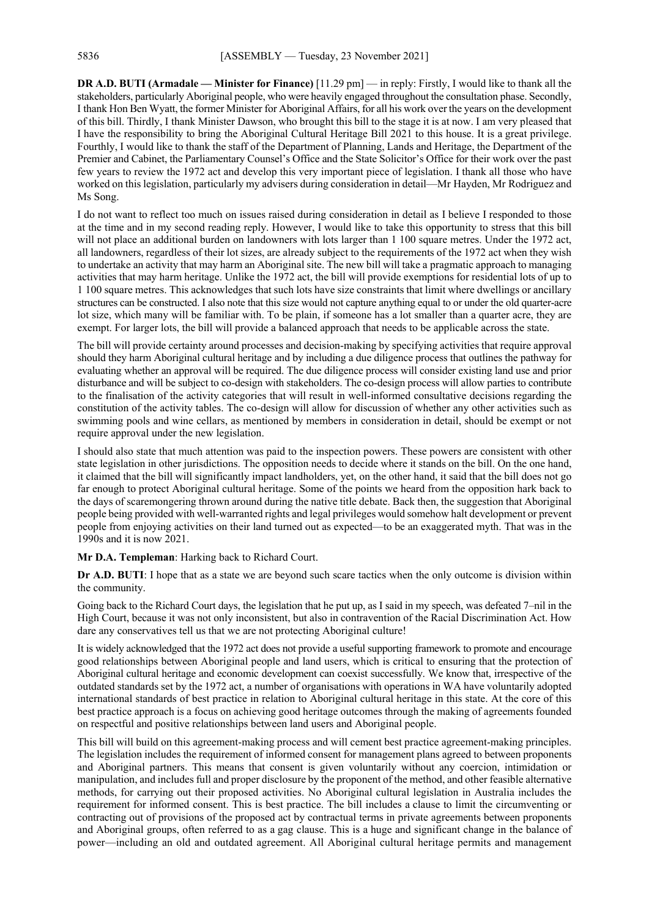**DR A.D. BUTI (Armadale — Minister for Finance)** [11.29 pm] — in reply: Firstly, I would like to thank all the stakeholders, particularly Aboriginal people, who were heavily engaged throughout the consultation phase. Secondly, I thank Hon Ben Wyatt, the former Minister for Aboriginal Affairs, for all his work over the years on the development of this bill. Thirdly, I thank Minister Dawson, who brought this bill to the stage it is at now. I am very pleased that I have the responsibility to bring the Aboriginal Cultural Heritage Bill 2021 to this house. It is a great privilege. Fourthly, I would like to thank the staff of the Department of Planning, Lands and Heritage, the Department of the Premier and Cabinet, the Parliamentary Counsel's Office and the State Solicitor's Office for their work over the past few years to review the 1972 act and develop this very important piece of legislation. I thank all those who have worked on this legislation, particularly my advisers during consideration in detail—Mr Hayden, Mr Rodriguez and Ms Song.

I do not want to reflect too much on issues raised during consideration in detail as I believe I responded to those at the time and in my second reading reply. However, I would like to take this opportunity to stress that this bill will not place an additional burden on landowners with lots larger than 1 100 square metres. Under the 1972 act, all landowners, regardless of their lot sizes, are already subject to the requirements of the 1972 act when they wish to undertake an activity that may harm an Aboriginal site. The new bill will take a pragmatic approach to managing activities that may harm heritage. Unlike the 1972 act, the bill will provide exemptions for residential lots of up to 1 100 square metres. This acknowledges that such lots have size constraints that limit where dwellings or ancillary structures can be constructed. I also note that this size would not capture anything equal to or under the old quarter-acre lot size, which many will be familiar with. To be plain, if someone has a lot smaller than a quarter acre, they are exempt. For larger lots, the bill will provide a balanced approach that needs to be applicable across the state.

The bill will provide certainty around processes and decision-making by specifying activities that require approval should they harm Aboriginal cultural heritage and by including a due diligence process that outlines the pathway for evaluating whether an approval will be required. The due diligence process will consider existing land use and prior disturbance and will be subject to co-design with stakeholders. The co-design process will allow parties to contribute to the finalisation of the activity categories that will result in well-informed consultative decisions regarding the constitution of the activity tables. The co-design will allow for discussion of whether any other activities such as swimming pools and wine cellars, as mentioned by members in consideration in detail, should be exempt or not require approval under the new legislation.

I should also state that much attention was paid to the inspection powers. These powers are consistent with other state legislation in other jurisdictions. The opposition needs to decide where it stands on the bill. On the one hand, it claimed that the bill will significantly impact landholders, yet, on the other hand, it said that the bill does not go far enough to protect Aboriginal cultural heritage. Some of the points we heard from the opposition hark back to the days of scaremongering thrown around during the native title debate. Back then, the suggestion that Aboriginal people being provided with well-warranted rights and legal privileges would somehow halt development or prevent people from enjoying activities on their land turned out as expected—to be an exaggerated myth. That was in the 1990s and it is now 2021.

**Mr D.A. Templeman**: Harking back to Richard Court.

**Dr A.D. BUTI**: I hope that as a state we are beyond such scare tactics when the only outcome is division within the community.

Going back to the Richard Court days, the legislation that he put up, as I said in my speech, was defeated 7–nil in the High Court, because it was not only inconsistent, but also in contravention of the Racial Discrimination Act. How dare any conservatives tell us that we are not protecting Aboriginal culture!

It is widely acknowledged that the 1972 act does not provide a useful supporting framework to promote and encourage good relationships between Aboriginal people and land users, which is critical to ensuring that the protection of Aboriginal cultural heritage and economic development can coexist successfully. We know that, irrespective of the outdated standards set by the 1972 act, a number of organisations with operations in WA have voluntarily adopted international standards of best practice in relation to Aboriginal cultural heritage in this state. At the core of this best practice approach is a focus on achieving good heritage outcomes through the making of agreements founded on respectful and positive relationships between land users and Aboriginal people.

This bill will build on this agreement-making process and will cement best practice agreement-making principles. The legislation includes the requirement of informed consent for management plans agreed to between proponents and Aboriginal partners. This means that consent is given voluntarily without any coercion, intimidation or manipulation, and includes full and proper disclosure by the proponent of the method, and other feasible alternative methods, for carrying out their proposed activities. No Aboriginal cultural legislation in Australia includes the requirement for informed consent. This is best practice. The bill includes a clause to limit the circumventing or contracting out of provisions of the proposed act by contractual terms in private agreements between proponents and Aboriginal groups, often referred to as a gag clause. This is a huge and significant change in the balance of power—including an old and outdated agreement. All Aboriginal cultural heritage permits and management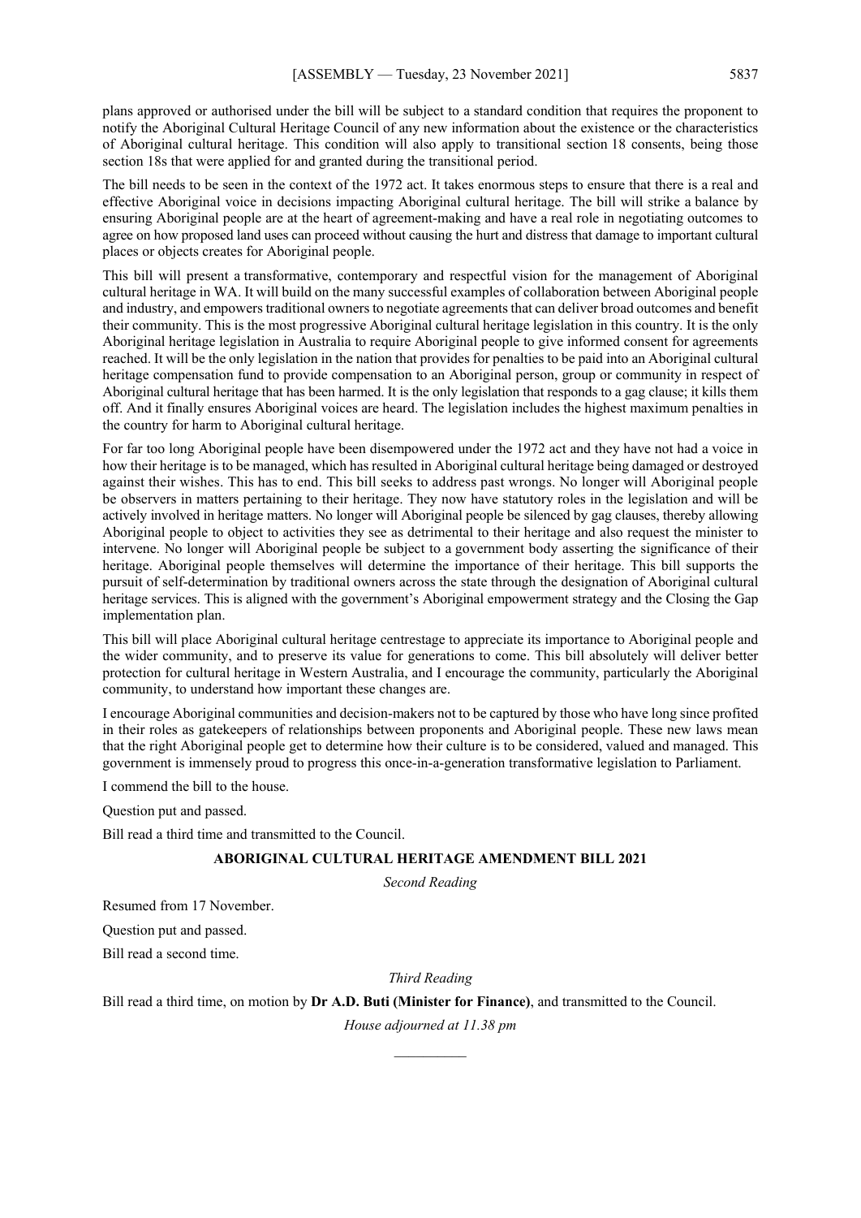plans approved or authorised under the bill will be subject to a standard condition that requires the proponent to notify the Aboriginal Cultural Heritage Council of any new information about the existence or the characteristics of Aboriginal cultural heritage. This condition will also apply to transitional section 18 consents, being those section 18s that were applied for and granted during the transitional period.

The bill needs to be seen in the context of the 1972 act. It takes enormous steps to ensure that there is a real and effective Aboriginal voice in decisions impacting Aboriginal cultural heritage. The bill will strike a balance by ensuring Aboriginal people are at the heart of agreement-making and have a real role in negotiating outcomes to agree on how proposed land uses can proceed without causing the hurt and distress that damage to important cultural places or objects creates for Aboriginal people.

This bill will present a transformative, contemporary and respectful vision for the management of Aboriginal cultural heritage in WA. It will build on the many successful examples of collaboration between Aboriginal people and industry, and empowers traditional owners to negotiate agreements that can deliver broad outcomes and benefit their community. This is the most progressive Aboriginal cultural heritage legislation in this country. It is the only Aboriginal heritage legislation in Australia to require Aboriginal people to give informed consent for agreements reached. It will be the only legislation in the nation that provides for penalties to be paid into an Aboriginal cultural heritage compensation fund to provide compensation to an Aboriginal person, group or community in respect of Aboriginal cultural heritage that has been harmed. It is the only legislation that responds to a gag clause; it kills them off. And it finally ensures Aboriginal voices are heard. The legislation includes the highest maximum penalties in the country for harm to Aboriginal cultural heritage.

For far too long Aboriginal people have been disempowered under the 1972 act and they have not had a voice in how their heritage is to be managed, which has resulted in Aboriginal cultural heritage being damaged or destroyed against their wishes. This has to end. This bill seeks to address past wrongs. No longer will Aboriginal people be observers in matters pertaining to their heritage. They now have statutory roles in the legislation and will be actively involved in heritage matters. No longer will Aboriginal people be silenced by gag clauses, thereby allowing Aboriginal people to object to activities they see as detrimental to their heritage and also request the minister to intervene. No longer will Aboriginal people be subject to a government body asserting the significance of their heritage. Aboriginal people themselves will determine the importance of their heritage. This bill supports the pursuit of self-determination by traditional owners across the state through the designation of Aboriginal cultural heritage services. This is aligned with the government's Aboriginal empowerment strategy and the Closing the Gap implementation plan.

This bill will place Aboriginal cultural heritage centrestage to appreciate its importance to Aboriginal people and the wider community, and to preserve its value for generations to come. This bill absolutely will deliver better protection for cultural heritage in Western Australia, and I encourage the community, particularly the Aboriginal community, to understand how important these changes are.

I encourage Aboriginal communities and decision-makers not to be captured by those who have long since profited in their roles as gatekeepers of relationships between proponents and Aboriginal people. These new laws mean that the right Aboriginal people get to determine how their culture is to be considered, valued and managed. This government is immensely proud to progress this once-in-a-generation transformative legislation to Parliament.

I commend the bill to the house.

Question put and passed.

Bill read a third time and transmitted to the Council.

## ABORIGINAL CULTURAL HERITAGE AMENDMENT BILL 2021

*Second Reading*

Resumed from 17 November.

Question put and passed.

Bill read a second time.

*Third Reading*

Bill read a third time, on motion by **Dr A.D. Buti (Minister for Finance)**, and transmitted to the Council.

*House adjourned at 11.38 pm*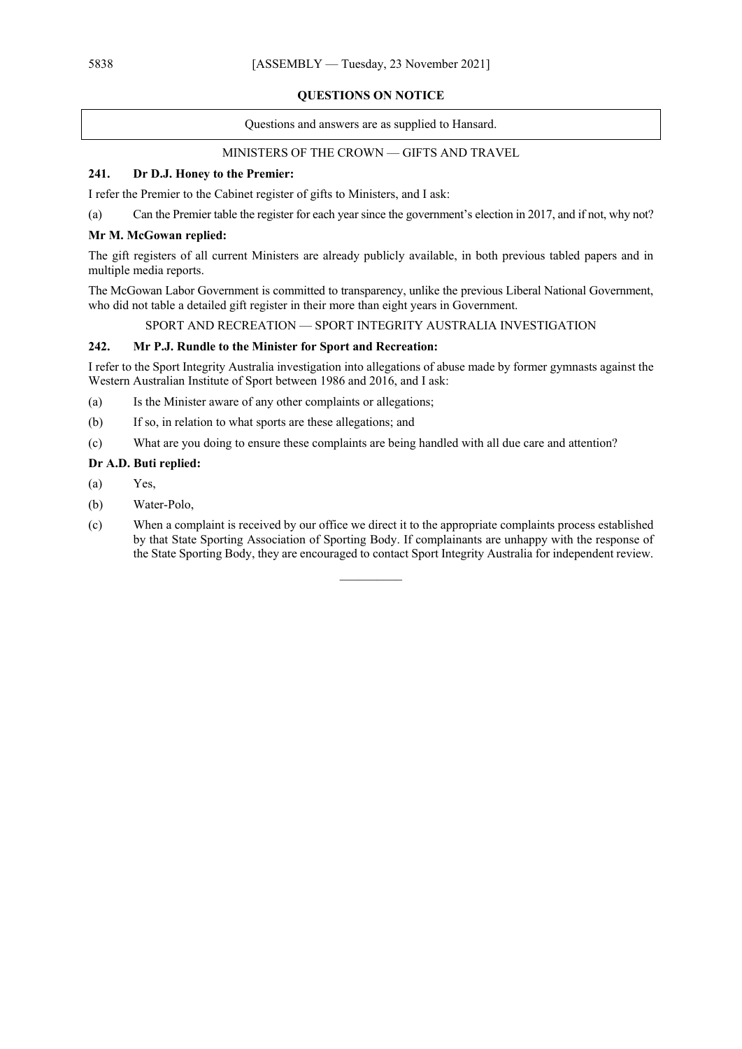## QUESTIONS ON NOTICE

Questions and answers are as supplied to Hansard.

### MINISTERS OF THE CROWN — GIFTS AND TRAVEL

**241. Dr D.J. Honey to the Premier:**

I refer the Premier to the Cabinet register of gifts to Ministers, and I ask:

(a) Can the Premier table the register for each year since the government's election in 2017, and if not, why not?

**Mr M. McGowan replied:**

The gift registers of all current Ministers are already publicly available, in both previous tabled papers and in multiple media reports.

The McGowan Labor Government is committed to transparency, unlike the previous Liberal National Government, who did not table a detailed gift register in their more than eight years in Government.

### SPORT AND RECREATION — SPORT INTEGRITY AUSTRALIA INVESTIGATION

**242. Mr P.J. Rundle to the Minister for Sport and Recreation:**

I refer to the Sport Integrity Australia investigation into allegations of abuse made by former gymnasts against the Western Australian Institute of Sport between 1986 and 2016, and I ask:

(a) Is the Minister aware of any other complaints or allegations;

(b) If so, in relation to what sports are these allegations; and

(c) What are you doing to ensure these complaints are being handled with all due care and attention?

**Dr A.D. Buti replied:**

(a) Yes,

(b) Water-Polo,

(c) When a complaint is received by our office we direct it to the appropriate complaints process established by that State Sporting Association of Sporting Body. If complainants are unhappy with the response of the State Sporting Body, they are encouraged to contact Sport Integrity Australia for independent review.